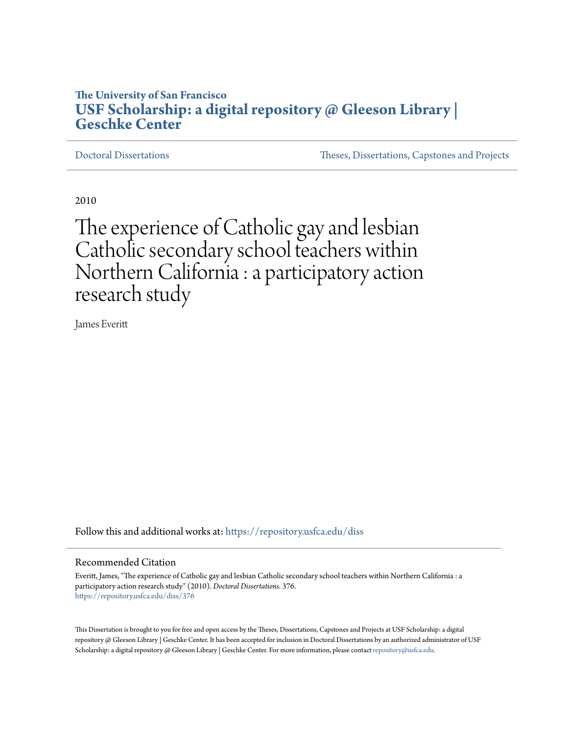The University of San Francisco

**USF Scholarship: a digital repository @ Gleeson Library | Geschke Center**

Doctoral Dissertations

Theses, Dissertations, Capstones and Projects

2010

# The experience of Catholic gay and lesbian Catholic secondary school teachers within Northern California : a participatory action research study

James Everitt

Follow this and additional works at: https://repository.usfca.edu/diss

## Recommended Citation

Everitt, James, "The experience of Catholic gay and lesbian Catholic secondary school teachers within Northern California : a participatory action research study" (2010). *Doctoral Dissertations*. 376.
https://repository.usfca.edu/diss/376

This Dissertation is brought to you for free and open access by the Theses, Dissertations, Capstones and Projects at USF Scholarship: a digital repository @ Gleeson Library | Geschke Center. It has been accepted for inclusion in Doctoral Dissertations by an authorized administrator of USF Scholarship: a digital repository @ Gleeson Library | Geschke Center. For more information, please contact repository@usfca.edu.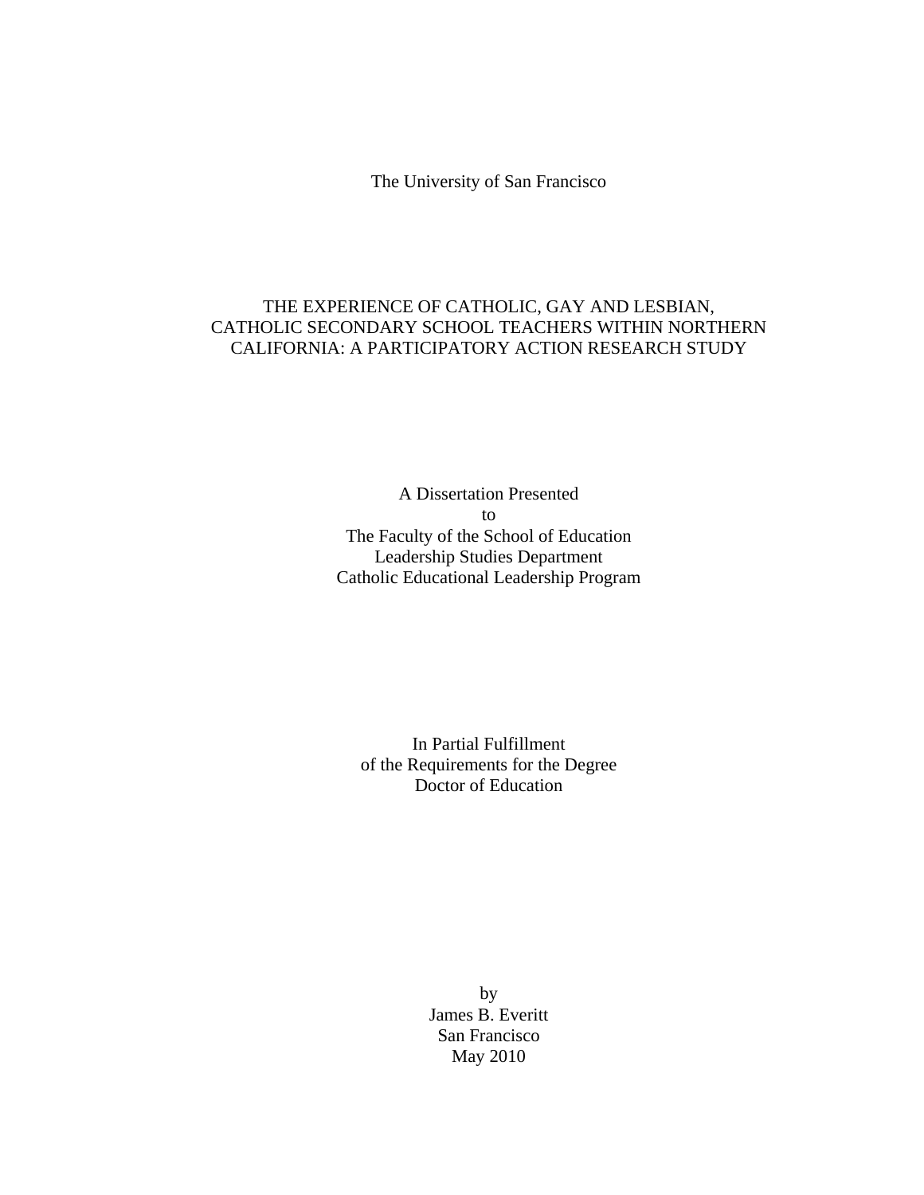The University of San Francisco

# THE EXPERIENCE OF CATHOLIC, GAY AND LESBIAN, CATHOLIC SECONDARY SCHOOL TEACHERS WITHIN NORTHERN CALIFORNIA: A PARTICIPATORY ACTION RESEARCH STUDY

A Dissertation Presented
to
The Faculty of the School of Education
Leadership Studies Department
Catholic Educational Leadership Program

In Partial Fulfillment
of the Requirements for the Degree
Doctor of Education

by
James B. Everitt
San Francisco
May 2010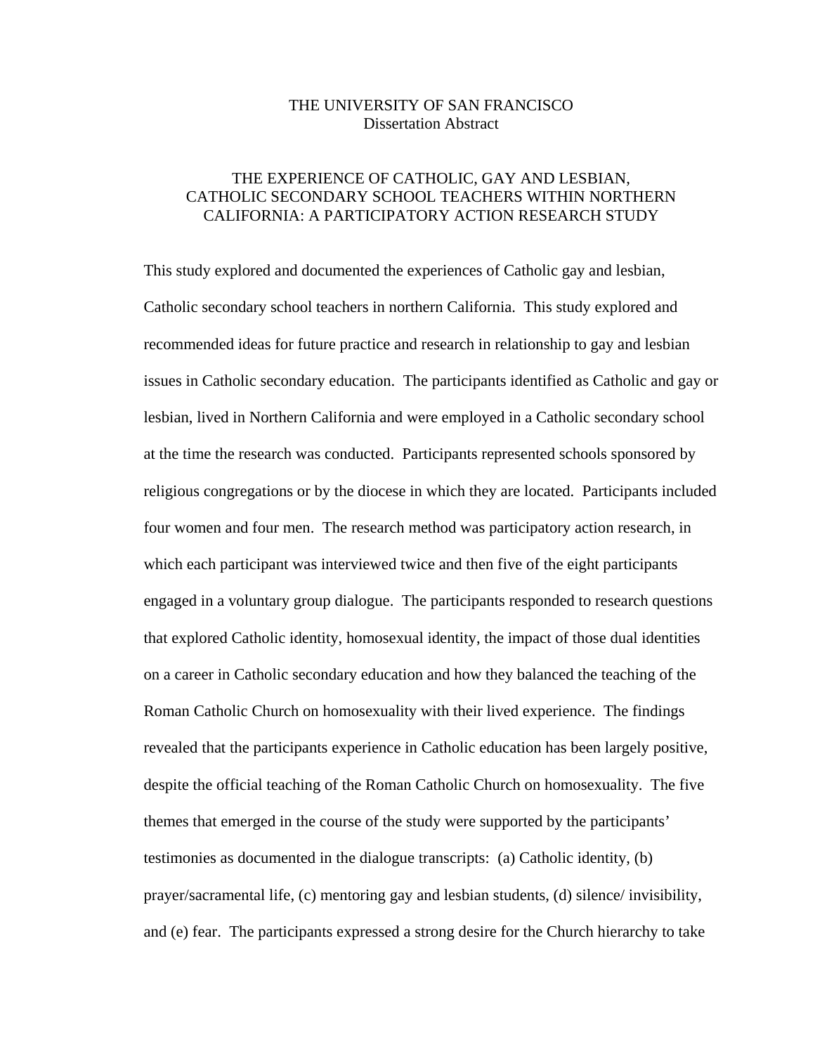THE UNIVERSITY OF SAN FRANCISCO
Dissertation Abstract

# THE EXPERIENCE OF CATHOLIC, GAY AND LESBIAN, CATHOLIC SECONDARY SCHOOL TEACHERS WITHIN NORTHERN CALIFORNIA: A PARTICIPATORY ACTION RESEARCH STUDY

This study explored and documented the experiences of Catholic gay and lesbian, Catholic secondary school teachers in northern California. This study explored and recommended ideas for future practice and research in relationship to gay and lesbian issues in Catholic secondary education. The participants identified as Catholic and gay or lesbian, lived in Northern California and were employed in a Catholic secondary school at the time the research was conducted. Participants represented schools sponsored by religious congregations or by the diocese in which they are located. Participants included four women and four men. The research method was participatory action research, in which each participant was interviewed twice and then five of the eight participants engaged in a voluntary group dialogue. The participants responded to research questions that explored Catholic identity, homosexual identity, the impact of those dual identities on a career in Catholic secondary education and how they balanced the teaching of the Roman Catholic Church on homosexuality with their lived experience. The findings revealed that the participants experience in Catholic education has been largely positive, despite the official teaching of the Roman Catholic Church on homosexuality. The five themes that emerged in the course of the study were supported by the participants' testimonies as documented in the dialogue transcripts: (a) Catholic identity, (b) prayer/sacramental life, (c) mentoring gay and lesbian students, (d) silence/ invisibility, and (e) fear. The participants expressed a strong desire for the Church hierarchy to take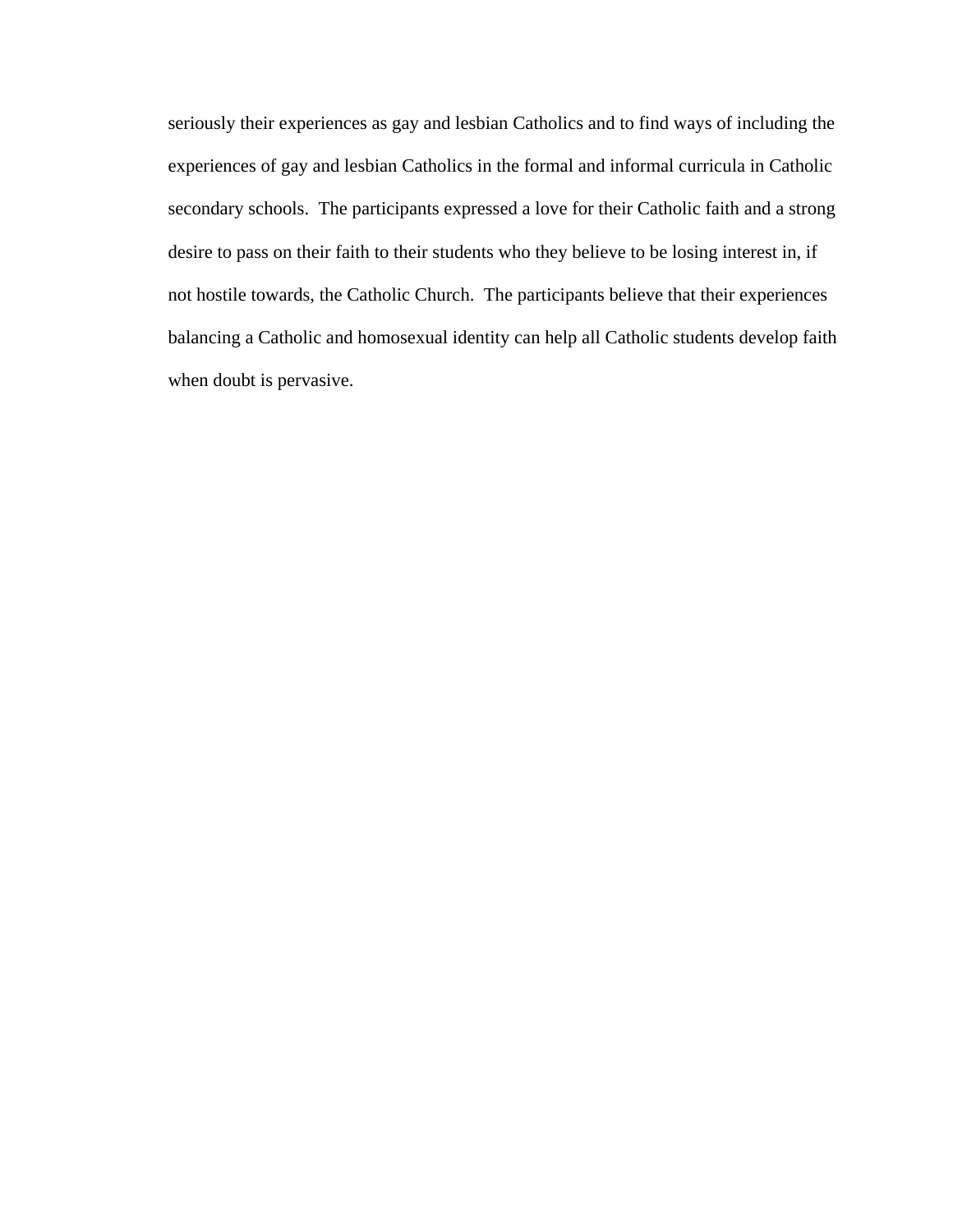seriously their experiences as gay and lesbian Catholics and to find ways of including the experiences of gay and lesbian Catholics in the formal and informal curricula in Catholic secondary schools. The participants expressed a love for their Catholic faith and a strong desire to pass on their faith to their students who they believe to be losing interest in, if not hostile towards, the Catholic Church. The participants believe that their experiences balancing a Catholic and homosexual identity can help all Catholic students develop faith when doubt is pervasive.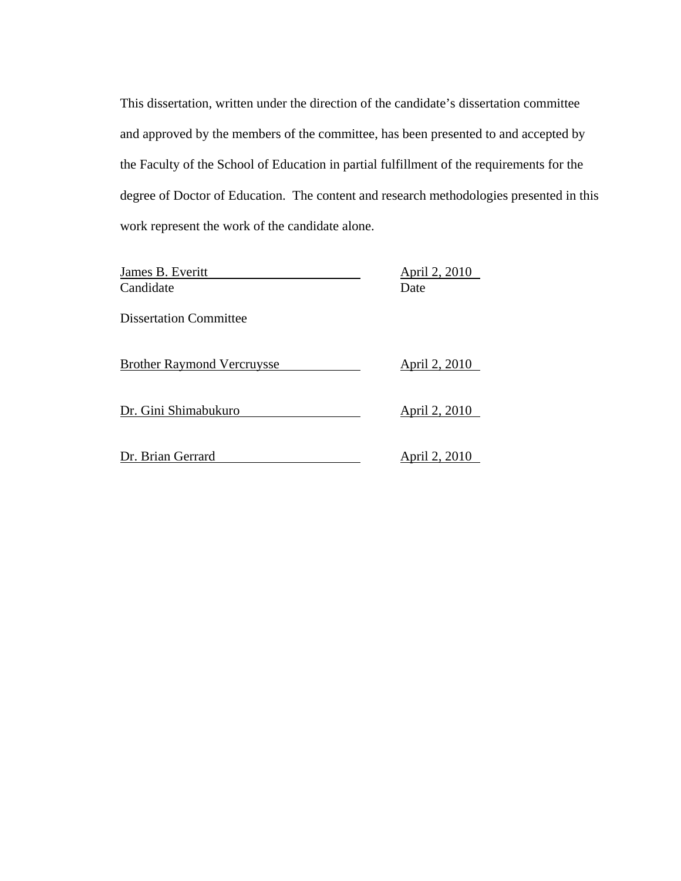This dissertation, written under the direction of the candidate's dissertation committee and approved by the members of the committee, has been presented to and accepted by the Faculty of the School of Education in partial fulfillment of the requirements for the degree of Doctor of Education. The content and research methodologies presented in this work represent the work of the candidate alone.

| | |
|---|---|
| James B. Everitt | April 2, 2010 |
| Candidate | Date |

Dissertation Committee

| | |
|---|---|
| Brother Raymond Vercruysse | April 2, 2010 |
| Dr. Gini Shimabukuro | April 2, 2010 |
| Dr. Brian Gerrard | April 2, 2010 |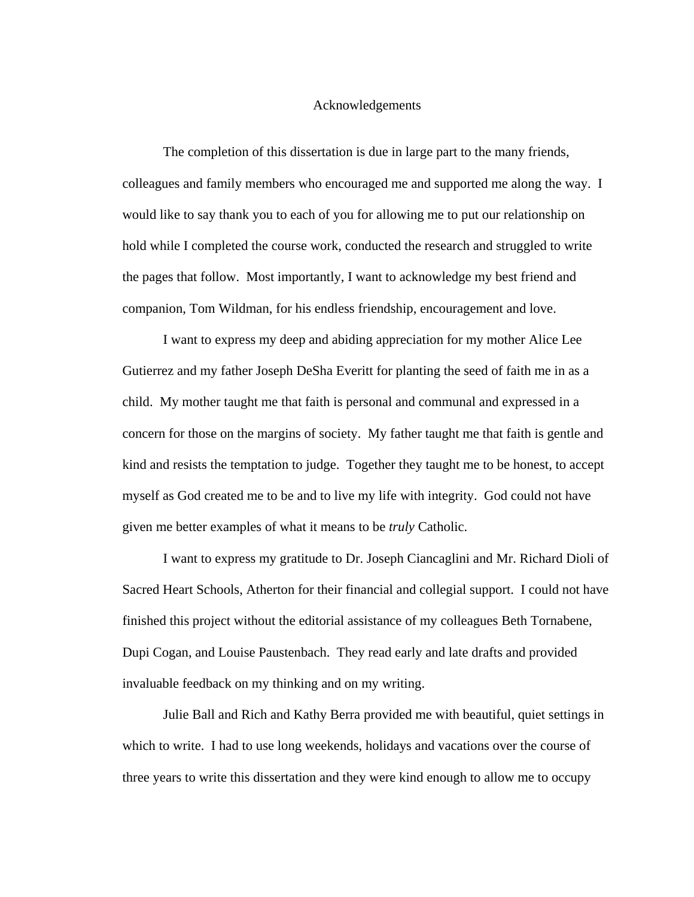# Acknowledgements

The completion of this dissertation is due in large part to the many friends, colleagues and family members who encouraged me and supported me along the way. I would like to say thank you to each of you for allowing me to put our relationship on hold while I completed the course work, conducted the research and struggled to write the pages that follow. Most importantly, I want to acknowledge my best friend and companion, Tom Wildman, for his endless friendship, encouragement and love.

I want to express my deep and abiding appreciation for my mother Alice Lee Gutierrez and my father Joseph DeSha Everitt for planting the seed of faith me in as a child. My mother taught me that faith is personal and communal and expressed in a concern for those on the margins of society. My father taught me that faith is gentle and kind and resists the temptation to judge. Together they taught me to be honest, to accept myself as God created me to be and to live my life with integrity. God could not have given me better examples of what it means to be *truly* Catholic.

I want to express my gratitude to Dr. Joseph Ciancaglini and Mr. Richard Dioli of Sacred Heart Schools, Atherton for their financial and collegial support. I could not have finished this project without the editorial assistance of my colleagues Beth Tornabene, Dupi Cogan, and Louise Paustenbach. They read early and late drafts and provided invaluable feedback on my thinking and on my writing.

Julie Ball and Rich and Kathy Berra provided me with beautiful, quiet settings in which to write. I had to use long weekends, holidays and vacations over the course of three years to write this dissertation and they were kind enough to allow me to occupy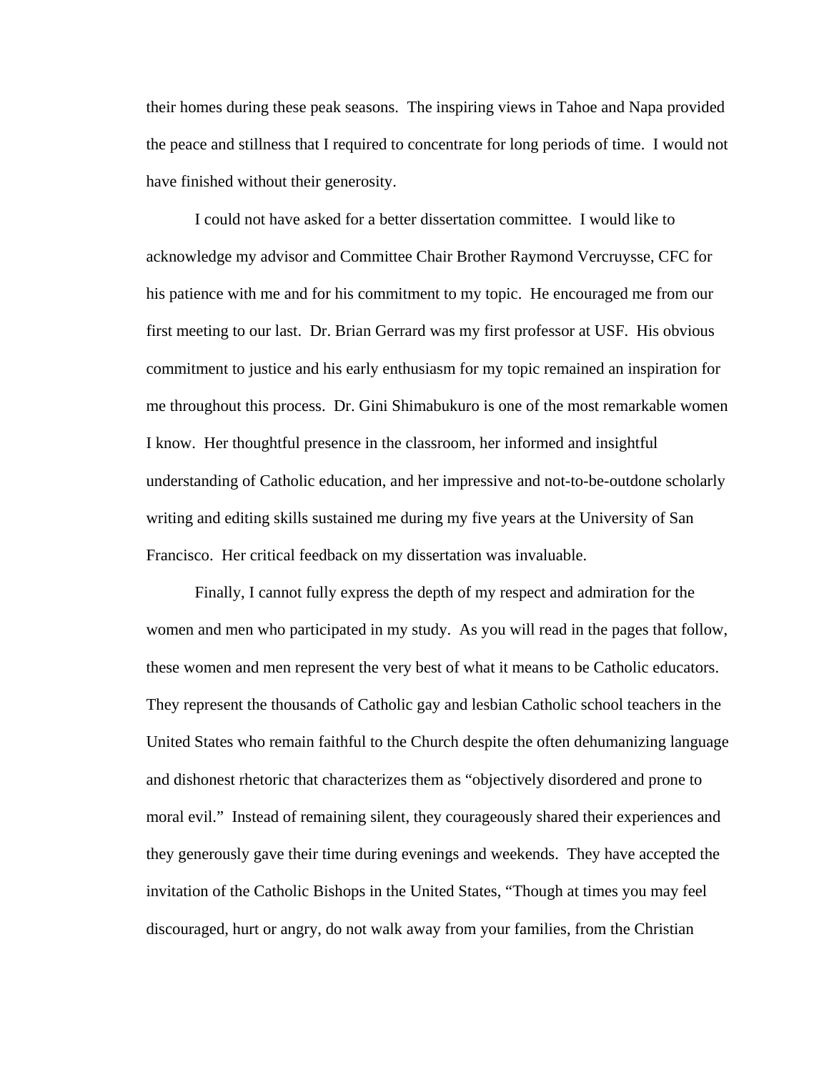their homes during these peak seasons. The inspiring views in Tahoe and Napa provided the peace and stillness that I required to concentrate for long periods of time. I would not have finished without their generosity.

I could not have asked for a better dissertation committee. I would like to acknowledge my advisor and Committee Chair Brother Raymond Vercruysse, CFC for his patience with me and for his commitment to my topic. He encouraged me from our first meeting to our last. Dr. Brian Gerrard was my first professor at USF. His obvious commitment to justice and his early enthusiasm for my topic remained an inspiration for me throughout this process. Dr. Gini Shimabukuro is one of the most remarkable women I know. Her thoughtful presence in the classroom, her informed and insightful understanding of Catholic education, and her impressive and not-to-be-outdone scholarly writing and editing skills sustained me during my five years at the University of San Francisco. Her critical feedback on my dissertation was invaluable.

Finally, I cannot fully express the depth of my respect and admiration for the women and men who participated in my study. As you will read in the pages that follow, these women and men represent the very best of what it means to be Catholic educators. They represent the thousands of Catholic gay and lesbian Catholic school teachers in the United States who remain faithful to the Church despite the often dehumanizing language and dishonest rhetoric that characterizes them as "objectively disordered and prone to moral evil." Instead of remaining silent, they courageously shared their experiences and they generously gave their time during evenings and weekends. They have accepted the invitation of the Catholic Bishops in the United States, "Though at times you may feel discouraged, hurt or angry, do not walk away from your families, from the Christian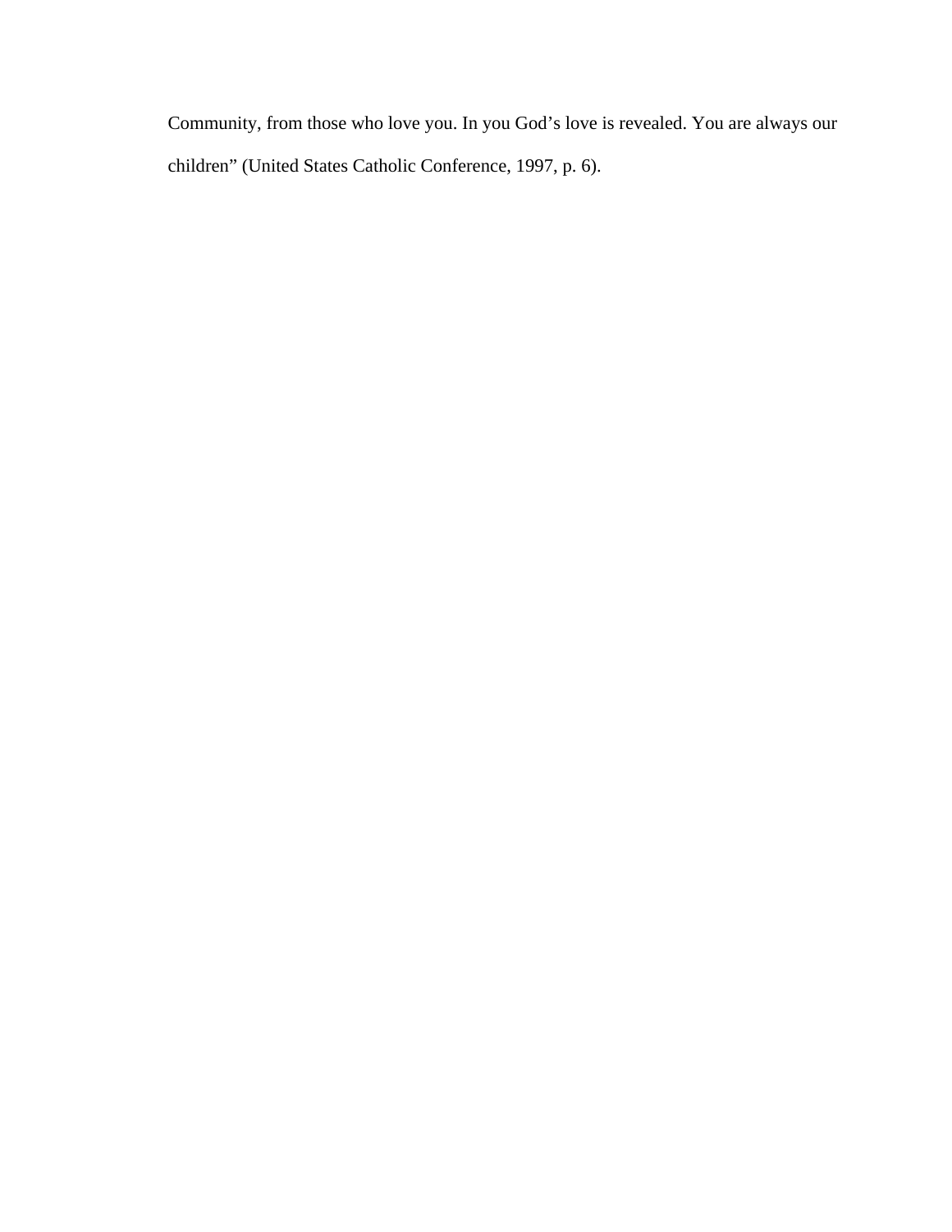Community, from those who love you. In you God's love is revealed. You are always our children" (United States Catholic Conference, 1997, p. 6).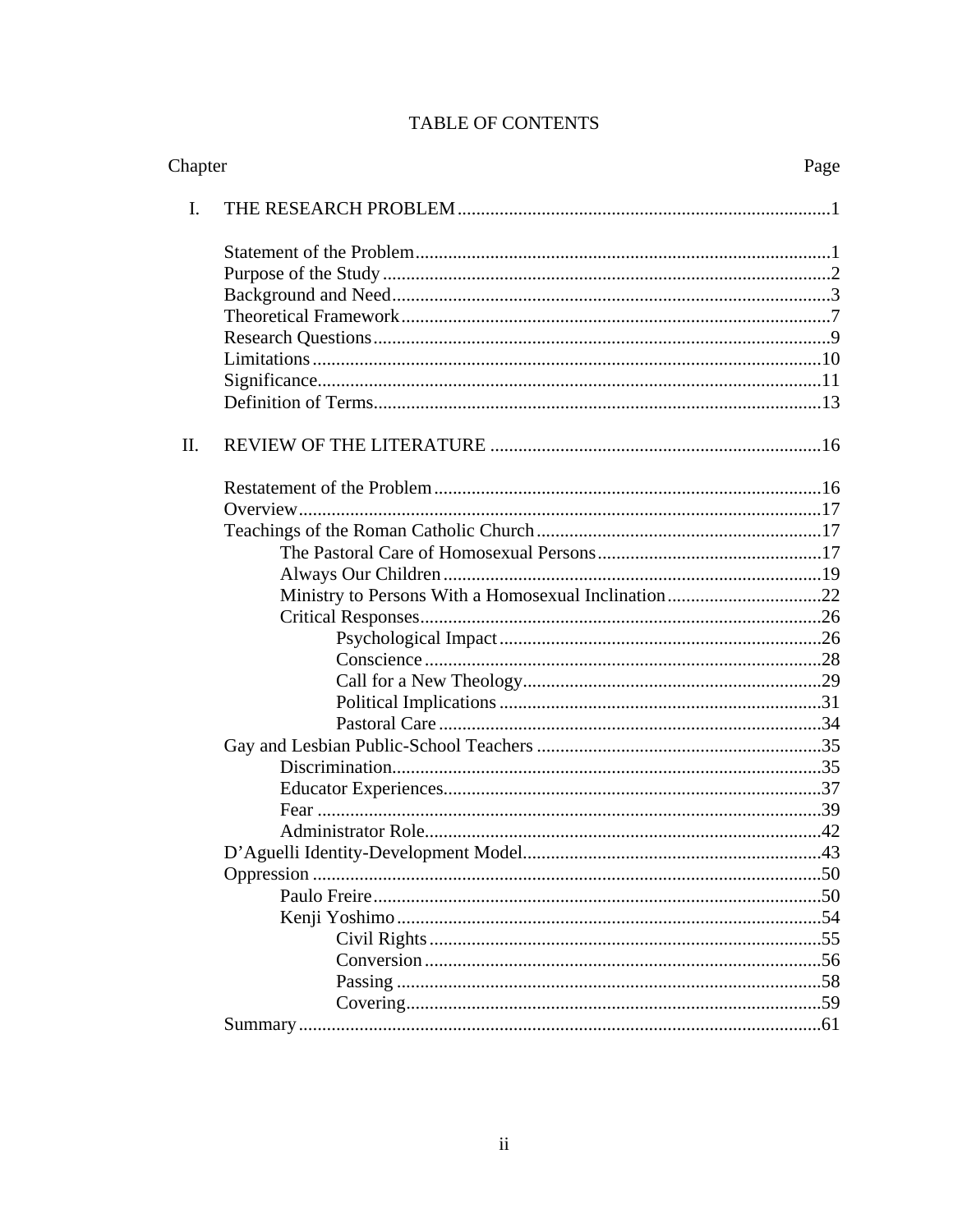# TABLE OF CONTENTS

Chapter Page

I. THE RESEARCH PROBLEM ....................................................................................1

- Statement of the Problem........................................................................................1
- Purpose of the Study...............................................................................................2
- Background and Need.............................................................................................3
- Theoretical Framework...........................................................................................7
- Research Questions.................................................................................................9
- Limitations............................................................................................................10
- Significance...........................................................................................................11
- Definition of Terms...............................................................................................13

II. REVIEW OF THE LITERATURE ......................................................................16

- Restatement of the Problem..................................................................................16
- Overview...............................................................................................................17
- Teachings of the Roman Catholic Church............................................................17
  - The Pastoral Care of Homosexual Persons...............................................17
  - Always Our Children................................................................................19
  - Ministry to Persons With a Homosexual Inclination.................................22
  - Critical Responses.....................................................................................26
    - Psychological Impact....................................................................26
    - Conscience....................................................................................28
    - Call for a New Theology...............................................................29
    - Political Implications....................................................................31
    - Pastoral Care.................................................................................34
- Gay and Lesbian Public-School Teachers ............................................................35
  - Discrimination...........................................................................................35
  - Educator Experiences................................................................................37
  - Fear ...........................................................................................................39
  - Administrator Role....................................................................................42
- D'Aguelli Identity-Development Model...............................................................43
- Oppression ............................................................................................................50
  - Paulo Freire...............................................................................................50
  - Kenji Yoshimo...........................................................................................54
    - Civil Rights...................................................................................55
    - Conversion....................................................................................56
    - Passing ..........................................................................................58
    - Covering........................................................................................59
- Summary...............................................................................................................61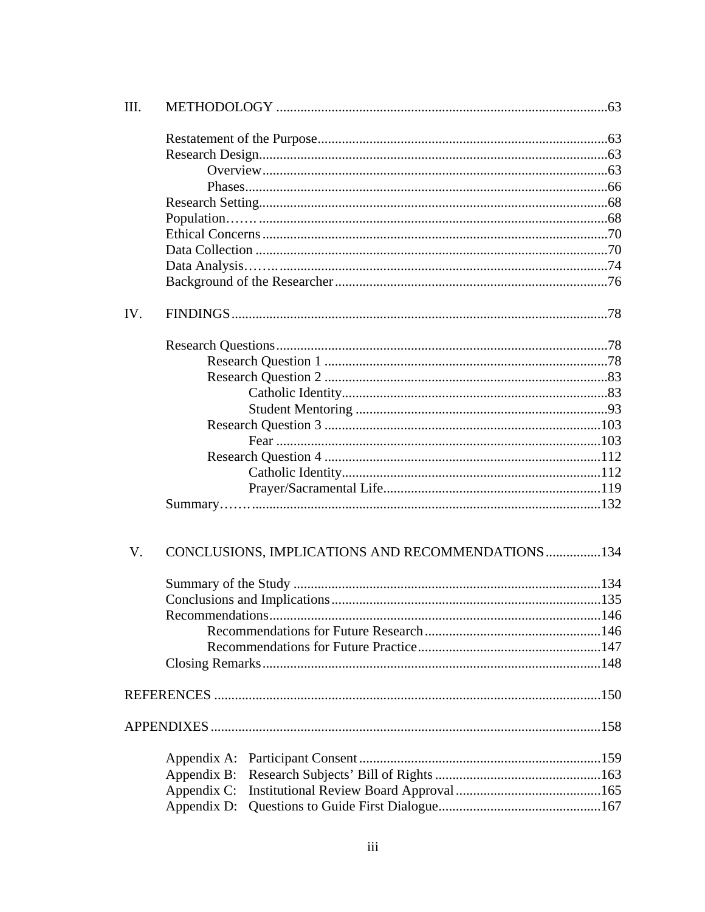III. METHODOLOGY ....................................................................................................63

- Restatement of the Purpose....................................................................................63
- Research Design.......................................................................................................63
  - Overview.........................................................................................................63
  - Phases..............................................................................................................66
- Research Setting.......................................................................................................68
- Population…….........................................................................................................68
- Ethical Concerns.......................................................................................................70
- Data Collection.........................................................................................................70
- Data Analysis…….....................................................................................................74
- Background of the Researcher..................................................................................76

IV. FINDINGS.................................................................................................................78

- Research Questions...................................................................................................78
  - Research Question 1 .......................................................................................78
  - Research Question 2 .......................................................................................83
    - Catholic Identity.....................................................................................83
    - Student Mentoring .................................................................................93
  - Research Question 3 .....................................................................................103
    - Fear ......................................................................................................103
  - Research Question 4 .....................................................................................112
    - Catholic Identity...................................................................................112
    - Prayer/Sacramental Life.......................................................................119
- Summary……….....................................................................................................132

V. CONCLUSIONS, IMPLICATIONS AND RECOMMENDATIONS ................134

- Summary of the Study ............................................................................................134
- Conclusions and Implications.................................................................................135
- Recommendations...................................................................................................146
  - Recommendations for Future Research........................................................146
  - Recommendations for Future Practice..........................................................147
- Closing Remarks.....................................................................................................148

REFERENCES ..............................................................................................................150

APPENDIXES...............................................................................................................158

- Appendix A: Participant Consent.........................................................................159
- Appendix B: Research Subjects' Bill of Rights...................................................163
- Appendix C: Institutional Review Board Approval.............................................165
- Appendix D: Questions to Guide First Dialogue..................................................167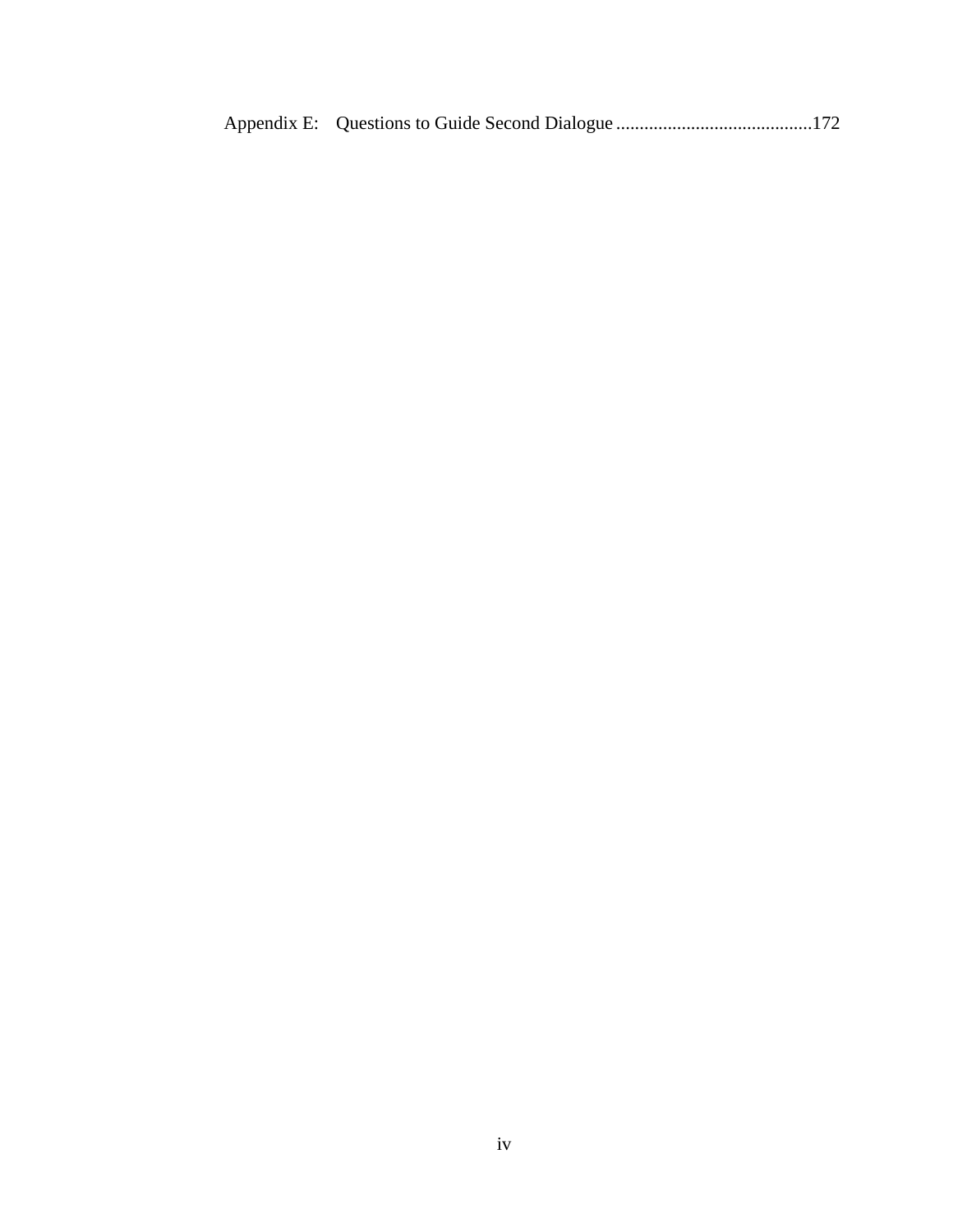Appendix E: Questions to Guide Second Dialogue ..........................................172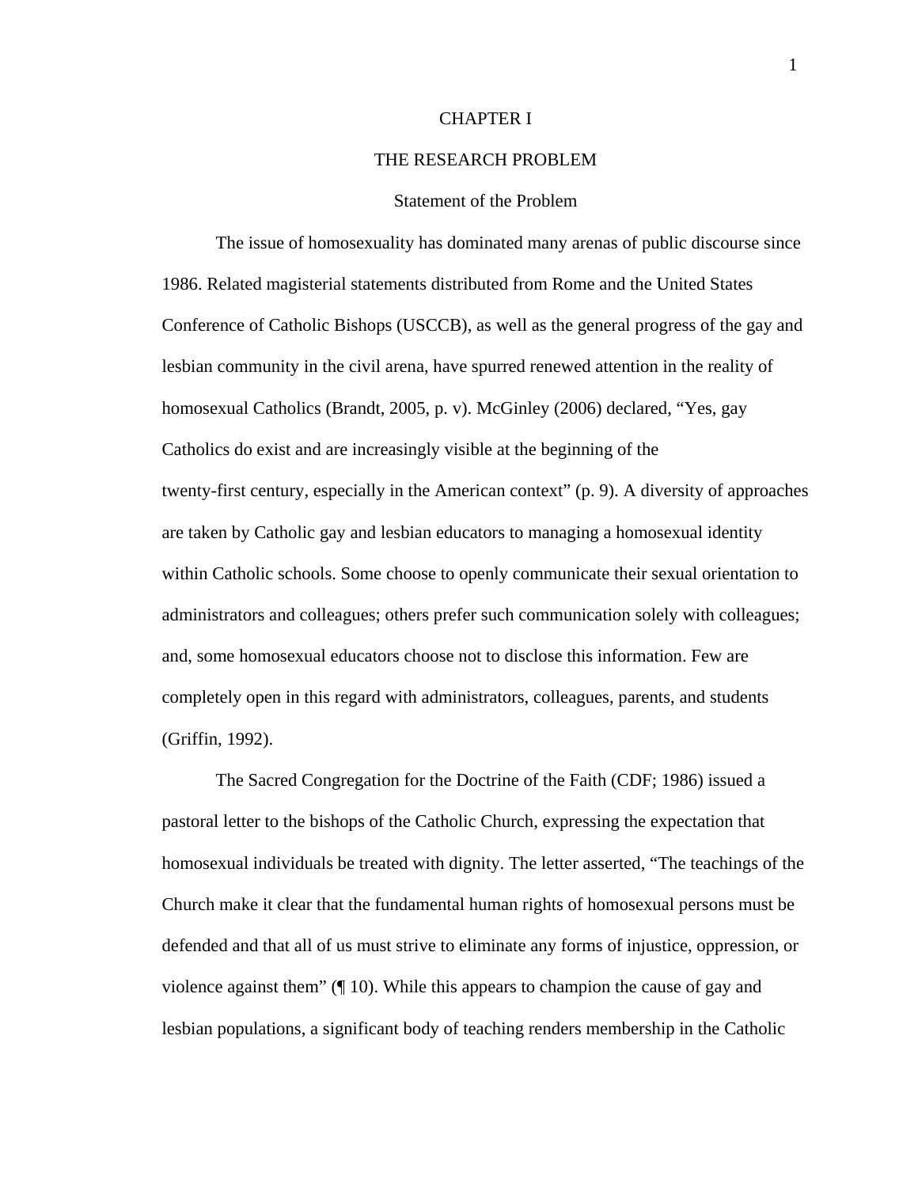# CHAPTER I

# THE RESEARCH PROBLEM

## Statement of the Problem

The issue of homosexuality has dominated many arenas of public discourse since 1986. Related magisterial statements distributed from Rome and the United States Conference of Catholic Bishops (USCCB), as well as the general progress of the gay and lesbian community in the civil arena, have spurred renewed attention in the reality of homosexual Catholics (Brandt, 2005, p. v). McGinley (2006) declared, "Yes, gay Catholics do exist and are increasingly visible at the beginning of the twenty-first century, especially in the American context" (p. 9). A diversity of approaches are taken by Catholic gay and lesbian educators to managing a homosexual identity within Catholic schools. Some choose to openly communicate their sexual orientation to administrators and colleagues; others prefer such communication solely with colleagues; and, some homosexual educators choose not to disclose this information. Few are completely open in this regard with administrators, colleagues, parents, and students (Griffin, 1992).

The Sacred Congregation for the Doctrine of the Faith (CDF; 1986) issued a pastoral letter to the bishops of the Catholic Church, expressing the expectation that homosexual individuals be treated with dignity. The letter asserted, "The teachings of the Church make it clear that the fundamental human rights of homosexual persons must be defended and that all of us must strive to eliminate any forms of injustice, oppression, or violence against them" (¶ 10). While this appears to champion the cause of gay and lesbian populations, a significant body of teaching renders membership in the Catholic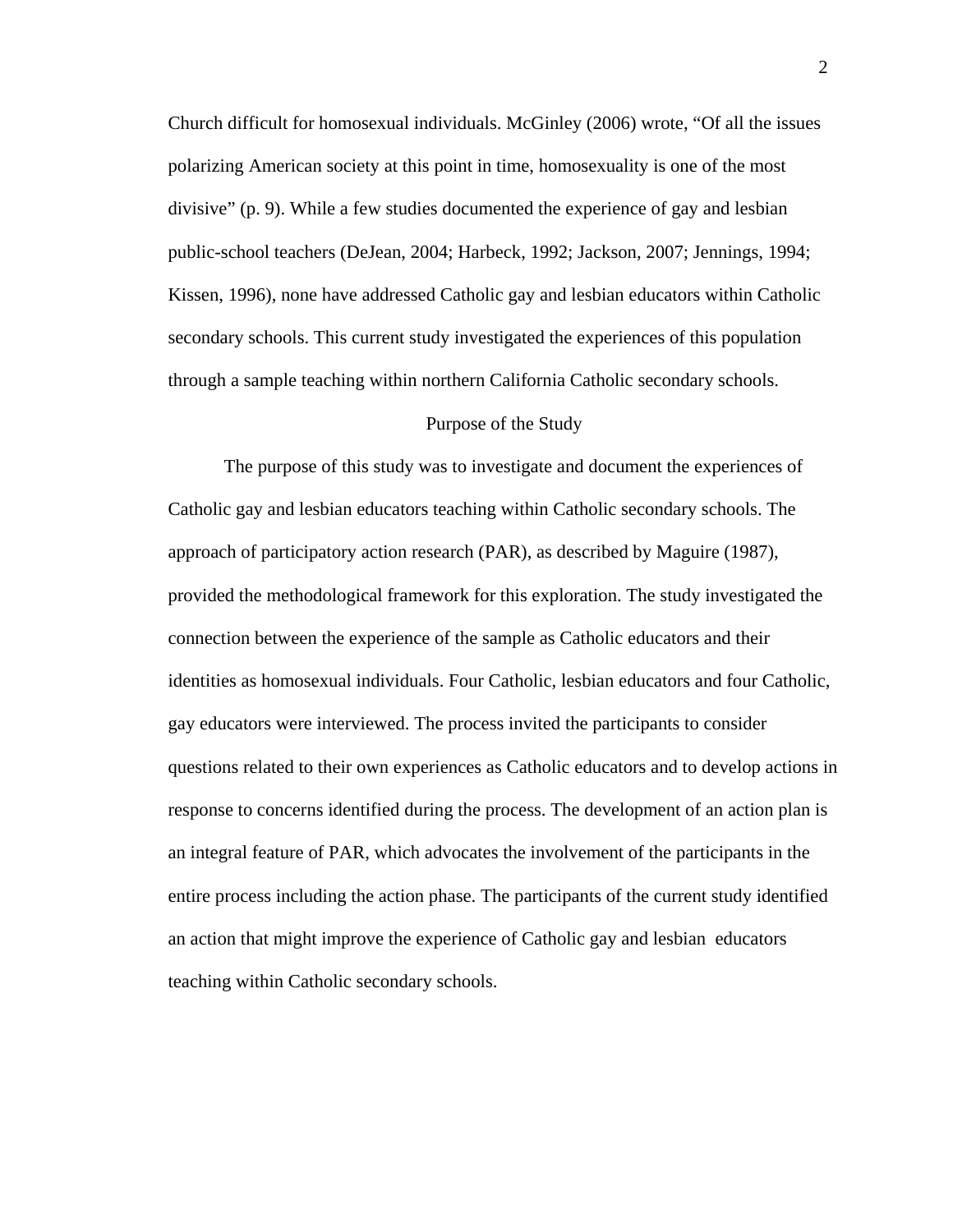Church difficult for homosexual individuals. McGinley (2006) wrote, "Of all the issues polarizing American society at this point in time, homosexuality is one of the most divisive" (p. 9). While a few studies documented the experience of gay and lesbian public-school teachers (DeJean, 2004; Harbeck, 1992; Jackson, 2007; Jennings, 1994; Kissen, 1996), none have addressed Catholic gay and lesbian educators within Catholic secondary schools. This current study investigated the experiences of this population through a sample teaching within northern California Catholic secondary schools.

## Purpose of the Study

The purpose of this study was to investigate and document the experiences of Catholic gay and lesbian educators teaching within Catholic secondary schools. The approach of participatory action research (PAR), as described by Maguire (1987), provided the methodological framework for this exploration. The study investigated the connection between the experience of the sample as Catholic educators and their identities as homosexual individuals. Four Catholic, lesbian educators and four Catholic, gay educators were interviewed. The process invited the participants to consider questions related to their own experiences as Catholic educators and to develop actions in response to concerns identified during the process. The development of an action plan is an integral feature of PAR, which advocates the involvement of the participants in the entire process including the action phase. The participants of the current study identified an action that might improve the experience of Catholic gay and lesbian educators teaching within Catholic secondary schools.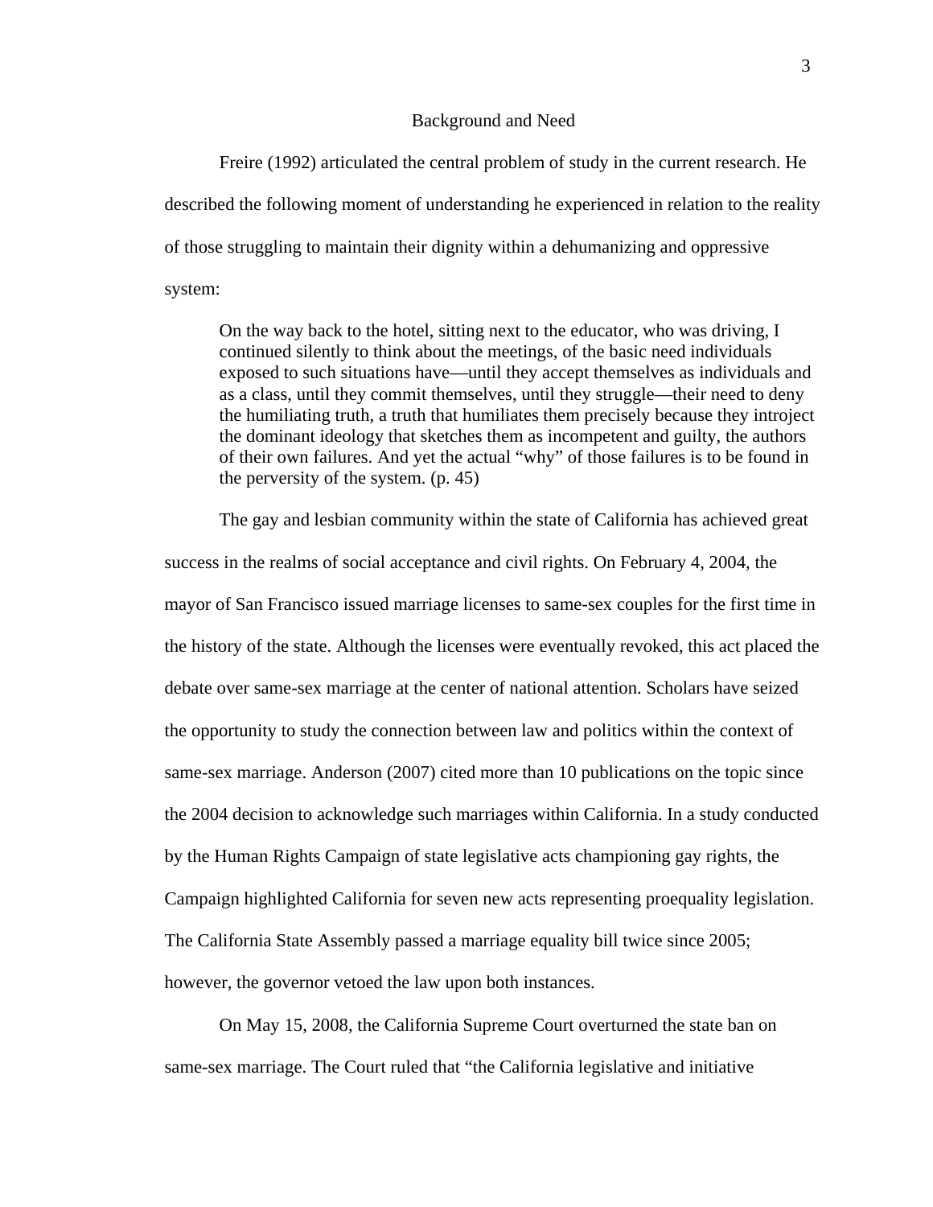## Background and Need

Freire (1992) articulated the central problem of study in the current research. He described the following moment of understanding he experienced in relation to the reality of those struggling to maintain their dignity within a dehumanizing and oppressive system:

> On the way back to the hotel, sitting next to the educator, who was driving, I continued silently to think about the meetings, of the basic need individuals exposed to such situations have—until they accept themselves as individuals and as a class, until they commit themselves, until they struggle—their need to deny the humiliating truth, a truth that humiliates them precisely because they introject the dominant ideology that sketches them as incompetent and guilty, the authors of their own failures. And yet the actual "why" of those failures is to be found in the perversity of the system. (p. 45)

The gay and lesbian community within the state of California has achieved great success in the realms of social acceptance and civil rights. On February 4, 2004, the mayor of San Francisco issued marriage licenses to same-sex couples for the first time in the history of the state. Although the licenses were eventually revoked, this act placed the debate over same-sex marriage at the center of national attention. Scholars have seized the opportunity to study the connection between law and politics within the context of same-sex marriage. Anderson (2007) cited more than 10 publications on the topic since the 2004 decision to acknowledge such marriages within California. In a study conducted by the Human Rights Campaign of state legislative acts championing gay rights, the Campaign highlighted California for seven new acts representing proequality legislation. The California State Assembly passed a marriage equality bill twice since 2005; however, the governor vetoed the law upon both instances.

On May 15, 2008, the California Supreme Court overturned the state ban on same-sex marriage. The Court ruled that "the California legislative and initiative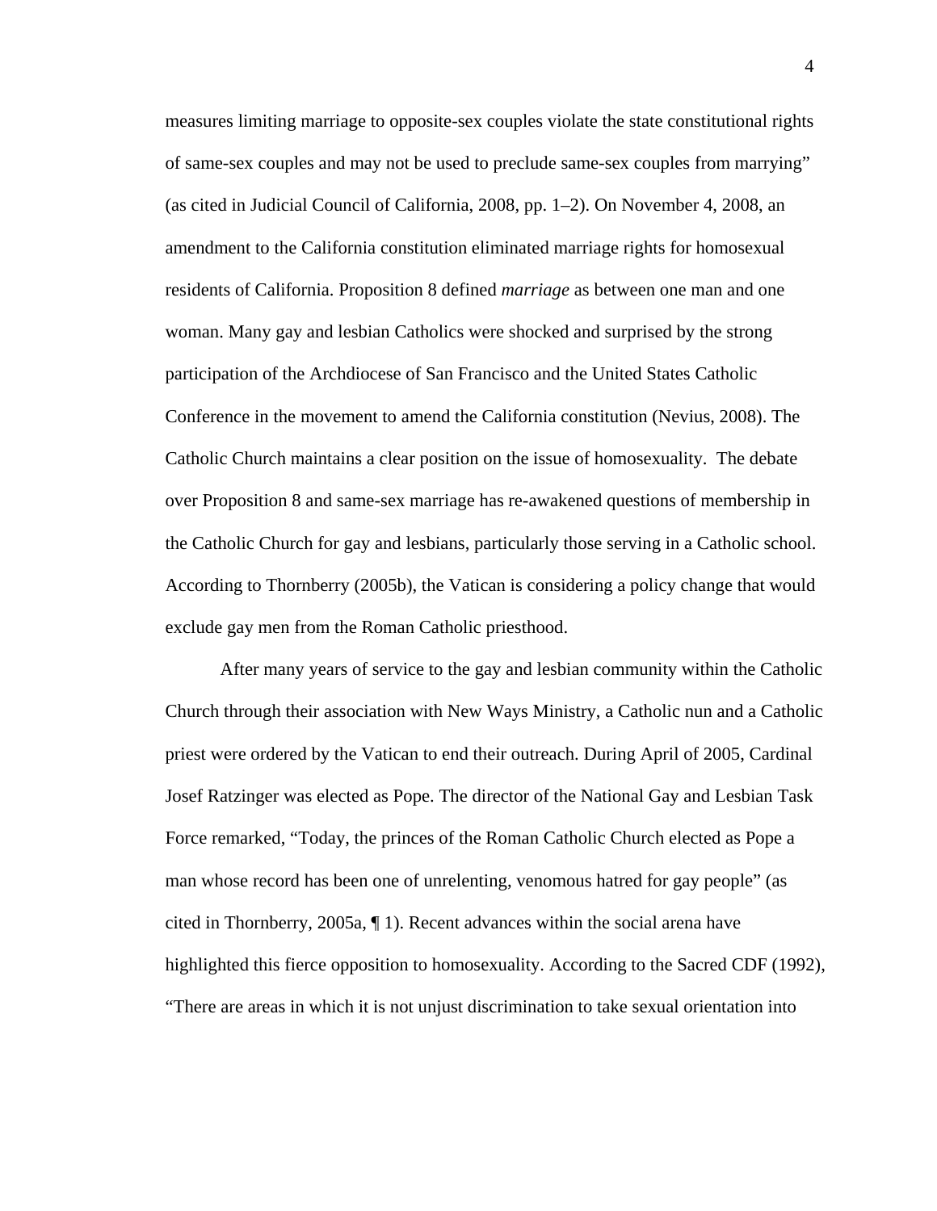measures limiting marriage to opposite-sex couples violate the state constitutional rights of same-sex couples and may not be used to preclude same-sex couples from marrying" (as cited in Judicial Council of California, 2008, pp. 1–2). On November 4, 2008, an amendment to the California constitution eliminated marriage rights for homosexual residents of California. Proposition 8 defined *marriage* as between one man and one woman. Many gay and lesbian Catholics were shocked and surprised by the strong participation of the Archdiocese of San Francisco and the United States Catholic Conference in the movement to amend the California constitution (Nevius, 2008). The Catholic Church maintains a clear position on the issue of homosexuality. The debate over Proposition 8 and same-sex marriage has re-awakened questions of membership in the Catholic Church for gay and lesbians, particularly those serving in a Catholic school. According to Thornberry (2005b), the Vatican is considering a policy change that would exclude gay men from the Roman Catholic priesthood.

After many years of service to the gay and lesbian community within the Catholic Church through their association with New Ways Ministry, a Catholic nun and a Catholic priest were ordered by the Vatican to end their outreach. During April of 2005, Cardinal Josef Ratzinger was elected as Pope. The director of the National Gay and Lesbian Task Force remarked, "Today, the princes of the Roman Catholic Church elected as Pope a man whose record has been one of unrelenting, venomous hatred for gay people" (as cited in Thornberry, 2005a, ¶ 1). Recent advances within the social arena have highlighted this fierce opposition to homosexuality. According to the Sacred CDF (1992), "There are areas in which it is not unjust discrimination to take sexual orientation into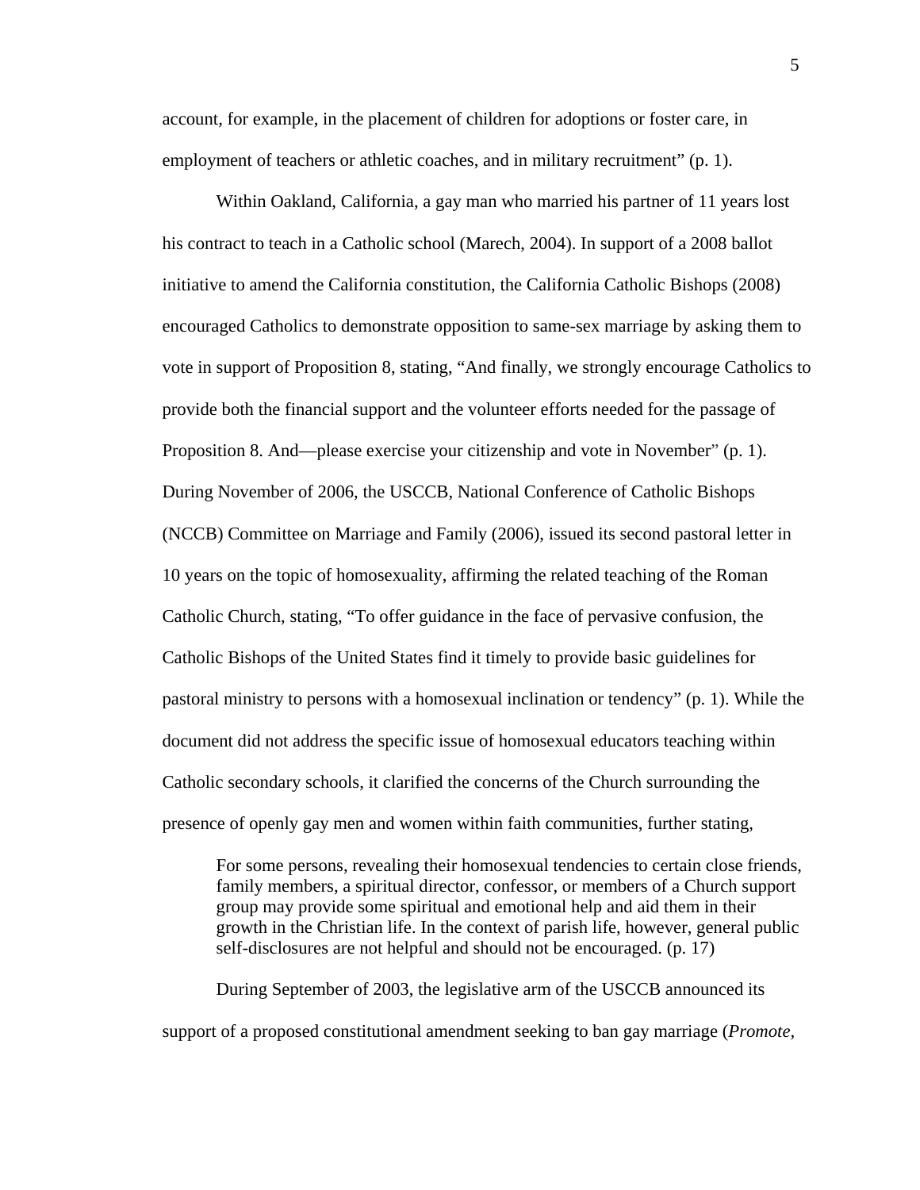account, for example, in the placement of children for adoptions or foster care, in employment of teachers or athletic coaches, and in military recruitment" (p. 1).

Within Oakland, California, a gay man who married his partner of 11 years lost his contract to teach in a Catholic school (Marech, 2004). In support of a 2008 ballot initiative to amend the California constitution, the California Catholic Bishops (2008) encouraged Catholics to demonstrate opposition to same-sex marriage by asking them to vote in support of Proposition 8, stating, "And finally, we strongly encourage Catholics to provide both the financial support and the volunteer efforts needed for the passage of Proposition 8. And—please exercise your citizenship and vote in November" (p. 1). During November of 2006, the USCCB, National Conference of Catholic Bishops (NCCB) Committee on Marriage and Family (2006), issued its second pastoral letter in 10 years on the topic of homosexuality, affirming the related teaching of the Roman Catholic Church, stating, "To offer guidance in the face of pervasive confusion, the Catholic Bishops of the United States find it timely to provide basic guidelines for pastoral ministry to persons with a homosexual inclination or tendency" (p. 1). While the document did not address the specific issue of homosexual educators teaching within Catholic secondary schools, it clarified the concerns of the Church surrounding the presence of openly gay men and women within faith communities, further stating,

> For some persons, revealing their homosexual tendencies to certain close friends, family members, a spiritual director, confessor, or members of a Church support group may provide some spiritual and emotional help and aid them in their growth in the Christian life. In the context of parish life, however, general public self-disclosures are not helpful and should not be encouraged. (p. 17)

During September of 2003, the legislative arm of the USCCB announced its support of a proposed constitutional amendment seeking to ban gay marriage (*Promote,*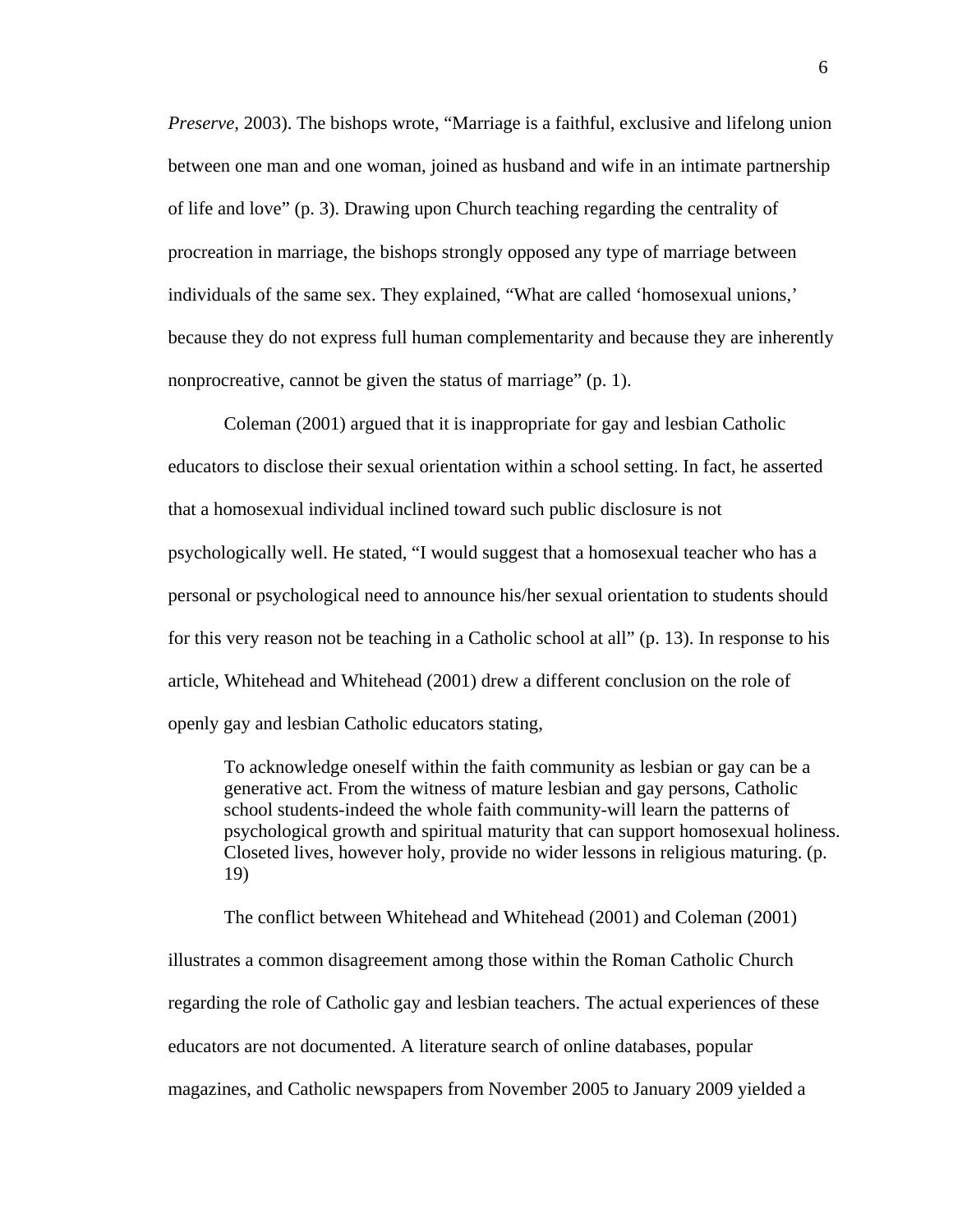*Preserve,* 2003). The bishops wrote, "Marriage is a faithful, exclusive and lifelong union between one man and one woman, joined as husband and wife in an intimate partnership of life and love" (p. 3). Drawing upon Church teaching regarding the centrality of procreation in marriage, the bishops strongly opposed any type of marriage between individuals of the same sex. They explained, "What are called 'homosexual unions,' because they do not express full human complementarity and because they are inherently nonprocreative, cannot be given the status of marriage" (p. 1).

Coleman (2001) argued that it is inappropriate for gay and lesbian Catholic educators to disclose their sexual orientation within a school setting. In fact, he asserted that a homosexual individual inclined toward such public disclosure is not psychologically well. He stated, "I would suggest that a homosexual teacher who has a personal or psychological need to announce his/her sexual orientation to students should for this very reason not be teaching in a Catholic school at all" (p. 13). In response to his article, Whitehead and Whitehead (2001) drew a different conclusion on the role of openly gay and lesbian Catholic educators stating,

> To acknowledge oneself within the faith community as lesbian or gay can be a generative act. From the witness of mature lesbian and gay persons, Catholic school students-indeed the whole faith community-will learn the patterns of psychological growth and spiritual maturity that can support homosexual holiness. Closeted lives, however holy, provide no wider lessons in religious maturing. (p. 19)

The conflict between Whitehead and Whitehead (2001) and Coleman (2001) illustrates a common disagreement among those within the Roman Catholic Church regarding the role of Catholic gay and lesbian teachers. The actual experiences of these educators are not documented. A literature search of online databases, popular magazines, and Catholic newspapers from November 2005 to January 2009 yielded a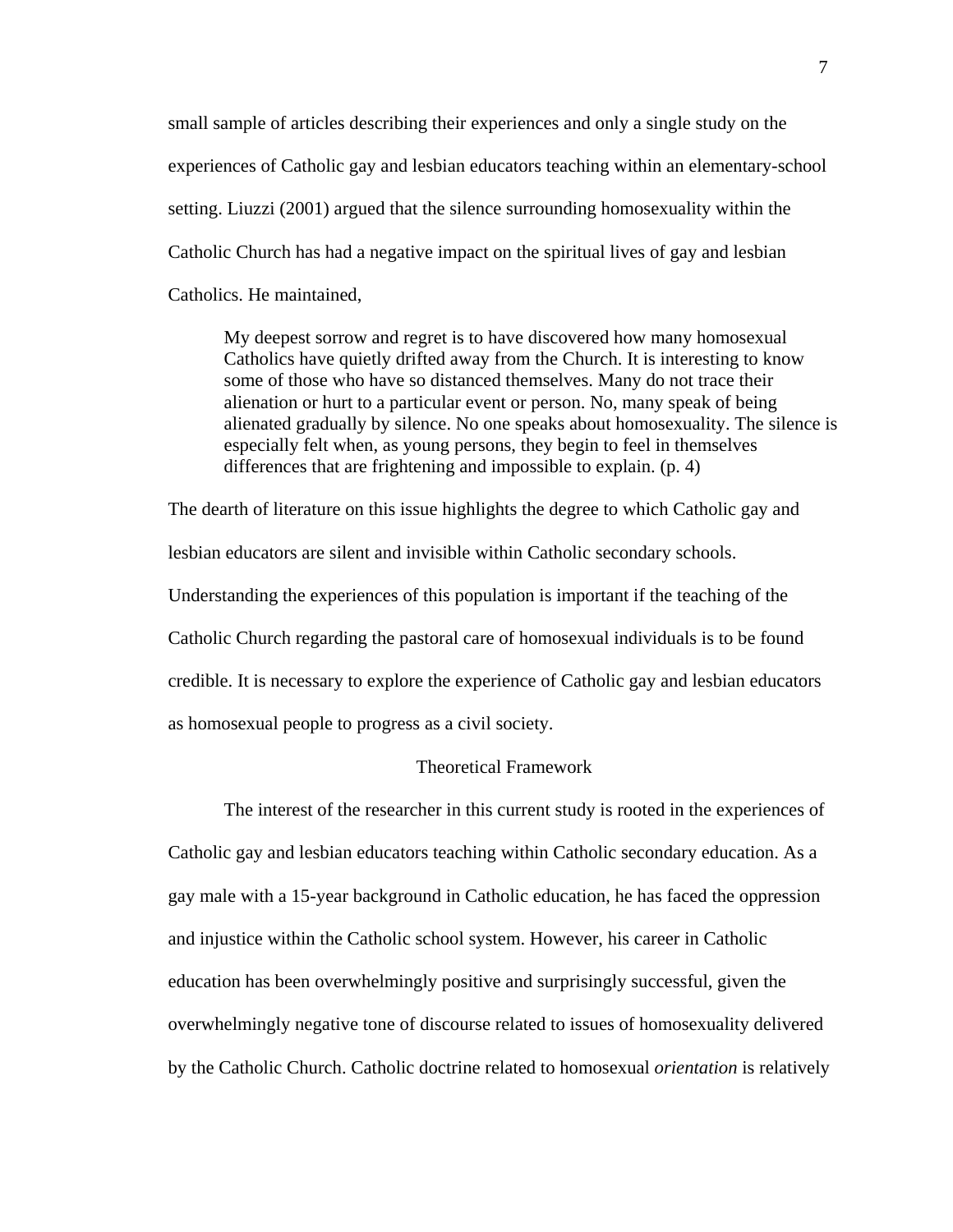small sample of articles describing their experiences and only a single study on the experiences of Catholic gay and lesbian educators teaching within an elementary-school setting. Liuzzi (2001) argued that the silence surrounding homosexuality within the Catholic Church has had a negative impact on the spiritual lives of gay and lesbian Catholics. He maintained,

> My deepest sorrow and regret is to have discovered how many homosexual Catholics have quietly drifted away from the Church. It is interesting to know some of those who have so distanced themselves. Many do not trace their alienation or hurt to a particular event or person. No, many speak of being alienated gradually by silence. No one speaks about homosexuality. The silence is especially felt when, as young persons, they begin to feel in themselves differences that are frightening and impossible to explain. (p. 4)

The dearth of literature on this issue highlights the degree to which Catholic gay and lesbian educators are silent and invisible within Catholic secondary schools. Understanding the experiences of this population is important if the teaching of the Catholic Church regarding the pastoral care of homosexual individuals is to be found credible. It is necessary to explore the experience of Catholic gay and lesbian educators as homosexual people to progress as a civil society.

## Theoretical Framework

The interest of the researcher in this current study is rooted in the experiences of Catholic gay and lesbian educators teaching within Catholic secondary education. As a gay male with a 15-year background in Catholic education, he has faced the oppression and injustice within the Catholic school system. However, his career in Catholic education has been overwhelmingly positive and surprisingly successful, given the overwhelmingly negative tone of discourse related to issues of homosexuality delivered by the Catholic Church. Catholic doctrine related to homosexual *orientation* is relatively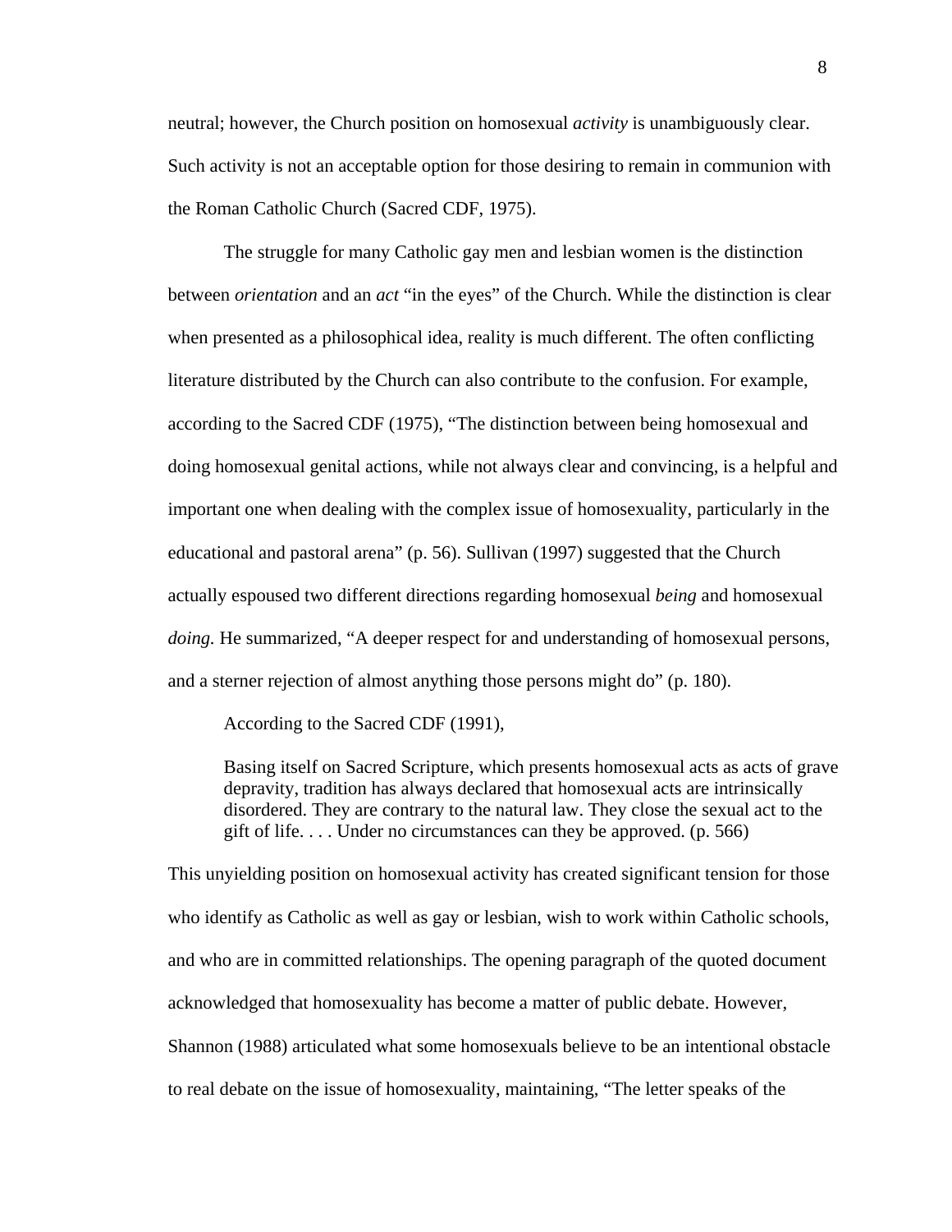neutral; however, the Church position on homosexual *activity* is unambiguously clear. Such activity is not an acceptable option for those desiring to remain in communion with the Roman Catholic Church (Sacred CDF, 1975).

The struggle for many Catholic gay men and lesbian women is the distinction between *orientation* and an *act* "in the eyes" of the Church. While the distinction is clear when presented as a philosophical idea, reality is much different. The often conflicting literature distributed by the Church can also contribute to the confusion. For example, according to the Sacred CDF (1975), "The distinction between being homosexual and doing homosexual genital actions, while not always clear and convincing, is a helpful and important one when dealing with the complex issue of homosexuality, particularly in the educational and pastoral arena" (p. 56). Sullivan (1997) suggested that the Church actually espoused two different directions regarding homosexual *being* and homosexual *doing.* He summarized, "A deeper respect for and understanding of homosexual persons, and a sterner rejection of almost anything those persons might do" (p. 180).

According to the Sacred CDF (1991),

> Basing itself on Sacred Scripture, which presents homosexual acts as acts of grave depravity, tradition has always declared that homosexual acts are intrinsically disordered. They are contrary to the natural law. They close the sexual act to the gift of life. . . . Under no circumstances can they be approved. (p. 566)

This unyielding position on homosexual activity has created significant tension for those who identify as Catholic as well as gay or lesbian, wish to work within Catholic schools, and who are in committed relationships. The opening paragraph of the quoted document acknowledged that homosexuality has become a matter of public debate. However, Shannon (1988) articulated what some homosexuals believe to be an intentional obstacle to real debate on the issue of homosexuality, maintaining, "The letter speaks of the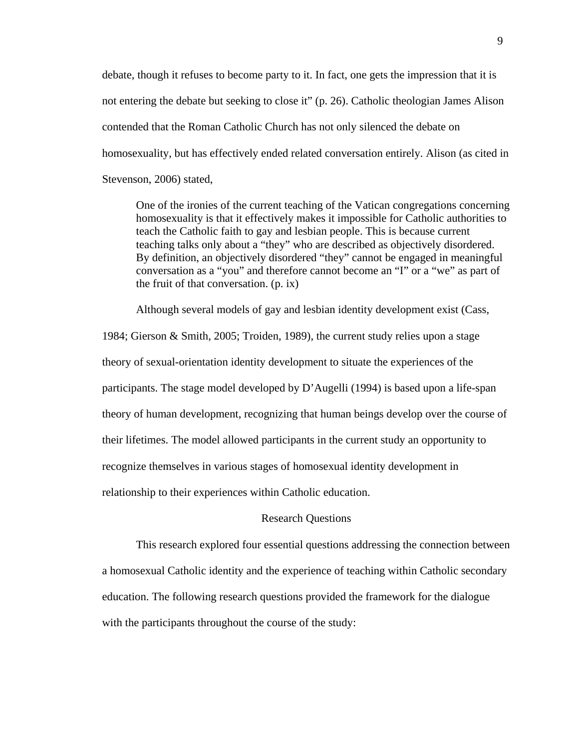debate, though it refuses to become party to it. In fact, one gets the impression that it is not entering the debate but seeking to close it" (p. 26). Catholic theologian James Alison contended that the Roman Catholic Church has not only silenced the debate on homosexuality, but has effectively ended related conversation entirely. Alison (as cited in Stevenson, 2006) stated,

> One of the ironies of the current teaching of the Vatican congregations concerning homosexuality is that it effectively makes it impossible for Catholic authorities to teach the Catholic faith to gay and lesbian people. This is because current teaching talks only about a "they" who are described as objectively disordered. By definition, an objectively disordered "they" cannot be engaged in meaningful conversation as a "you" and therefore cannot become an "I" or a "we" as part of the fruit of that conversation. (p. ix)

Although several models of gay and lesbian identity development exist (Cass, 1984; Gierson & Smith, 2005; Troiden, 1989), the current study relies upon a stage theory of sexual-orientation identity development to situate the experiences of the participants. The stage model developed by D'Augelli (1994) is based upon a life-span theory of human development, recognizing that human beings develop over the course of their lifetimes. The model allowed participants in the current study an opportunity to recognize themselves in various stages of homosexual identity development in relationship to their experiences within Catholic education.

## Research Questions

This research explored four essential questions addressing the connection between a homosexual Catholic identity and the experience of teaching within Catholic secondary education. The following research questions provided the framework for the dialogue with the participants throughout the course of the study: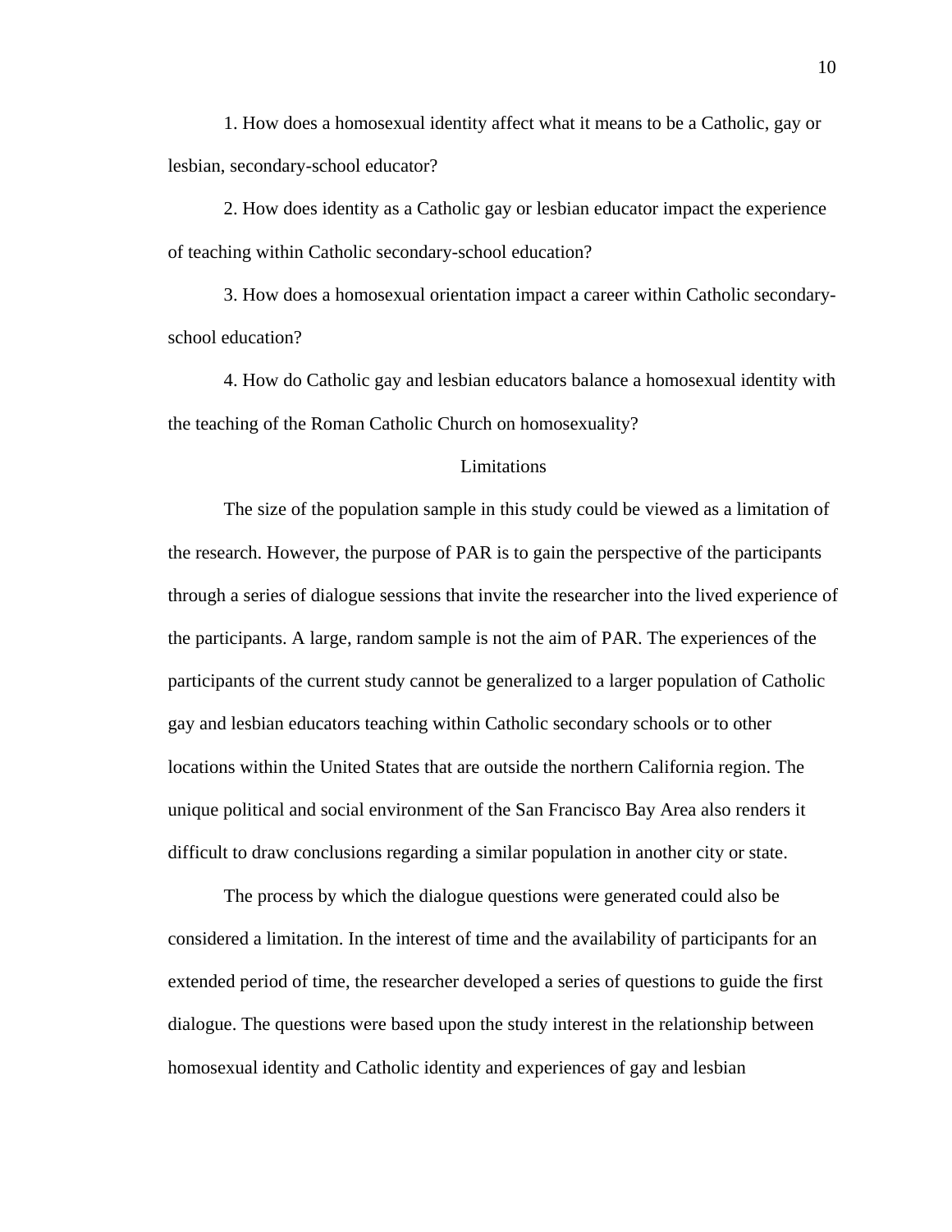1. How does a homosexual identity affect what it means to be a Catholic, gay or lesbian, secondary-school educator?

2. How does identity as a Catholic gay or lesbian educator impact the experience of teaching within Catholic secondary-school education?

3. How does a homosexual orientation impact a career within Catholic secondary-school education?

4. How do Catholic gay and lesbian educators balance a homosexual identity with the teaching of the Roman Catholic Church on homosexuality?

## Limitations

The size of the population sample in this study could be viewed as a limitation of the research. However, the purpose of PAR is to gain the perspective of the participants through a series of dialogue sessions that invite the researcher into the lived experience of the participants. A large, random sample is not the aim of PAR. The experiences of the participants of the current study cannot be generalized to a larger population of Catholic gay and lesbian educators teaching within Catholic secondary schools or to other locations within the United States that are outside the northern California region. The unique political and social environment of the San Francisco Bay Area also renders it difficult to draw conclusions regarding a similar population in another city or state.

The process by which the dialogue questions were generated could also be considered a limitation. In the interest of time and the availability of participants for an extended period of time, the researcher developed a series of questions to guide the first dialogue. The questions were based upon the study interest in the relationship between homosexual identity and Catholic identity and experiences of gay and lesbian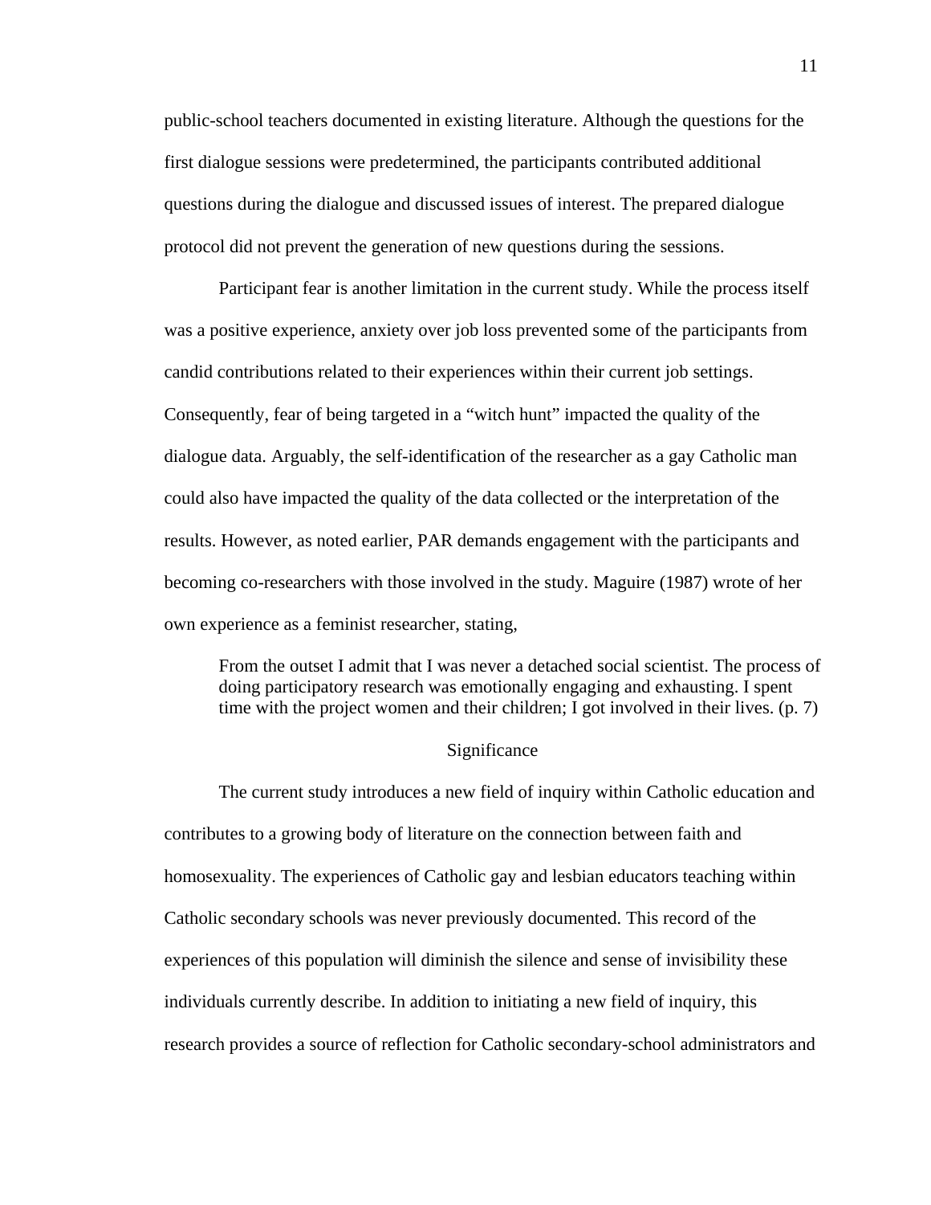public-school teachers documented in existing literature. Although the questions for the first dialogue sessions were predetermined, the participants contributed additional questions during the dialogue and discussed issues of interest. The prepared dialogue protocol did not prevent the generation of new questions during the sessions.

Participant fear is another limitation in the current study. While the process itself was a positive experience, anxiety over job loss prevented some of the participants from candid contributions related to their experiences within their current job settings. Consequently, fear of being targeted in a "witch hunt" impacted the quality of the dialogue data. Arguably, the self-identification of the researcher as a gay Catholic man could also have impacted the quality of the data collected or the interpretation of the results. However, as noted earlier, PAR demands engagement with the participants and becoming co-researchers with those involved in the study. Maguire (1987) wrote of her own experience as a feminist researcher, stating,

> From the outset I admit that I was never a detached social scientist. The process of doing participatory research was emotionally engaging and exhausting. I spent time with the project women and their children; I got involved in their lives. (p. 7)

## Significance

The current study introduces a new field of inquiry within Catholic education and contributes to a growing body of literature on the connection between faith and homosexuality. The experiences of Catholic gay and lesbian educators teaching within Catholic secondary schools was never previously documented. This record of the experiences of this population will diminish the silence and sense of invisibility these individuals currently describe. In addition to initiating a new field of inquiry, this research provides a source of reflection for Catholic secondary-school administrators and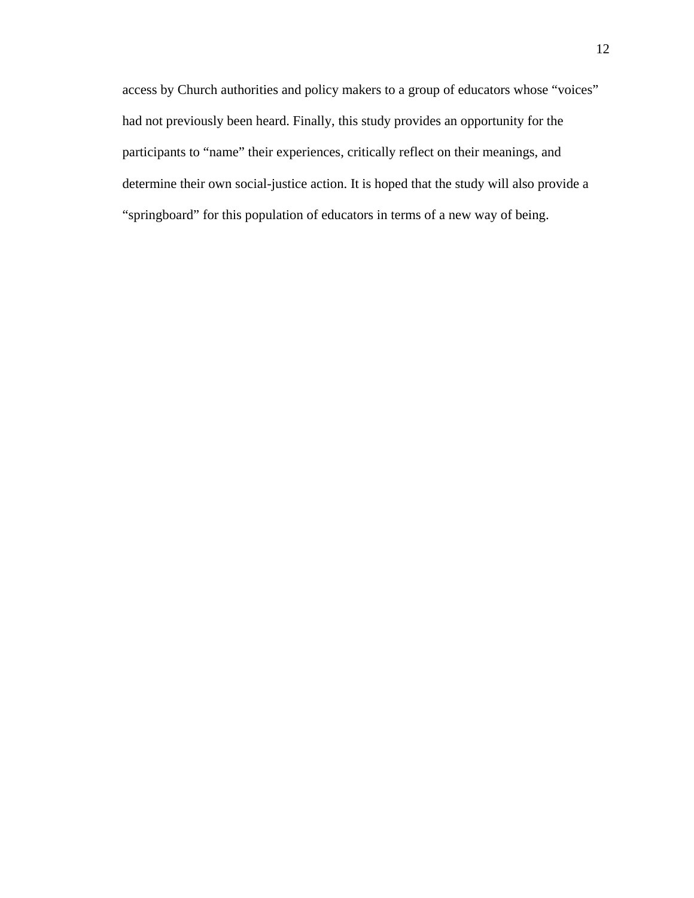access by Church authorities and policy makers to a group of educators whose “voices” had not previously been heard. Finally, this study provides an opportunity for the participants to “name” their experiences, critically reflect on their meanings, and determine their own social-justice action. It is hoped that the study will also provide a “springboard” for this population of educators in terms of a new way of being.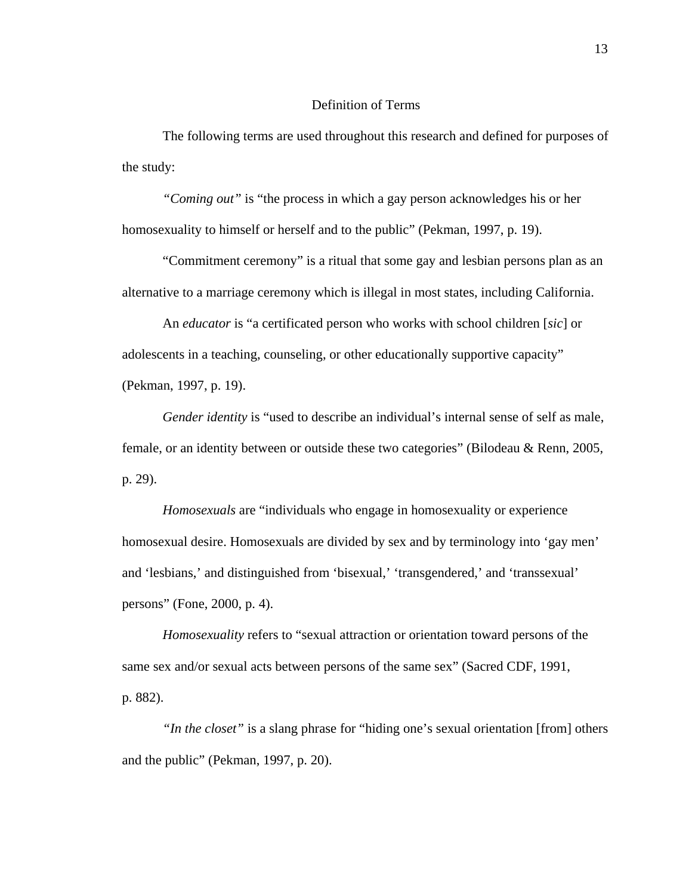## Definition of Terms

The following terms are used throughout this research and defined for purposes of the study:

*"Coming out"* is "the process in which a gay person acknowledges his or her homosexuality to himself or herself and to the public" (Pekman, 1997, p. 19).

"Commitment ceremony" is a ritual that some gay and lesbian persons plan as an alternative to a marriage ceremony which is illegal in most states, including California.

An *educator* is "a certificated person who works with school children [*sic*] or adolescents in a teaching, counseling, or other educationally supportive capacity" (Pekman, 1997, p. 19).

*Gender identity* is "used to describe an individual's internal sense of self as male, female, or an identity between or outside these two categories" (Bilodeau & Renn, 2005, p. 29).

*Homosexuals* are "individuals who engage in homosexuality or experience homosexual desire. Homosexuals are divided by sex and by terminology into 'gay men' and 'lesbians,' and distinguished from 'bisexual,' 'transgendered,' and 'transsexual' persons" (Fone, 2000, p. 4).

*Homosexuality* refers to "sexual attraction or orientation toward persons of the same sex and/or sexual acts between persons of the same sex" (Sacred CDF, 1991, p. 882).

*"In the closet"* is a slang phrase for "hiding one's sexual orientation [from] others and the public" (Pekman, 1997, p. 20).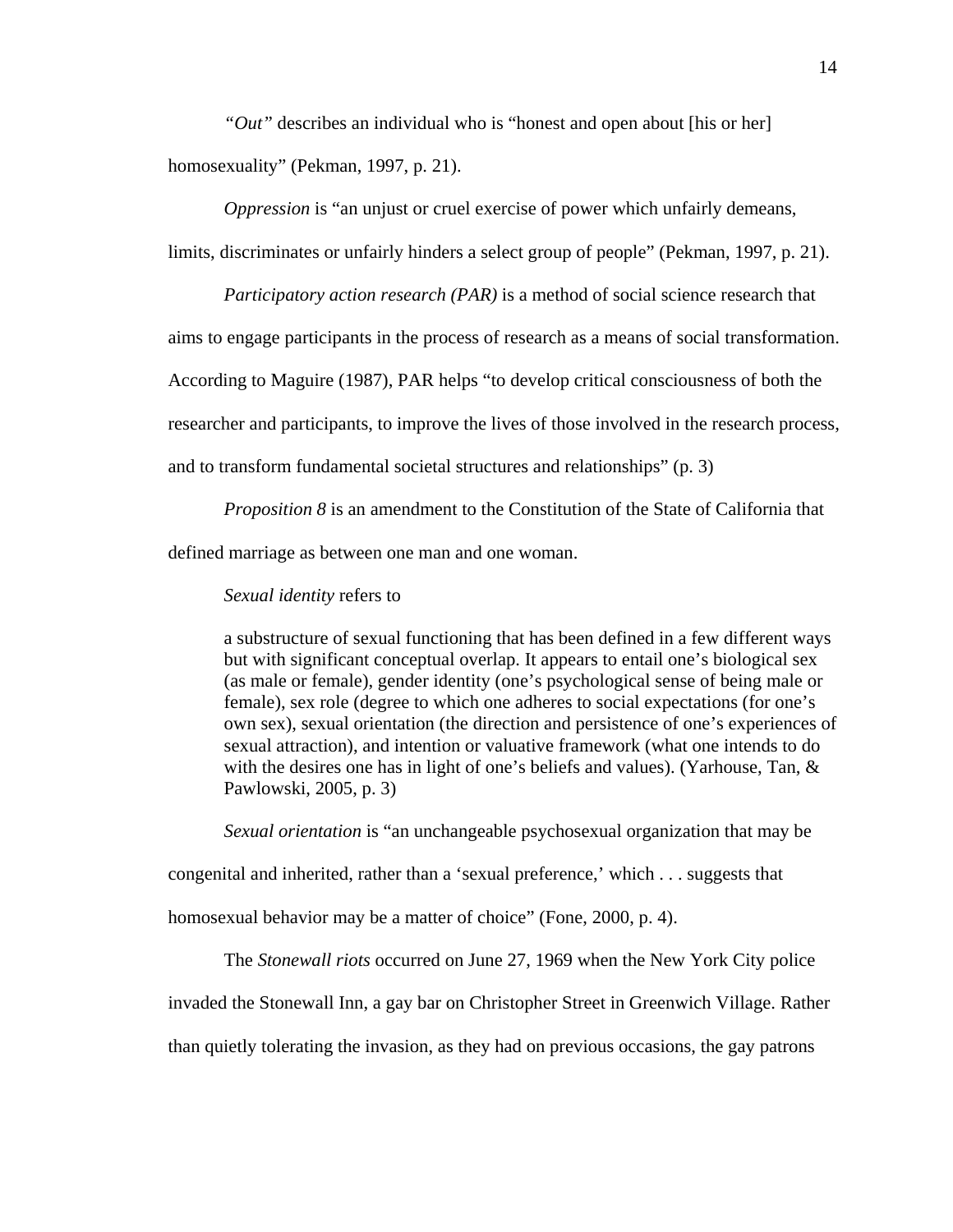*"Out"* describes an individual who is "honest and open about [his or her] homosexuality" (Pekman, 1997, p. 21).

*Oppression* is "an unjust or cruel exercise of power which unfairly demeans, limits, discriminates or unfairly hinders a select group of people" (Pekman, 1997, p. 21).

*Participatory action research (PAR)* is a method of social science research that aims to engage participants in the process of research as a means of social transformation. According to Maguire (1987), PAR helps "to develop critical consciousness of both the researcher and participants, to improve the lives of those involved in the research process, and to transform fundamental societal structures and relationships" (p. 3)

*Proposition 8* is an amendment to the Constitution of the State of California that defined marriage as between one man and one woman.

*Sexual identity* refers to

> a substructure of sexual functioning that has been defined in a few different ways but with significant conceptual overlap. It appears to entail one's biological sex (as male or female), gender identity (one's psychological sense of being male or female), sex role (degree to which one adheres to social expectations (for one's own sex), sexual orientation (the direction and persistence of one's experiences of sexual attraction), and intention or valuative framework (what one intends to do with the desires one has in light of one's beliefs and values). (Yarhouse, Tan, & Pawlowski, 2005, p. 3)

*Sexual orientation* is "an unchangeable psychosexual organization that may be congenital and inherited, rather than a 'sexual preference,' which . . . suggests that homosexual behavior may be a matter of choice" (Fone, 2000, p. 4).

The *Stonewall riots* occurred on June 27, 1969 when the New York City police invaded the Stonewall Inn, a gay bar on Christopher Street in Greenwich Village. Rather than quietly tolerating the invasion, as they had on previous occasions, the gay patrons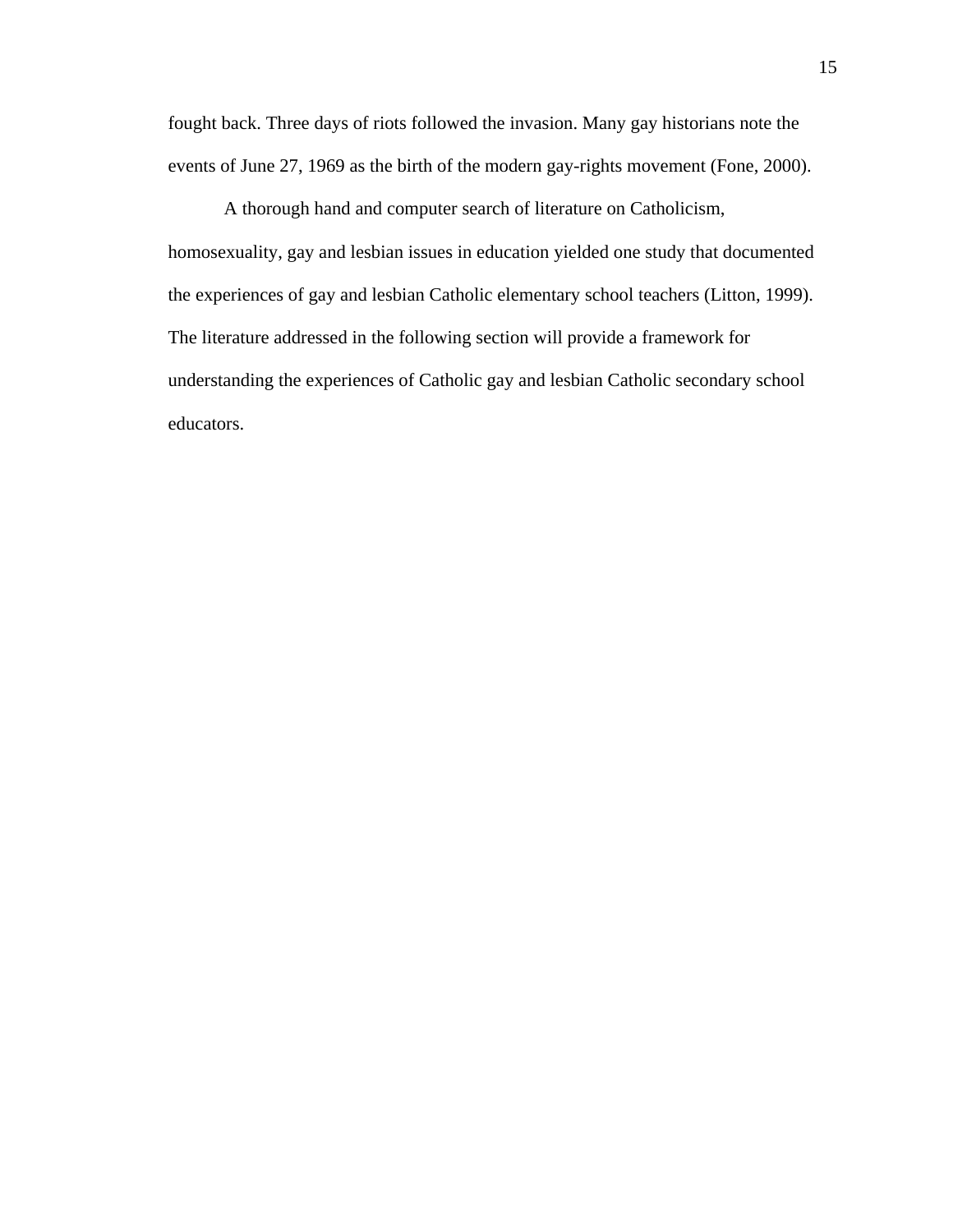fought back. Three days of riots followed the invasion. Many gay historians note the events of June 27, 1969 as the birth of the modern gay-rights movement (Fone, 2000).

A thorough hand and computer search of literature on Catholicism, homosexuality, gay and lesbian issues in education yielded one study that documented the experiences of gay and lesbian Catholic elementary school teachers (Litton, 1999). The literature addressed in the following section will provide a framework for understanding the experiences of Catholic gay and lesbian Catholic secondary school educators.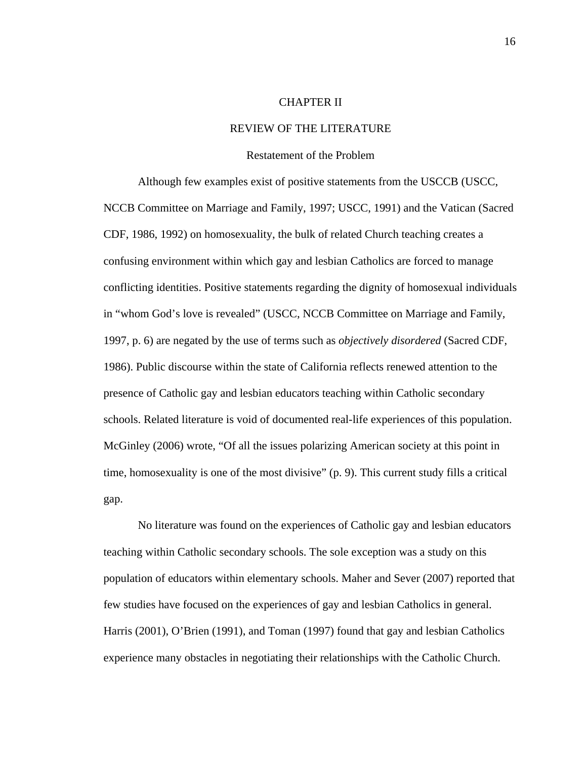# CHAPTER II

# REVIEW OF THE LITERATURE

## Restatement of the Problem

Although few examples exist of positive statements from the USCCB (USCC, NCCB Committee on Marriage and Family, 1997; USCC, 1991) and the Vatican (Sacred CDF, 1986, 1992) on homosexuality, the bulk of related Church teaching creates a confusing environment within which gay and lesbian Catholics are forced to manage conflicting identities. Positive statements regarding the dignity of homosexual individuals in "whom God's love is revealed" (USCC, NCCB Committee on Marriage and Family, 1997, p. 6) are negated by the use of terms such as *objectively disordered* (Sacred CDF, 1986). Public discourse within the state of California reflects renewed attention to the presence of Catholic gay and lesbian educators teaching within Catholic secondary schools. Related literature is void of documented real-life experiences of this population. McGinley (2006) wrote, "Of all the issues polarizing American society at this point in time, homosexuality is one of the most divisive" (p. 9). This current study fills a critical gap.

No literature was found on the experiences of Catholic gay and lesbian educators teaching within Catholic secondary schools. The sole exception was a study on this population of educators within elementary schools. Maher and Sever (2007) reported that few studies have focused on the experiences of gay and lesbian Catholics in general. Harris (2001), O'Brien (1991), and Toman (1997) found that gay and lesbian Catholics experience many obstacles in negotiating their relationships with the Catholic Church.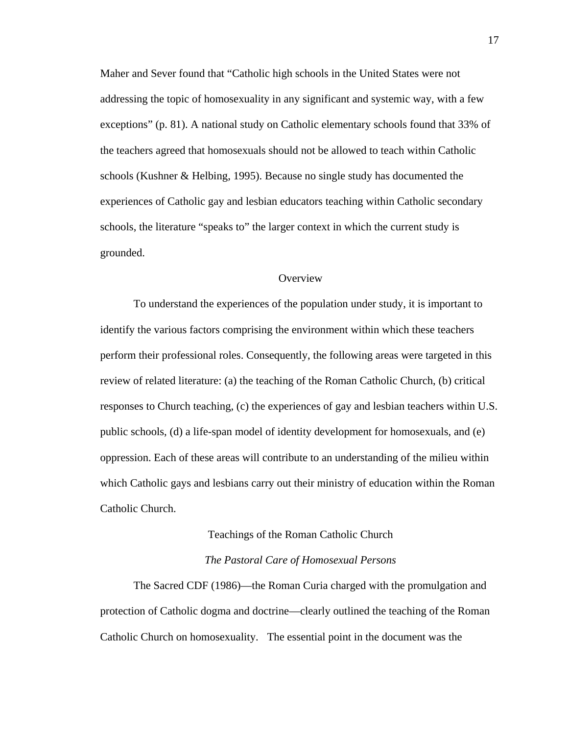Maher and Sever found that "Catholic high schools in the United States were not addressing the topic of homosexuality in any significant and systemic way, with a few exceptions" (p. 81). A national study on Catholic elementary schools found that 33% of the teachers agreed that homosexuals should not be allowed to teach within Catholic schools (Kushner & Helbing, 1995). Because no single study has documented the experiences of Catholic gay and lesbian educators teaching within Catholic secondary schools, the literature "speaks to" the larger context in which the current study is grounded.

## Overview

To understand the experiences of the population under study, it is important to identify the various factors comprising the environment within which these teachers perform their professional roles. Consequently, the following areas were targeted in this review of related literature: (a) the teaching of the Roman Catholic Church, (b) critical responses to Church teaching, (c) the experiences of gay and lesbian teachers within U.S. public schools, (d) a life-span model of identity development for homosexuals, and (e) oppression. Each of these areas will contribute to an understanding of the milieu within which Catholic gays and lesbians carry out their ministry of education within the Roman Catholic Church.

## Teachings of the Roman Catholic Church

### *The Pastoral Care of Homosexual Persons*

The Sacred CDF (1986)—the Roman Curia charged with the promulgation and protection of Catholic dogma and doctrine—clearly outlined the teaching of the Roman Catholic Church on homosexuality. The essential point in the document was the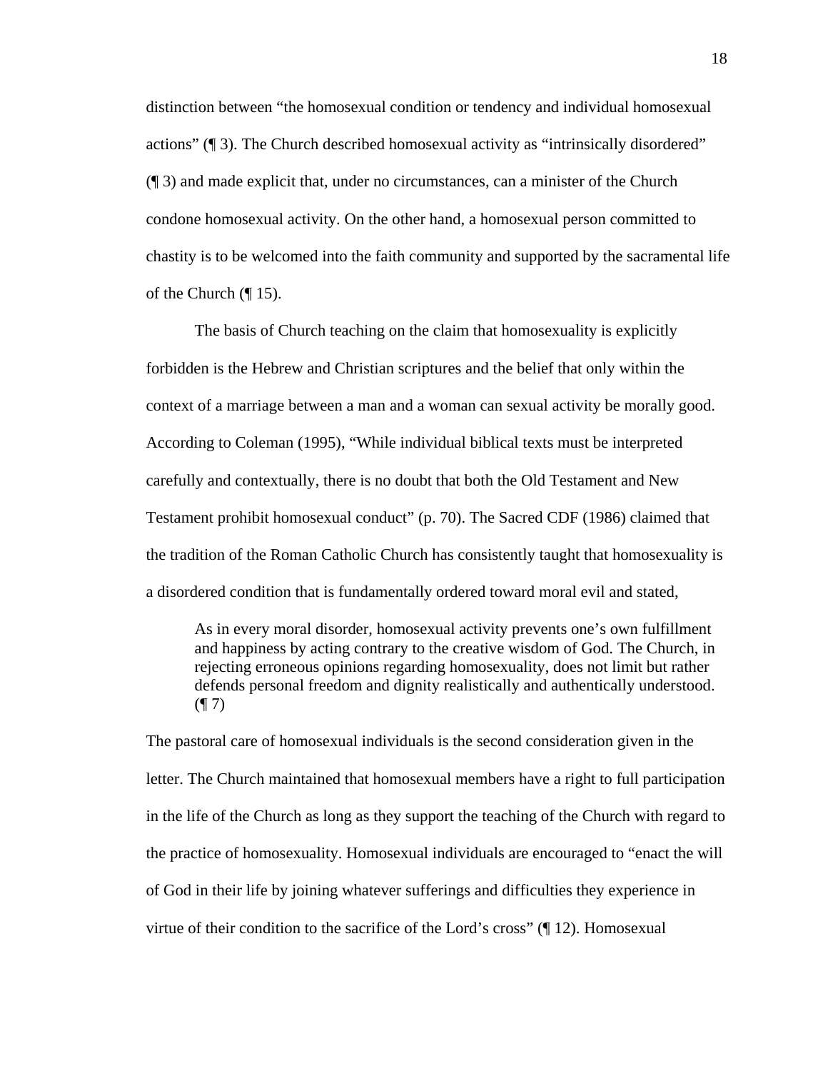distinction between "the homosexual condition or tendency and individual homosexual actions" (¶ 3). The Church described homosexual activity as "intrinsically disordered" (¶ 3) and made explicit that, under no circumstances, can a minister of the Church condone homosexual activity. On the other hand, a homosexual person committed to chastity is to be welcomed into the faith community and supported by the sacramental life of the Church (¶ 15).

The basis of Church teaching on the claim that homosexuality is explicitly forbidden is the Hebrew and Christian scriptures and the belief that only within the context of a marriage between a man and a woman can sexual activity be morally good. According to Coleman (1995), "While individual biblical texts must be interpreted carefully and contextually, there is no doubt that both the Old Testament and New Testament prohibit homosexual conduct" (p. 70). The Sacred CDF (1986) claimed that the tradition of the Roman Catholic Church has consistently taught that homosexuality is a disordered condition that is fundamentally ordered toward moral evil and stated,

> As in every moral disorder, homosexual activity prevents one's own fulfillment and happiness by acting contrary to the creative wisdom of God. The Church, in rejecting erroneous opinions regarding homosexuality, does not limit but rather defends personal freedom and dignity realistically and authentically understood. (¶ 7)

The pastoral care of homosexual individuals is the second consideration given in the letter. The Church maintained that homosexual members have a right to full participation in the life of the Church as long as they support the teaching of the Church with regard to the practice of homosexuality. Homosexual individuals are encouraged to "enact the will of God in their life by joining whatever sufferings and difficulties they experience in virtue of their condition to the sacrifice of the Lord's cross" (¶ 12). Homosexual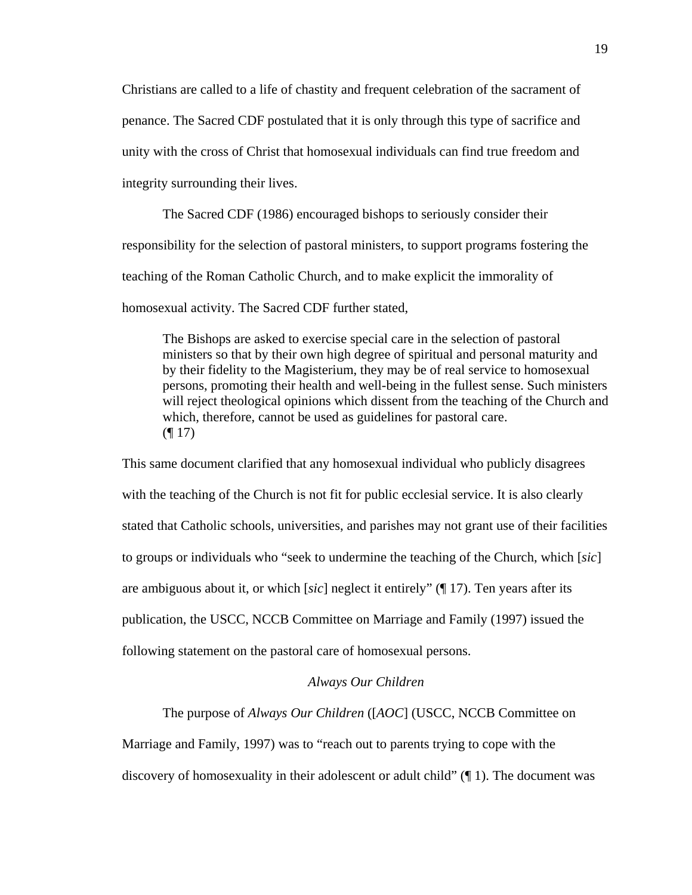Christians are called to a life of chastity and frequent celebration of the sacrament of penance. The Sacred CDF postulated that it is only through this type of sacrifice and unity with the cross of Christ that homosexual individuals can find true freedom and integrity surrounding their lives.

The Sacred CDF (1986) encouraged bishops to seriously consider their responsibility for the selection of pastoral ministers, to support programs fostering the teaching of the Roman Catholic Church, and to make explicit the immorality of homosexual activity. The Sacred CDF further stated,

> The Bishops are asked to exercise special care in the selection of pastoral ministers so that by their own high degree of spiritual and personal maturity and by their fidelity to the Magisterium, they may be of real service to homosexual persons, promoting their health and well-being in the fullest sense. Such ministers will reject theological opinions which dissent from the teaching of the Church and which, therefore, cannot be used as guidelines for pastoral care. (¶ 17)

This same document clarified that any homosexual individual who publicly disagrees with the teaching of the Church is not fit for public ecclesial service. It is also clearly stated that Catholic schools, universities, and parishes may not grant use of their facilities to groups or individuals who "seek to undermine the teaching of the Church, which [*sic*] are ambiguous about it, or which [*sic*] neglect it entirely" (¶ 17). Ten years after its publication, the USCC, NCCB Committee on Marriage and Family (1997) issued the following statement on the pastoral care of homosexual persons.

### *Always Our Children*

The purpose of *Always Our Children* ([*AOC*] (USCC, NCCB Committee on Marriage and Family, 1997) was to "reach out to parents trying to cope with the discovery of homosexuality in their adolescent or adult child" (¶ 1). The document was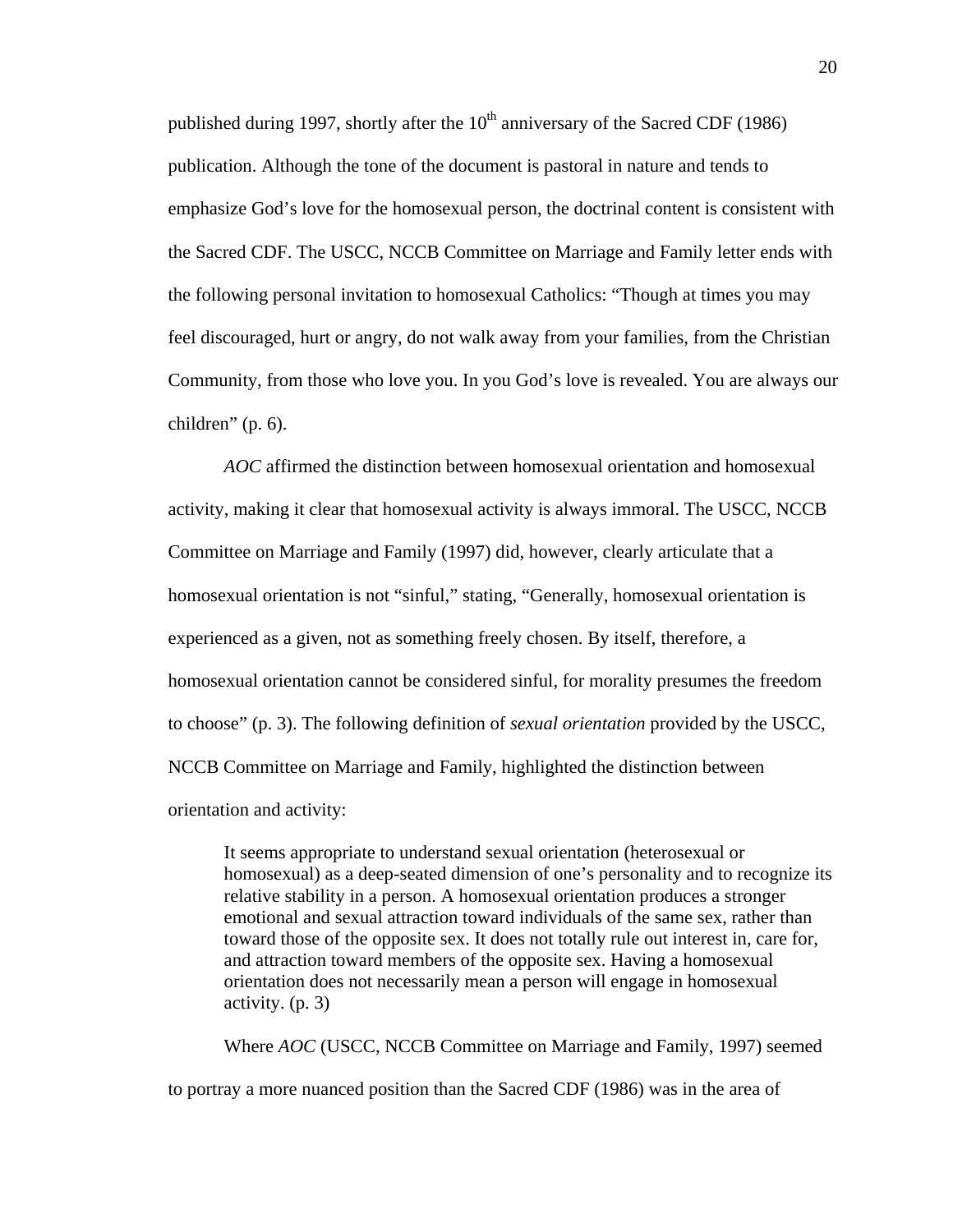published during 1997, shortly after the 10th anniversary of the Sacred CDF (1986) publication. Although the tone of the document is pastoral in nature and tends to emphasize God's love for the homosexual person, the doctrinal content is consistent with the Sacred CDF. The USCC, NCCB Committee on Marriage and Family letter ends with the following personal invitation to homosexual Catholics: "Though at times you may feel discouraged, hurt or angry, do not walk away from your families, from the Christian Community, from those who love you. In you God's love is revealed. You are always our children" (p. 6).

*AOC* affirmed the distinction between homosexual orientation and homosexual activity, making it clear that homosexual activity is always immoral. The USCC, NCCB Committee on Marriage and Family (1997) did, however, clearly articulate that a homosexual orientation is not "sinful," stating, "Generally, homosexual orientation is experienced as a given, not as something freely chosen. By itself, therefore, a homosexual orientation cannot be considered sinful, for morality presumes the freedom to choose" (p. 3). The following definition of *sexual orientation* provided by the USCC, NCCB Committee on Marriage and Family, highlighted the distinction between orientation and activity:

> It seems appropriate to understand sexual orientation (heterosexual or homosexual) as a deep-seated dimension of one's personality and to recognize its relative stability in a person. A homosexual orientation produces a stronger emotional and sexual attraction toward individuals of the same sex, rather than toward those of the opposite sex. It does not totally rule out interest in, care for, and attraction toward members of the opposite sex. Having a homosexual orientation does not necessarily mean a person will engage in homosexual activity. (p. 3)

Where *AOC* (USCC, NCCB Committee on Marriage and Family, 1997) seemed to portray a more nuanced position than the Sacred CDF (1986) was in the area of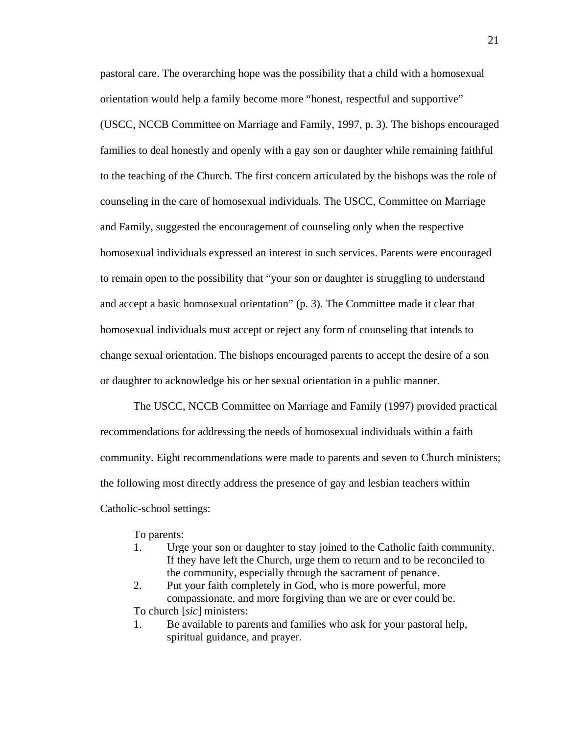pastoral care. The overarching hope was the possibility that a child with a homosexual orientation would help a family become more "honest, respectful and supportive" (USCC, NCCB Committee on Marriage and Family, 1997, p. 3). The bishops encouraged families to deal honestly and openly with a gay son or daughter while remaining faithful to the teaching of the Church. The first concern articulated by the bishops was the role of counseling in the care of homosexual individuals. The USCC, Committee on Marriage and Family, suggested the encouragement of counseling only when the respective homosexual individuals expressed an interest in such services. Parents were encouraged to remain open to the possibility that "your son or daughter is struggling to understand and accept a basic homosexual orientation" (p. 3). The Committee made it clear that homosexual individuals must accept or reject any form of counseling that intends to change sexual orientation. The bishops encouraged parents to accept the desire of a son or daughter to acknowledge his or her sexual orientation in a public manner.

The USCC, NCCB Committee on Marriage and Family (1997) provided practical recommendations for addressing the needs of homosexual individuals within a faith community. Eight recommendations were made to parents and seven to Church ministers; the following most directly address the presence of gay and lesbian teachers within Catholic-school settings:

> To parents:
> 1. Urge your son or daughter to stay joined to the Catholic faith community. If they have left the Church, urge them to return and to be reconciled to the community, especially through the sacrament of penance.
> 2. Put your faith completely in God, who is more powerful, more compassionate, and more forgiving than we are or ever could be.
>
> To church [*sic*] ministers:
> 1. Be available to parents and families who ask for your pastoral help, spiritual guidance, and prayer.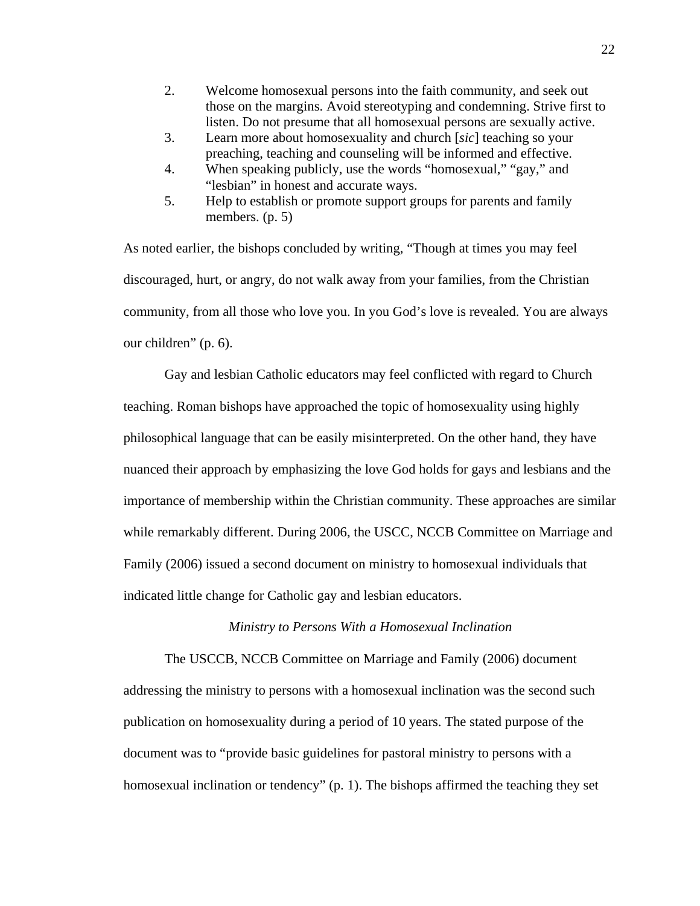2. Welcome homosexual persons into the faith community, and seek out those on the margins. Avoid stereotyping and condemning. Strive first to listen. Do not presume that all homosexual persons are sexually active.
3. Learn more about homosexuality and church [*sic*] teaching so your preaching, teaching and counseling will be informed and effective.
4. When speaking publicly, use the words "homosexual," "gay," and "lesbian" in honest and accurate ways.
5. Help to establish or promote support groups for parents and family members. (p. 5)

As noted earlier, the bishops concluded by writing, "Though at times you may feel discouraged, hurt, or angry, do not walk away from your families, from the Christian community, from all those who love you. In you God's love is revealed. You are always our children" (p. 6).

Gay and lesbian Catholic educators may feel conflicted with regard to Church teaching. Roman bishops have approached the topic of homosexuality using highly philosophical language that can be easily misinterpreted. On the other hand, they have nuanced their approach by emphasizing the love God holds for gays and lesbians and the importance of membership within the Christian community. These approaches are similar while remarkably different. During 2006, the USCC, NCCB Committee on Marriage and Family (2006) issued a second document on ministry to homosexual individuals that indicated little change for Catholic gay and lesbian educators.

### *Ministry to Persons With a Homosexual Inclination*

The USCCB, NCCB Committee on Marriage and Family (2006) document addressing the ministry to persons with a homosexual inclination was the second such publication on homosexuality during a period of 10 years. The stated purpose of the document was to "provide basic guidelines for pastoral ministry to persons with a homosexual inclination or tendency" (p. 1). The bishops affirmed the teaching they set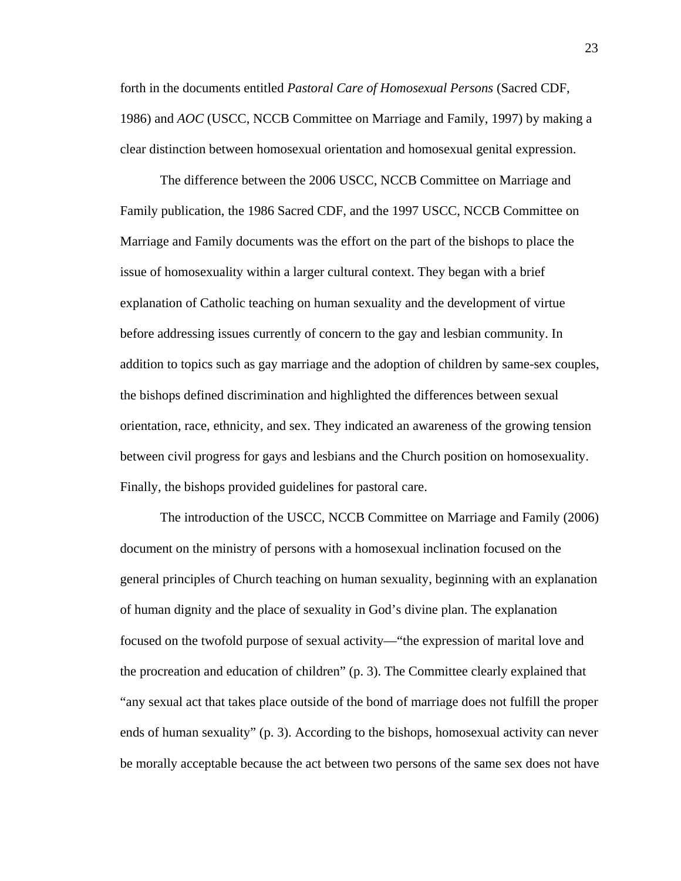forth in the documents entitled *Pastoral Care of Homosexual Persons* (Sacred CDF, 1986) and *AOC* (USCC, NCCB Committee on Marriage and Family, 1997) by making a clear distinction between homosexual orientation and homosexual genital expression.

The difference between the 2006 USCC, NCCB Committee on Marriage and Family publication, the 1986 Sacred CDF, and the 1997 USCC, NCCB Committee on Marriage and Family documents was the effort on the part of the bishops to place the issue of homosexuality within a larger cultural context. They began with a brief explanation of Catholic teaching on human sexuality and the development of virtue before addressing issues currently of concern to the gay and lesbian community. In addition to topics such as gay marriage and the adoption of children by same-sex couples, the bishops defined discrimination and highlighted the differences between sexual orientation, race, ethnicity, and sex. They indicated an awareness of the growing tension between civil progress for gays and lesbians and the Church position on homosexuality. Finally, the bishops provided guidelines for pastoral care.

The introduction of the USCC, NCCB Committee on Marriage and Family (2006) document on the ministry of persons with a homosexual inclination focused on the general principles of Church teaching on human sexuality, beginning with an explanation of human dignity and the place of sexuality in God's divine plan. The explanation focused on the twofold purpose of sexual activity—"the expression of marital love and the procreation and education of children" (p. 3). The Committee clearly explained that "any sexual act that takes place outside of the bond of marriage does not fulfill the proper ends of human sexuality" (p. 3). According to the bishops, homosexual activity can never be morally acceptable because the act between two persons of the same sex does not have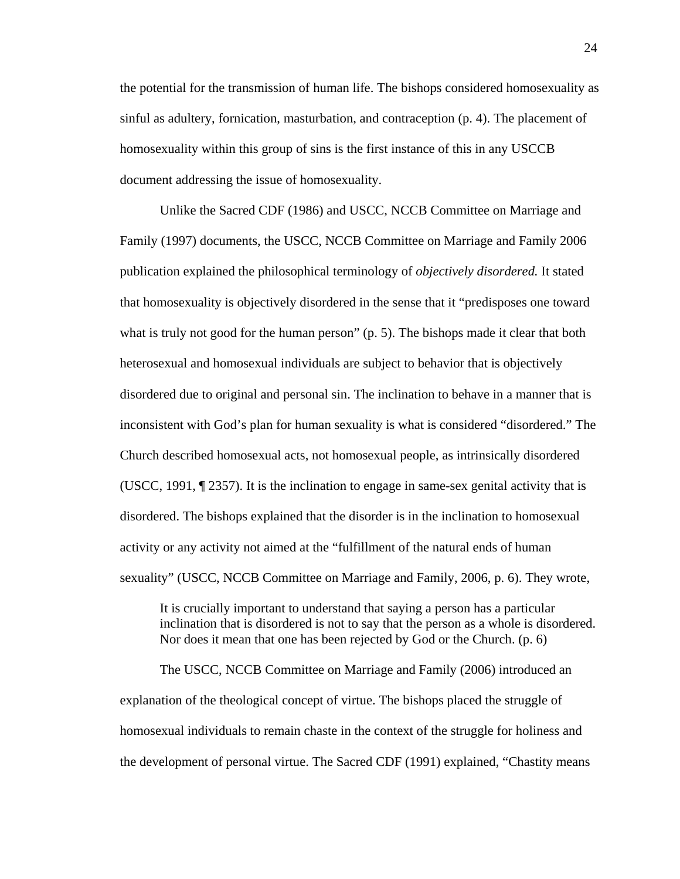the potential for the transmission of human life. The bishops considered homosexuality as sinful as adultery, fornication, masturbation, and contraception (p. 4). The placement of homosexuality within this group of sins is the first instance of this in any USCCB document addressing the issue of homosexuality.

Unlike the Sacred CDF (1986) and USCC, NCCB Committee on Marriage and Family (1997) documents, the USCC, NCCB Committee on Marriage and Family 2006 publication explained the philosophical terminology of *objectively disordered.* It stated that homosexuality is objectively disordered in the sense that it "predisposes one toward what is truly not good for the human person" (p. 5). The bishops made it clear that both heterosexual and homosexual individuals are subject to behavior that is objectively disordered due to original and personal sin. The inclination to behave in a manner that is inconsistent with God's plan for human sexuality is what is considered "disordered." The Church described homosexual acts, not homosexual people, as intrinsically disordered (USCC, 1991, ¶ 2357). It is the inclination to engage in same-sex genital activity that is disordered. The bishops explained that the disorder is in the inclination to homosexual activity or any activity not aimed at the "fulfillment of the natural ends of human sexuality" (USCC, NCCB Committee on Marriage and Family, 2006, p. 6). They wrote,

> It is crucially important to understand that saying a person has a particular inclination that is disordered is not to say that the person as a whole is disordered. Nor does it mean that one has been rejected by God or the Church. (p. 6)

The USCC, NCCB Committee on Marriage and Family (2006) introduced an explanation of the theological concept of virtue. The bishops placed the struggle of homosexual individuals to remain chaste in the context of the struggle for holiness and the development of personal virtue. The Sacred CDF (1991) explained, "Chastity means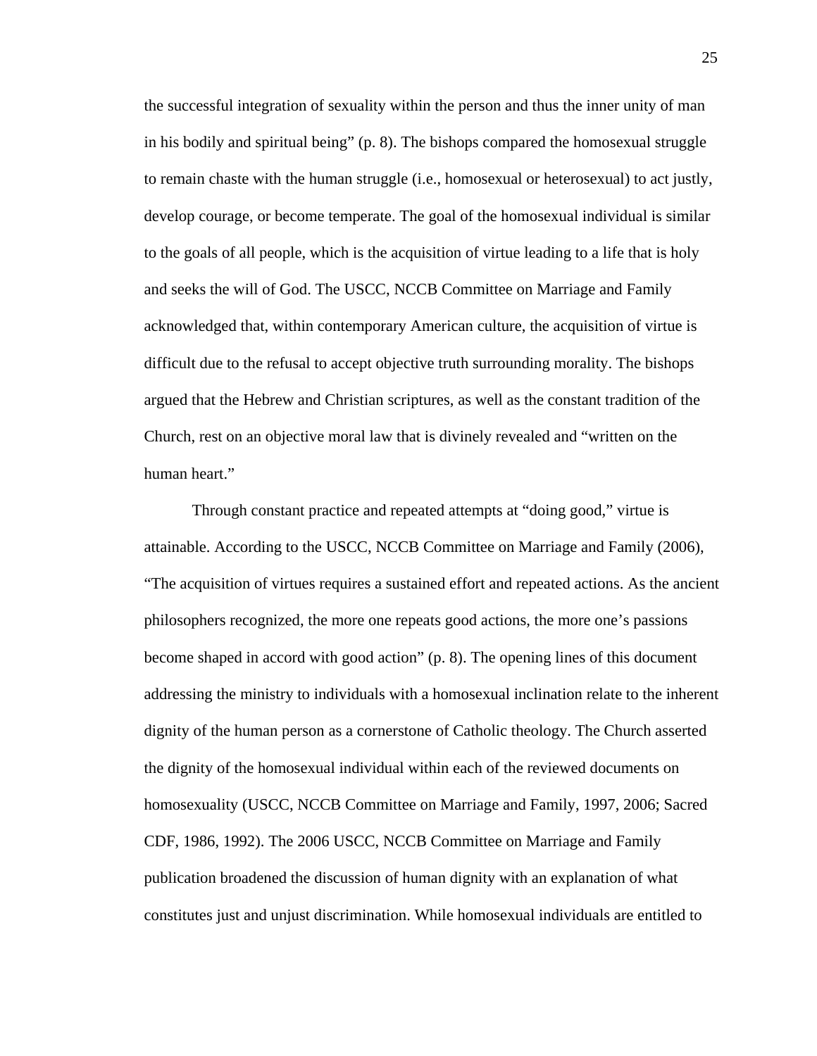the successful integration of sexuality within the person and thus the inner unity of man in his bodily and spiritual being" (p. 8). The bishops compared the homosexual struggle to remain chaste with the human struggle (i.e., homosexual or heterosexual) to act justly, develop courage, or become temperate. The goal of the homosexual individual is similar to the goals of all people, which is the acquisition of virtue leading to a life that is holy and seeks the will of God. The USCC, NCCB Committee on Marriage and Family acknowledged that, within contemporary American culture, the acquisition of virtue is difficult due to the refusal to accept objective truth surrounding morality. The bishops argued that the Hebrew and Christian scriptures, as well as the constant tradition of the Church, rest on an objective moral law that is divinely revealed and "written on the human heart."

Through constant practice and repeated attempts at "doing good," virtue is attainable. According to the USCC, NCCB Committee on Marriage and Family (2006), "The acquisition of virtues requires a sustained effort and repeated actions. As the ancient philosophers recognized, the more one repeats good actions, the more one's passions become shaped in accord with good action" (p. 8). The opening lines of this document addressing the ministry to individuals with a homosexual inclination relate to the inherent dignity of the human person as a cornerstone of Catholic theology. The Church asserted the dignity of the homosexual individual within each of the reviewed documents on homosexuality (USCC, NCCB Committee on Marriage and Family, 1997, 2006; Sacred CDF, 1986, 1992). The 2006 USCC, NCCB Committee on Marriage and Family publication broadened the discussion of human dignity with an explanation of what constitutes just and unjust discrimination. While homosexual individuals are entitled to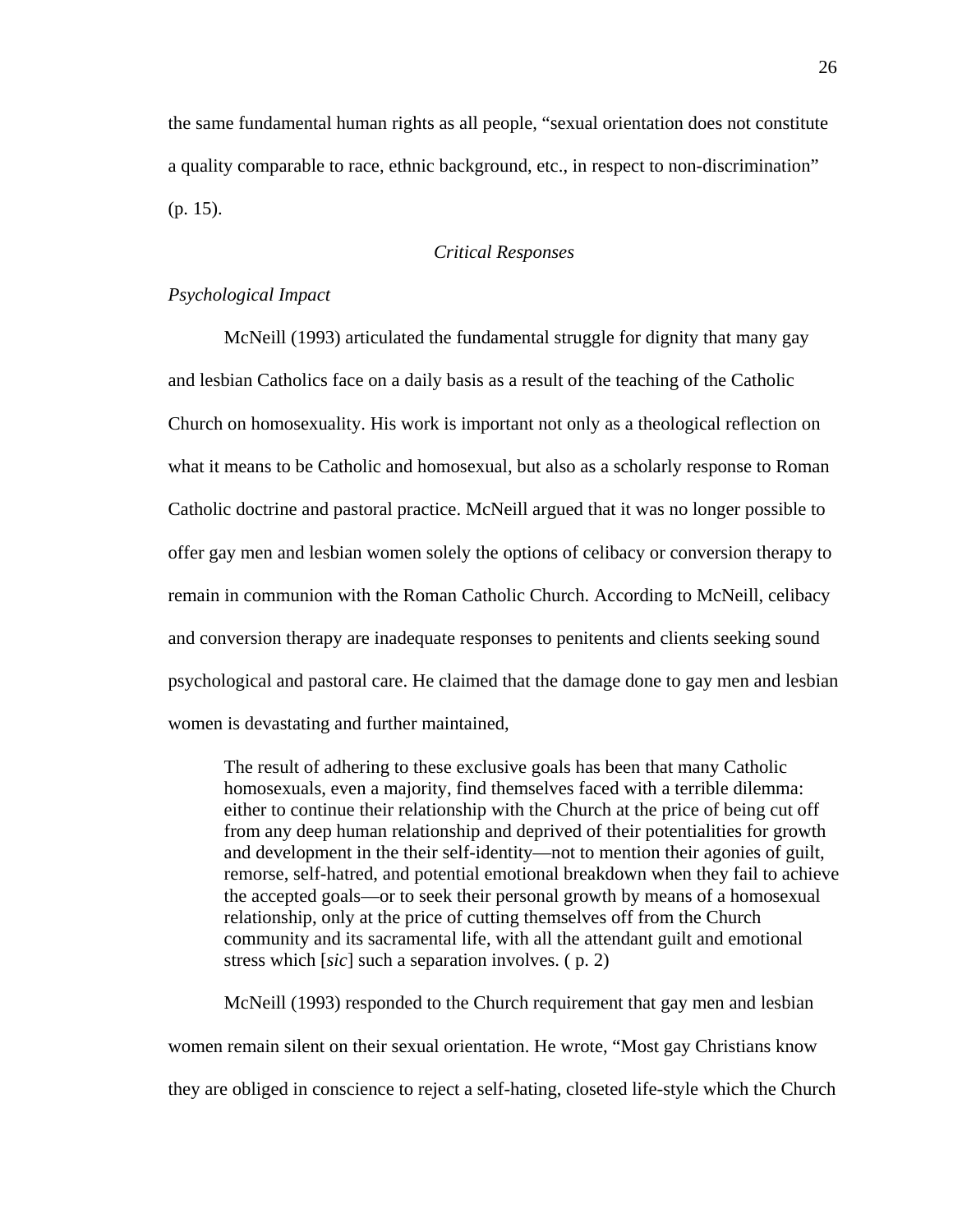the same fundamental human rights as all people, "sexual orientation does not constitute a quality comparable to race, ethnic background, etc., in respect to non-discrimination" (p. 15).

## *Critical Responses*

### *Psychological Impact*

McNeill (1993) articulated the fundamental struggle for dignity that many gay and lesbian Catholics face on a daily basis as a result of the teaching of the Catholic Church on homosexuality. His work is important not only as a theological reflection on what it means to be Catholic and homosexual, but also as a scholarly response to Roman Catholic doctrine and pastoral practice. McNeill argued that it was no longer possible to offer gay men and lesbian women solely the options of celibacy or conversion therapy to remain in communion with the Roman Catholic Church. According to McNeill, celibacy and conversion therapy are inadequate responses to penitents and clients seeking sound psychological and pastoral care. He claimed that the damage done to gay men and lesbian women is devastating and further maintained,

> The result of adhering to these exclusive goals has been that many Catholic homosexuals, even a majority, find themselves faced with a terrible dilemma: either to continue their relationship with the Church at the price of being cut off from any deep human relationship and deprived of their potentialities for growth and development in the their self-identity—not to mention their agonies of guilt, remorse, self-hatred, and potential emotional breakdown when they fail to achieve the accepted goals—or to seek their personal growth by means of a homosexual relationship, only at the price of cutting themselves off from the Church community and its sacramental life, with all the attendant guilt and emotional stress which [*sic*] such a separation involves. ( p. 2)

McNeill (1993) responded to the Church requirement that gay men and lesbian women remain silent on their sexual orientation. He wrote, "Most gay Christians know they are obliged in conscience to reject a self-hating, closeted life-style which the Church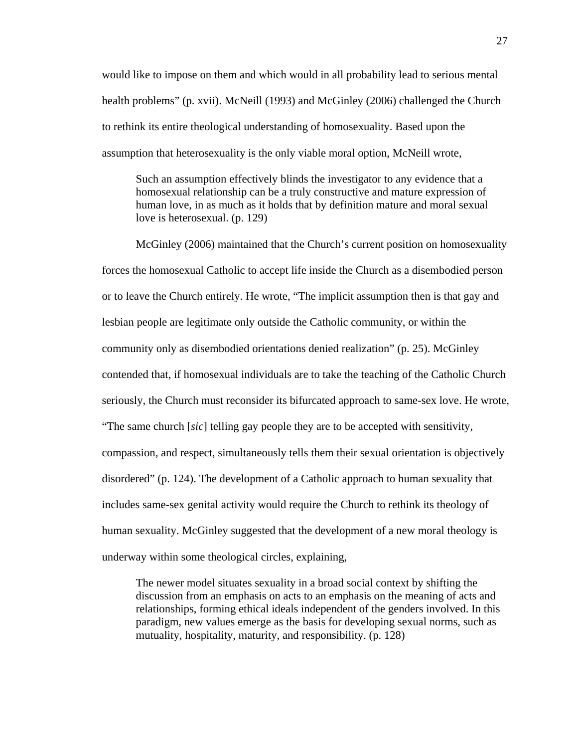would like to impose on them and which would in all probability lead to serious mental health problems" (p. xvii). McNeill (1993) and McGinley (2006) challenged the Church to rethink its entire theological understanding of homosexuality. Based upon the assumption that heterosexuality is the only viable moral option, McNeill wrote,

> Such an assumption effectively blinds the investigator to any evidence that a homosexual relationship can be a truly constructive and mature expression of human love, in as much as it holds that by definition mature and moral sexual love is heterosexual. (p. 129)

McGinley (2006) maintained that the Church's current position on homosexuality forces the homosexual Catholic to accept life inside the Church as a disembodied person or to leave the Church entirely. He wrote, "The implicit assumption then is that gay and lesbian people are legitimate only outside the Catholic community, or within the community only as disembodied orientations denied realization" (p. 25). McGinley contended that, if homosexual individuals are to take the teaching of the Catholic Church seriously, the Church must reconsider its bifurcated approach to same-sex love. He wrote, "The same church [*sic*] telling gay people they are to be accepted with sensitivity, compassion, and respect, simultaneously tells them their sexual orientation is objectively disordered" (p. 124). The development of a Catholic approach to human sexuality that includes same-sex genital activity would require the Church to rethink its theology of human sexuality. McGinley suggested that the development of a new moral theology is underway within some theological circles, explaining,

> The newer model situates sexuality in a broad social context by shifting the discussion from an emphasis on acts to an emphasis on the meaning of acts and relationships, forming ethical ideals independent of the genders involved. In this paradigm, new values emerge as the basis for developing sexual norms, such as mutuality, hospitality, maturity, and responsibility. (p. 128)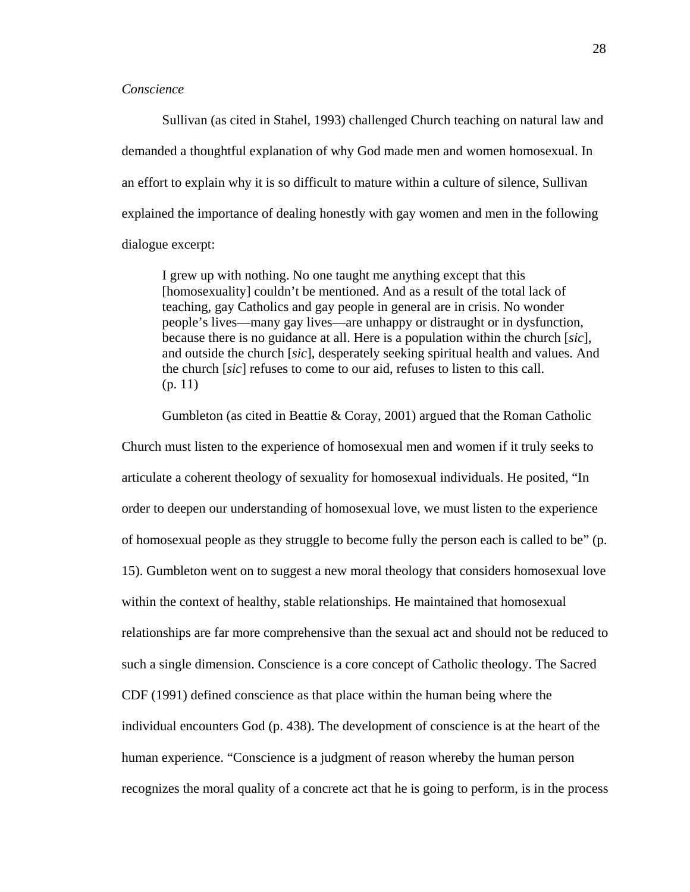*Conscience*

Sullivan (as cited in Stahel, 1993) challenged Church teaching on natural law and demanded a thoughtful explanation of why God made men and women homosexual. In an effort to explain why it is so difficult to mature within a culture of silence, Sullivan explained the importance of dealing honestly with gay women and men in the following dialogue excerpt:

> I grew up with nothing. No one taught me anything except that this [homosexuality] couldn't be mentioned. And as a result of the total lack of teaching, gay Catholics and gay people in general are in crisis. No wonder people's lives—many gay lives—are unhappy or distraught or in dysfunction, because there is no guidance at all. Here is a population within the church [*sic*], and outside the church [*sic*], desperately seeking spiritual health and values. And the church [*sic*] refuses to come to our aid, refuses to listen to this call. (p. 11)

Gumbleton (as cited in Beattie & Coray, 2001) argued that the Roman Catholic Church must listen to the experience of homosexual men and women if it truly seeks to articulate a coherent theology of sexuality for homosexual individuals. He posited, "In order to deepen our understanding of homosexual love, we must listen to the experience of homosexual people as they struggle to become fully the person each is called to be" (p. 15). Gumbleton went on to suggest a new moral theology that considers homosexual love within the context of healthy, stable relationships. He maintained that homosexual relationships are far more comprehensive than the sexual act and should not be reduced to such a single dimension. Conscience is a core concept of Catholic theology. The Sacred CDF (1991) defined conscience as that place within the human being where the individual encounters God (p. 438). The development of conscience is at the heart of the human experience. "Conscience is a judgment of reason whereby the human person recognizes the moral quality of a concrete act that he is going to perform, is in the process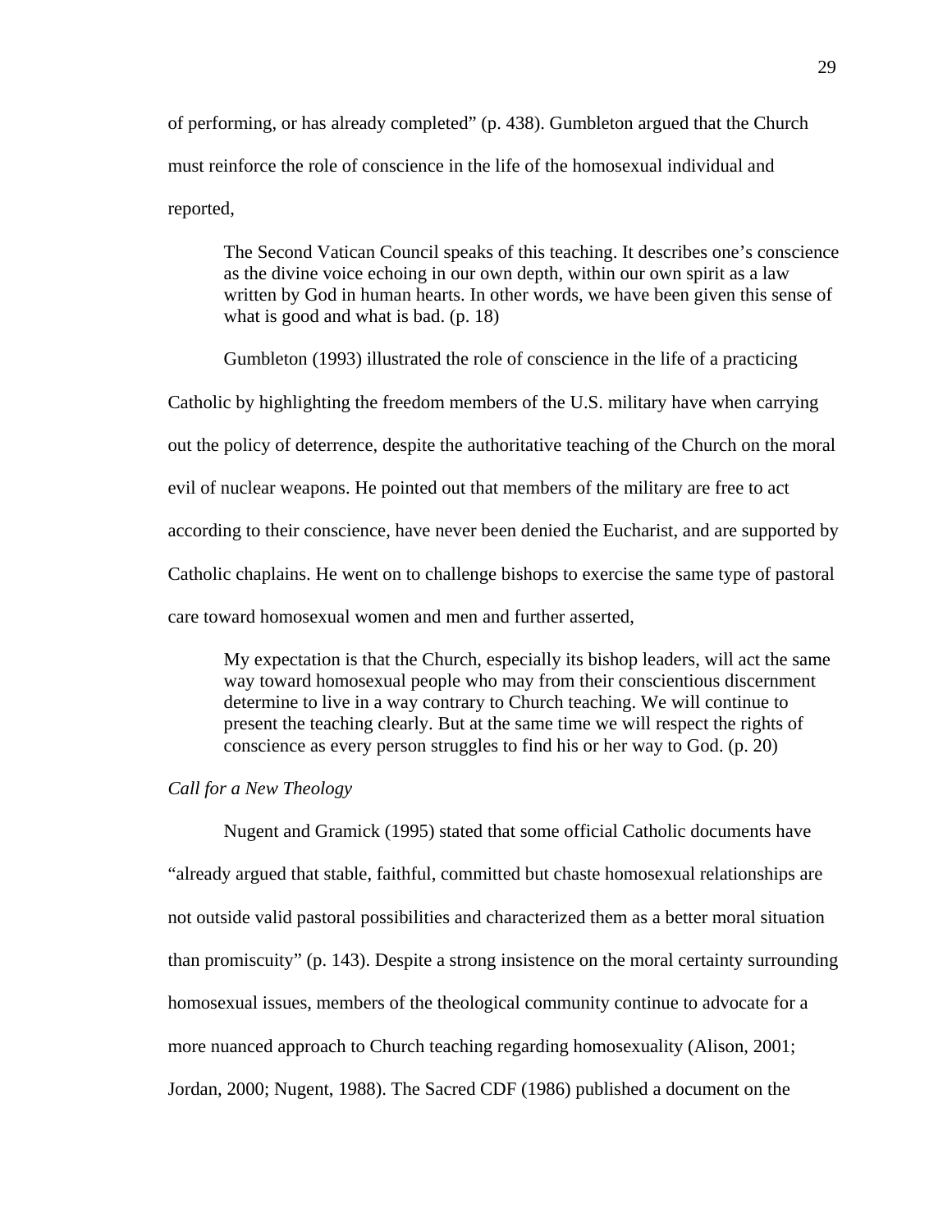of performing, or has already completed" (p. 438). Gumbleton argued that the Church must reinforce the role of conscience in the life of the homosexual individual and reported,

> The Second Vatican Council speaks of this teaching. It describes one's conscience as the divine voice echoing in our own depth, within our own spirit as a law written by God in human hearts. In other words, we have been given this sense of what is good and what is bad. (p. 18)

Gumbleton (1993) illustrated the role of conscience in the life of a practicing Catholic by highlighting the freedom members of the U.S. military have when carrying out the policy of deterrence, despite the authoritative teaching of the Church on the moral evil of nuclear weapons. He pointed out that members of the military are free to act according to their conscience, have never been denied the Eucharist, and are supported by Catholic chaplains. He went on to challenge bishops to exercise the same type of pastoral care toward homosexual women and men and further asserted,

> My expectation is that the Church, especially its bishop leaders, will act the same way toward homosexual people who may from their conscientious discernment determine to live in a way contrary to Church teaching. We will continue to present the teaching clearly. But at the same time we will respect the rights of conscience as every person struggles to find his or her way to God. (p. 20)

*Call for a New Theology*

Nugent and Gramick (1995) stated that some official Catholic documents have "already argued that stable, faithful, committed but chaste homosexual relationships are not outside valid pastoral possibilities and characterized them as a better moral situation than promiscuity" (p. 143). Despite a strong insistence on the moral certainty surrounding homosexual issues, members of the theological community continue to advocate for a more nuanced approach to Church teaching regarding homosexuality (Alison, 2001; Jordan, 2000; Nugent, 1988). The Sacred CDF (1986) published a document on the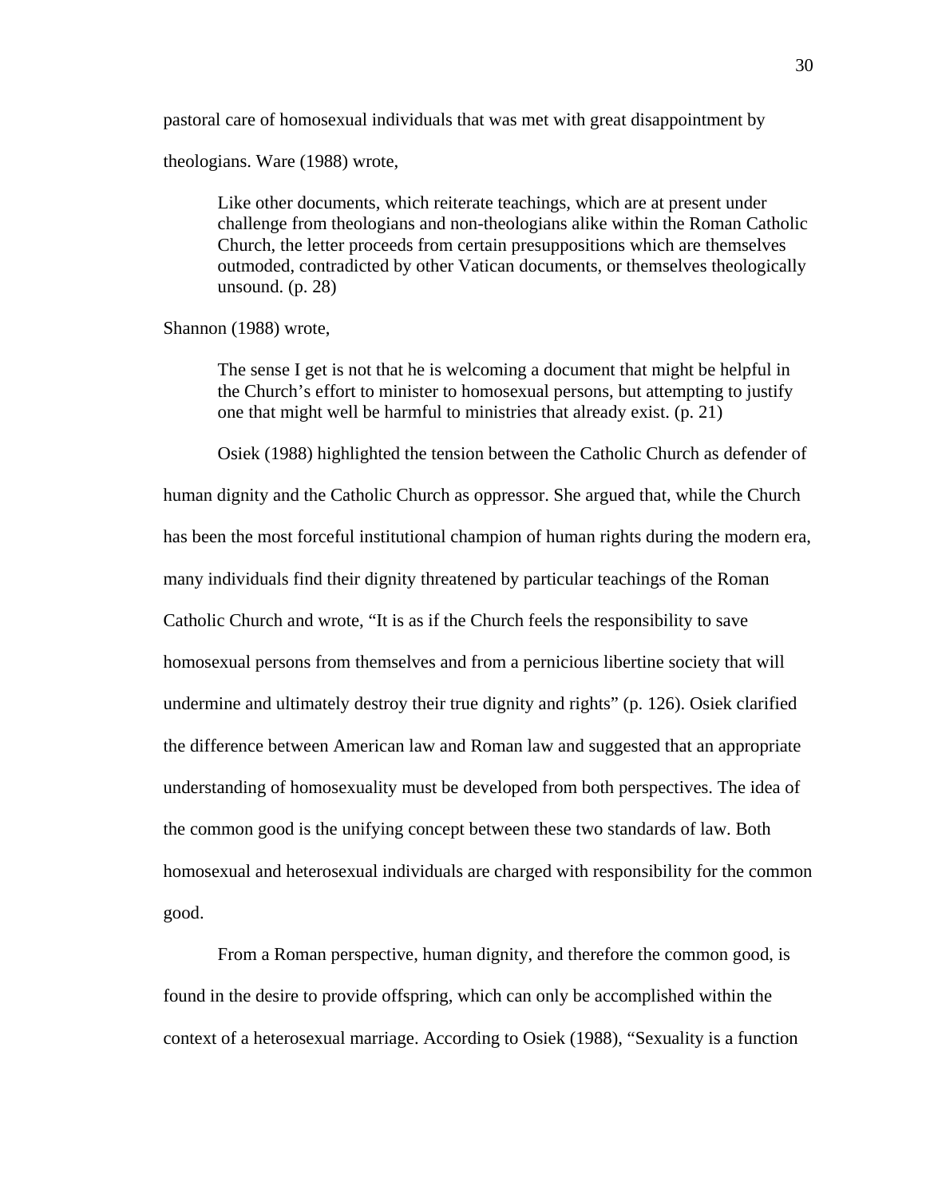pastoral care of homosexual individuals that was met with great disappointment by theologians. Ware (1988) wrote,

> Like other documents, which reiterate teachings, which are at present under challenge from theologians and non-theologians alike within the Roman Catholic Church, the letter proceeds from certain presuppositions which are themselves outmoded, contradicted by other Vatican documents, or themselves theologically unsound. (p. 28)

Shannon (1988) wrote,

> The sense I get is not that he is welcoming a document that might be helpful in the Church's effort to minister to homosexual persons, but attempting to justify one that might well be harmful to ministries that already exist. (p. 21)

Osiek (1988) highlighted the tension between the Catholic Church as defender of human dignity and the Catholic Church as oppressor. She argued that, while the Church has been the most forceful institutional champion of human rights during the modern era, many individuals find their dignity threatened by particular teachings of the Roman Catholic Church and wrote, "It is as if the Church feels the responsibility to save homosexual persons from themselves and from a pernicious libertine society that will undermine and ultimately destroy their true dignity and rights" (p. 126). Osiek clarified the difference between American law and Roman law and suggested that an appropriate understanding of homosexuality must be developed from both perspectives. The idea of the common good is the unifying concept between these two standards of law. Both homosexual and heterosexual individuals are charged with responsibility for the common good.

From a Roman perspective, human dignity, and therefore the common good, is found in the desire to provide offspring, which can only be accomplished within the context of a heterosexual marriage. According to Osiek (1988), "Sexuality is a function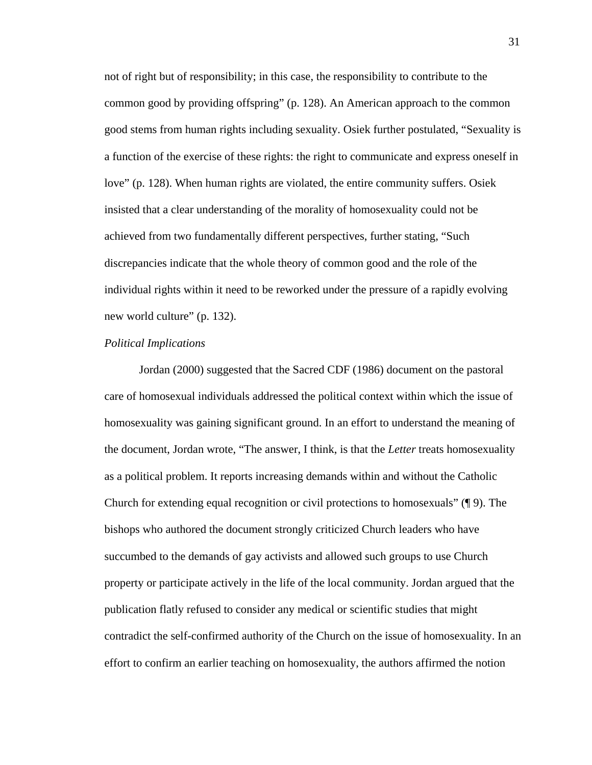not of right but of responsibility; in this case, the responsibility to contribute to the common good by providing offspring" (p. 128). An American approach to the common good stems from human rights including sexuality. Osiek further postulated, "Sexuality is a function of the exercise of these rights: the right to communicate and express oneself in love" (p. 128). When human rights are violated, the entire community suffers. Osiek insisted that a clear understanding of the morality of homosexuality could not be achieved from two fundamentally different perspectives, further stating, "Such discrepancies indicate that the whole theory of common good and the role of the individual rights within it need to be reworked under the pressure of a rapidly evolving new world culture" (p. 132).

*Political Implications*

Jordan (2000) suggested that the Sacred CDF (1986) document on the pastoral care of homosexual individuals addressed the political context within which the issue of homosexuality was gaining significant ground. In an effort to understand the meaning of the document, Jordan wrote, "The answer, I think, is that the *Letter* treats homosexuality as a political problem. It reports increasing demands within and without the Catholic Church for extending equal recognition or civil protections to homosexuals" (¶ 9). The bishops who authored the document strongly criticized Church leaders who have succumbed to the demands of gay activists and allowed such groups to use Church property or participate actively in the life of the local community. Jordan argued that the publication flatly refused to consider any medical or scientific studies that might contradict the self-confirmed authority of the Church on the issue of homosexuality. In an effort to confirm an earlier teaching on homosexuality, the authors affirmed the notion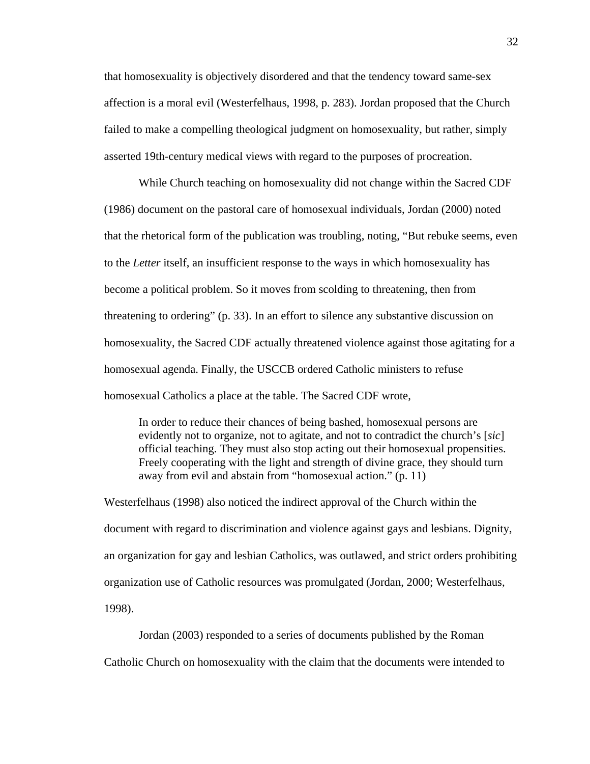that homosexuality is objectively disordered and that the tendency toward same-sex affection is a moral evil (Westerfelhaus, 1998, p. 283). Jordan proposed that the Church failed to make a compelling theological judgment on homosexuality, but rather, simply asserted 19th-century medical views with regard to the purposes of procreation.

While Church teaching on homosexuality did not change within the Sacred CDF (1986) document on the pastoral care of homosexual individuals, Jordan (2000) noted that the rhetorical form of the publication was troubling, noting, "But rebuke seems, even to the *Letter* itself, an insufficient response to the ways in which homosexuality has become a political problem. So it moves from scolding to threatening, then from threatening to ordering" (p. 33). In an effort to silence any substantive discussion on homosexuality, the Sacred CDF actually threatened violence against those agitating for a homosexual agenda. Finally, the USCCB ordered Catholic ministers to refuse homosexual Catholics a place at the table. The Sacred CDF wrote,

> In order to reduce their chances of being bashed, homosexual persons are evidently not to organize, not to agitate, and not to contradict the church's [*sic*] official teaching. They must also stop acting out their homosexual propensities. Freely cooperating with the light and strength of divine grace, they should turn away from evil and abstain from "homosexual action." (p. 11)

Westerfelhaus (1998) also noticed the indirect approval of the Church within the document with regard to discrimination and violence against gays and lesbians. Dignity, an organization for gay and lesbian Catholics, was outlawed, and strict orders prohibiting organization use of Catholic resources was promulgated (Jordan, 2000; Westerfelhaus, 1998).

Jordan (2003) responded to a series of documents published by the Roman Catholic Church on homosexuality with the claim that the documents were intended to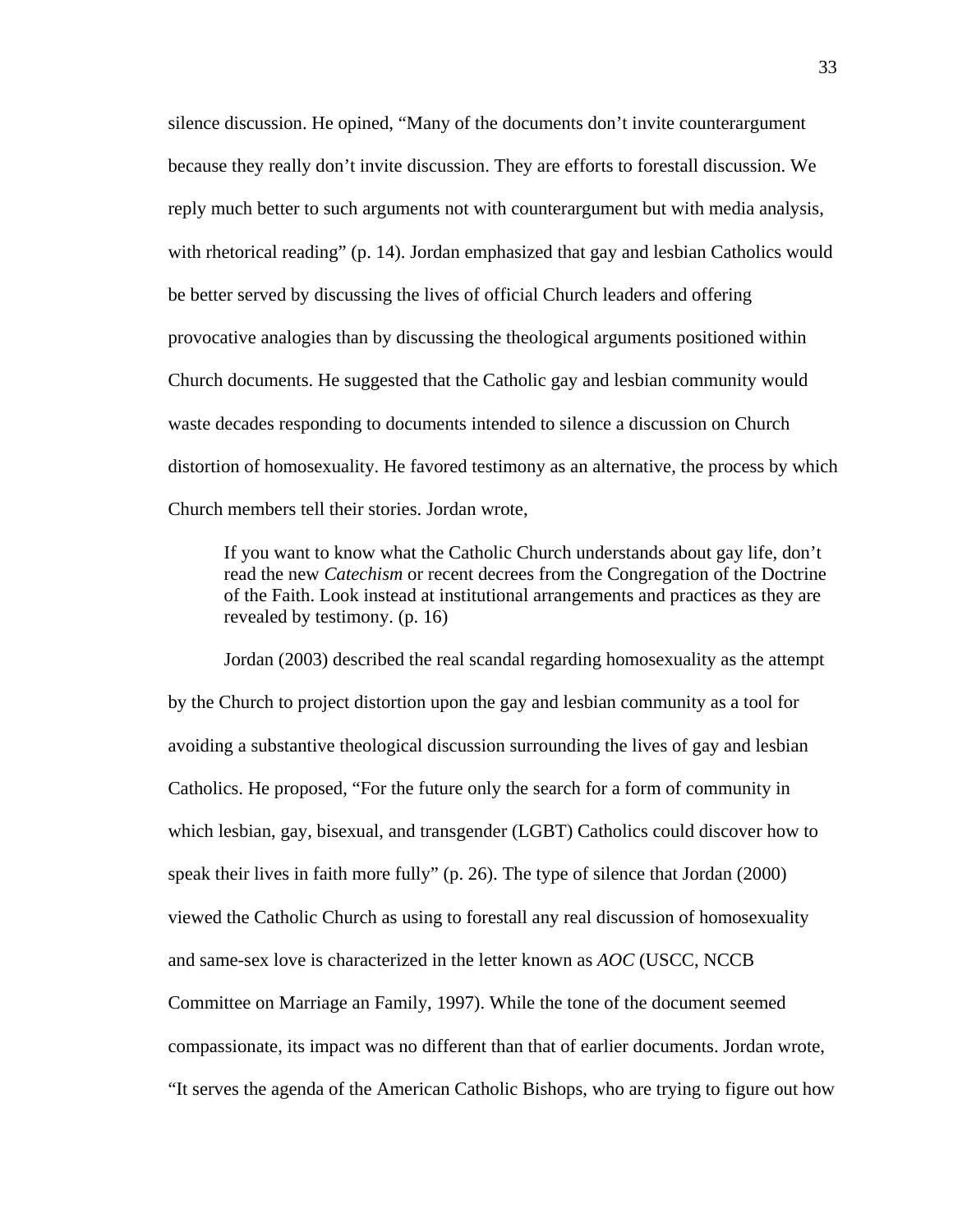silence discussion. He opined, “Many of the documents don’t invite counterargument because they really don’t invite discussion. They are efforts to forestall discussion. We reply much better to such arguments not with counterargument but with media analysis, with rhetorical reading” (p. 14). Jordan emphasized that gay and lesbian Catholics would be better served by discussing the lives of official Church leaders and offering provocative analogies than by discussing the theological arguments positioned within Church documents. He suggested that the Catholic gay and lesbian community would waste decades responding to documents intended to silence a discussion on Church distortion of homosexuality. He favored testimony as an alternative, the process by which Church members tell their stories. Jordan wrote,

> If you want to know what the Catholic Church understands about gay life, don’t read the new *Catechism* or recent decrees from the Congregation of the Doctrine of the Faith. Look instead at institutional arrangements and practices as they are revealed by testimony. (p. 16)

Jordan (2003) described the real scandal regarding homosexuality as the attempt by the Church to project distortion upon the gay and lesbian community as a tool for avoiding a substantive theological discussion surrounding the lives of gay and lesbian Catholics. He proposed, “For the future only the search for a form of community in which lesbian, gay, bisexual, and transgender (LGBT) Catholics could discover how to speak their lives in faith more fully” (p. 26). The type of silence that Jordan (2000) viewed the Catholic Church as using to forestall any real discussion of homosexuality and same-sex love is characterized in the letter known as *AOC* (USCC, NCCB Committee on Marriage an Family, 1997). While the tone of the document seemed compassionate, its impact was no different than that of earlier documents. Jordan wrote, “It serves the agenda of the American Catholic Bishops, who are trying to figure out how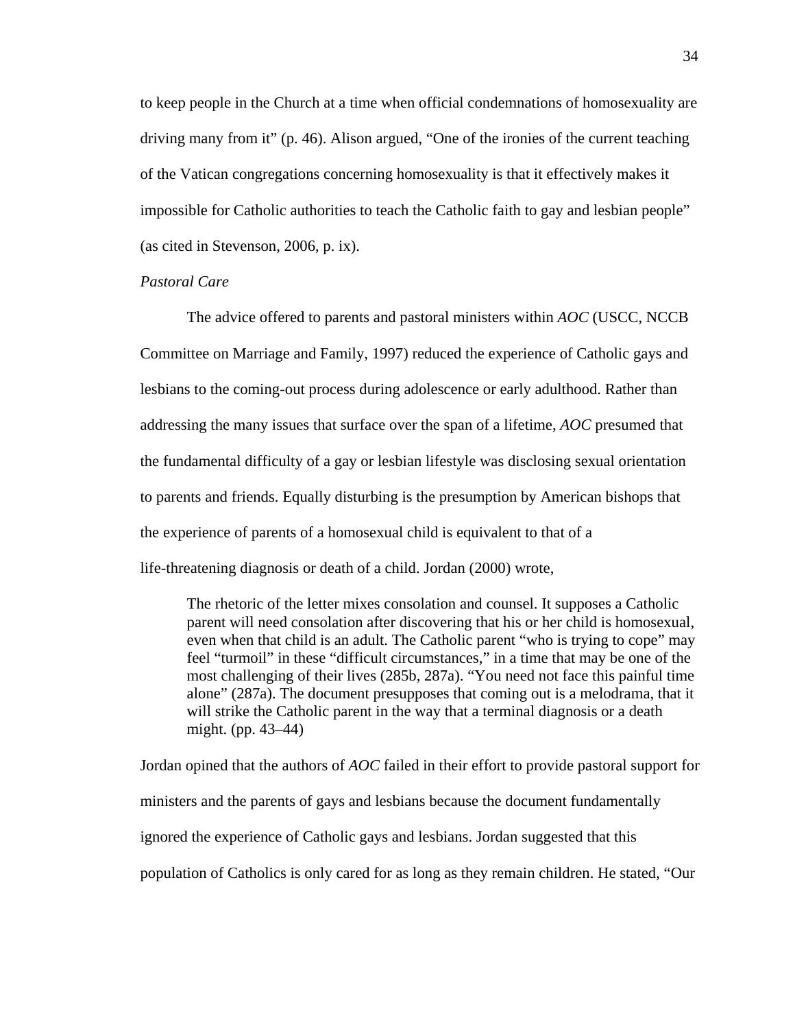to keep people in the Church at a time when official condemnations of homosexuality are driving many from it" (p. 46). Alison argued, "One of the ironies of the current teaching of the Vatican congregations concerning homosexuality is that it effectively makes it impossible for Catholic authorities to teach the Catholic faith to gay and lesbian people" (as cited in Stevenson, 2006, p. ix).

*Pastoral Care*

The advice offered to parents and pastoral ministers within *AOC* (USCC, NCCB Committee on Marriage and Family, 1997) reduced the experience of Catholic gays and lesbians to the coming-out process during adolescence or early adulthood. Rather than addressing the many issues that surface over the span of a lifetime, *AOC* presumed that the fundamental difficulty of a gay or lesbian lifestyle was disclosing sexual orientation to parents and friends. Equally disturbing is the presumption by American bishops that the experience of parents of a homosexual child is equivalent to that of a life-threatening diagnosis or death of a child. Jordan (2000) wrote,

> The rhetoric of the letter mixes consolation and counsel. It supposes a Catholic parent will need consolation after discovering that his or her child is homosexual, even when that child is an adult. The Catholic parent "who is trying to cope" may feel "turmoil" in these "difficult circumstances," in a time that may be one of the most challenging of their lives (285b, 287a). "You need not face this painful time alone" (287a). The document presupposes that coming out is a melodrama, that it will strike the Catholic parent in the way that a terminal diagnosis or a death might. (pp. 43–44)

Jordan opined that the authors of *AOC* failed in their effort to provide pastoral support for ministers and the parents of gays and lesbians because the document fundamentally ignored the experience of Catholic gays and lesbians. Jordan suggested that this population of Catholics is only cared for as long as they remain children. He stated, "Our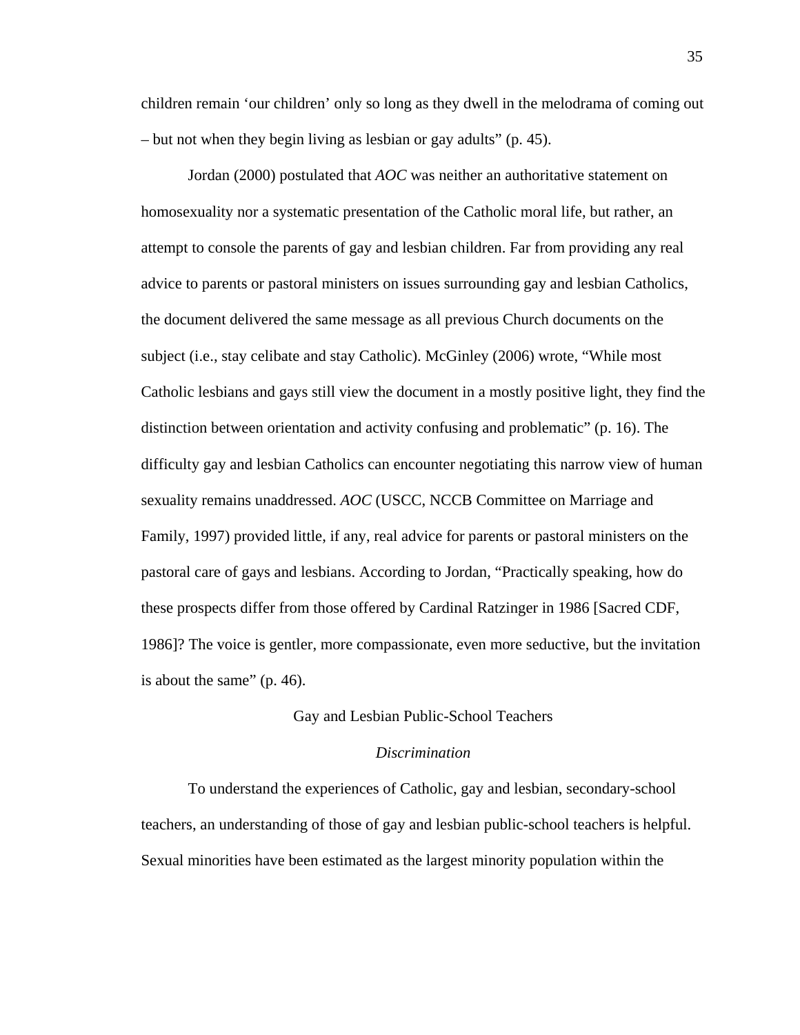children remain ‘our children’ only so long as they dwell in the melodrama of coming out – but not when they begin living as lesbian or gay adults” (p. 45).

Jordan (2000) postulated that *AOC* was neither an authoritative statement on homosexuality nor a systematic presentation of the Catholic moral life, but rather, an attempt to console the parents of gay and lesbian children. Far from providing any real advice to parents or pastoral ministers on issues surrounding gay and lesbian Catholics, the document delivered the same message as all previous Church documents on the subject (i.e., stay celibate and stay Catholic). McGinley (2006) wrote, “While most Catholic lesbians and gays still view the document in a mostly positive light, they find the distinction between orientation and activity confusing and problematic” (p. 16). The difficulty gay and lesbian Catholics can encounter negotiating this narrow view of human sexuality remains unaddressed. *AOC* (USCC, NCCB Committee on Marriage and Family, 1997) provided little, if any, real advice for parents or pastoral ministers on the pastoral care of gays and lesbians. According to Jordan, “Practically speaking, how do these prospects differ from those offered by Cardinal Ratzinger in 1986 [Sacred CDF, 1986]? The voice is gentler, more compassionate, even more seductive, but the invitation is about the same” (p. 46).

## Gay and Lesbian Public-School Teachers

### *Discrimination*

To understand the experiences of Catholic, gay and lesbian, secondary-school teachers, an understanding of those of gay and lesbian public-school teachers is helpful. Sexual minorities have been estimated as the largest minority population within the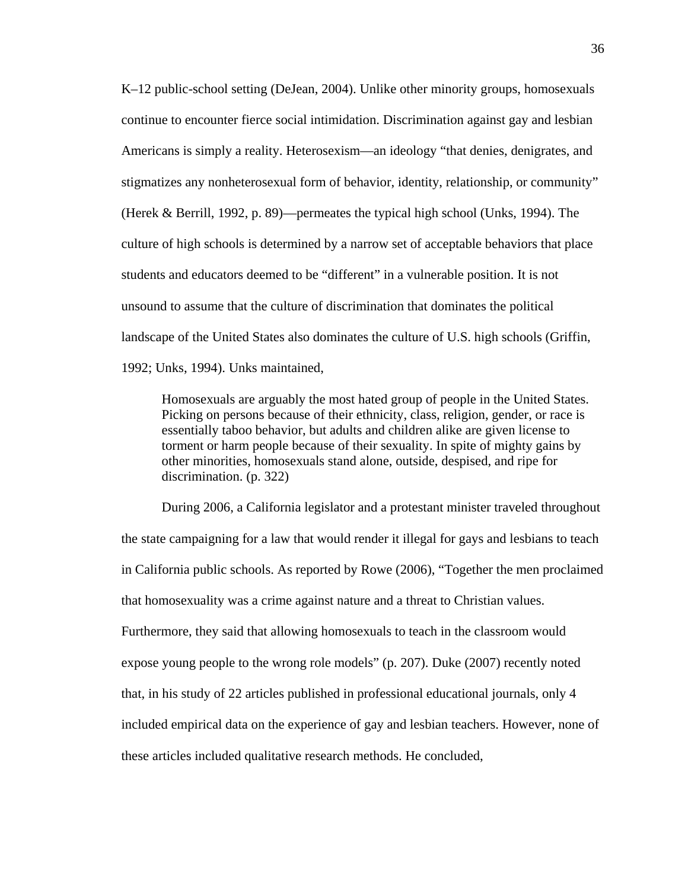K–12 public-school setting (DeJean, 2004). Unlike other minority groups, homosexuals continue to encounter fierce social intimidation. Discrimination against gay and lesbian Americans is simply a reality. Heterosexism—an ideology "that denies, denigrates, and stigmatizes any nonheterosexual form of behavior, identity, relationship, or community" (Herek & Berrill, 1992, p. 89)—permeates the typical high school (Unks, 1994). The culture of high schools is determined by a narrow set of acceptable behaviors that place students and educators deemed to be "different" in a vulnerable position. It is not unsound to assume that the culture of discrimination that dominates the political landscape of the United States also dominates the culture of U.S. high schools (Griffin, 1992; Unks, 1994). Unks maintained,

> Homosexuals are arguably the most hated group of people in the United States. Picking on persons because of their ethnicity, class, religion, gender, or race is essentially taboo behavior, but adults and children alike are given license to torment or harm people because of their sexuality. In spite of mighty gains by other minorities, homosexuals stand alone, outside, despised, and ripe for discrimination. (p. 322)

During 2006, a California legislator and a protestant minister traveled throughout the state campaigning for a law that would render it illegal for gays and lesbians to teach in California public schools. As reported by Rowe (2006), "Together the men proclaimed that homosexuality was a crime against nature and a threat to Christian values. Furthermore, they said that allowing homosexuals to teach in the classroom would expose young people to the wrong role models" (p. 207). Duke (2007) recently noted that, in his study of 22 articles published in professional educational journals, only 4 included empirical data on the experience of gay and lesbian teachers. However, none of these articles included qualitative research methods. He concluded,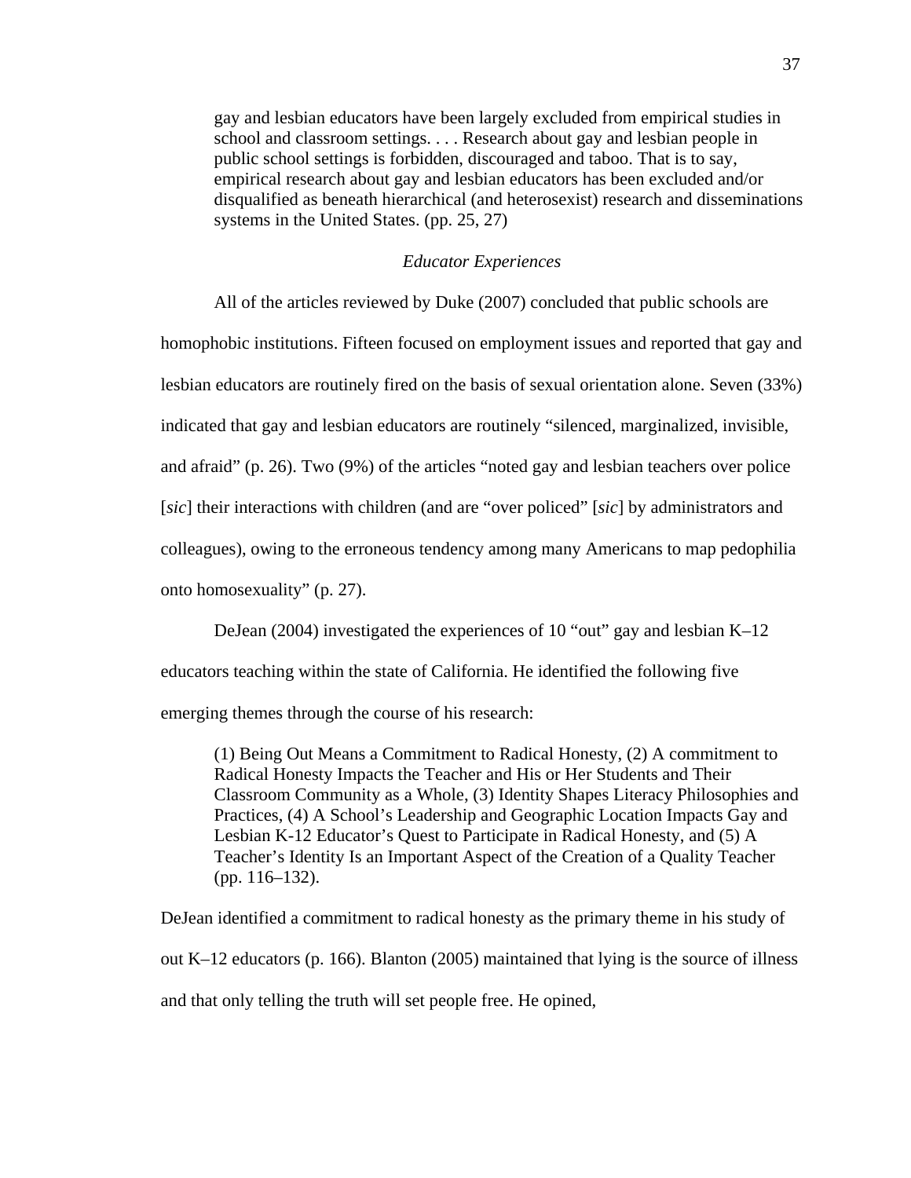> gay and lesbian educators have been largely excluded from empirical studies in school and classroom settings. . . . Research about gay and lesbian people in public school settings is forbidden, discouraged and taboo. That is to say, empirical research about gay and lesbian educators has been excluded and/or disqualified as beneath hierarchical (and heterosexist) research and disseminations systems in the United States. (pp. 25, 27)

### *Educator Experiences*

All of the articles reviewed by Duke (2007) concluded that public schools are homophobic institutions. Fifteen focused on employment issues and reported that gay and lesbian educators are routinely fired on the basis of sexual orientation alone. Seven (33%) indicated that gay and lesbian educators are routinely "silenced, marginalized, invisible, and afraid" (p. 26). Two (9%) of the articles "noted gay and lesbian teachers over police [*sic*] their interactions with children (and are "over policed" [*sic*] by administrators and colleagues), owing to the erroneous tendency among many Americans to map pedophilia onto homosexuality" (p. 27).

DeJean (2004) investigated the experiences of 10 "out" gay and lesbian K–12 educators teaching within the state of California. He identified the following five emerging themes through the course of his research:

> (1) Being Out Means a Commitment to Radical Honesty, (2) A commitment to Radical Honesty Impacts the Teacher and His or Her Students and Their Classroom Community as a Whole, (3) Identity Shapes Literacy Philosophies and Practices, (4) A School's Leadership and Geographic Location Impacts Gay and Lesbian K-12 Educator's Quest to Participate in Radical Honesty, and (5) A Teacher's Identity Is an Important Aspect of the Creation of a Quality Teacher (pp. 116–132).

DeJean identified a commitment to radical honesty as the primary theme in his study of out K–12 educators (p. 166). Blanton (2005) maintained that lying is the source of illness and that only telling the truth will set people free. He opined,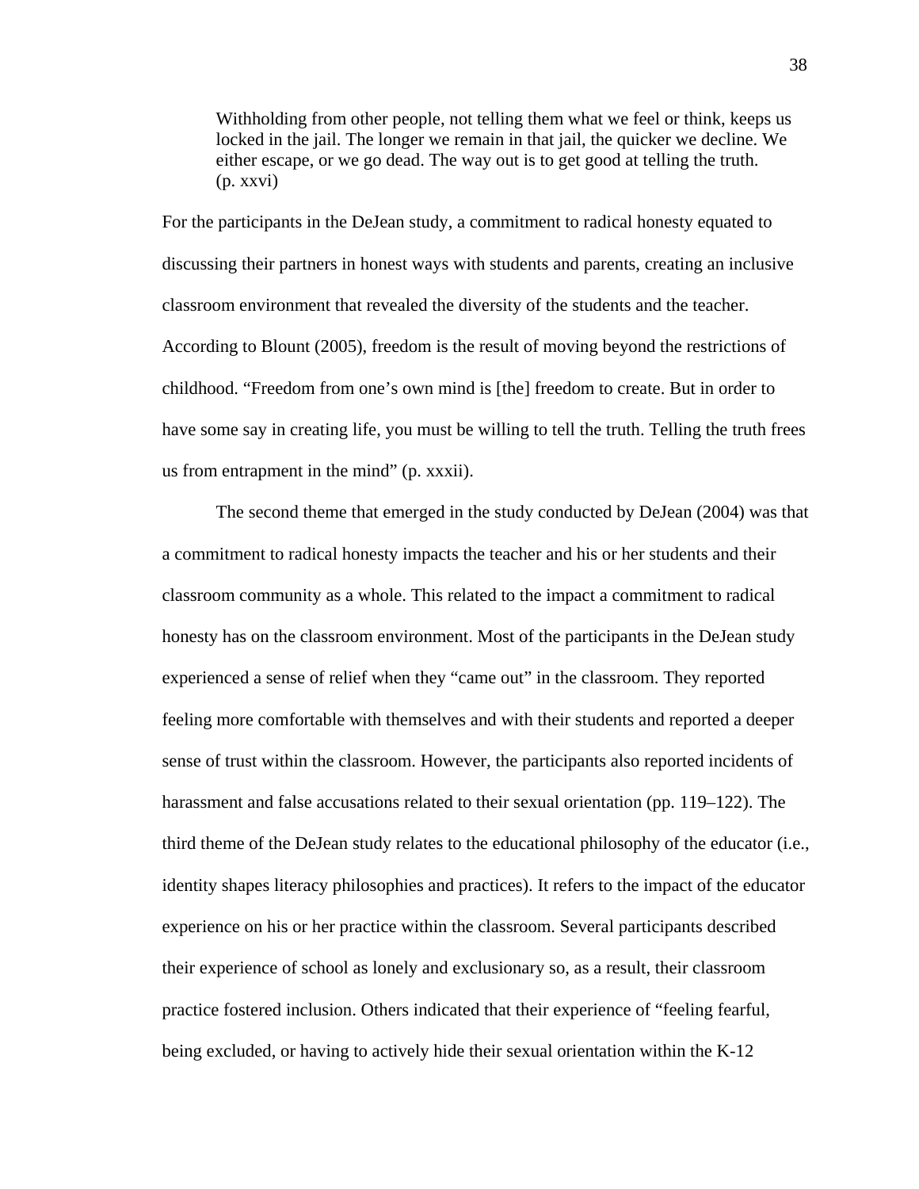> Withholding from other people, not telling them what we feel or think, keeps us locked in the jail. The longer we remain in that jail, the quicker we decline. We either escape, or we go dead. The way out is to get good at telling the truth. (p. xxvi)

For the participants in the DeJean study, a commitment to radical honesty equated to discussing their partners in honest ways with students and parents, creating an inclusive classroom environment that revealed the diversity of the students and the teacher. According to Blount (2005), freedom is the result of moving beyond the restrictions of childhood. "Freedom from one's own mind is [the] freedom to create. But in order to have some say in creating life, you must be willing to tell the truth. Telling the truth frees us from entrapment in the mind" (p. xxxii).

The second theme that emerged in the study conducted by DeJean (2004) was that a commitment to radical honesty impacts the teacher and his or her students and their classroom community as a whole. This related to the impact a commitment to radical honesty has on the classroom environment. Most of the participants in the DeJean study experienced a sense of relief when they "came out" in the classroom. They reported feeling more comfortable with themselves and with their students and reported a deeper sense of trust within the classroom. However, the participants also reported incidents of harassment and false accusations related to their sexual orientation (pp. 119–122). The third theme of the DeJean study relates to the educational philosophy of the educator (i.e., identity shapes literacy philosophies and practices). It refers to the impact of the educator experience on his or her practice within the classroom. Several participants described their experience of school as lonely and exclusionary so, as a result, their classroom practice fostered inclusion. Others indicated that their experience of "feeling fearful, being excluded, or having to actively hide their sexual orientation within the K-12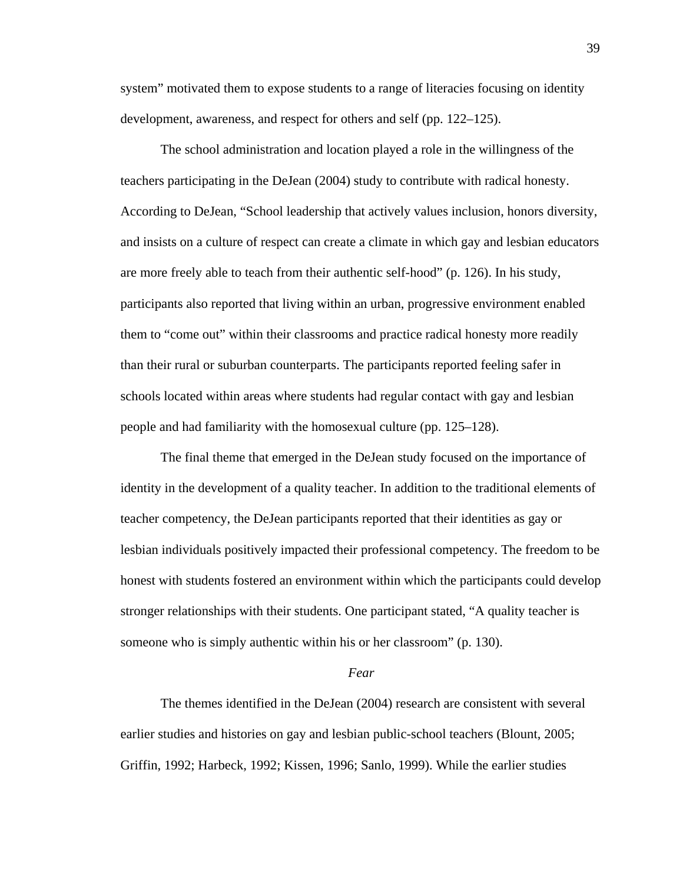system" motivated them to expose students to a range of literacies focusing on identity development, awareness, and respect for others and self (pp. 122–125).

The school administration and location played a role in the willingness of the teachers participating in the DeJean (2004) study to contribute with radical honesty. According to DeJean, "School leadership that actively values inclusion, honors diversity, and insists on a culture of respect can create a climate in which gay and lesbian educators are more freely able to teach from their authentic self-hood" (p. 126). In his study, participants also reported that living within an urban, progressive environment enabled them to "come out" within their classrooms and practice radical honesty more readily than their rural or suburban counterparts. The participants reported feeling safer in schools located within areas where students had regular contact with gay and lesbian people and had familiarity with the homosexual culture (pp. 125–128).

The final theme that emerged in the DeJean study focused on the importance of identity in the development of a quality teacher. In addition to the traditional elements of teacher competency, the DeJean participants reported that their identities as gay or lesbian individuals positively impacted their professional competency. The freedom to be honest with students fostered an environment within which the participants could develop stronger relationships with their students. One participant stated, "A quality teacher is someone who is simply authentic within his or her classroom" (p. 130).

### *Fear*

The themes identified in the DeJean (2004) research are consistent with several earlier studies and histories on gay and lesbian public-school teachers (Blount, 2005; Griffin, 1992; Harbeck, 1992; Kissen, 1996; Sanlo, 1999). While the earlier studies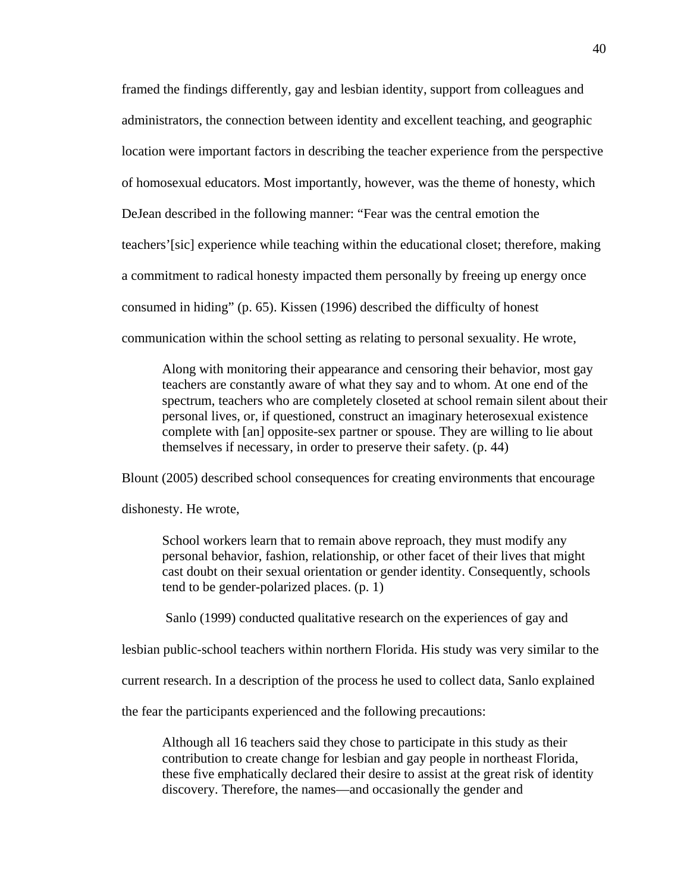framed the findings differently, gay and lesbian identity, support from colleagues and administrators, the connection between identity and excellent teaching, and geographic location were important factors in describing the teacher experience from the perspective of homosexual educators. Most importantly, however, was the theme of honesty, which DeJean described in the following manner: "Fear was the central emotion the teachers'[sic] experience while teaching within the educational closet; therefore, making a commitment to radical honesty impacted them personally by freeing up energy once consumed in hiding" (p. 65). Kissen (1996) described the difficulty of honest communication within the school setting as relating to personal sexuality. He wrote,

> Along with monitoring their appearance and censoring their behavior, most gay teachers are constantly aware of what they say and to whom. At one end of the spectrum, teachers who are completely closeted at school remain silent about their personal lives, or, if questioned, construct an imaginary heterosexual existence complete with [an] opposite-sex partner or spouse. They are willing to lie about themselves if necessary, in order to preserve their safety. (p. 44)

Blount (2005) described school consequences for creating environments that encourage dishonesty. He wrote,

> School workers learn that to remain above reproach, they must modify any personal behavior, fashion, relationship, or other facet of their lives that might cast doubt on their sexual orientation or gender identity. Consequently, schools tend to be gender-polarized places. (p. 1)

Sanlo (1999) conducted qualitative research on the experiences of gay and lesbian public-school teachers within northern Florida. His study was very similar to the current research. In a description of the process he used to collect data, Sanlo explained the fear the participants experienced and the following precautions:

> Although all 16 teachers said they chose to participate in this study as their contribution to create change for lesbian and gay people in northeast Florida, these five emphatically declared their desire to assist at the great risk of identity discovery. Therefore, the names—and occasionally the gender and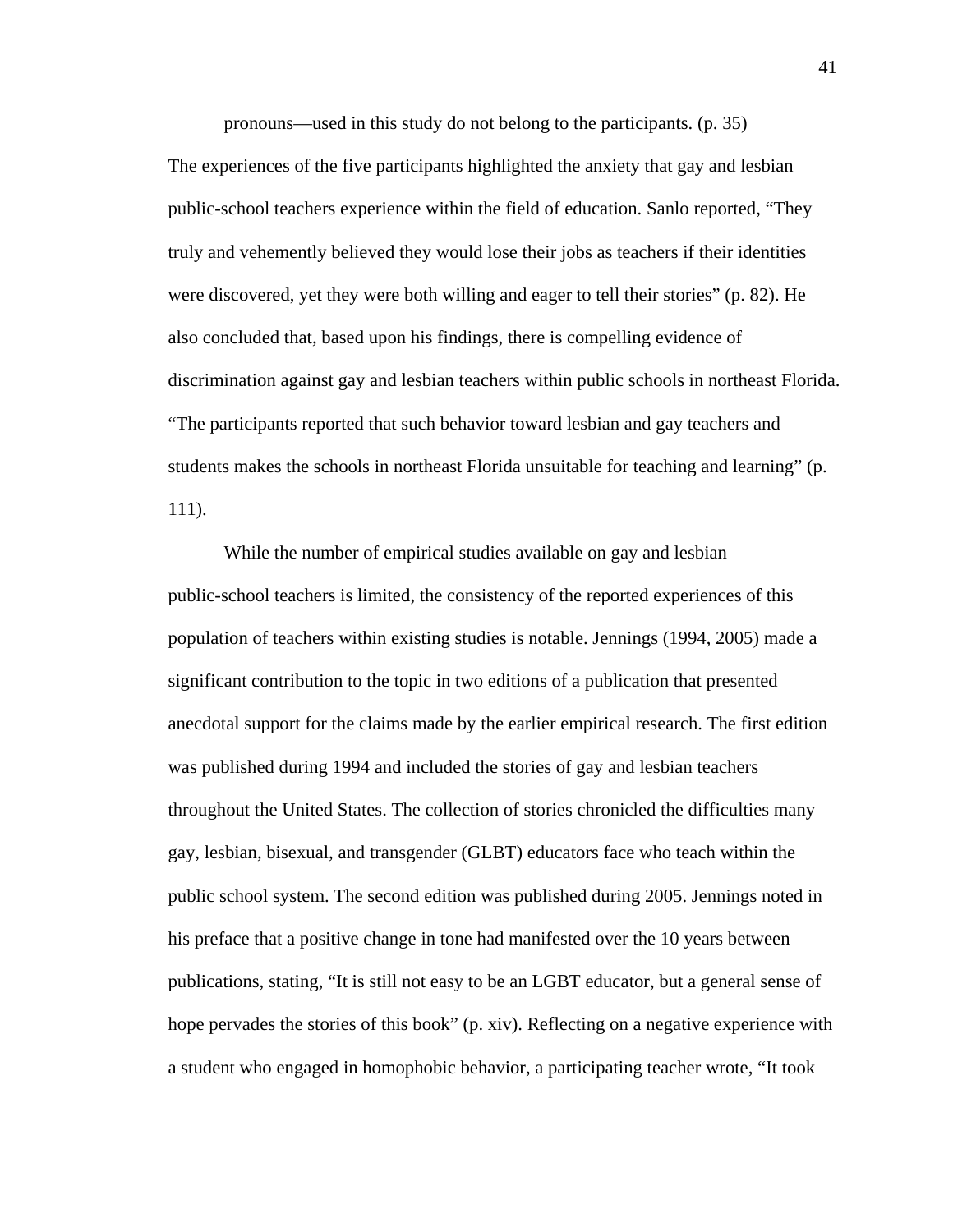pronouns—used in this study do not belong to the participants. (p. 35)

The experiences of the five participants highlighted the anxiety that gay and lesbian public-school teachers experience within the field of education. Sanlo reported, "They truly and vehemently believed they would lose their jobs as teachers if their identities were discovered, yet they were both willing and eager to tell their stories" (p. 82). He also concluded that, based upon his findings, there is compelling evidence of discrimination against gay and lesbian teachers within public schools in northeast Florida. "The participants reported that such behavior toward lesbian and gay teachers and students makes the schools in northeast Florida unsuitable for teaching and learning" (p. 111).

While the number of empirical studies available on gay and lesbian public-school teachers is limited, the consistency of the reported experiences of this population of teachers within existing studies is notable. Jennings (1994, 2005) made a significant contribution to the topic in two editions of a publication that presented anecdotal support for the claims made by the earlier empirical research. The first edition was published during 1994 and included the stories of gay and lesbian teachers throughout the United States. The collection of stories chronicled the difficulties many gay, lesbian, bisexual, and transgender (GLBT) educators face who teach within the public school system. The second edition was published during 2005. Jennings noted in his preface that a positive change in tone had manifested over the 10 years between publications, stating, "It is still not easy to be an LGBT educator, but a general sense of hope pervades the stories of this book" (p. xiv). Reflecting on a negative experience with a student who engaged in homophobic behavior, a participating teacher wrote, "It took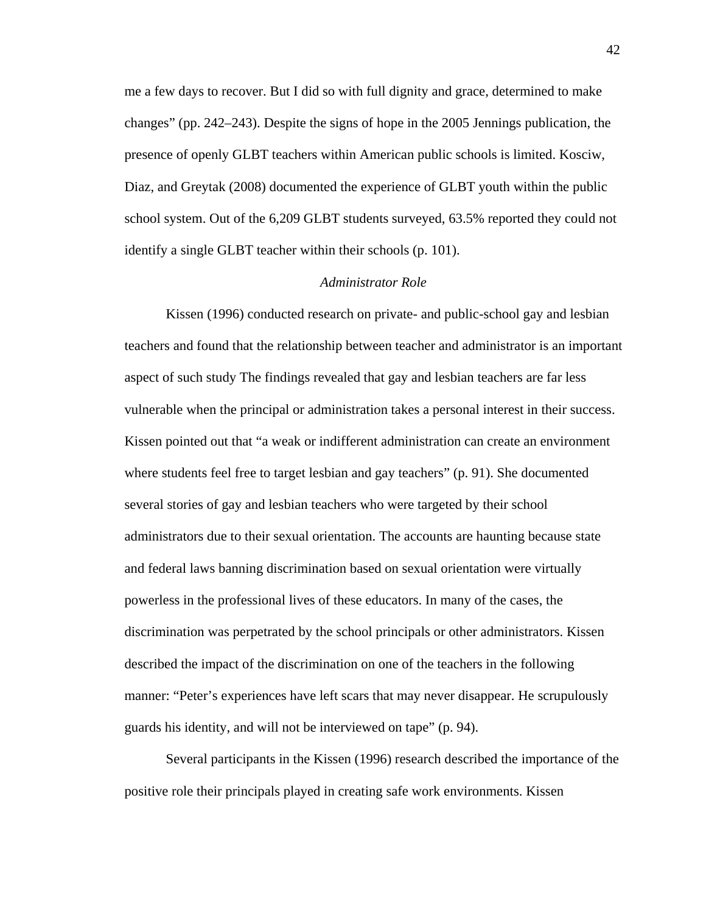me a few days to recover. But I did so with full dignity and grace, determined to make changes" (pp. 242–243). Despite the signs of hope in the 2005 Jennings publication, the presence of openly GLBT teachers within American public schools is limited. Kosciw, Diaz, and Greytak (2008) documented the experience of GLBT youth within the public school system. Out of the 6,209 GLBT students surveyed, 63.5% reported they could not identify a single GLBT teacher within their schools (p. 101).

### *Administrator Role*

Kissen (1996) conducted research on private- and public-school gay and lesbian teachers and found that the relationship between teacher and administrator is an important aspect of such study The findings revealed that gay and lesbian teachers are far less vulnerable when the principal or administration takes a personal interest in their success. Kissen pointed out that "a weak or indifferent administration can create an environment where students feel free to target lesbian and gay teachers" (p. 91). She documented several stories of gay and lesbian teachers who were targeted by their school administrators due to their sexual orientation. The accounts are haunting because state and federal laws banning discrimination based on sexual orientation were virtually powerless in the professional lives of these educators. In many of the cases, the discrimination was perpetrated by the school principals or other administrators. Kissen described the impact of the discrimination on one of the teachers in the following manner: "Peter's experiences have left scars that may never disappear. He scrupulously guards his identity, and will not be interviewed on tape" (p. 94).

Several participants in the Kissen (1996) research described the importance of the positive role their principals played in creating safe work environments. Kissen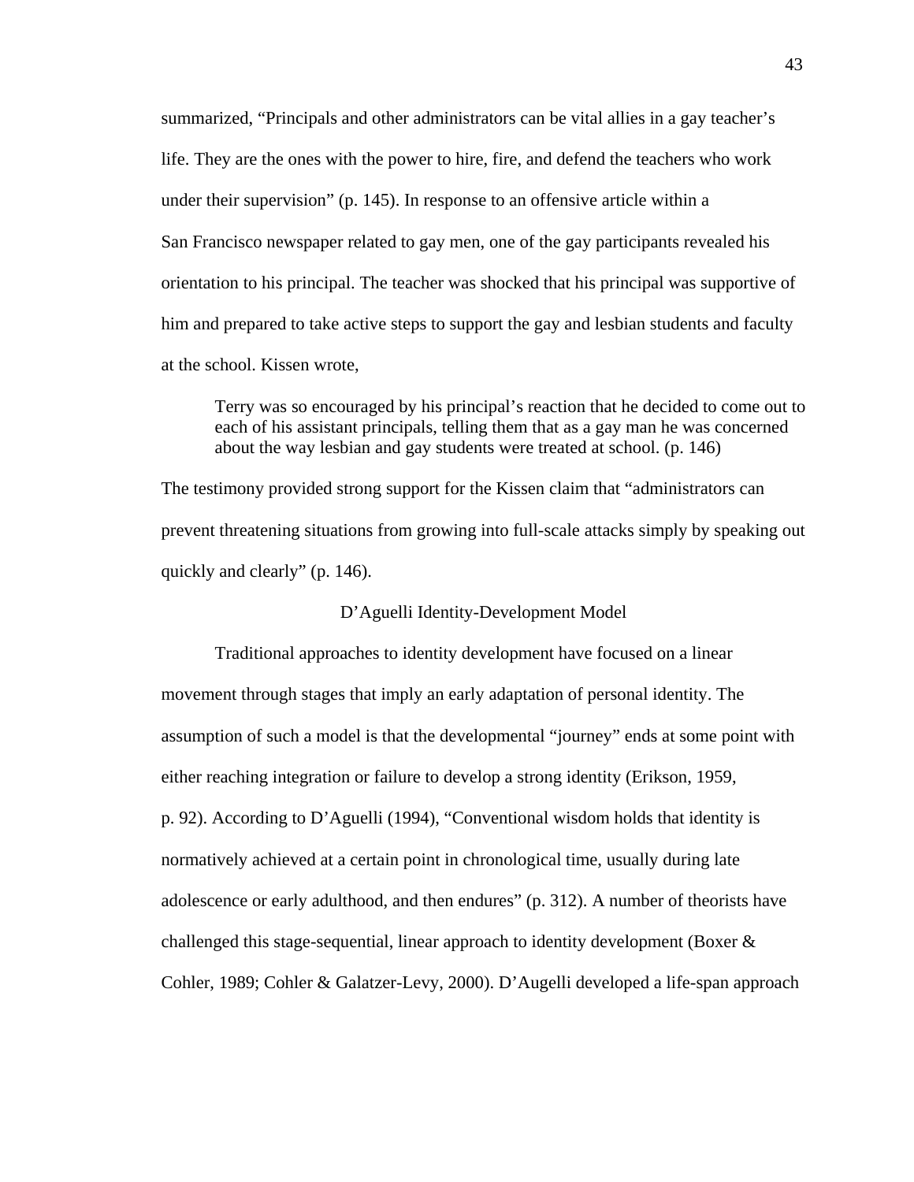summarized, “Principals and other administrators can be vital allies in a gay teacher’s life. They are the ones with the power to hire, fire, and defend the teachers who work under their supervision” (p. 145). In response to an offensive article within a San Francisco newspaper related to gay men, one of the gay participants revealed his orientation to his principal. The teacher was shocked that his principal was supportive of him and prepared to take active steps to support the gay and lesbian students and faculty at the school. Kissen wrote,

> Terry was so encouraged by his principal’s reaction that he decided to come out to each of his assistant principals, telling them that as a gay man he was concerned about the way lesbian and gay students were treated at school. (p. 146)

The testimony provided strong support for the Kissen claim that “administrators can prevent threatening situations from growing into full-scale attacks simply by speaking out quickly and clearly” (p. 146).

## D’Aguelli Identity-Development Model

Traditional approaches to identity development have focused on a linear movement through stages that imply an early adaptation of personal identity. The assumption of such a model is that the developmental “journey” ends at some point with either reaching integration or failure to develop a strong identity (Erikson, 1959, p. 92). According to D’Aguelli (1994), “Conventional wisdom holds that identity is normatively achieved at a certain point in chronological time, usually during late adolescence or early adulthood, and then endures” (p. 312). A number of theorists have challenged this stage-sequential, linear approach to identity development (Boxer & Cohler, 1989; Cohler & Galatzer-Levy, 2000). D’Augelli developed a life-span approach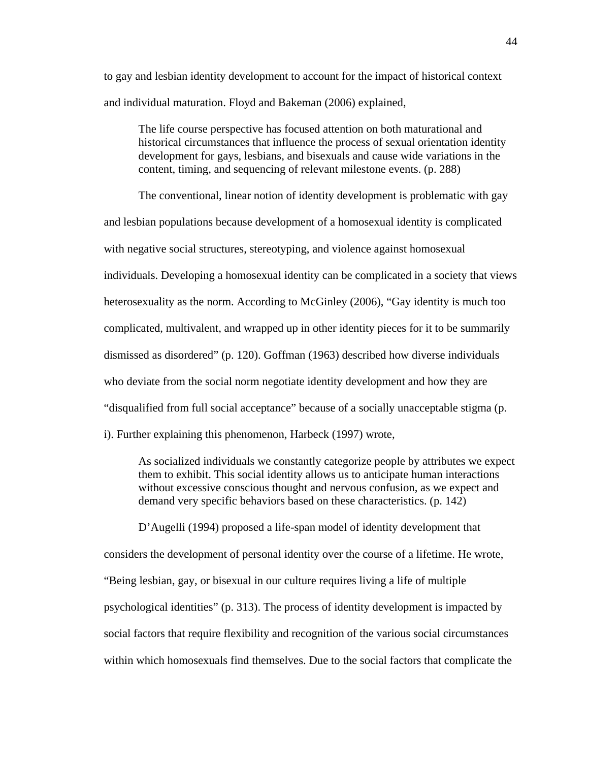to gay and lesbian identity development to account for the impact of historical context and individual maturation. Floyd and Bakeman (2006) explained,

> The life course perspective has focused attention on both maturational and historical circumstances that influence the process of sexual orientation identity development for gays, lesbians, and bisexuals and cause wide variations in the content, timing, and sequencing of relevant milestone events. (p. 288)

The conventional, linear notion of identity development is problematic with gay and lesbian populations because development of a homosexual identity is complicated with negative social structures, stereotyping, and violence against homosexual individuals. Developing a homosexual identity can be complicated in a society that views heterosexuality as the norm. According to McGinley (2006), "Gay identity is much too complicated, multivalent, and wrapped up in other identity pieces for it to be summarily dismissed as disordered" (p. 120). Goffman (1963) described how diverse individuals who deviate from the social norm negotiate identity development and how they are "disqualified from full social acceptance" because of a socially unacceptable stigma (p. i). Further explaining this phenomenon, Harbeck (1997) wrote,

> As socialized individuals we constantly categorize people by attributes we expect them to exhibit. This social identity allows us to anticipate human interactions without excessive conscious thought and nervous confusion, as we expect and demand very specific behaviors based on these characteristics. (p. 142)

D'Augelli (1994) proposed a life-span model of identity development that considers the development of personal identity over the course of a lifetime. He wrote, "Being lesbian, gay, or bisexual in our culture requires living a life of multiple psychological identities" (p. 313). The process of identity development is impacted by social factors that require flexibility and recognition of the various social circumstances within which homosexuals find themselves. Due to the social factors that complicate the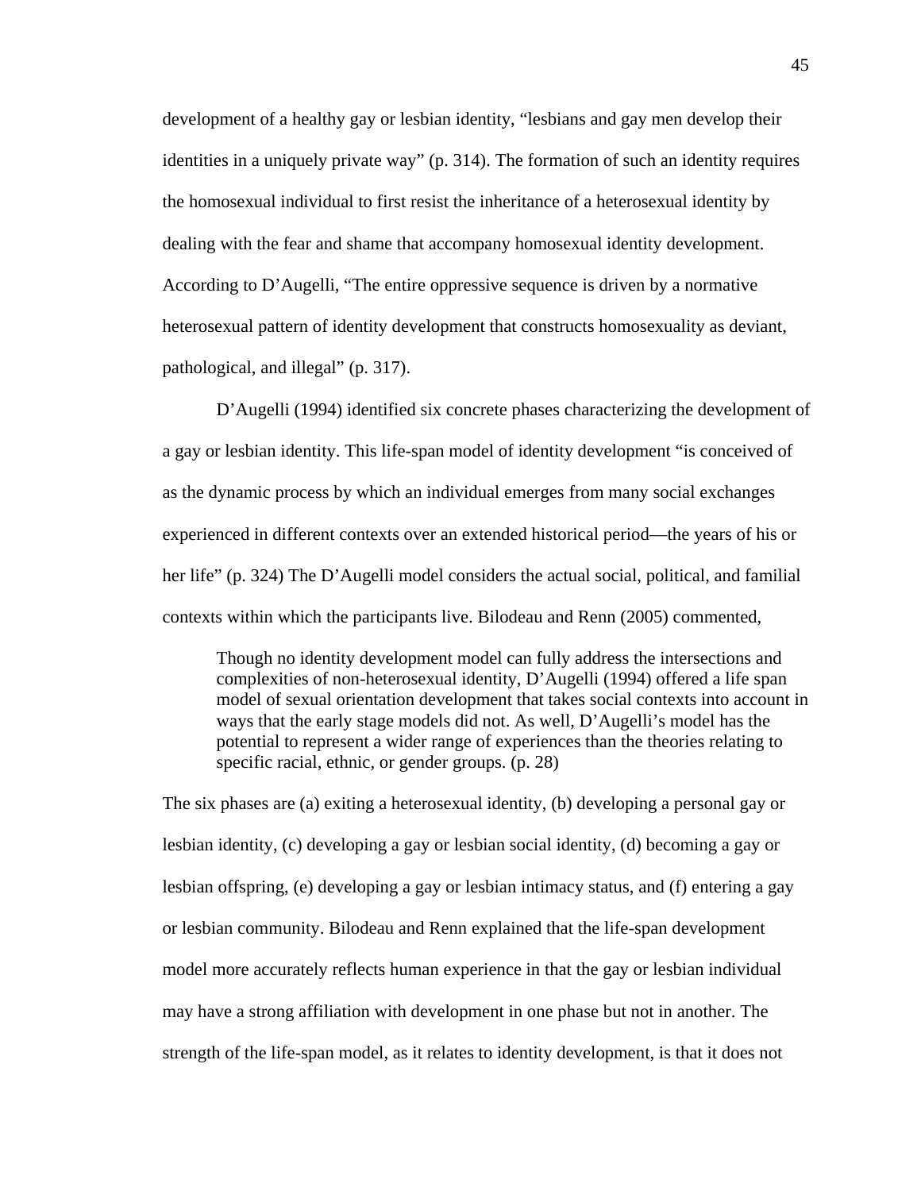development of a healthy gay or lesbian identity, “lesbians and gay men develop their identities in a uniquely private way” (p. 314). The formation of such an identity requires the homosexual individual to first resist the inheritance of a heterosexual identity by dealing with the fear and shame that accompany homosexual identity development. According to D’Augelli, “The entire oppressive sequence is driven by a normative heterosexual pattern of identity development that constructs homosexuality as deviant, pathological, and illegal” (p. 317).

D’Augelli (1994) identified six concrete phases characterizing the development of a gay or lesbian identity. This life-span model of identity development “is conceived of as the dynamic process by which an individual emerges from many social exchanges experienced in different contexts over an extended historical period—the years of his or her life” (p. 324) The D’Augelli model considers the actual social, political, and familial contexts within which the participants live. Bilodeau and Renn (2005) commented,

> Though no identity development model can fully address the intersections and complexities of non-heterosexual identity, D’Augelli (1994) offered a life span model of sexual orientation development that takes social contexts into account in ways that the early stage models did not. As well, D’Augelli’s model has the potential to represent a wider range of experiences than the theories relating to specific racial, ethnic, or gender groups. (p. 28)

The six phases are (a) exiting a heterosexual identity, (b) developing a personal gay or lesbian identity, (c) developing a gay or lesbian social identity, (d) becoming a gay or lesbian offspring, (e) developing a gay or lesbian intimacy status, and (f) entering a gay or lesbian community. Bilodeau and Renn explained that the life-span development model more accurately reflects human experience in that the gay or lesbian individual may have a strong affiliation with development in one phase but not in another. The strength of the life-span model, as it relates to identity development, is that it does not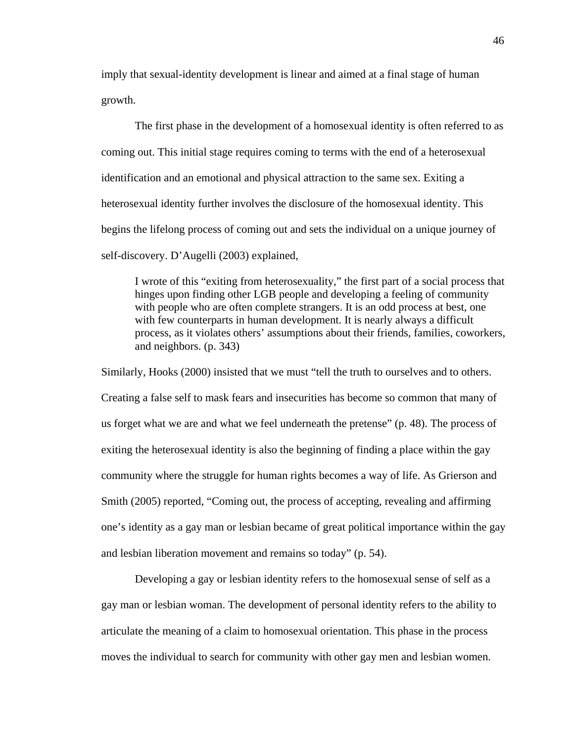imply that sexual-identity development is linear and aimed at a final stage of human growth.

The first phase in the development of a homosexual identity is often referred to as coming out. This initial stage requires coming to terms with the end of a heterosexual identification and an emotional and physical attraction to the same sex. Exiting a heterosexual identity further involves the disclosure of the homosexual identity. This begins the lifelong process of coming out and sets the individual on a unique journey of self-discovery. D'Augelli (2003) explained,

> I wrote of this "exiting from heterosexuality," the first part of a social process that hinges upon finding other LGB people and developing a feeling of community with people who are often complete strangers. It is an odd process at best, one with few counterparts in human development. It is nearly always a difficult process, as it violates others' assumptions about their friends, families, coworkers, and neighbors. (p. 343)

Similarly, Hooks (2000) insisted that we must "tell the truth to ourselves and to others. Creating a false self to mask fears and insecurities has become so common that many of us forget what we are and what we feel underneath the pretense" (p. 48). The process of exiting the heterosexual identity is also the beginning of finding a place within the gay community where the struggle for human rights becomes a way of life. As Grierson and Smith (2005) reported, "Coming out, the process of accepting, revealing and affirming one's identity as a gay man or lesbian became of great political importance within the gay and lesbian liberation movement and remains so today" (p. 54).

Developing a gay or lesbian identity refers to the homosexual sense of self as a gay man or lesbian woman. The development of personal identity refers to the ability to articulate the meaning of a claim to homosexual orientation. This phase in the process moves the individual to search for community with other gay men and lesbian women.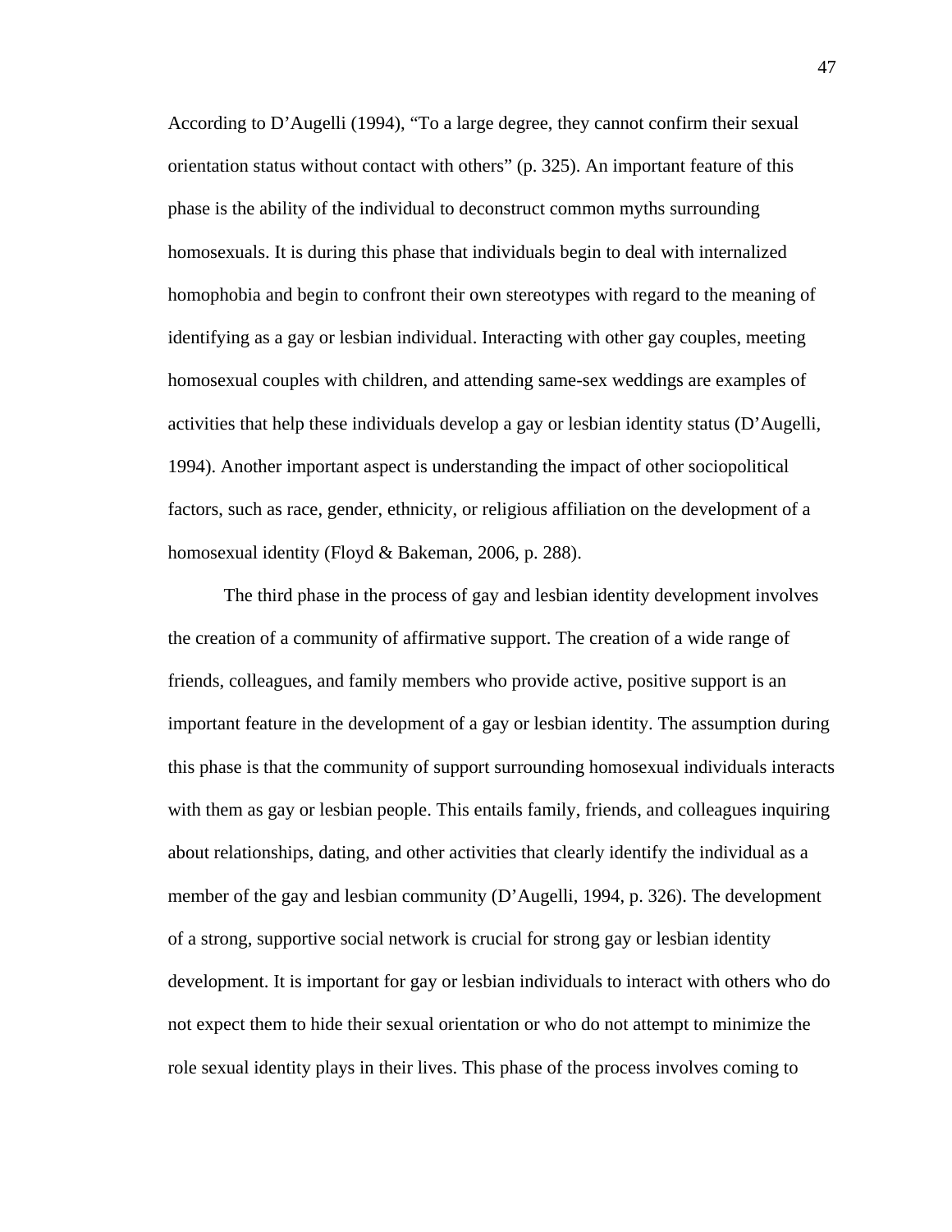According to D'Augelli (1994), "To a large degree, they cannot confirm their sexual orientation status without contact with others" (p. 325). An important feature of this phase is the ability of the individual to deconstruct common myths surrounding homosexuals. It is during this phase that individuals begin to deal with internalized homophobia and begin to confront their own stereotypes with regard to the meaning of identifying as a gay or lesbian individual. Interacting with other gay couples, meeting homosexual couples with children, and attending same-sex weddings are examples of activities that help these individuals develop a gay or lesbian identity status (D'Augelli, 1994). Another important aspect is understanding the impact of other sociopolitical factors, such as race, gender, ethnicity, or religious affiliation on the development of a homosexual identity (Floyd & Bakeman, 2006, p. 288).

The third phase in the process of gay and lesbian identity development involves the creation of a community of affirmative support. The creation of a wide range of friends, colleagues, and family members who provide active, positive support is an important feature in the development of a gay or lesbian identity. The assumption during this phase is that the community of support surrounding homosexual individuals interacts with them as gay or lesbian people. This entails family, friends, and colleagues inquiring about relationships, dating, and other activities that clearly identify the individual as a member of the gay and lesbian community (D'Augelli, 1994, p. 326). The development of a strong, supportive social network is crucial for strong gay or lesbian identity development. It is important for gay or lesbian individuals to interact with others who do not expect them to hide their sexual orientation or who do not attempt to minimize the role sexual identity plays in their lives. This phase of the process involves coming to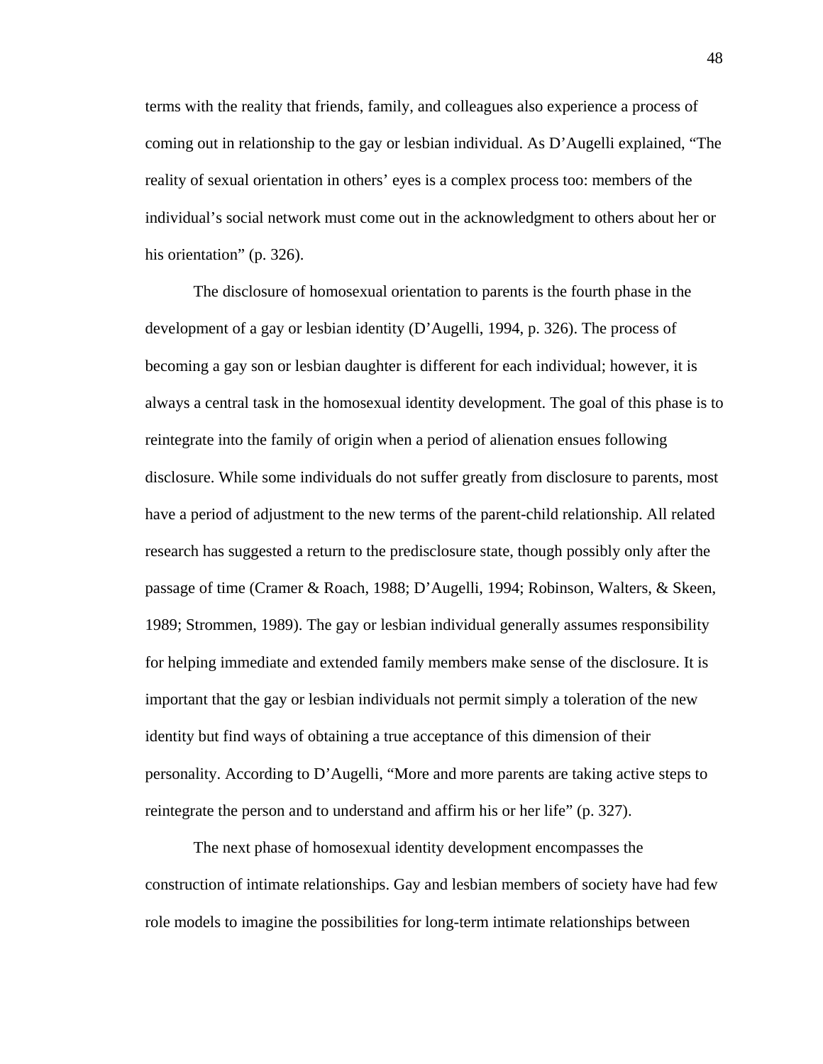terms with the reality that friends, family, and colleagues also experience a process of coming out in relationship to the gay or lesbian individual. As D'Augelli explained, "The reality of sexual orientation in others' eyes is a complex process too: members of the individual's social network must come out in the acknowledgment to others about her or his orientation" (p. 326).

The disclosure of homosexual orientation to parents is the fourth phase in the development of a gay or lesbian identity (D'Augelli, 1994, p. 326). The process of becoming a gay son or lesbian daughter is different for each individual; however, it is always a central task in the homosexual identity development. The goal of this phase is to reintegrate into the family of origin when a period of alienation ensues following disclosure. While some individuals do not suffer greatly from disclosure to parents, most have a period of adjustment to the new terms of the parent-child relationship. All related research has suggested a return to the predisclosure state, though possibly only after the passage of time (Cramer & Roach, 1988; D'Augelli, 1994; Robinson, Walters, & Skeen, 1989; Strommen, 1989). The gay or lesbian individual generally assumes responsibility for helping immediate and extended family members make sense of the disclosure. It is important that the gay or lesbian individuals not permit simply a toleration of the new identity but find ways of obtaining a true acceptance of this dimension of their personality. According to D'Augelli, "More and more parents are taking active steps to reintegrate the person and to understand and affirm his or her life" (p. 327).

The next phase of homosexual identity development encompasses the construction of intimate relationships. Gay and lesbian members of society have had few role models to imagine the possibilities for long-term intimate relationships between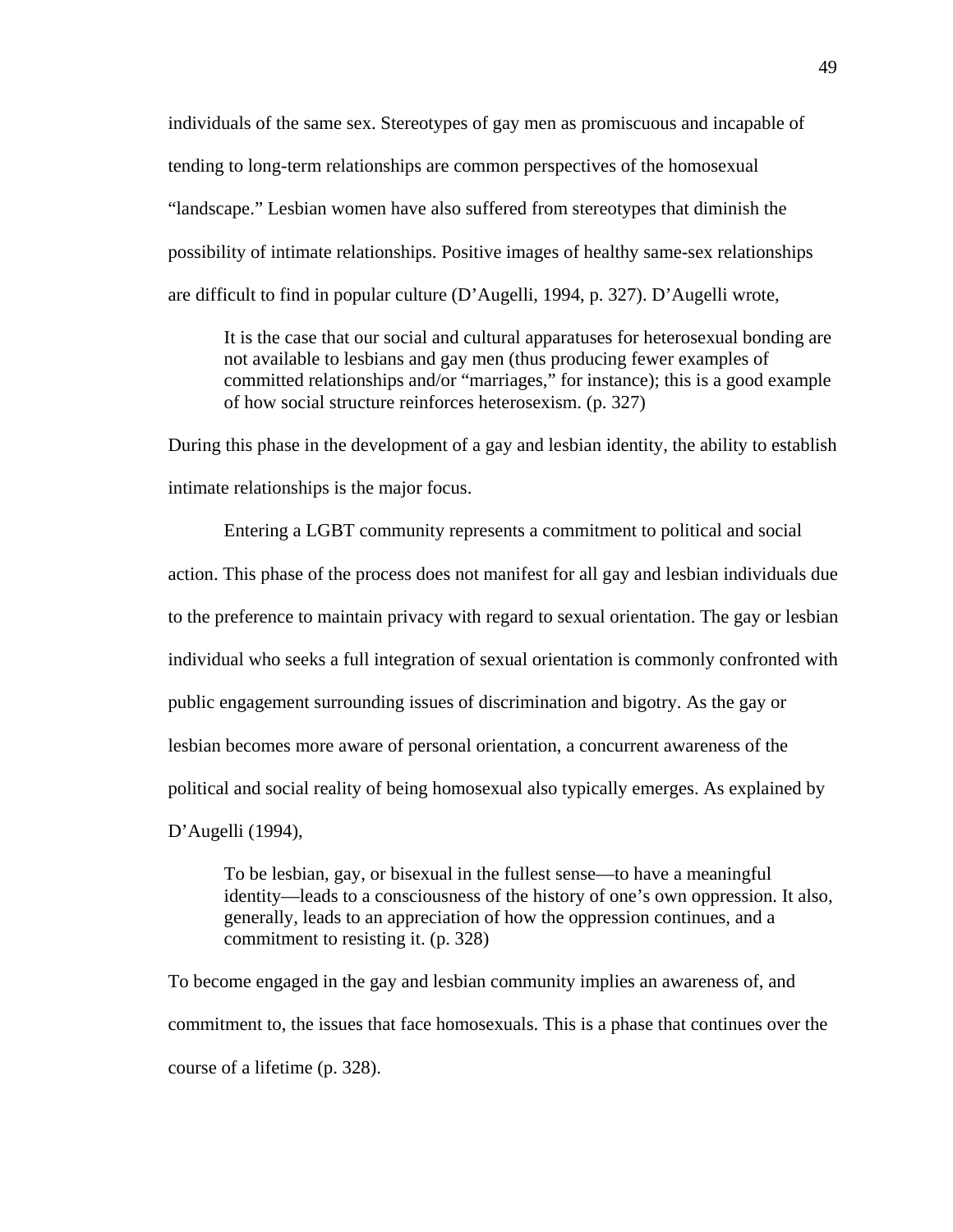individuals of the same sex. Stereotypes of gay men as promiscuous and incapable of tending to long-term relationships are common perspectives of the homosexual "landscape." Lesbian women have also suffered from stereotypes that diminish the possibility of intimate relationships. Positive images of healthy same-sex relationships are difficult to find in popular culture (D'Augelli, 1994, p. 327). D'Augelli wrote,

> It is the case that our social and cultural apparatuses for heterosexual bonding are not available to lesbians and gay men (thus producing fewer examples of committed relationships and/or "marriages," for instance); this is a good example of how social structure reinforces heterosexism. (p. 327)

During this phase in the development of a gay and lesbian identity, the ability to establish intimate relationships is the major focus.

Entering a LGBT community represents a commitment to political and social action. This phase of the process does not manifest for all gay and lesbian individuals due to the preference to maintain privacy with regard to sexual orientation. The gay or lesbian individual who seeks a full integration of sexual orientation is commonly confronted with public engagement surrounding issues of discrimination and bigotry. As the gay or lesbian becomes more aware of personal orientation, a concurrent awareness of the political and social reality of being homosexual also typically emerges. As explained by D'Augelli (1994),

> To be lesbian, gay, or bisexual in the fullest sense—to have a meaningful identity—leads to a consciousness of the history of one's own oppression. It also, generally, leads to an appreciation of how the oppression continues, and a commitment to resisting it. (p. 328)

To become engaged in the gay and lesbian community implies an awareness of, and commitment to, the issues that face homosexuals. This is a phase that continues over the course of a lifetime (p. 328).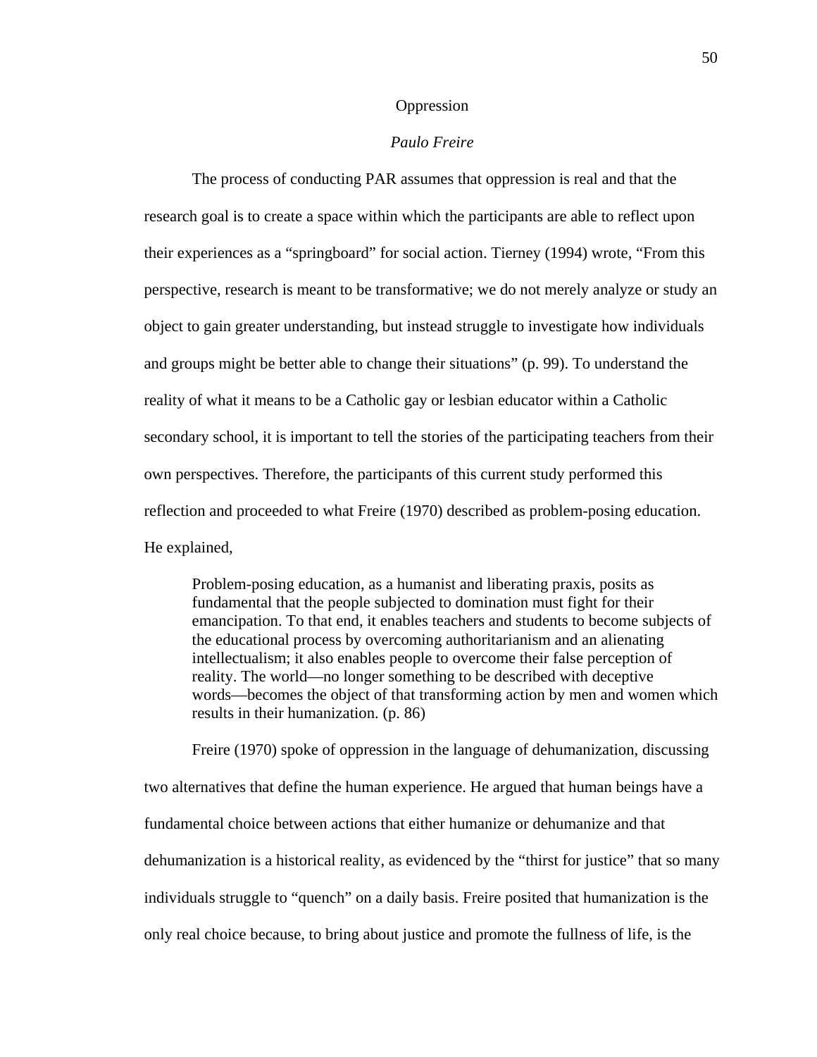## Oppression

### *Paulo Freire*

The process of conducting PAR assumes that oppression is real and that the research goal is to create a space within which the participants are able to reflect upon their experiences as a "springboard" for social action. Tierney (1994) wrote, "From this perspective, research is meant to be transformative; we do not merely analyze or study an object to gain greater understanding, but instead struggle to investigate how individuals and groups might be better able to change their situations" (p. 99). To understand the reality of what it means to be a Catholic gay or lesbian educator within a Catholic secondary school, it is important to tell the stories of the participating teachers from their own perspectives. Therefore, the participants of this current study performed this reflection and proceeded to what Freire (1970) described as problem-posing education. He explained,

> Problem-posing education, as a humanist and liberating praxis, posits as fundamental that the people subjected to domination must fight for their emancipation. To that end, it enables teachers and students to become subjects of the educational process by overcoming authoritarianism and an alienating intellectualism; it also enables people to overcome their false perception of reality. The world—no longer something to be described with deceptive words—becomes the object of that transforming action by men and women which results in their humanization. (p. 86)

Freire (1970) spoke of oppression in the language of dehumanization, discussing two alternatives that define the human experience. He argued that human beings have a fundamental choice between actions that either humanize or dehumanize and that dehumanization is a historical reality, as evidenced by the "thirst for justice" that so many individuals struggle to "quench" on a daily basis. Freire posited that humanization is the only real choice because, to bring about justice and promote the fullness of life, is the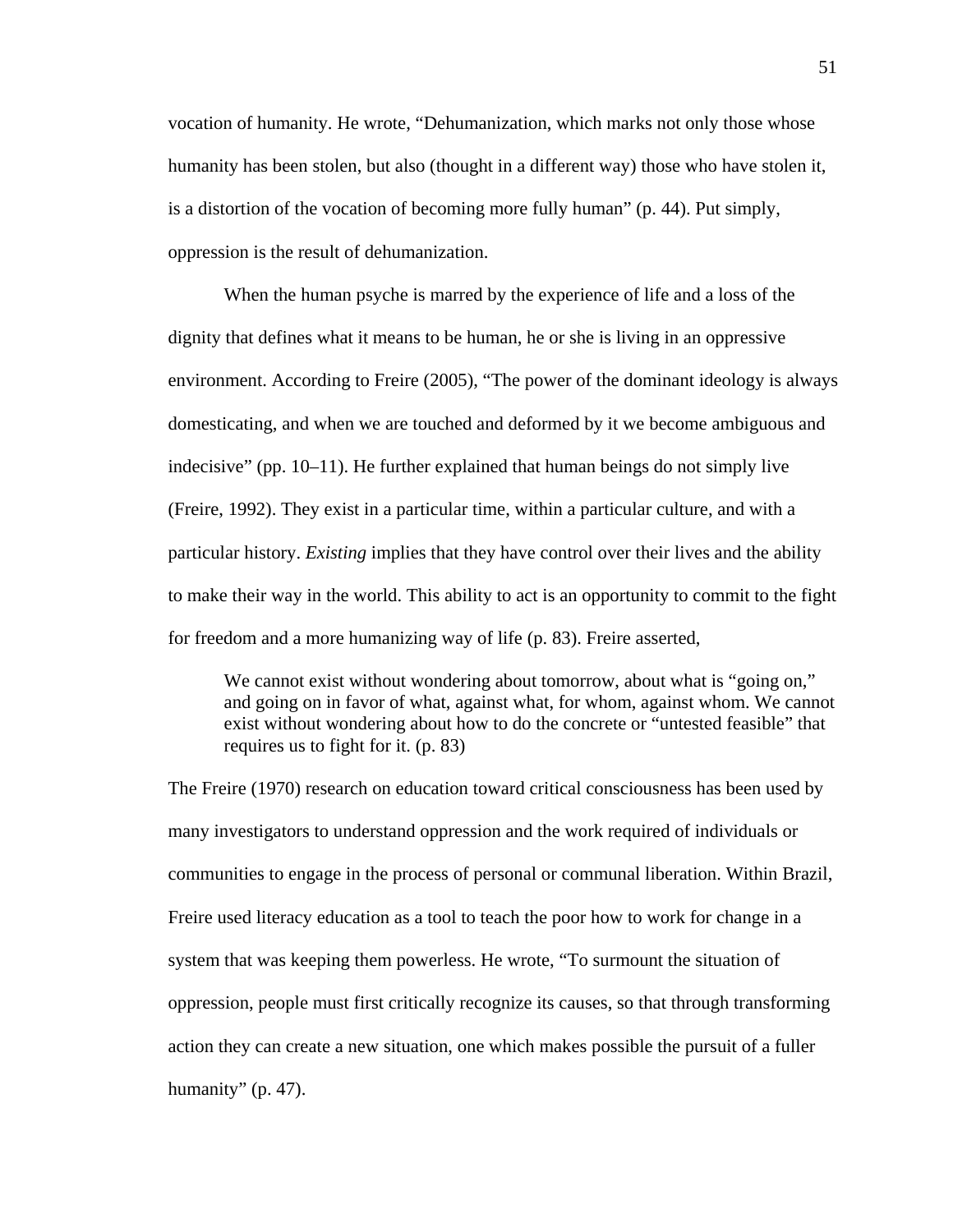vocation of humanity. He wrote, "Dehumanization, which marks not only those whose humanity has been stolen, but also (thought in a different way) those who have stolen it, is a distortion of the vocation of becoming more fully human" (p. 44). Put simply, oppression is the result of dehumanization.

When the human psyche is marred by the experience of life and a loss of the dignity that defines what it means to be human, he or she is living in an oppressive environment. According to Freire (2005), "The power of the dominant ideology is always domesticating, and when we are touched and deformed by it we become ambiguous and indecisive" (pp. 10–11). He further explained that human beings do not simply live (Freire, 1992). They exist in a particular time, within a particular culture, and with a particular history. *Existing* implies that they have control over their lives and the ability to make their way in the world. This ability to act is an opportunity to commit to the fight for freedom and a more humanizing way of life (p. 83). Freire asserted,

> We cannot exist without wondering about tomorrow, about what is "going on," and going on in favor of what, against what, for whom, against whom. We cannot exist without wondering about how to do the concrete or "untested feasible" that requires us to fight for it. (p. 83)

The Freire (1970) research on education toward critical consciousness has been used by many investigators to understand oppression and the work required of individuals or communities to engage in the process of personal or communal liberation. Within Brazil, Freire used literacy education as a tool to teach the poor how to work for change in a system that was keeping them powerless. He wrote, "To surmount the situation of oppression, people must first critically recognize its causes, so that through transforming action they can create a new situation, one which makes possible the pursuit of a fuller humanity" (p. 47).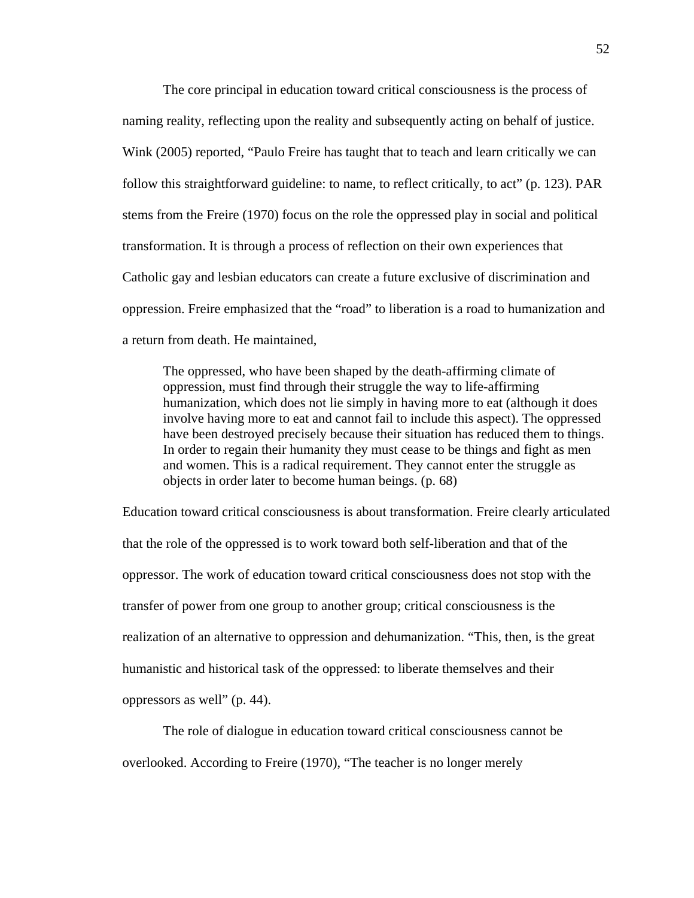The core principal in education toward critical consciousness is the process of naming reality, reflecting upon the reality and subsequently acting on behalf of justice. Wink (2005) reported, “Paulo Freire has taught that to teach and learn critically we can follow this straightforward guideline: to name, to reflect critically, to act” (p. 123). PAR stems from the Freire (1970) focus on the role the oppressed play in social and political transformation. It is through a process of reflection on their own experiences that Catholic gay and lesbian educators can create a future exclusive of discrimination and oppression. Freire emphasized that the “road” to liberation is a road to humanization and a return from death. He maintained,

> The oppressed, who have been shaped by the death-affirming climate of oppression, must find through their struggle the way to life-affirming humanization, which does not lie simply in having more to eat (although it does involve having more to eat and cannot fail to include this aspect). The oppressed have been destroyed precisely because their situation has reduced them to things. In order to regain their humanity they must cease to be things and fight as men and women. This is a radical requirement. They cannot enter the struggle as objects in order later to become human beings. (p. 68)

Education toward critical consciousness is about transformation. Freire clearly articulated that the role of the oppressed is to work toward both self-liberation and that of the oppressor. The work of education toward critical consciousness does not stop with the transfer of power from one group to another group; critical consciousness is the realization of an alternative to oppression and dehumanization. “This, then, is the great humanistic and historical task of the oppressed: to liberate themselves and their oppressors as well” (p. 44).

The role of dialogue in education toward critical consciousness cannot be overlooked. According to Freire (1970), “The teacher is no longer merely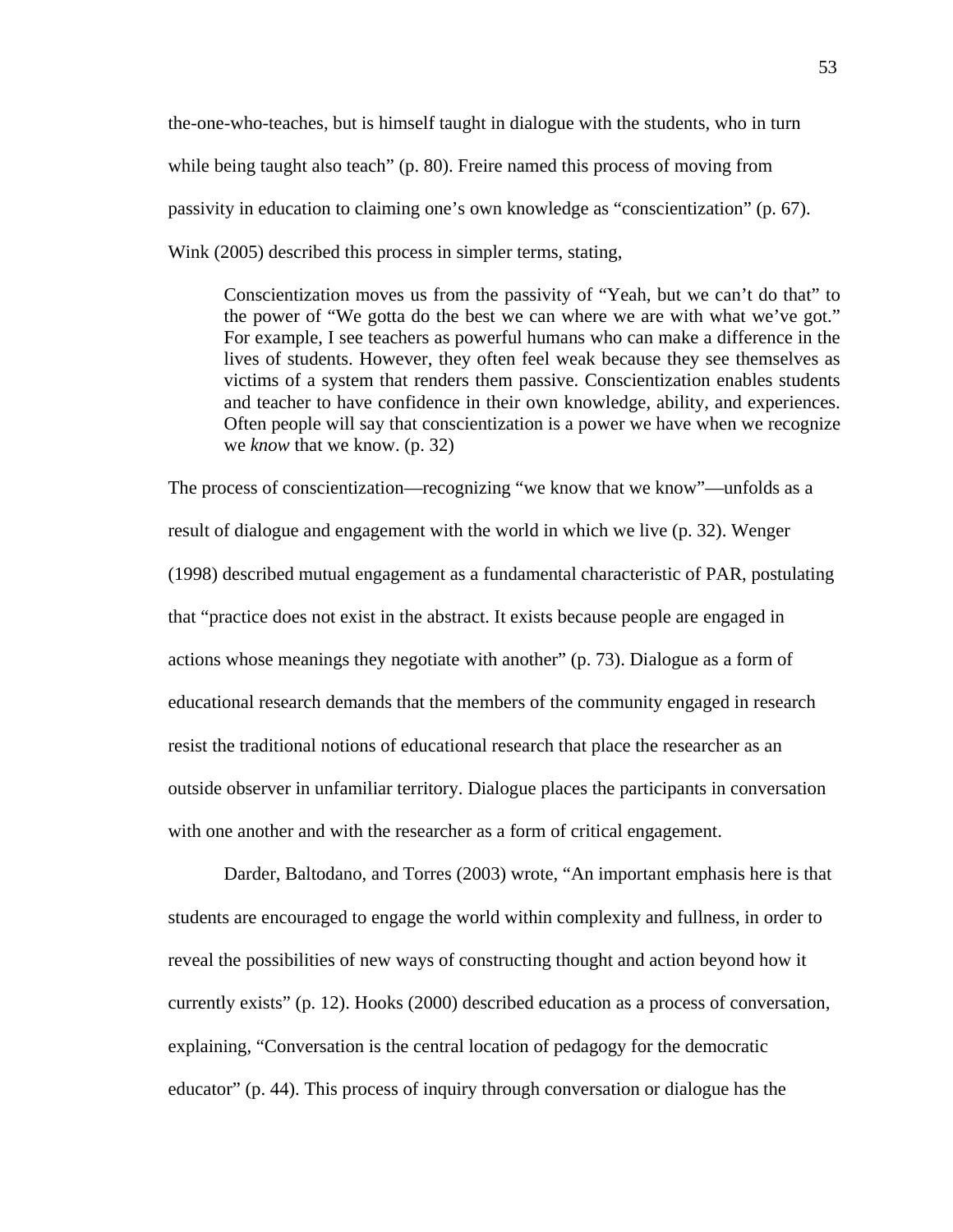the-one-who-teaches, but is himself taught in dialogue with the students, who in turn while being taught also teach" (p. 80). Freire named this process of moving from passivity in education to claiming one's own knowledge as "conscientization" (p. 67). Wink (2005) described this process in simpler terms, stating,

> Conscientization moves us from the passivity of "Yeah, but we can't do that" to the power of "We gotta do the best we can where we are with what we've got." For example, I see teachers as powerful humans who can make a difference in the lives of students. However, they often feel weak because they see themselves as victims of a system that renders them passive. Conscientization enables students and teacher to have confidence in their own knowledge, ability, and experiences. Often people will say that conscientization is a power we have when we recognize we *know* that we know. (p. 32)

The process of conscientization—recognizing "we know that we know"—unfolds as a result of dialogue and engagement with the world in which we live (p. 32). Wenger (1998) described mutual engagement as a fundamental characteristic of PAR, postulating that "practice does not exist in the abstract. It exists because people are engaged in actions whose meanings they negotiate with another" (p. 73). Dialogue as a form of educational research demands that the members of the community engaged in research resist the traditional notions of educational research that place the researcher as an outside observer in unfamiliar territory. Dialogue places the participants in conversation with one another and with the researcher as a form of critical engagement.

Darder, Baltodano, and Torres (2003) wrote, "An important emphasis here is that students are encouraged to engage the world within complexity and fullness, in order to reveal the possibilities of new ways of constructing thought and action beyond how it currently exists" (p. 12). Hooks (2000) described education as a process of conversation, explaining, "Conversation is the central location of pedagogy for the democratic educator" (p. 44). This process of inquiry through conversation or dialogue has the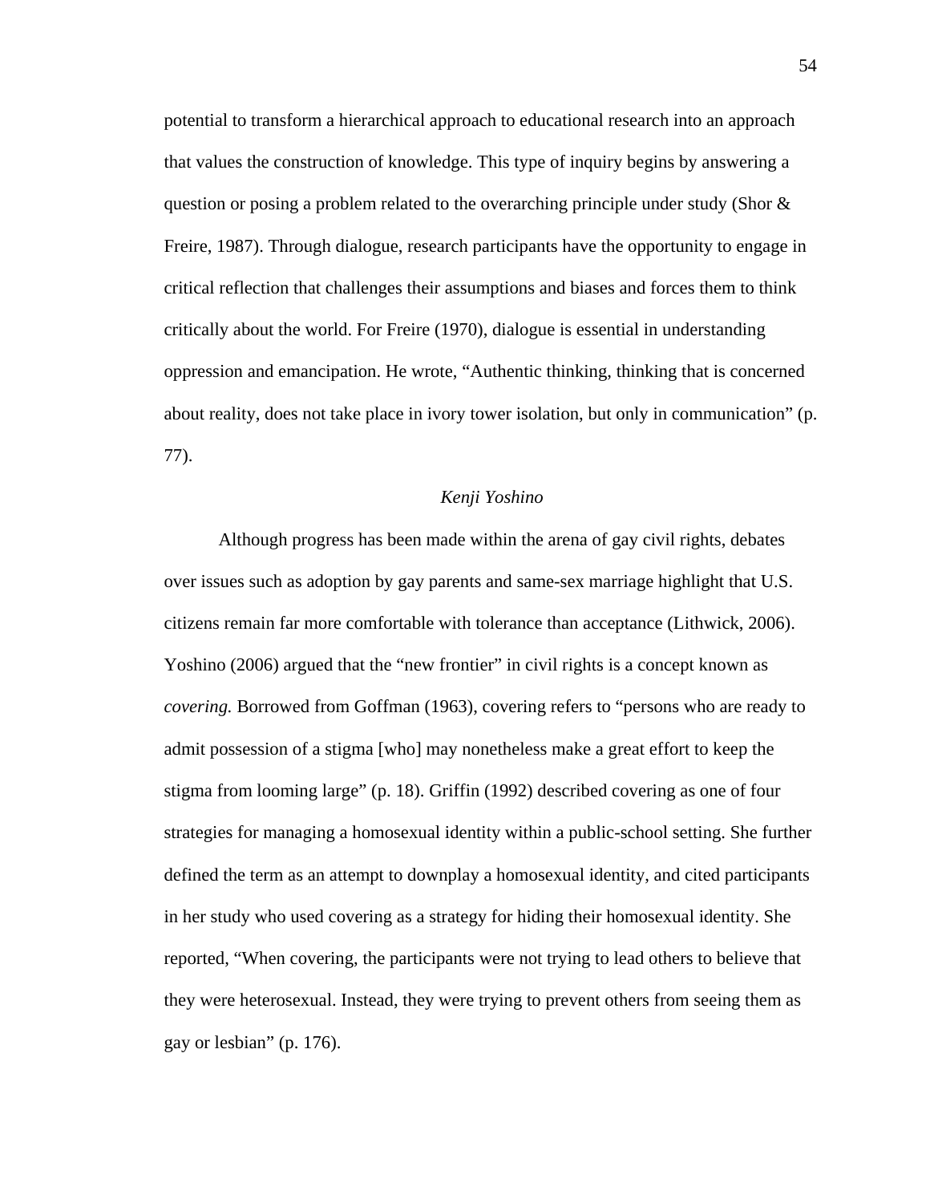potential to transform a hierarchical approach to educational research into an approach that values the construction of knowledge. This type of inquiry begins by answering a question or posing a problem related to the overarching principle under study (Shor & Freire, 1987). Through dialogue, research participants have the opportunity to engage in critical reflection that challenges their assumptions and biases and forces them to think critically about the world. For Freire (1970), dialogue is essential in understanding oppression and emancipation. He wrote, “Authentic thinking, thinking that is concerned about reality, does not take place in ivory tower isolation, but only in communication” (p. 77).

### *Kenji Yoshino*

Although progress has been made within the arena of gay civil rights, debates over issues such as adoption by gay parents and same-sex marriage highlight that U.S. citizens remain far more comfortable with tolerance than acceptance (Lithwick, 2006). Yoshino (2006) argued that the “new frontier” in civil rights is a concept known as *covering.* Borrowed from Goffman (1963), covering refers to “persons who are ready to admit possession of a stigma [who] may nonetheless make a great effort to keep the stigma from looming large” (p. 18). Griffin (1992) described covering as one of four strategies for managing a homosexual identity within a public-school setting. She further defined the term as an attempt to downplay a homosexual identity, and cited participants in her study who used covering as a strategy for hiding their homosexual identity. She reported, “When covering, the participants were not trying to lead others to believe that they were heterosexual. Instead, they were trying to prevent others from seeing them as gay or lesbian” (p. 176).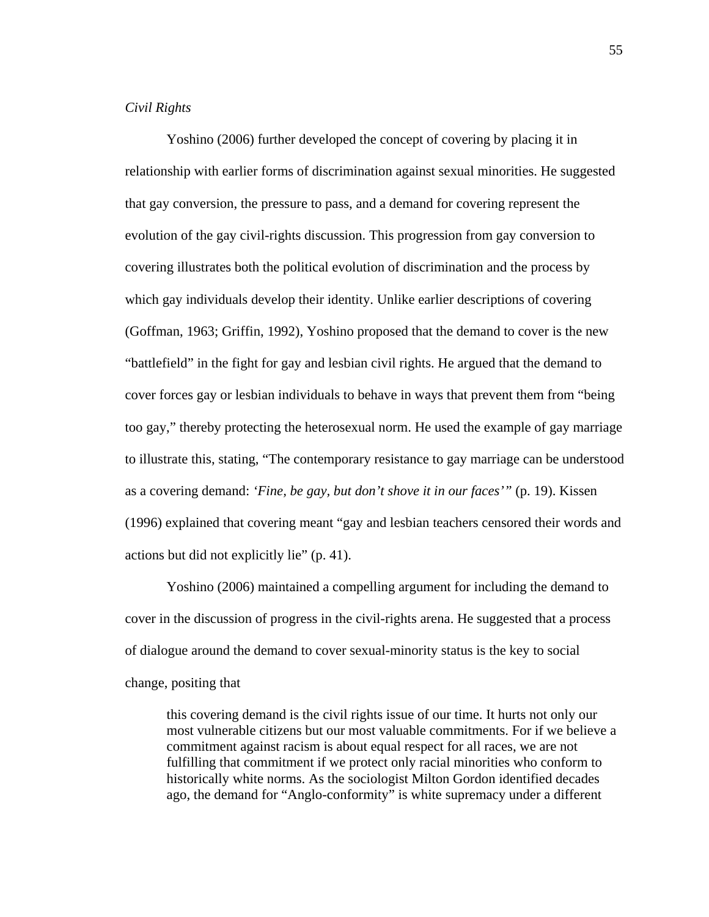*Civil Rights*

Yoshino (2006) further developed the concept of covering by placing it in relationship with earlier forms of discrimination against sexual minorities. He suggested that gay conversion, the pressure to pass, and a demand for covering represent the evolution of the gay civil-rights discussion. This progression from gay conversion to covering illustrates both the political evolution of discrimination and the process by which gay individuals develop their identity. Unlike earlier descriptions of covering (Goffman, 1963; Griffin, 1992), Yoshino proposed that the demand to cover is the new "battlefield" in the fight for gay and lesbian civil rights. He argued that the demand to cover forces gay or lesbian individuals to behave in ways that prevent them from "being too gay," thereby protecting the heterosexual norm. He used the example of gay marriage to illustrate this, stating, "The contemporary resistance to gay marriage can be understood as a covering demand: *'Fine, be gay, but don't shove it in our faces'"* (p. 19). Kissen (1996) explained that covering meant "gay and lesbian teachers censored their words and actions but did not explicitly lie" (p. 41).

Yoshino (2006) maintained a compelling argument for including the demand to cover in the discussion of progress in the civil-rights arena. He suggested that a process of dialogue around the demand to cover sexual-minority status is the key to social change, positing that

> this covering demand is the civil rights issue of our time. It hurts not only our most vulnerable citizens but our most valuable commitments. For if we believe a commitment against racism is about equal respect for all races, we are not fulfilling that commitment if we protect only racial minorities who conform to historically white norms. As the sociologist Milton Gordon identified decades ago, the demand for "Anglo-conformity" is white supremacy under a different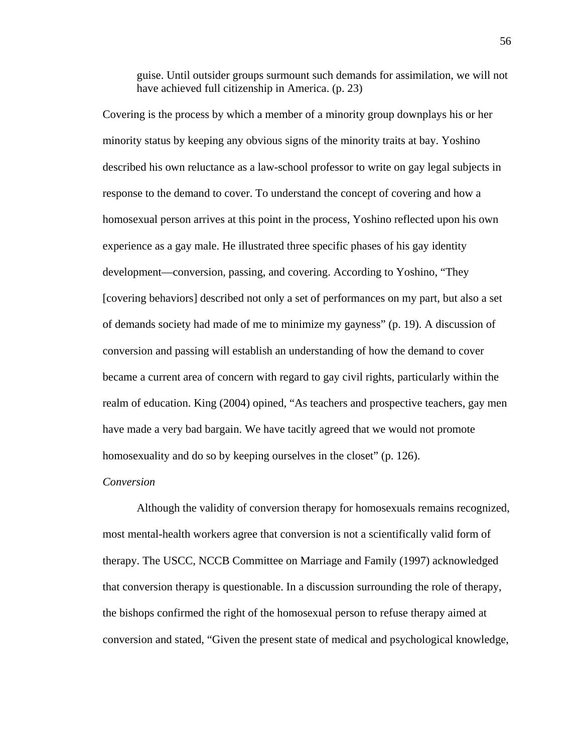> guise. Until outsider groups surmount such demands for assimilation, we will not have achieved full citizenship in America. (p. 23)

Covering is the process by which a member of a minority group downplays his or her minority status by keeping any obvious signs of the minority traits at bay. Yoshino described his own reluctance as a law-school professor to write on gay legal subjects in response to the demand to cover. To understand the concept of covering and how a homosexual person arrives at this point in the process, Yoshino reflected upon his own experience as a gay male. He illustrated three specific phases of his gay identity development—conversion, passing, and covering. According to Yoshino, "They [covering behaviors] described not only a set of performances on my part, but also a set of demands society had made of me to minimize my gayness" (p. 19). A discussion of conversion and passing will establish an understanding of how the demand to cover became a current area of concern with regard to gay civil rights, particularly within the realm of education. King (2004) opined, "As teachers and prospective teachers, gay men have made a very bad bargain. We have tacitly agreed that we would not promote homosexuality and do so by keeping ourselves in the closet" (p. 126).

*Conversion*

Although the validity of conversion therapy for homosexuals remains recognized, most mental-health workers agree that conversion is not a scientifically valid form of therapy. The USCC, NCCB Committee on Marriage and Family (1997) acknowledged that conversion therapy is questionable. In a discussion surrounding the role of therapy, the bishops confirmed the right of the homosexual person to refuse therapy aimed at conversion and stated, "Given the present state of medical and psychological knowledge,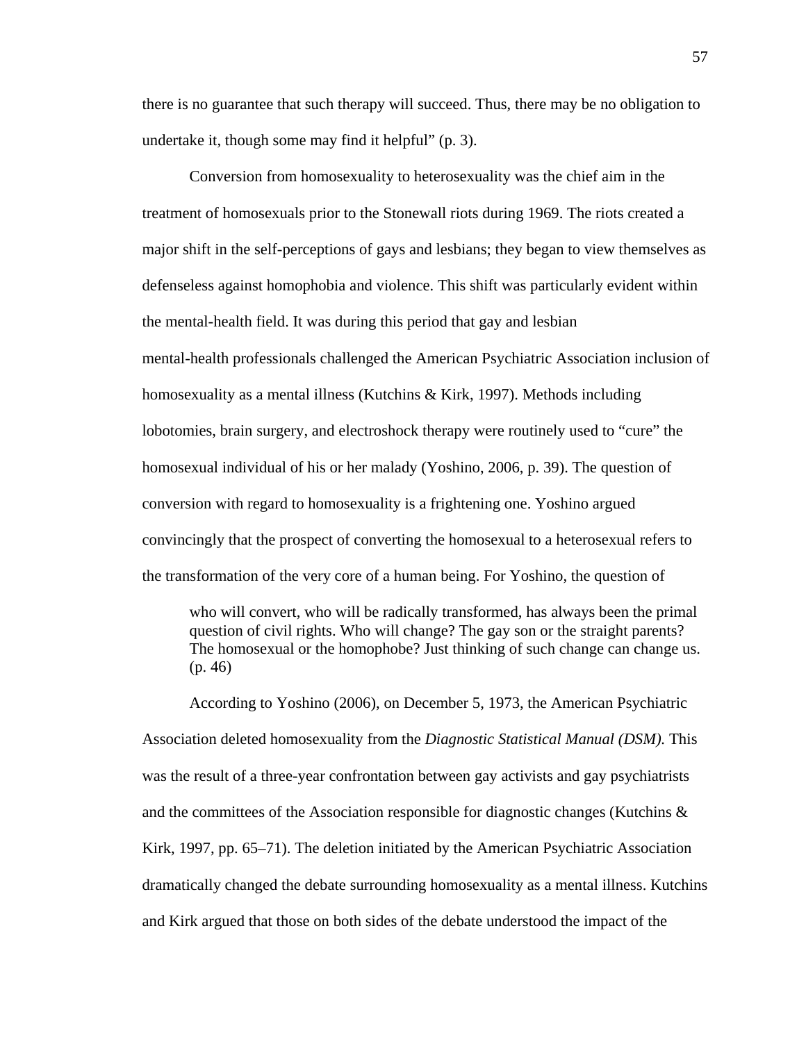there is no guarantee that such therapy will succeed. Thus, there may be no obligation to undertake it, though some may find it helpful" (p. 3).

Conversion from homosexuality to heterosexuality was the chief aim in the treatment of homosexuals prior to the Stonewall riots during 1969. The riots created a major shift in the self-perceptions of gays and lesbians; they began to view themselves as defenseless against homophobia and violence. This shift was particularly evident within the mental-health field. It was during this period that gay and lesbian mental-health professionals challenged the American Psychiatric Association inclusion of homosexuality as a mental illness (Kutchins & Kirk, 1997). Methods including lobotomies, brain surgery, and electroshock therapy were routinely used to "cure" the homosexual individual of his or her malady (Yoshino, 2006, p. 39). The question of conversion with regard to homosexuality is a frightening one. Yoshino argued convincingly that the prospect of converting the homosexual to a heterosexual refers to the transformation of the very core of a human being. For Yoshino, the question of

> who will convert, who will be radically transformed, has always been the primal question of civil rights. Who will change? The gay son or the straight parents? The homosexual or the homophobe? Just thinking of such change can change us. (p. 46)

According to Yoshino (2006), on December 5, 1973, the American Psychiatric Association deleted homosexuality from the *Diagnostic Statistical Manual (DSM).* This was the result of a three-year confrontation between gay activists and gay psychiatrists and the committees of the Association responsible for diagnostic changes (Kutchins & Kirk, 1997, pp. 65–71). The deletion initiated by the American Psychiatric Association dramatically changed the debate surrounding homosexuality as a mental illness. Kutchins and Kirk argued that those on both sides of the debate understood the impact of the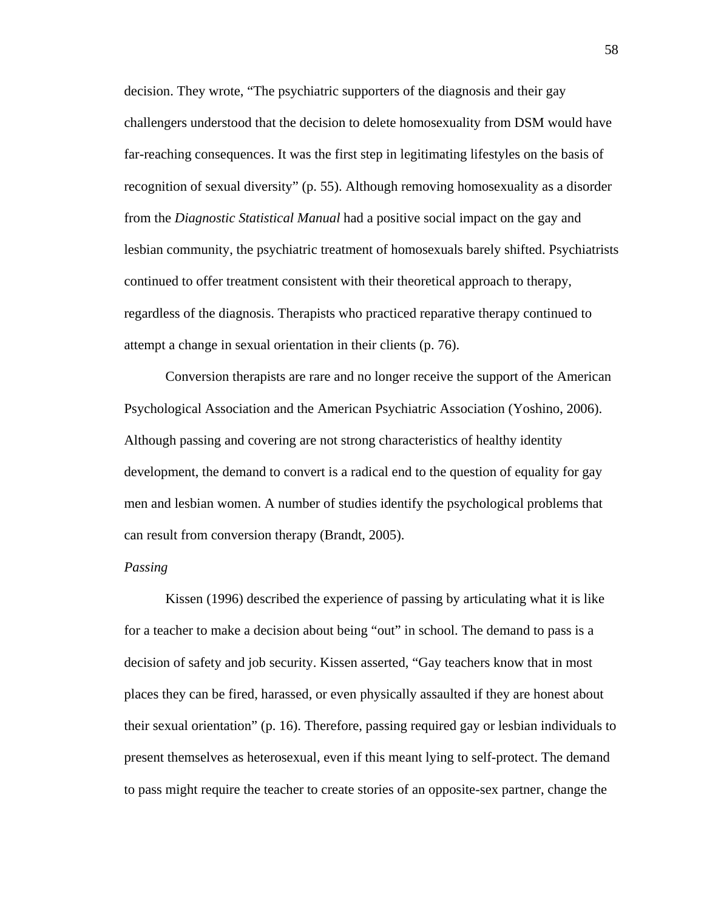decision. They wrote, "The psychiatric supporters of the diagnosis and their gay challengers understood that the decision to delete homosexuality from DSM would have far-reaching consequences. It was the first step in legitimating lifestyles on the basis of recognition of sexual diversity" (p. 55). Although removing homosexuality as a disorder from the *Diagnostic Statistical Manual* had a positive social impact on the gay and lesbian community, the psychiatric treatment of homosexuals barely shifted. Psychiatrists continued to offer treatment consistent with their theoretical approach to therapy, regardless of the diagnosis. Therapists who practiced reparative therapy continued to attempt a change in sexual orientation in their clients (p. 76).

Conversion therapists are rare and no longer receive the support of the American Psychological Association and the American Psychiatric Association (Yoshino, 2006). Although passing and covering are not strong characteristics of healthy identity development, the demand to convert is a radical end to the question of equality for gay men and lesbian women. A number of studies identify the psychological problems that can result from conversion therapy (Brandt, 2005).

*Passing*

Kissen (1996) described the experience of passing by articulating what it is like for a teacher to make a decision about being "out" in school. The demand to pass is a decision of safety and job security. Kissen asserted, "Gay teachers know that in most places they can be fired, harassed, or even physically assaulted if they are honest about their sexual orientation" (p. 16). Therefore, passing required gay or lesbian individuals to present themselves as heterosexual, even if this meant lying to self-protect. The demand to pass might require the teacher to create stories of an opposite-sex partner, change the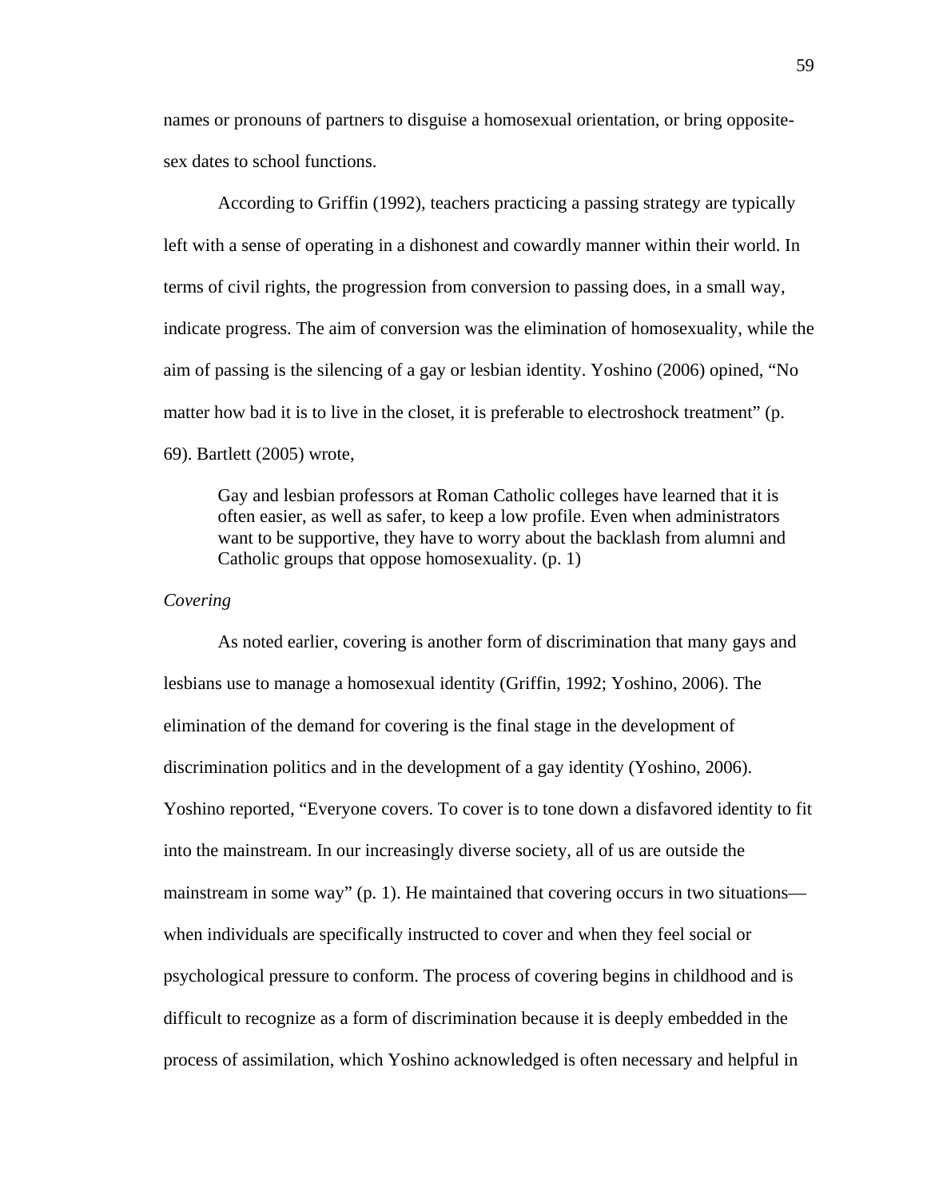names or pronouns of partners to disguise a homosexual orientation, or bring opposite-sex dates to school functions.

According to Griffin (1992), teachers practicing a passing strategy are typically left with a sense of operating in a dishonest and cowardly manner within their world. In terms of civil rights, the progression from conversion to passing does, in a small way, indicate progress. The aim of conversion was the elimination of homosexuality, while the aim of passing is the silencing of a gay or lesbian identity. Yoshino (2006) opined, "No matter how bad it is to live in the closet, it is preferable to electroshock treatment" (p. 69). Bartlett (2005) wrote,

> Gay and lesbian professors at Roman Catholic colleges have learned that it is often easier, as well as safer, to keep a low profile. Even when administrators want to be supportive, they have to worry about the backlash from alumni and Catholic groups that oppose homosexuality. (p. 1)

*Covering*

As noted earlier, covering is another form of discrimination that many gays and lesbians use to manage a homosexual identity (Griffin, 1992; Yoshino, 2006). The elimination of the demand for covering is the final stage in the development of discrimination politics and in the development of a gay identity (Yoshino, 2006). Yoshino reported, "Everyone covers. To cover is to tone down a disfavored identity to fit into the mainstream. In our increasingly diverse society, all of us are outside the mainstream in some way" (p. 1). He maintained that covering occurs in two situations—when individuals are specifically instructed to cover and when they feel social or psychological pressure to conform. The process of covering begins in childhood and is difficult to recognize as a form of discrimination because it is deeply embedded in the process of assimilation, which Yoshino acknowledged is often necessary and helpful in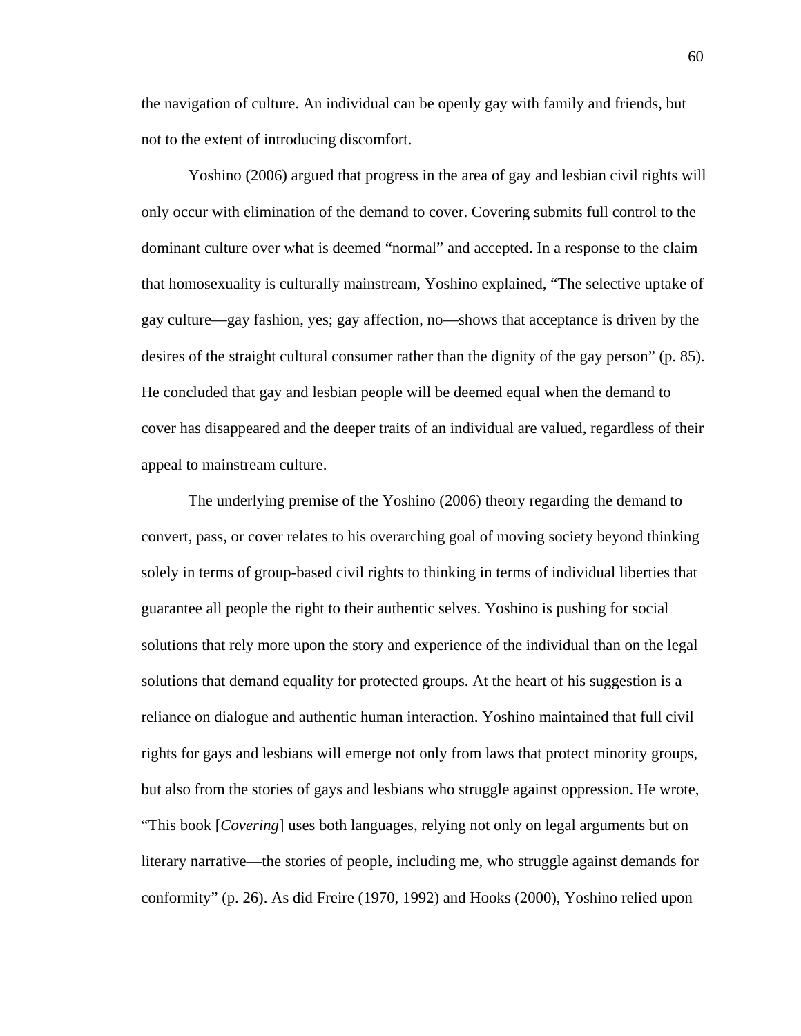the navigation of culture. An individual can be openly gay with family and friends, but not to the extent of introducing discomfort.

Yoshino (2006) argued that progress in the area of gay and lesbian civil rights will only occur with elimination of the demand to cover. Covering submits full control to the dominant culture over what is deemed "normal" and accepted. In a response to the claim that homosexuality is culturally mainstream, Yoshino explained, "The selective uptake of gay culture—gay fashion, yes; gay affection, no—shows that acceptance is driven by the desires of the straight cultural consumer rather than the dignity of the gay person" (p. 85). He concluded that gay and lesbian people will be deemed equal when the demand to cover has disappeared and the deeper traits of an individual are valued, regardless of their appeal to mainstream culture.

The underlying premise of the Yoshino (2006) theory regarding the demand to convert, pass, or cover relates to his overarching goal of moving society beyond thinking solely in terms of group-based civil rights to thinking in terms of individual liberties that guarantee all people the right to their authentic selves. Yoshino is pushing for social solutions that rely more upon the story and experience of the individual than on the legal solutions that demand equality for protected groups. At the heart of his suggestion is a reliance on dialogue and authentic human interaction. Yoshino maintained that full civil rights for gays and lesbians will emerge not only from laws that protect minority groups, but also from the stories of gays and lesbians who struggle against oppression. He wrote, "This book [*Covering*] uses both languages, relying not only on legal arguments but on literary narrative—the stories of people, including me, who struggle against demands for conformity" (p. 26). As did Freire (1970, 1992) and Hooks (2000), Yoshino relied upon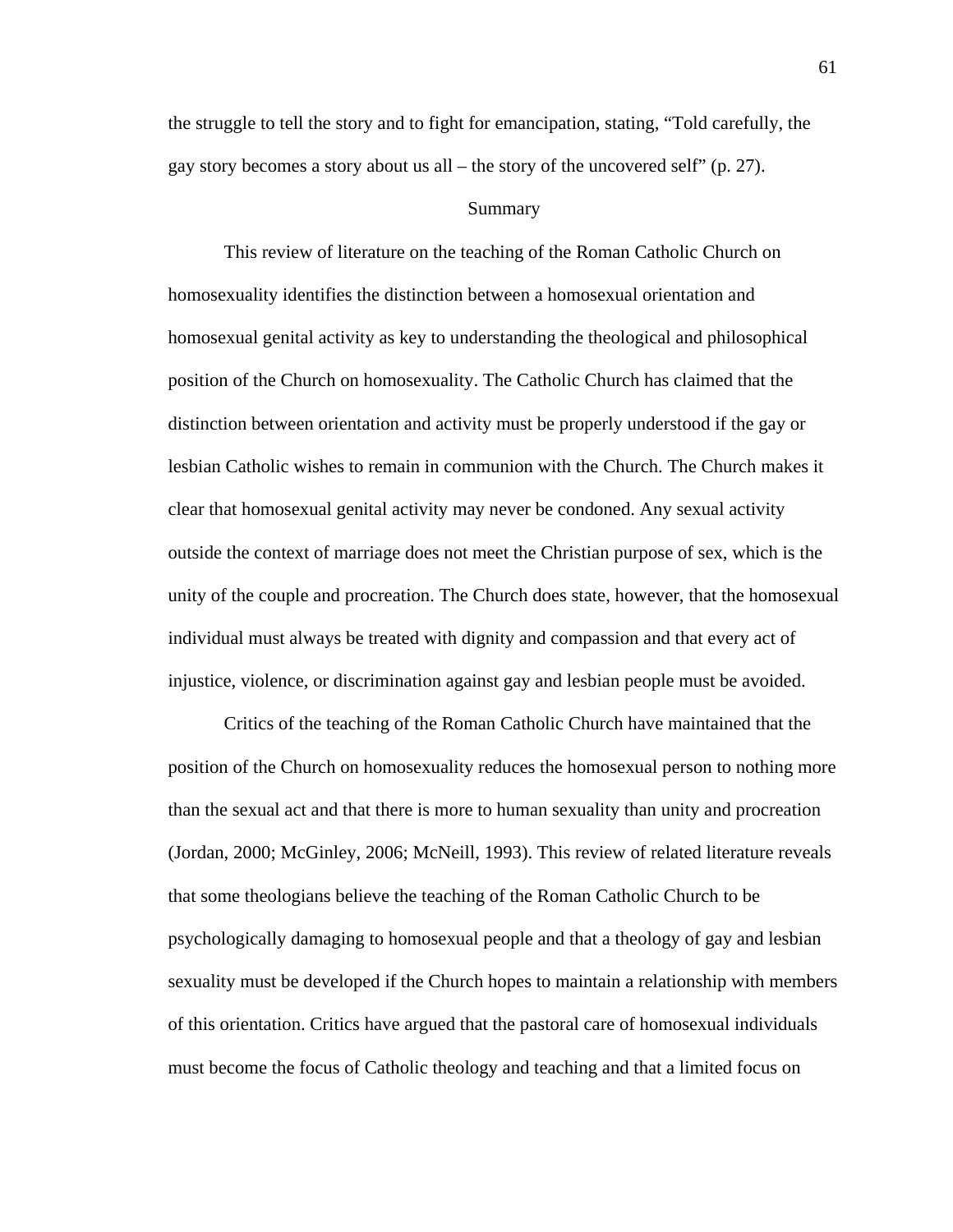the struggle to tell the story and to fight for emancipation, stating, "Told carefully, the gay story becomes a story about us all – the story of the uncovered self" (p. 27).

## Summary

This review of literature on the teaching of the Roman Catholic Church on homosexuality identifies the distinction between a homosexual orientation and homosexual genital activity as key to understanding the theological and philosophical position of the Church on homosexuality. The Catholic Church has claimed that the distinction between orientation and activity must be properly understood if the gay or lesbian Catholic wishes to remain in communion with the Church. The Church makes it clear that homosexual genital activity may never be condoned. Any sexual activity outside the context of marriage does not meet the Christian purpose of sex, which is the unity of the couple and procreation. The Church does state, however, that the homosexual individual must always be treated with dignity and compassion and that every act of injustice, violence, or discrimination against gay and lesbian people must be avoided.

Critics of the teaching of the Roman Catholic Church have maintained that the position of the Church on homosexuality reduces the homosexual person to nothing more than the sexual act and that there is more to human sexuality than unity and procreation (Jordan, 2000; McGinley, 2006; McNeill, 1993). This review of related literature reveals that some theologians believe the teaching of the Roman Catholic Church to be psychologically damaging to homosexual people and that a theology of gay and lesbian sexuality must be developed if the Church hopes to maintain a relationship with members of this orientation. Critics have argued that the pastoral care of homosexual individuals must become the focus of Catholic theology and teaching and that a limited focus on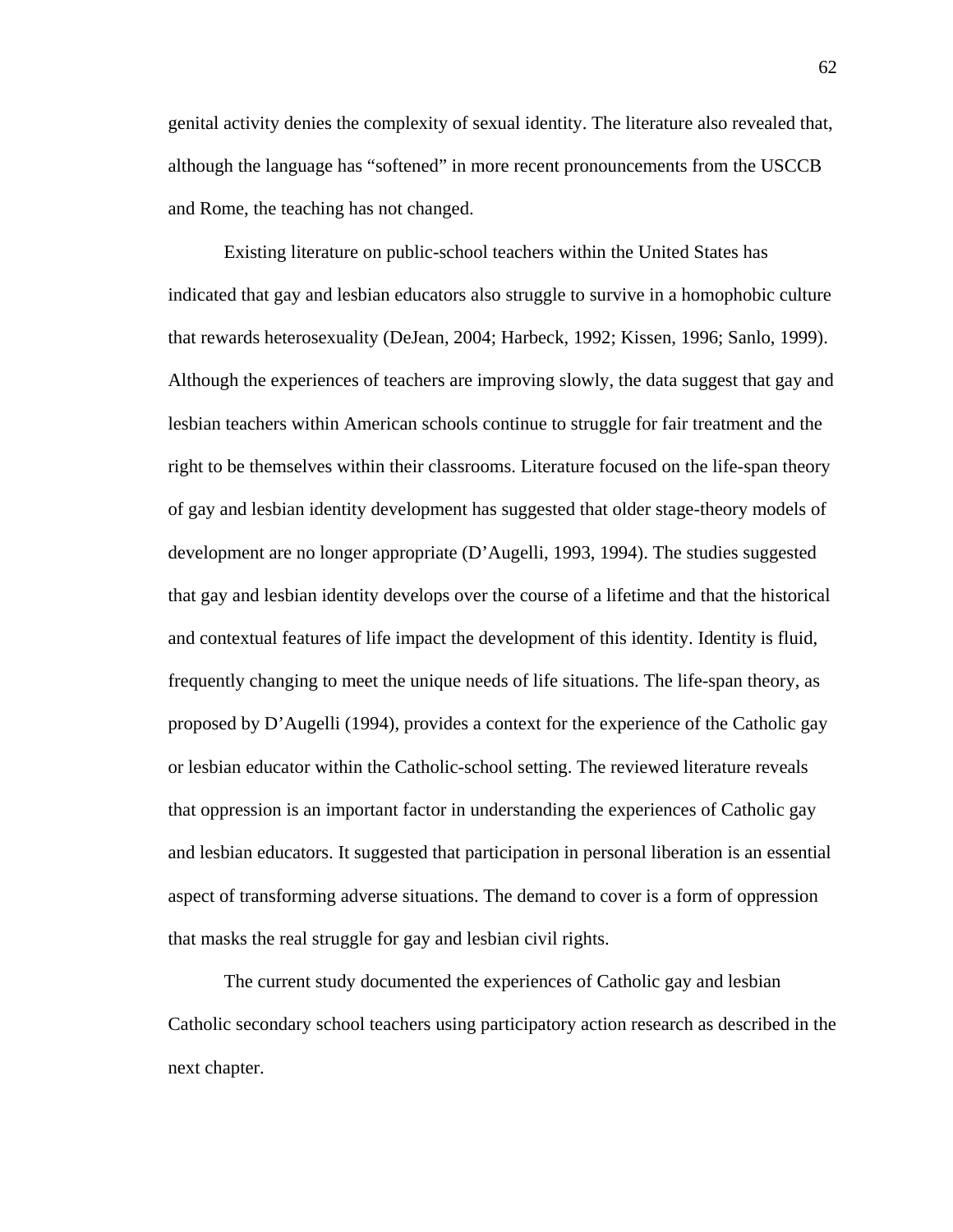genital activity denies the complexity of sexual identity. The literature also revealed that, although the language has "softened" in more recent pronouncements from the USCCB and Rome, the teaching has not changed.

Existing literature on public-school teachers within the United States has indicated that gay and lesbian educators also struggle to survive in a homophobic culture that rewards heterosexuality (DeJean, 2004; Harbeck, 1992; Kissen, 1996; Sanlo, 1999). Although the experiences of teachers are improving slowly, the data suggest that gay and lesbian teachers within American schools continue to struggle for fair treatment and the right to be themselves within their classrooms. Literature focused on the life-span theory of gay and lesbian identity development has suggested that older stage-theory models of development are no longer appropriate (D'Augelli, 1993, 1994). The studies suggested that gay and lesbian identity develops over the course of a lifetime and that the historical and contextual features of life impact the development of this identity. Identity is fluid, frequently changing to meet the unique needs of life situations. The life-span theory, as proposed by D'Augelli (1994), provides a context for the experience of the Catholic gay or lesbian educator within the Catholic-school setting. The reviewed literature reveals that oppression is an important factor in understanding the experiences of Catholic gay and lesbian educators. It suggested that participation in personal liberation is an essential aspect of transforming adverse situations. The demand to cover is a form of oppression that masks the real struggle for gay and lesbian civil rights.

The current study documented the experiences of Catholic gay and lesbian Catholic secondary school teachers using participatory action research as described in the next chapter.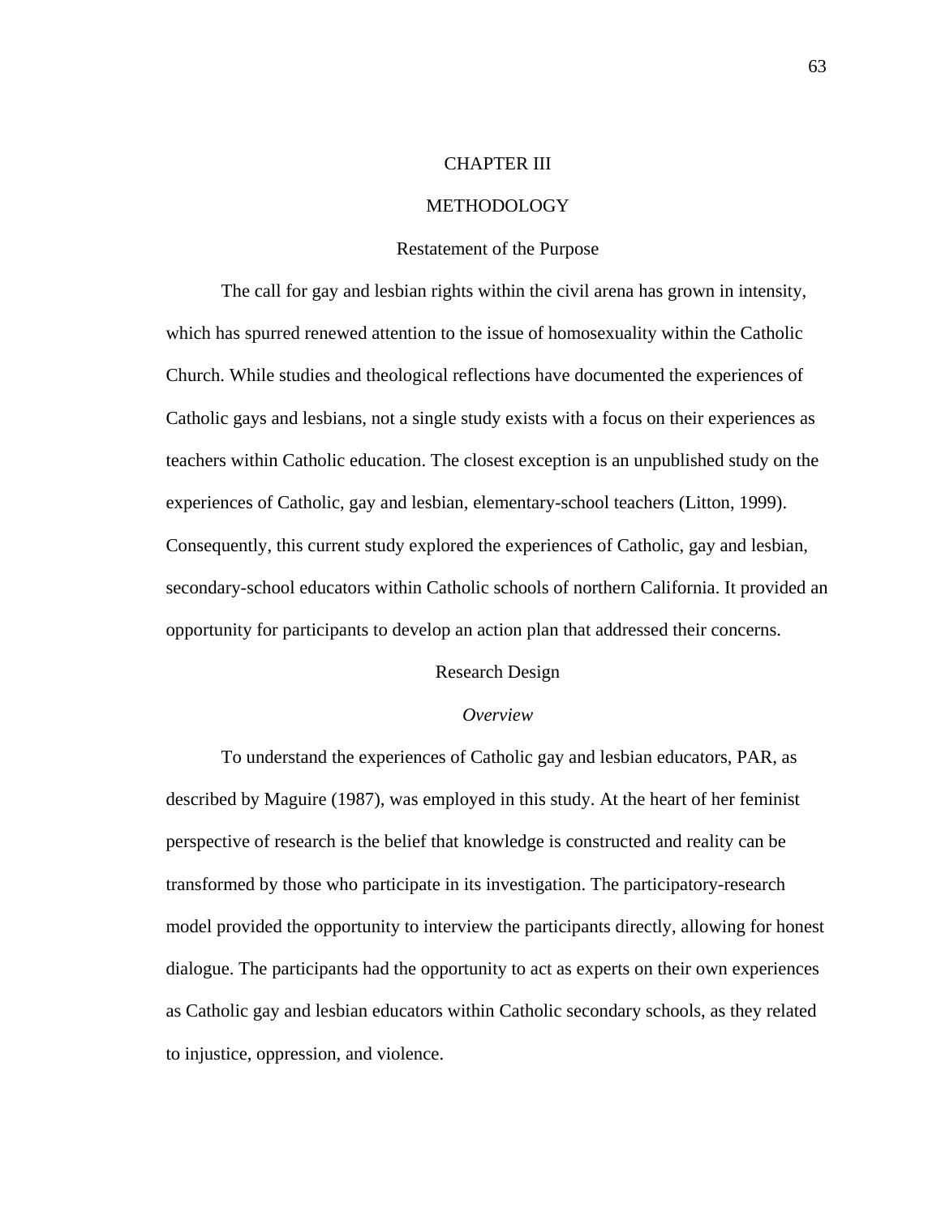# CHAPTER III

# METHODOLOGY

## Restatement of the Purpose

The call for gay and lesbian rights within the civil arena has grown in intensity, which has spurred renewed attention to the issue of homosexuality within the Catholic Church. While studies and theological reflections have documented the experiences of Catholic gays and lesbians, not a single study exists with a focus on their experiences as teachers within Catholic education. The closest exception is an unpublished study on the experiences of Catholic, gay and lesbian, elementary-school teachers (Litton, 1999). Consequently, this current study explored the experiences of Catholic, gay and lesbian, secondary-school educators within Catholic schools of northern California. It provided an opportunity for participants to develop an action plan that addressed their concerns.

## Research Design

### *Overview*

To understand the experiences of Catholic gay and lesbian educators, PAR, as described by Maguire (1987), was employed in this study. At the heart of her feminist perspective of research is the belief that knowledge is constructed and reality can be transformed by those who participate in its investigation. The participatory-research model provided the opportunity to interview the participants directly, allowing for honest dialogue. The participants had the opportunity to act as experts on their own experiences as Catholic gay and lesbian educators within Catholic secondary schools, as they related to injustice, oppression, and violence.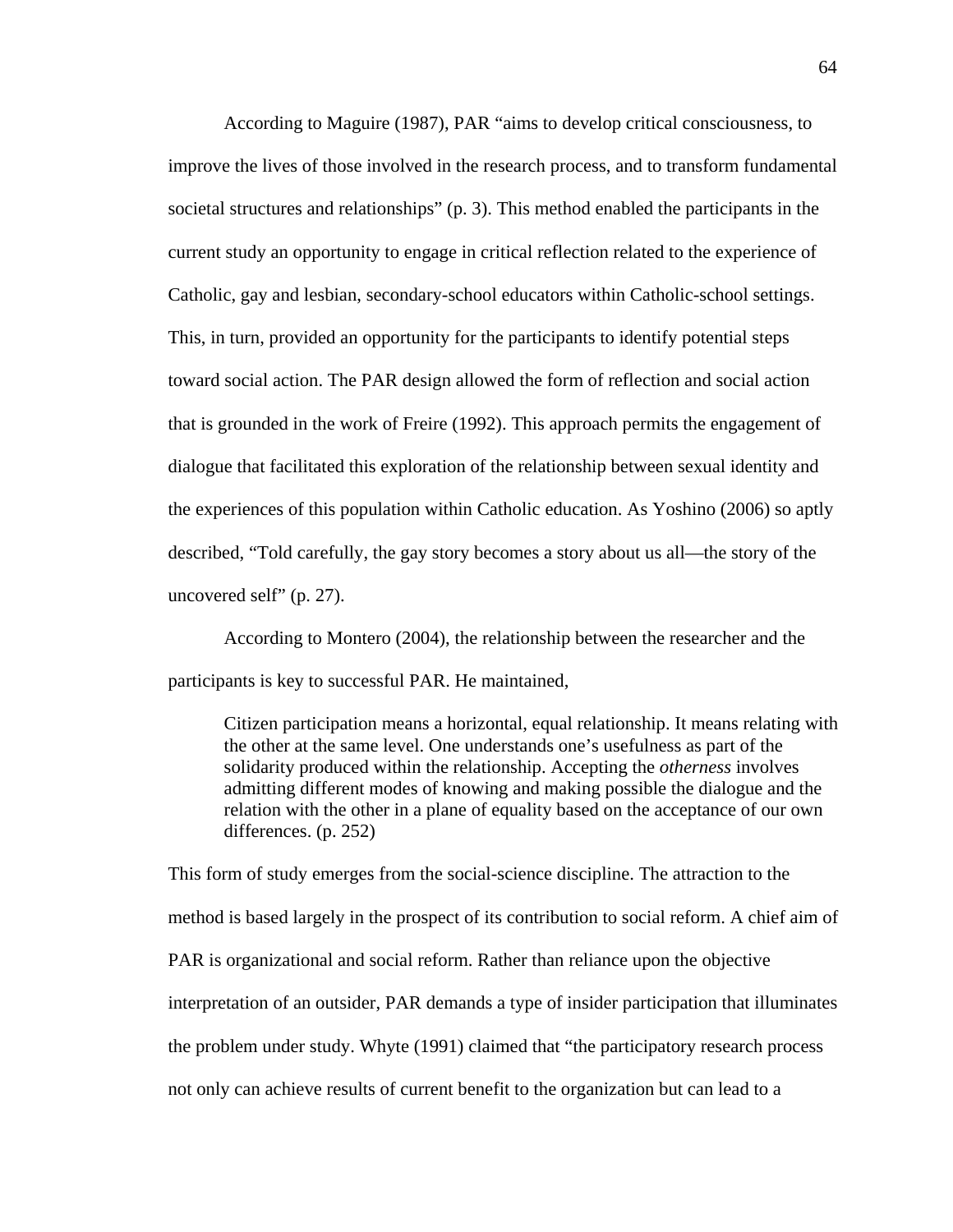According to Maguire (1987), PAR "aims to develop critical consciousness, to improve the lives of those involved in the research process, and to transform fundamental societal structures and relationships" (p. 3). This method enabled the participants in the current study an opportunity to engage in critical reflection related to the experience of Catholic, gay and lesbian, secondary-school educators within Catholic-school settings. This, in turn, provided an opportunity for the participants to identify potential steps toward social action. The PAR design allowed the form of reflection and social action that is grounded in the work of Freire (1992). This approach permits the engagement of dialogue that facilitated this exploration of the relationship between sexual identity and the experiences of this population within Catholic education. As Yoshino (2006) so aptly described, "Told carefully, the gay story becomes a story about us all—the story of the uncovered self" (p. 27).

According to Montero (2004), the relationship between the researcher and the participants is key to successful PAR. He maintained,

> Citizen participation means a horizontal, equal relationship. It means relating with the other at the same level. One understands one's usefulness as part of the solidarity produced within the relationship. Accepting the *otherness* involves admitting different modes of knowing and making possible the dialogue and the relation with the other in a plane of equality based on the acceptance of our own differences. (p. 252)

This form of study emerges from the social-science discipline. The attraction to the method is based largely in the prospect of its contribution to social reform. A chief aim of PAR is organizational and social reform. Rather than reliance upon the objective interpretation of an outsider, PAR demands a type of insider participation that illuminates the problem under study. Whyte (1991) claimed that "the participatory research process not only can achieve results of current benefit to the organization but can lead to a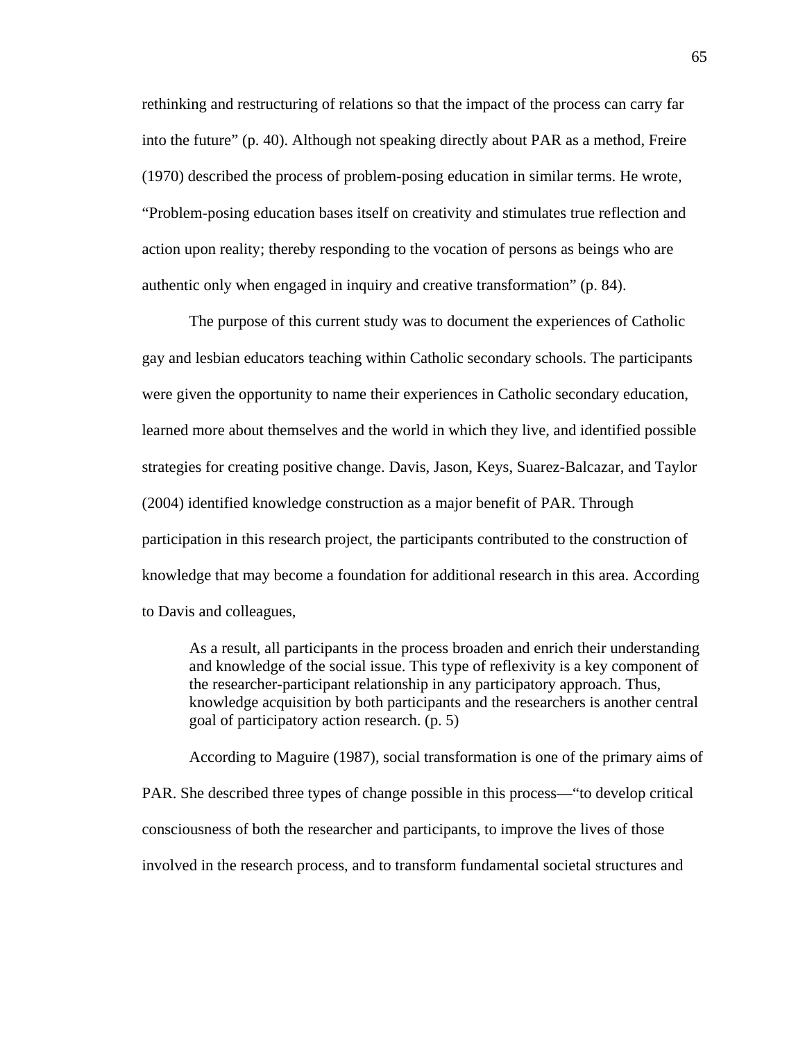rethinking and restructuring of relations so that the impact of the process can carry far into the future" (p. 40). Although not speaking directly about PAR as a method, Freire (1970) described the process of problem-posing education in similar terms. He wrote, "Problem-posing education bases itself on creativity and stimulates true reflection and action upon reality; thereby responding to the vocation of persons as beings who are authentic only when engaged in inquiry and creative transformation" (p. 84).

The purpose of this current study was to document the experiences of Catholic gay and lesbian educators teaching within Catholic secondary schools. The participants were given the opportunity to name their experiences in Catholic secondary education, learned more about themselves and the world in which they live, and identified possible strategies for creating positive change. Davis, Jason, Keys, Suarez-Balcazar, and Taylor (2004) identified knowledge construction as a major benefit of PAR. Through participation in this research project, the participants contributed to the construction of knowledge that may become a foundation for additional research in this area. According to Davis and colleagues,

> As a result, all participants in the process broaden and enrich their understanding and knowledge of the social issue. This type of reflexivity is a key component of the researcher-participant relationship in any participatory approach. Thus, knowledge acquisition by both participants and the researchers is another central goal of participatory action research. (p. 5)

According to Maguire (1987), social transformation is one of the primary aims of PAR. She described three types of change possible in this process—"to develop critical consciousness of both the researcher and participants, to improve the lives of those involved in the research process, and to transform fundamental societal structures and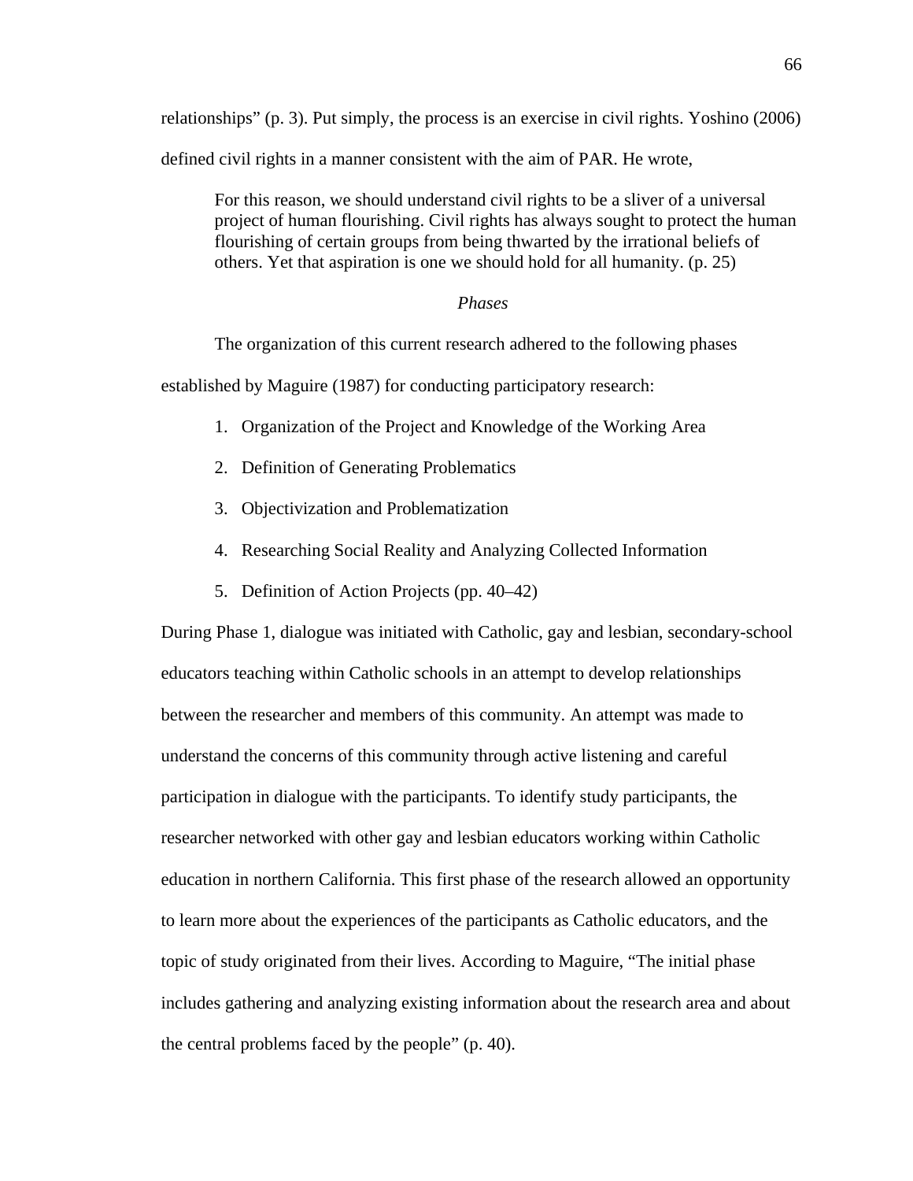relationships" (p. 3). Put simply, the process is an exercise in civil rights. Yoshino (2006) defined civil rights in a manner consistent with the aim of PAR. He wrote,

> For this reason, we should understand civil rights to be a sliver of a universal project of human flourishing. Civil rights has always sought to protect the human flourishing of certain groups from being thwarted by the irrational beliefs of others. Yet that aspiration is one we should hold for all humanity. (p. 25)

### *Phases*

The organization of this current research adhered to the following phases established by Maguire (1987) for conducting participatory research:

1. Organization of the Project and Knowledge of the Working Area
2. Definition of Generating Problematics
3. Objectivization and Problematization
4. Researching Social Reality and Analyzing Collected Information
5. Definition of Action Projects (pp. 40–42)

During Phase 1, dialogue was initiated with Catholic, gay and lesbian, secondary-school educators teaching within Catholic schools in an attempt to develop relationships between the researcher and members of this community. An attempt was made to understand the concerns of this community through active listening and careful participation in dialogue with the participants. To identify study participants, the researcher networked with other gay and lesbian educators working within Catholic education in northern California. This first phase of the research allowed an opportunity to learn more about the experiences of the participants as Catholic educators, and the topic of study originated from their lives. According to Maguire, "The initial phase includes gathering and analyzing existing information about the research area and about the central problems faced by the people" (p. 40).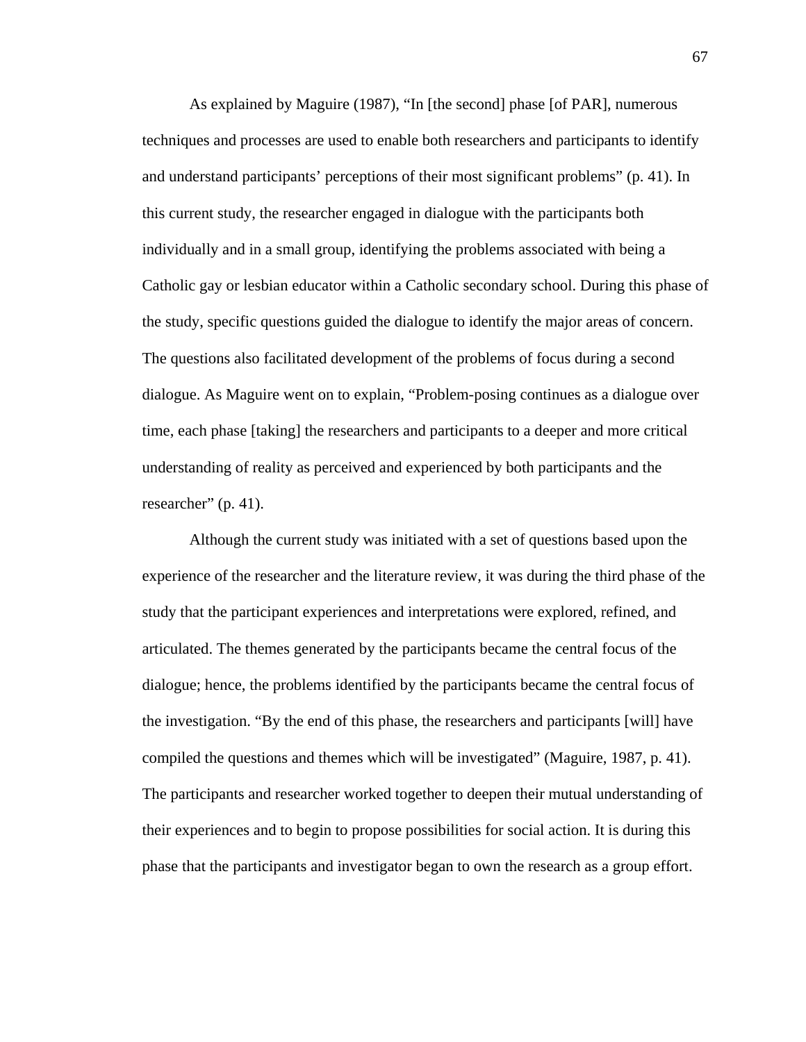As explained by Maguire (1987), "In [the second] phase [of PAR], numerous techniques and processes are used to enable both researchers and participants to identify and understand participants' perceptions of their most significant problems" (p. 41). In this current study, the researcher engaged in dialogue with the participants both individually and in a small group, identifying the problems associated with being a Catholic gay or lesbian educator within a Catholic secondary school. During this phase of the study, specific questions guided the dialogue to identify the major areas of concern. The questions also facilitated development of the problems of focus during a second dialogue. As Maguire went on to explain, "Problem-posing continues as a dialogue over time, each phase [taking] the researchers and participants to a deeper and more critical understanding of reality as perceived and experienced by both participants and the researcher" (p. 41).

Although the current study was initiated with a set of questions based upon the experience of the researcher and the literature review, it was during the third phase of the study that the participant experiences and interpretations were explored, refined, and articulated. The themes generated by the participants became the central focus of the dialogue; hence, the problems identified by the participants became the central focus of the investigation. "By the end of this phase, the researchers and participants [will] have compiled the questions and themes which will be investigated" (Maguire, 1987, p. 41). The participants and researcher worked together to deepen their mutual understanding of their experiences and to begin to propose possibilities for social action. It is during this phase that the participants and investigator began to own the research as a group effort.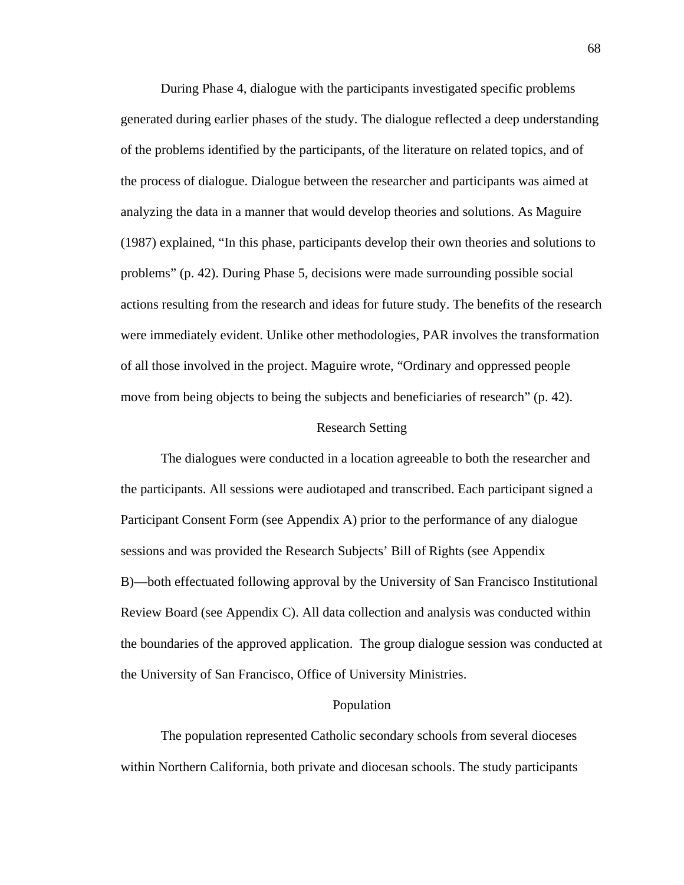During Phase 4, dialogue with the participants investigated specific problems generated during earlier phases of the study. The dialogue reflected a deep understanding of the problems identified by the participants, of the literature on related topics, and of the process of dialogue. Dialogue between the researcher and participants was aimed at analyzing the data in a manner that would develop theories and solutions. As Maguire (1987) explained, "In this phase, participants develop their own theories and solutions to problems" (p. 42). During Phase 5, decisions were made surrounding possible social actions resulting from the research and ideas for future study. The benefits of the research were immediately evident. Unlike other methodologies, PAR involves the transformation of all those involved in the project. Maguire wrote, "Ordinary and oppressed people move from being objects to being the subjects and beneficiaries of research" (p. 42).

## Research Setting

The dialogues were conducted in a location agreeable to both the researcher and the participants. All sessions were audiotaped and transcribed. Each participant signed a Participant Consent Form (see Appendix A) prior to the performance of any dialogue sessions and was provided the Research Subjects' Bill of Rights (see Appendix B)—both effectuated following approval by the University of San Francisco Institutional Review Board (see Appendix C). All data collection and analysis was conducted within the boundaries of the approved application. The group dialogue session was conducted at the University of San Francisco, Office of University Ministries.

## Population

The population represented Catholic secondary schools from several dioceses within Northern California, both private and diocesan schools. The study participants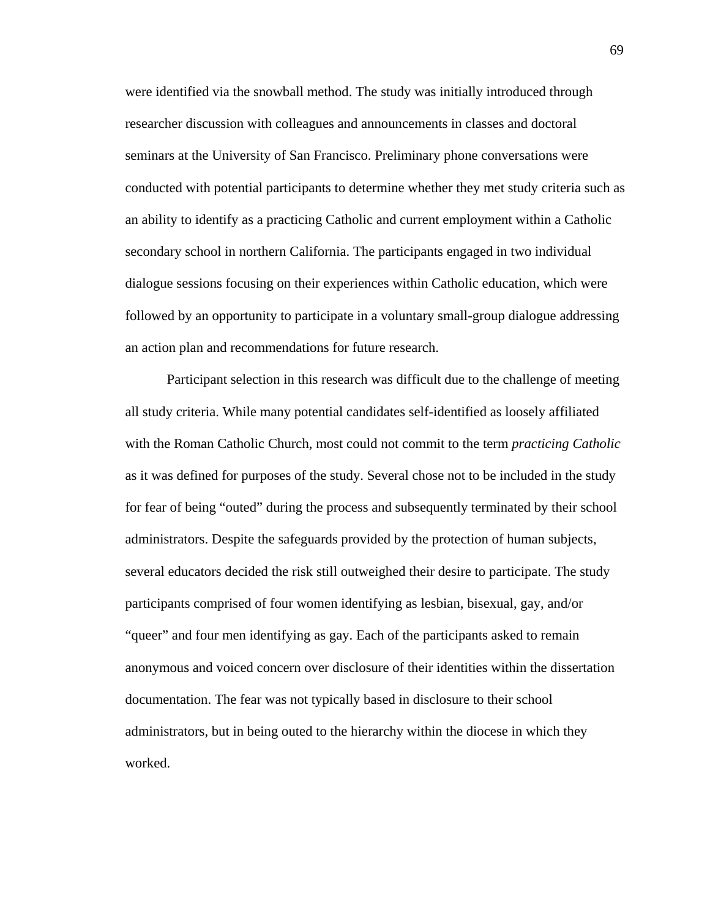were identified via the snowball method. The study was initially introduced through researcher discussion with colleagues and announcements in classes and doctoral seminars at the University of San Francisco. Preliminary phone conversations were conducted with potential participants to determine whether they met study criteria such as an ability to identify as a practicing Catholic and current employment within a Catholic secondary school in northern California. The participants engaged in two individual dialogue sessions focusing on their experiences within Catholic education, which were followed by an opportunity to participate in a voluntary small-group dialogue addressing an action plan and recommendations for future research.

Participant selection in this research was difficult due to the challenge of meeting all study criteria. While many potential candidates self-identified as loosely affiliated with the Roman Catholic Church, most could not commit to the term *practicing Catholic* as it was defined for purposes of the study. Several chose not to be included in the study for fear of being "outed" during the process and subsequently terminated by their school administrators. Despite the safeguards provided by the protection of human subjects, several educators decided the risk still outweighed their desire to participate. The study participants comprised of four women identifying as lesbian, bisexual, gay, and/or "queer" and four men identifying as gay. Each of the participants asked to remain anonymous and voiced concern over disclosure of their identities within the dissertation documentation. The fear was not typically based in disclosure to their school administrators, but in being outed to the hierarchy within the diocese in which they worked.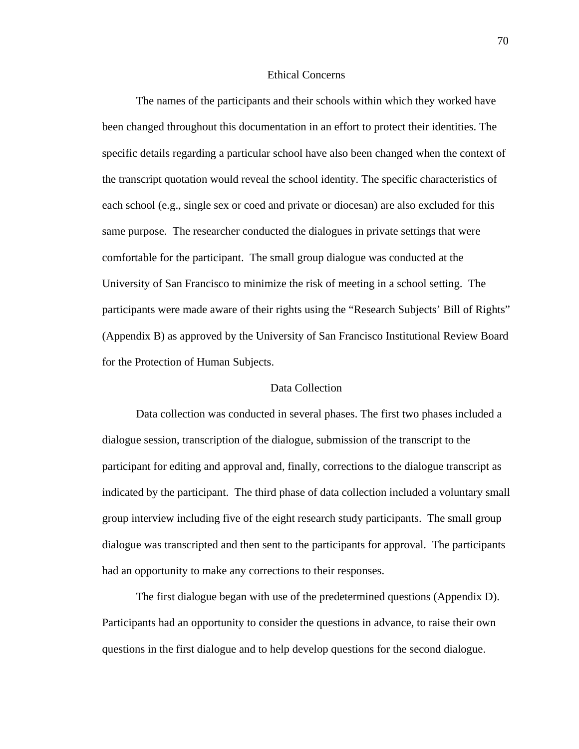## Ethical Concerns

The names of the participants and their schools within which they worked have been changed throughout this documentation in an effort to protect their identities. The specific details regarding a particular school have also been changed when the context of the transcript quotation would reveal the school identity. The specific characteristics of each school (e.g., single sex or coed and private or diocesan) are also excluded for this same purpose. The researcher conducted the dialogues in private settings that were comfortable for the participant. The small group dialogue was conducted at the University of San Francisco to minimize the risk of meeting in a school setting. The participants were made aware of their rights using the "Research Subjects' Bill of Rights" (Appendix B) as approved by the University of San Francisco Institutional Review Board for the Protection of Human Subjects.

## Data Collection

Data collection was conducted in several phases. The first two phases included a dialogue session, transcription of the dialogue, submission of the transcript to the participant for editing and approval and, finally, corrections to the dialogue transcript as indicated by the participant. The third phase of data collection included a voluntary small group interview including five of the eight research study participants. The small group dialogue was transcripted and then sent to the participants for approval. The participants had an opportunity to make any corrections to their responses.

The first dialogue began with use of the predetermined questions (Appendix D). Participants had an opportunity to consider the questions in advance, to raise their own questions in the first dialogue and to help develop questions for the second dialogue.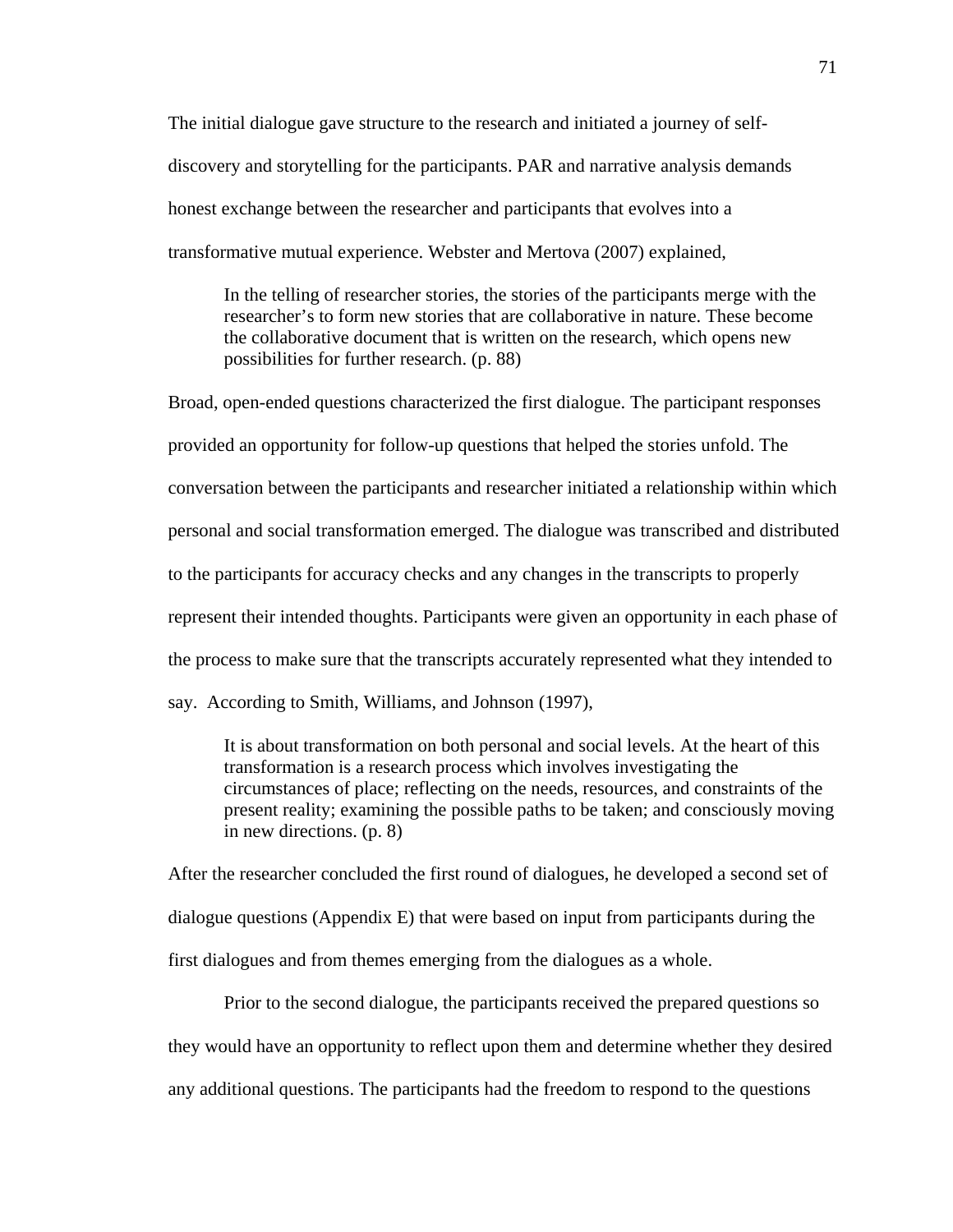The initial dialogue gave structure to the research and initiated a journey of self-discovery and storytelling for the participants. PAR and narrative analysis demands honest exchange between the researcher and participants that evolves into a transformative mutual experience. Webster and Mertova (2007) explained,

> In the telling of researcher stories, the stories of the participants merge with the researcher's to form new stories that are collaborative in nature. These become the collaborative document that is written on the research, which opens new possibilities for further research. (p. 88)

Broad, open-ended questions characterized the first dialogue. The participant responses provided an opportunity for follow-up questions that helped the stories unfold. The conversation between the participants and researcher initiated a relationship within which personal and social transformation emerged. The dialogue was transcribed and distributed to the participants for accuracy checks and any changes in the transcripts to properly represent their intended thoughts. Participants were given an opportunity in each phase of the process to make sure that the transcripts accurately represented what they intended to say. According to Smith, Williams, and Johnson (1997),

> It is about transformation on both personal and social levels. At the heart of this transformation is a research process which involves investigating the circumstances of place; reflecting on the needs, resources, and constraints of the present reality; examining the possible paths to be taken; and consciously moving in new directions. (p. 8)

After the researcher concluded the first round of dialogues, he developed a second set of dialogue questions (Appendix E) that were based on input from participants during the first dialogues and from themes emerging from the dialogues as a whole.

Prior to the second dialogue, the participants received the prepared questions so they would have an opportunity to reflect upon them and determine whether they desired any additional questions. The participants had the freedom to respond to the questions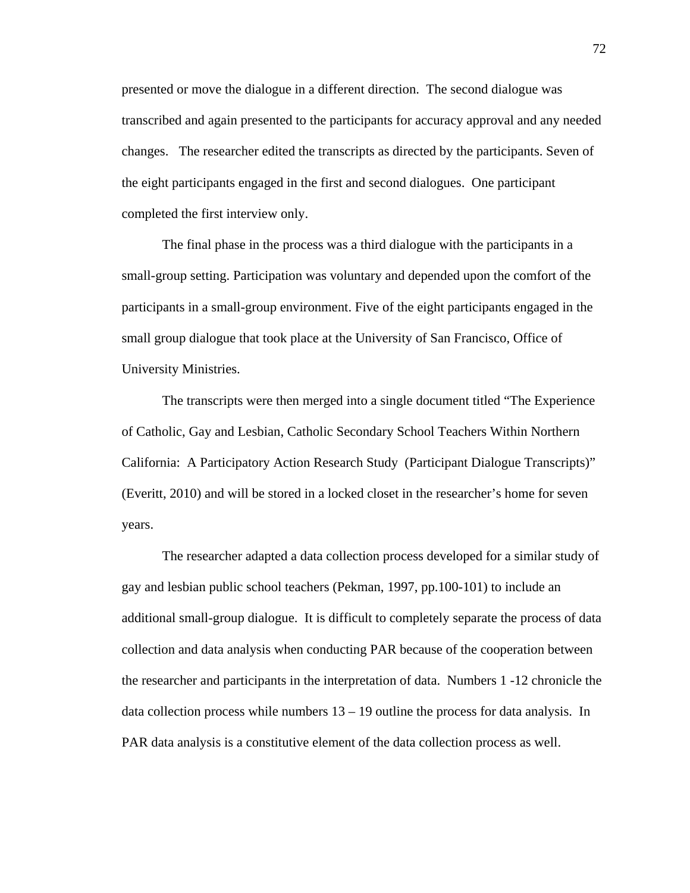presented or move the dialogue in a different direction. The second dialogue was transcribed and again presented to the participants for accuracy approval and any needed changes. The researcher edited the transcripts as directed by the participants. Seven of the eight participants engaged in the first and second dialogues. One participant completed the first interview only.

The final phase in the process was a third dialogue with the participants in a small-group setting. Participation was voluntary and depended upon the comfort of the participants in a small-group environment. Five of the eight participants engaged in the small group dialogue that took place at the University of San Francisco, Office of University Ministries.

The transcripts were then merged into a single document titled "The Experience of Catholic, Gay and Lesbian, Catholic Secondary School Teachers Within Northern California: A Participatory Action Research Study (Participant Dialogue Transcripts)" (Everitt, 2010) and will be stored in a locked closet in the researcher's home for seven years.

The researcher adapted a data collection process developed for a similar study of gay and lesbian public school teachers (Pekman, 1997, pp.100-101) to include an additional small-group dialogue. It is difficult to completely separate the process of data collection and data analysis when conducting PAR because of the cooperation between the researcher and participants in the interpretation of data. Numbers 1 -12 chronicle the data collection process while numbers 13 – 19 outline the process for data analysis. In PAR data analysis is a constitutive element of the data collection process as well.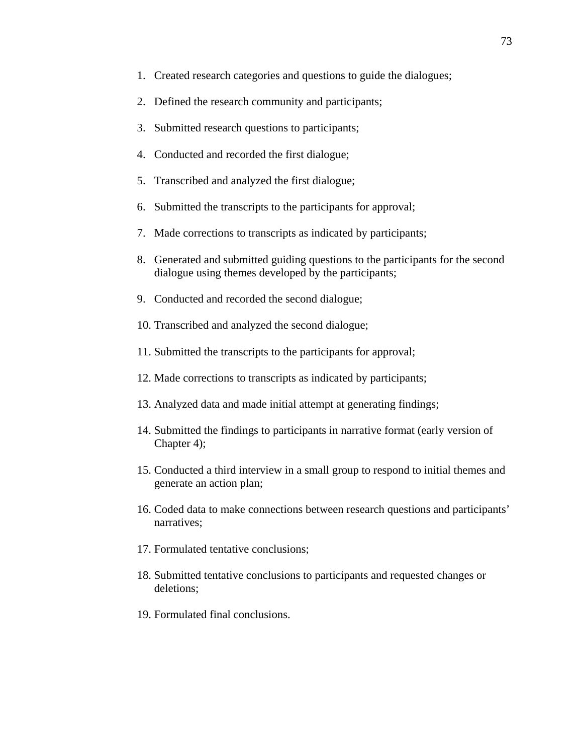1. Created research categories and questions to guide the dialogues;
2. Defined the research community and participants;
3. Submitted research questions to participants;
4. Conducted and recorded the first dialogue;
5. Transcribed and analyzed the first dialogue;
6. Submitted the transcripts to the participants for approval;
7. Made corrections to transcripts as indicated by participants;
8. Generated and submitted guiding questions to the participants for the second dialogue using themes developed by the participants;
9. Conducted and recorded the second dialogue;
10. Transcribed and analyzed the second dialogue;
11. Submitted the transcripts to the participants for approval;
12. Made corrections to transcripts as indicated by participants;
13. Analyzed data and made initial attempt at generating findings;
14. Submitted the findings to participants in narrative format (early version of Chapter 4);
15. Conducted a third interview in a small group to respond to initial themes and generate an action plan;
16. Coded data to make connections between research questions and participants' narratives;
17. Formulated tentative conclusions;
18. Submitted tentative conclusions to participants and requested changes or deletions;
19. Formulated final conclusions.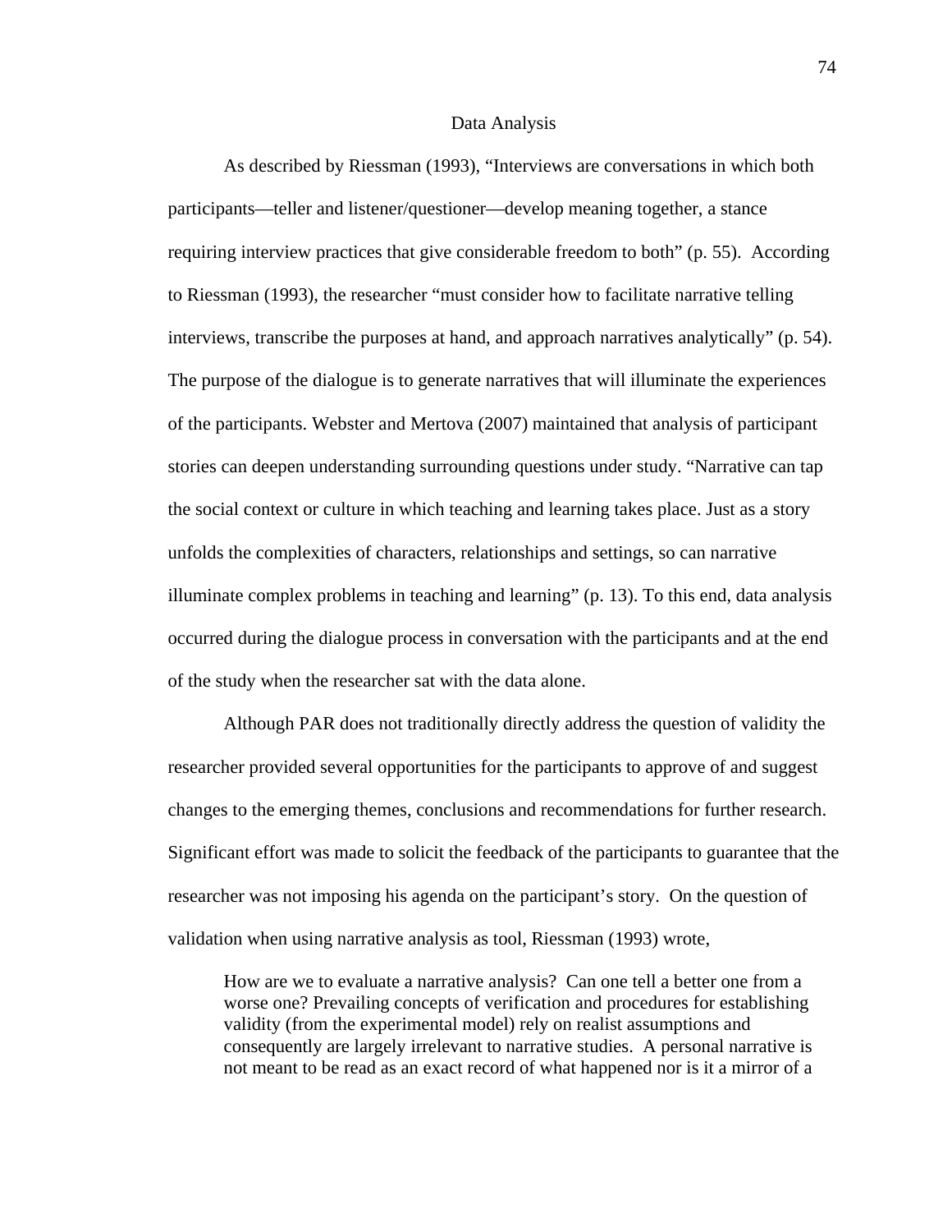## Data Analysis

As described by Riessman (1993), "Interviews are conversations in which both participants—teller and listener/questioner—develop meaning together, a stance requiring interview practices that give considerable freedom to both" (p. 55). According to Riessman (1993), the researcher "must consider how to facilitate narrative telling interviews, transcribe the purposes at hand, and approach narratives analytically" (p. 54). The purpose of the dialogue is to generate narratives that will illuminate the experiences of the participants. Webster and Mertova (2007) maintained that analysis of participant stories can deepen understanding surrounding questions under study. "Narrative can tap the social context or culture in which teaching and learning takes place. Just as a story unfolds the complexities of characters, relationships and settings, so can narrative illuminate complex problems in teaching and learning" (p. 13). To this end, data analysis occurred during the dialogue process in conversation with the participants and at the end of the study when the researcher sat with the data alone.

Although PAR does not traditionally directly address the question of validity the researcher provided several opportunities for the participants to approve of and suggest changes to the emerging themes, conclusions and recommendations for further research. Significant effort was made to solicit the feedback of the participants to guarantee that the researcher was not imposing his agenda on the participant's story. On the question of validation when using narrative analysis as tool, Riessman (1993) wrote,

> How are we to evaluate a narrative analysis? Can one tell a better one from a worse one? Prevailing concepts of verification and procedures for establishing validity (from the experimental model) rely on realist assumptions and consequently are largely irrelevant to narrative studies. A personal narrative is not meant to be read as an exact record of what happened nor is it a mirror of a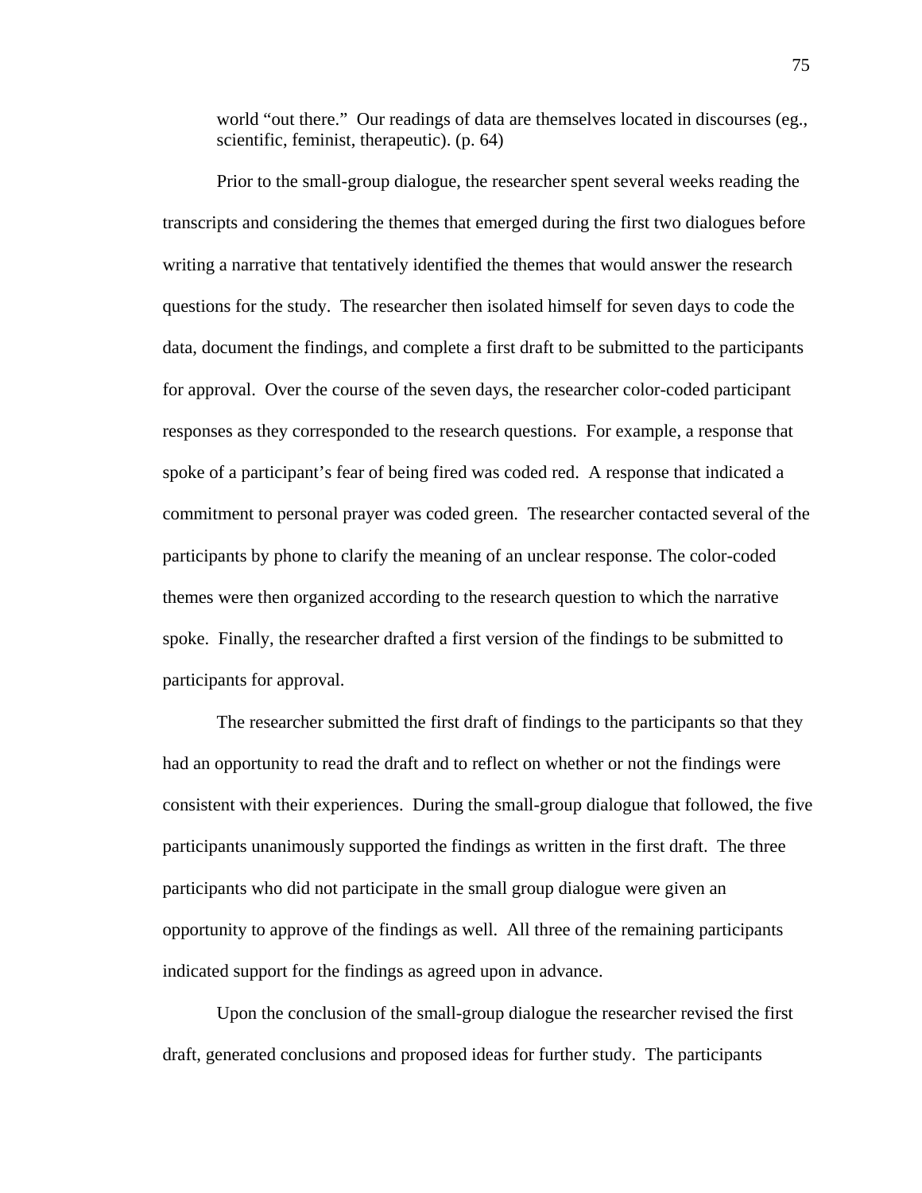> world "out there." Our readings of data are themselves located in discourses (eg., scientific, feminist, therapeutic). (p. 64)

Prior to the small-group dialogue, the researcher spent several weeks reading the transcripts and considering the themes that emerged during the first two dialogues before writing a narrative that tentatively identified the themes that would answer the research questions for the study. The researcher then isolated himself for seven days to code the data, document the findings, and complete a first draft to be submitted to the participants for approval. Over the course of the seven days, the researcher color-coded participant responses as they corresponded to the research questions. For example, a response that spoke of a participant's fear of being fired was coded red. A response that indicated a commitment to personal prayer was coded green. The researcher contacted several of the participants by phone to clarify the meaning of an unclear response. The color-coded themes were then organized according to the research question to which the narrative spoke. Finally, the researcher drafted a first version of the findings to be submitted to participants for approval.

The researcher submitted the first draft of findings to the participants so that they had an opportunity to read the draft and to reflect on whether or not the findings were consistent with their experiences. During the small-group dialogue that followed, the five participants unanimously supported the findings as written in the first draft. The three participants who did not participate in the small group dialogue were given an opportunity to approve of the findings as well. All three of the remaining participants indicated support for the findings as agreed upon in advance.

Upon the conclusion of the small-group dialogue the researcher revised the first draft, generated conclusions and proposed ideas for further study. The participants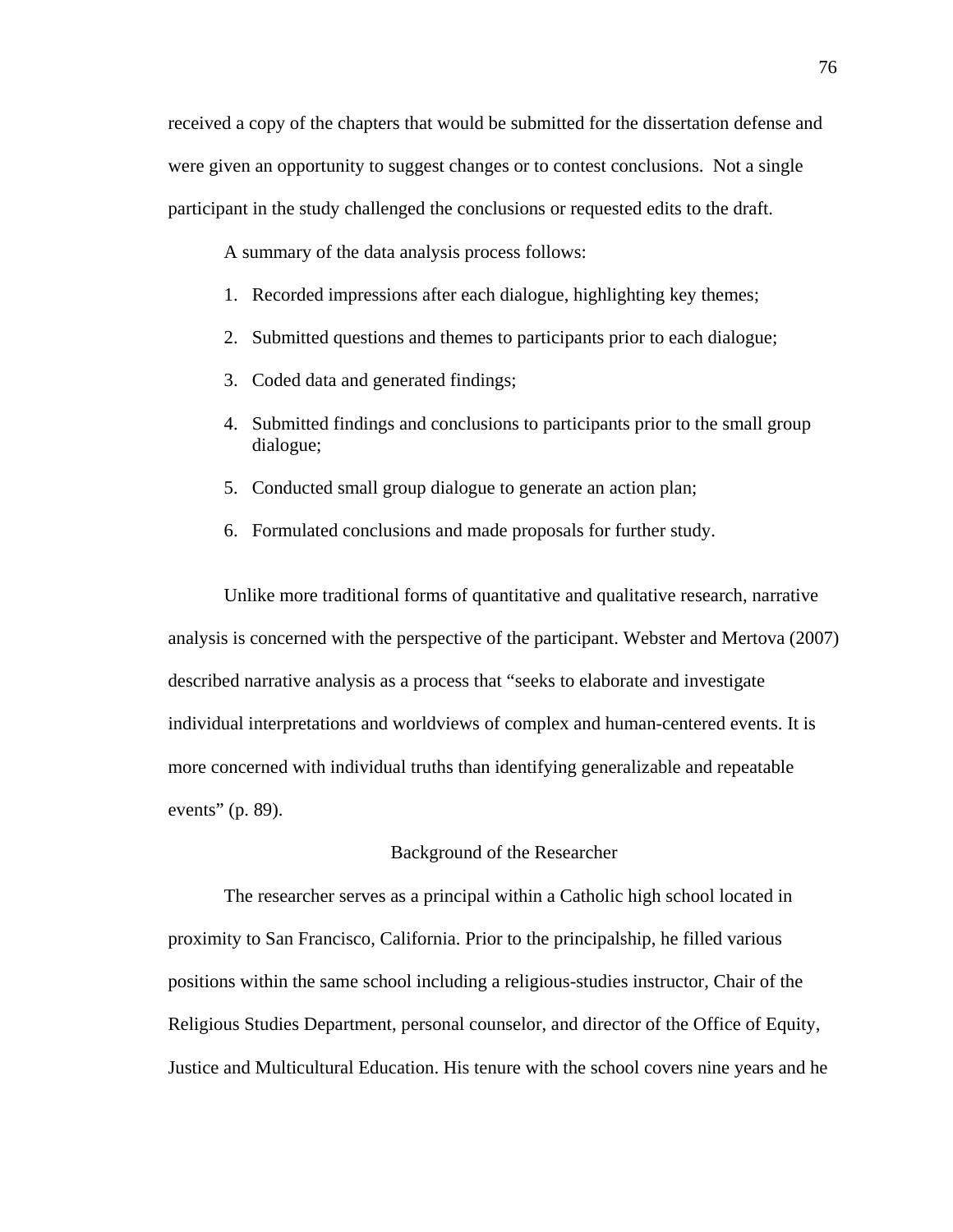received a copy of the chapters that would be submitted for the dissertation defense and were given an opportunity to suggest changes or to contest conclusions. Not a single participant in the study challenged the conclusions or requested edits to the draft.

A summary of the data analysis process follows:

1. Recorded impressions after each dialogue, highlighting key themes;
2. Submitted questions and themes to participants prior to each dialogue;
3. Coded data and generated findings;
4. Submitted findings and conclusions to participants prior to the small group dialogue;
5. Conducted small group dialogue to generate an action plan;
6. Formulated conclusions and made proposals for further study.

Unlike more traditional forms of quantitative and qualitative research, narrative analysis is concerned with the perspective of the participant. Webster and Mertova (2007) described narrative analysis as a process that "seeks to elaborate and investigate individual interpretations and worldviews of complex and human-centered events. It is more concerned with individual truths than identifying generalizable and repeatable events" (p. 89).

## Background of the Researcher

The researcher serves as a principal within a Catholic high school located in proximity to San Francisco, California. Prior to the principalship, he filled various positions within the same school including a religious-studies instructor, Chair of the Religious Studies Department, personal counselor, and director of the Office of Equity, Justice and Multicultural Education. His tenure with the school covers nine years and he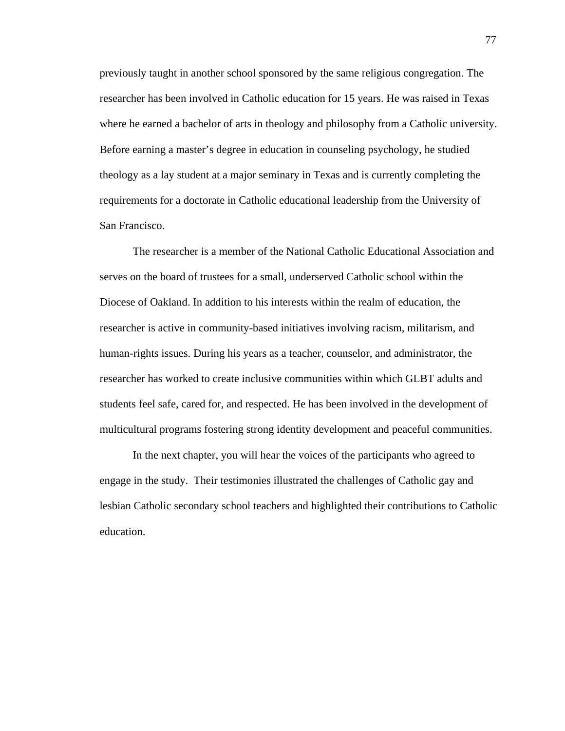previously taught in another school sponsored by the same religious congregation. The researcher has been involved in Catholic education for 15 years. He was raised in Texas where he earned a bachelor of arts in theology and philosophy from a Catholic university. Before earning a master's degree in education in counseling psychology, he studied theology as a lay student at a major seminary in Texas and is currently completing the requirements for a doctorate in Catholic educational leadership from the University of San Francisco.

The researcher is a member of the National Catholic Educational Association and serves on the board of trustees for a small, underserved Catholic school within the Diocese of Oakland. In addition to his interests within the realm of education, the researcher is active in community-based initiatives involving racism, militarism, and human-rights issues. During his years as a teacher, counselor, and administrator, the researcher has worked to create inclusive communities within which GLBT adults and students feel safe, cared for, and respected. He has been involved in the development of multicultural programs fostering strong identity development and peaceful communities.

In the next chapter, you will hear the voices of the participants who agreed to engage in the study.  Their testimonies illustrated the challenges of Catholic gay and lesbian Catholic secondary school teachers and highlighted their contributions to Catholic education.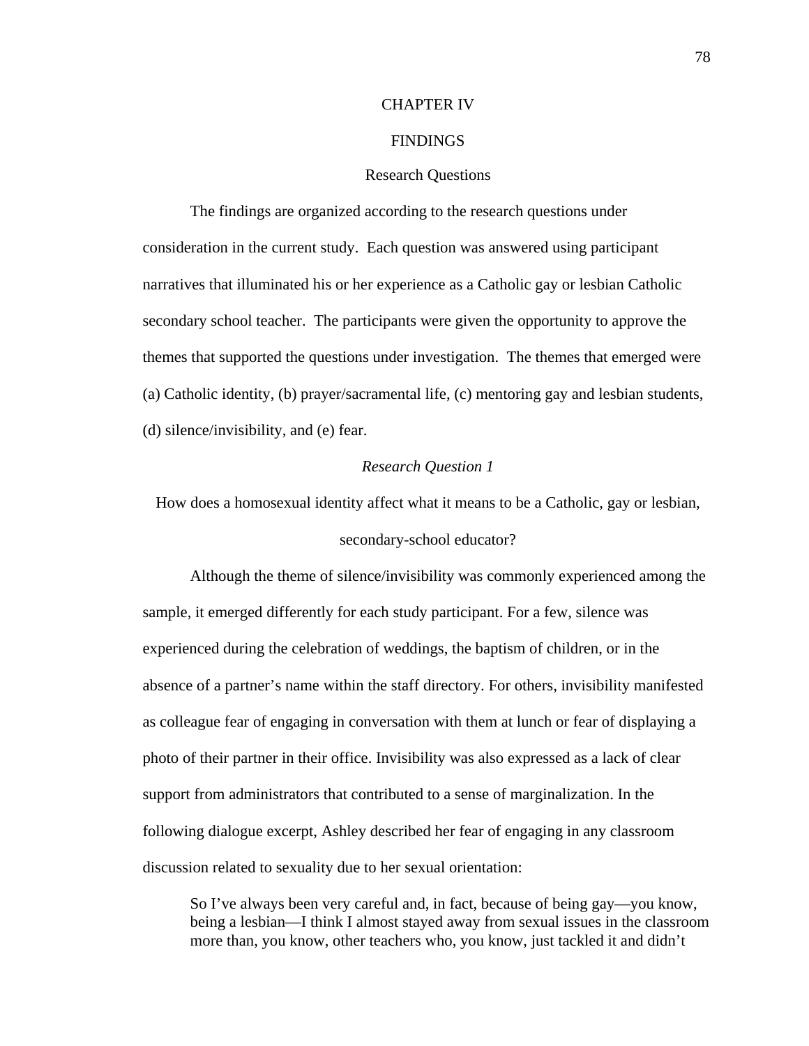# CHAPTER IV

# FINDINGS

## Research Questions

The findings are organized according to the research questions under consideration in the current study. Each question was answered using participant narratives that illuminated his or her experience as a Catholic gay or lesbian Catholic secondary school teacher. The participants were given the opportunity to approve the themes that supported the questions under investigation. The themes that emerged were (a) Catholic identity, (b) prayer/sacramental life, (c) mentoring gay and lesbian students, (d) silence/invisibility, and (e) fear.

### *Research Question 1*

How does a homosexual identity affect what it means to be a Catholic, gay or lesbian, secondary-school educator?

Although the theme of silence/invisibility was commonly experienced among the sample, it emerged differently for each study participant. For a few, silence was experienced during the celebration of weddings, the baptism of children, or in the absence of a partner's name within the staff directory. For others, invisibility manifested as colleague fear of engaging in conversation with them at lunch or fear of displaying a photo of their partner in their office. Invisibility was also expressed as a lack of clear support from administrators that contributed to a sense of marginalization. In the following dialogue excerpt, Ashley described her fear of engaging in any classroom discussion related to sexuality due to her sexual orientation:

> So I've always been very careful and, in fact, because of being gay—you know, being a lesbian—I think I almost stayed away from sexual issues in the classroom more than, you know, other teachers who, you know, just tackled it and didn't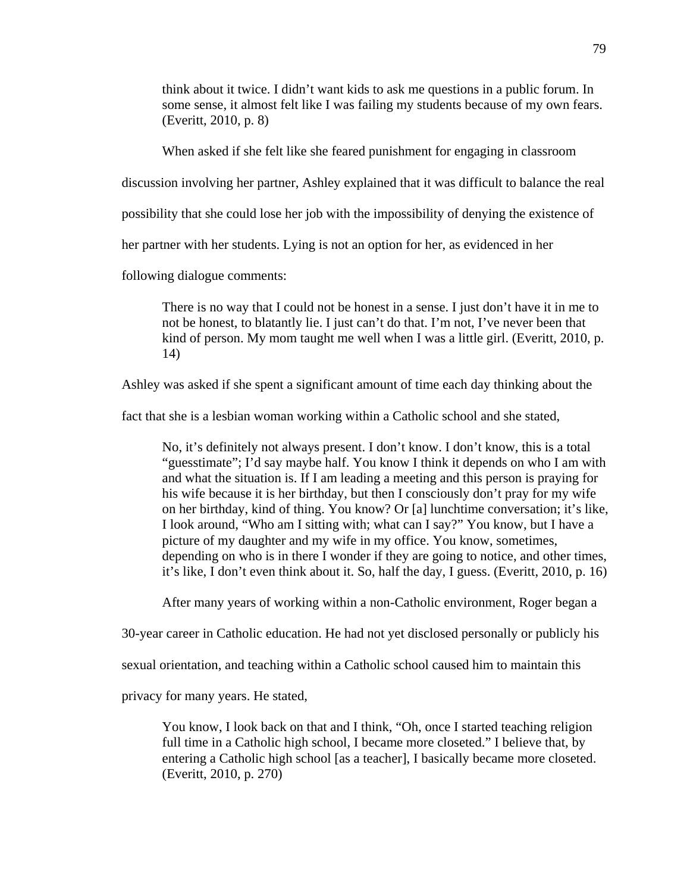> think about it twice. I didn't want kids to ask me questions in a public forum. In some sense, it almost felt like I was failing my students because of my own fears. (Everitt, 2010, p. 8)

When asked if she felt like she feared punishment for engaging in classroom discussion involving her partner, Ashley explained that it was difficult to balance the real possibility that she could lose her job with the impossibility of denying the existence of her partner with her students. Lying is not an option for her, as evidenced in her following dialogue comments:

> There is no way that I could not be honest in a sense. I just don't have it in me to not be honest, to blatantly lie. I just can't do that. I'm not, I've never been that kind of person. My mom taught me well when I was a little girl. (Everitt, 2010, p. 14)

Ashley was asked if she spent a significant amount of time each day thinking about the fact that she is a lesbian woman working within a Catholic school and she stated,

> No, it's definitely not always present. I don't know. I don't know, this is a total "guesstimate"; I'd say maybe half. You know I think it depends on who I am with and what the situation is. If I am leading a meeting and this person is praying for his wife because it is her birthday, but then I consciously don't pray for my wife on her birthday, kind of thing. You know? Or [a] lunchtime conversation; it's like, I look around, "Who am I sitting with; what can I say?" You know, but I have a picture of my daughter and my wife in my office. You know, sometimes, depending on who is in there I wonder if they are going to notice, and other times, it's like, I don't even think about it. So, half the day, I guess. (Everitt, 2010, p. 16)

After many years of working within a non-Catholic environment, Roger began a 30-year career in Catholic education. He had not yet disclosed personally or publicly his sexual orientation, and teaching within a Catholic school caused him to maintain this privacy for many years. He stated,

> You know, I look back on that and I think, "Oh, once I started teaching religion full time in a Catholic high school, I became more closeted." I believe that, by entering a Catholic high school [as a teacher], I basically became more closeted. (Everitt, 2010, p. 270)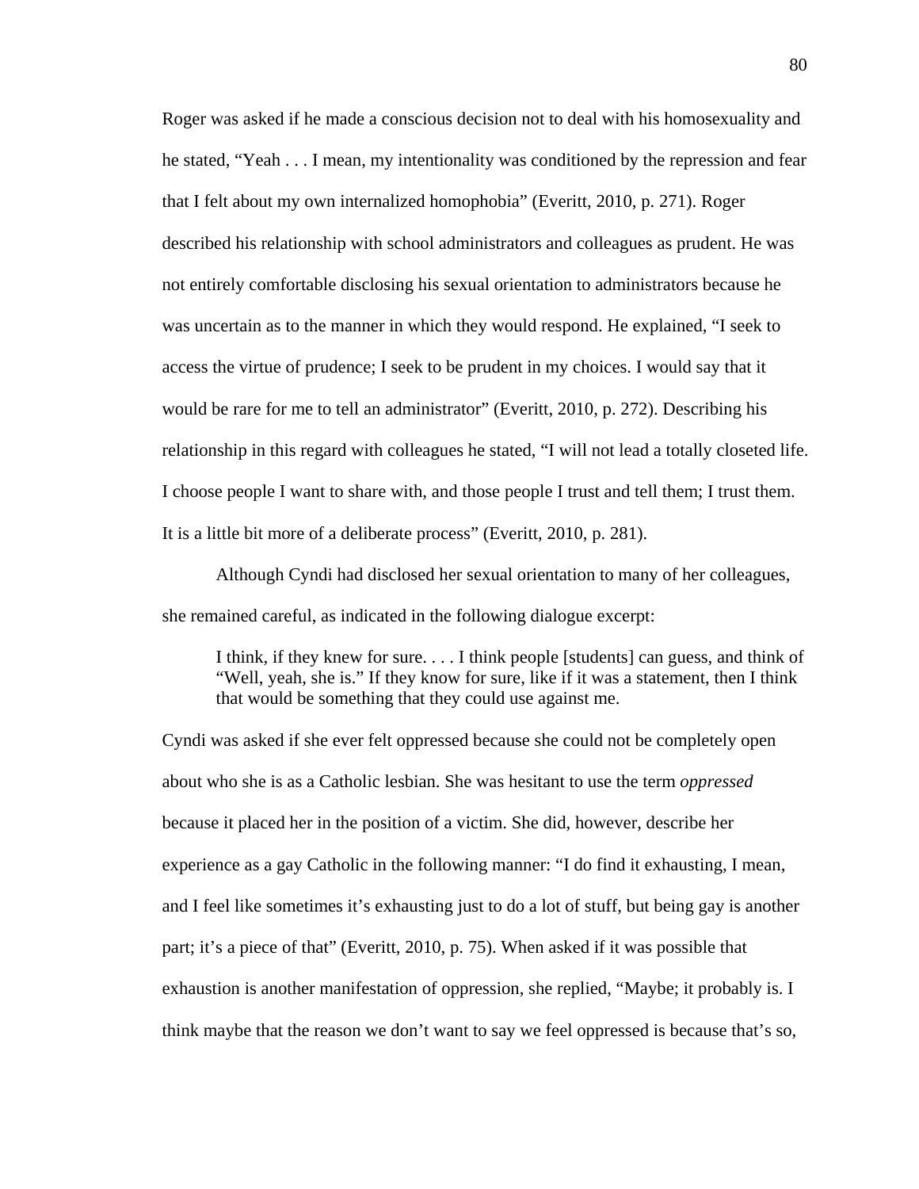Roger was asked if he made a conscious decision not to deal with his homosexuality and he stated, "Yeah . . . I mean, my intentionality was conditioned by the repression and fear that I felt about my own internalized homophobia" (Everitt, 2010, p. 271). Roger described his relationship with school administrators and colleagues as prudent. He was not entirely comfortable disclosing his sexual orientation to administrators because he was uncertain as to the manner in which they would respond. He explained, "I seek to access the virtue of prudence; I seek to be prudent in my choices. I would say that it would be rare for me to tell an administrator" (Everitt, 2010, p. 272). Describing his relationship in this regard with colleagues he stated, "I will not lead a totally closeted life. I choose people I want to share with, and those people I trust and tell them; I trust them. It is a little bit more of a deliberate process" (Everitt, 2010, p. 281).

Although Cyndi had disclosed her sexual orientation to many of her colleagues, she remained careful, as indicated in the following dialogue excerpt:

> I think, if they knew for sure. . . . I think people [students] can guess, and think of "Well, yeah, she is." If they know for sure, like if it was a statement, then I think that would be something that they could use against me.

Cyndi was asked if she ever felt oppressed because she could not be completely open about who she is as a Catholic lesbian. She was hesitant to use the term *oppressed* because it placed her in the position of a victim. She did, however, describe her experience as a gay Catholic in the following manner: "I do find it exhausting, I mean, and I feel like sometimes it's exhausting just to do a lot of stuff, but being gay is another part; it's a piece of that" (Everitt, 2010, p. 75). When asked if it was possible that exhaustion is another manifestation of oppression, she replied, "Maybe; it probably is. I think maybe that the reason we don't want to say we feel oppressed is because that's so,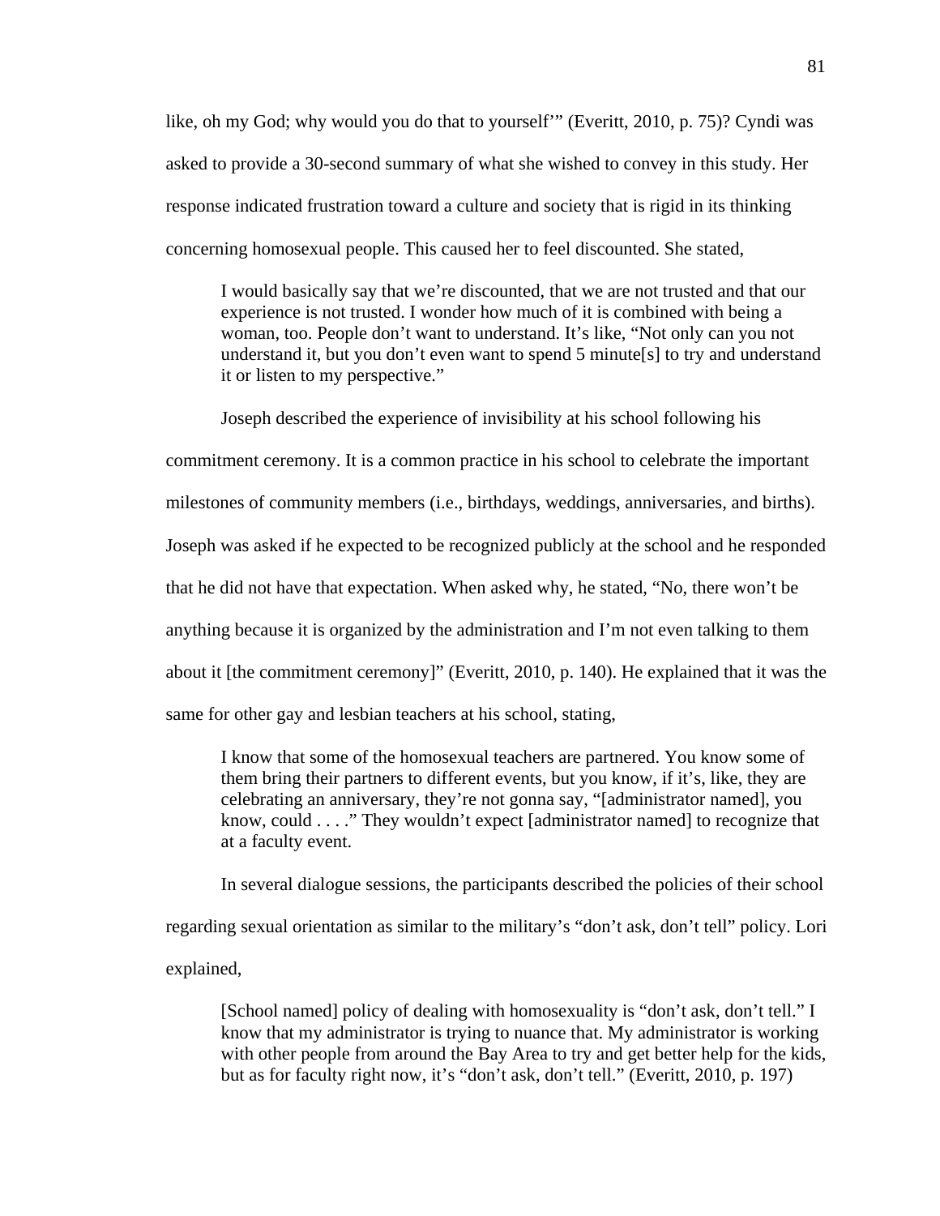like, oh my God; why would you do that to yourself'" (Everitt, 2010, p. 75)? Cyndi was asked to provide a 30-second summary of what she wished to convey in this study. Her response indicated frustration toward a culture and society that is rigid in its thinking concerning homosexual people. This caused her to feel discounted. She stated,

> I would basically say that we're discounted, that we are not trusted and that our experience is not trusted. I wonder how much of it is combined with being a woman, too. People don't want to understand. It's like, "Not only can you not understand it, but you don't even want to spend 5 minute[s] to try and understand it or listen to my perspective."

Joseph described the experience of invisibility at his school following his commitment ceremony. It is a common practice in his school to celebrate the important milestones of community members (i.e., birthdays, weddings, anniversaries, and births). Joseph was asked if he expected to be recognized publicly at the school and he responded that he did not have that expectation. When asked why, he stated, "No, there won't be anything because it is organized by the administration and I'm not even talking to them about it [the commitment ceremony]" (Everitt, 2010, p. 140). He explained that it was the same for other gay and lesbian teachers at his school, stating,

> I know that some of the homosexual teachers are partnered. You know some of them bring their partners to different events, but you know, if it's, like, they are celebrating an anniversary, they're not gonna say, "[administrator named], you know, could . . . ." They wouldn't expect [administrator named] to recognize that at a faculty event.

In several dialogue sessions, the participants described the policies of their school regarding sexual orientation as similar to the military's "don't ask, don't tell" policy. Lori explained,

> [School named] policy of dealing with homosexuality is "don't ask, don't tell." I know that my administrator is trying to nuance that. My administrator is working with other people from around the Bay Area to try and get better help for the kids, but as for faculty right now, it's "don't ask, don't tell." (Everitt, 2010, p. 197)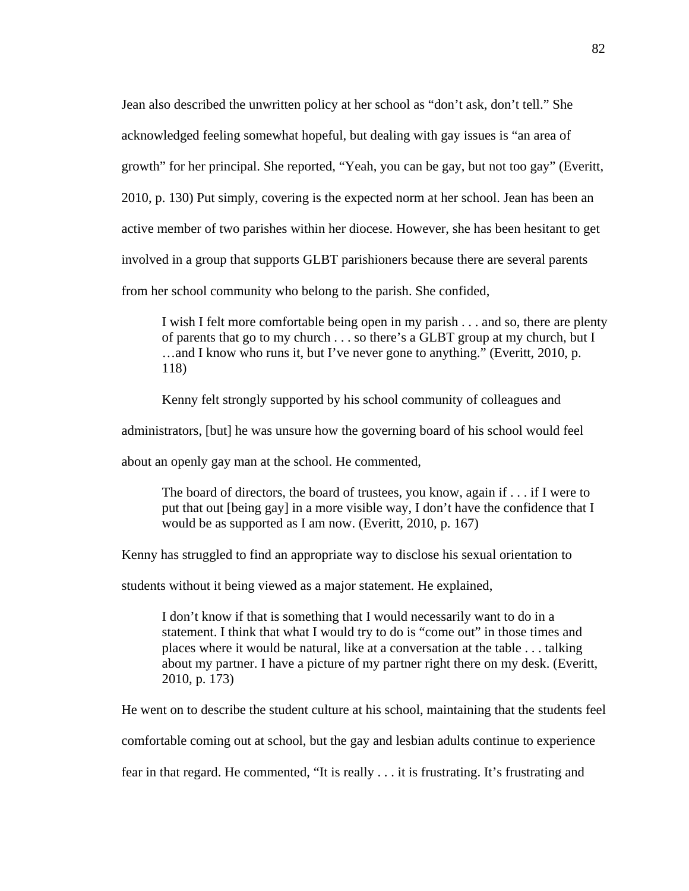Jean also described the unwritten policy at her school as "don't ask, don't tell." She acknowledged feeling somewhat hopeful, but dealing with gay issues is "an area of growth" for her principal. She reported, "Yeah, you can be gay, but not too gay" (Everitt, 2010, p. 130) Put simply, covering is the expected norm at her school. Jean has been an active member of two parishes within her diocese. However, she has been hesitant to get involved in a group that supports GLBT parishioners because there are several parents from her school community who belong to the parish. She confided,

> I wish I felt more comfortable being open in my parish . . . and so, there are plenty of parents that go to my church . . . so there's a GLBT group at my church, but I …and I know who runs it, but I've never gone to anything." (Everitt, 2010, p. 118)

Kenny felt strongly supported by his school community of colleagues and administrators, [but] he was unsure how the governing board of his school would feel about an openly gay man at the school. He commented,

> The board of directors, the board of trustees, you know, again if . . . if I were to put that out [being gay] in a more visible way, I don't have the confidence that I would be as supported as I am now. (Everitt, 2010, p. 167)

Kenny has struggled to find an appropriate way to disclose his sexual orientation to students without it being viewed as a major statement. He explained,

> I don't know if that is something that I would necessarily want to do in a statement. I think that what I would try to do is "come out" in those times and places where it would be natural, like at a conversation at the table . . . talking about my partner. I have a picture of my partner right there on my desk. (Everitt, 2010, p. 173)

He went on to describe the student culture at his school, maintaining that the students feel comfortable coming out at school, but the gay and lesbian adults continue to experience fear in that regard. He commented, "It is really . . . it is frustrating. It's frustrating and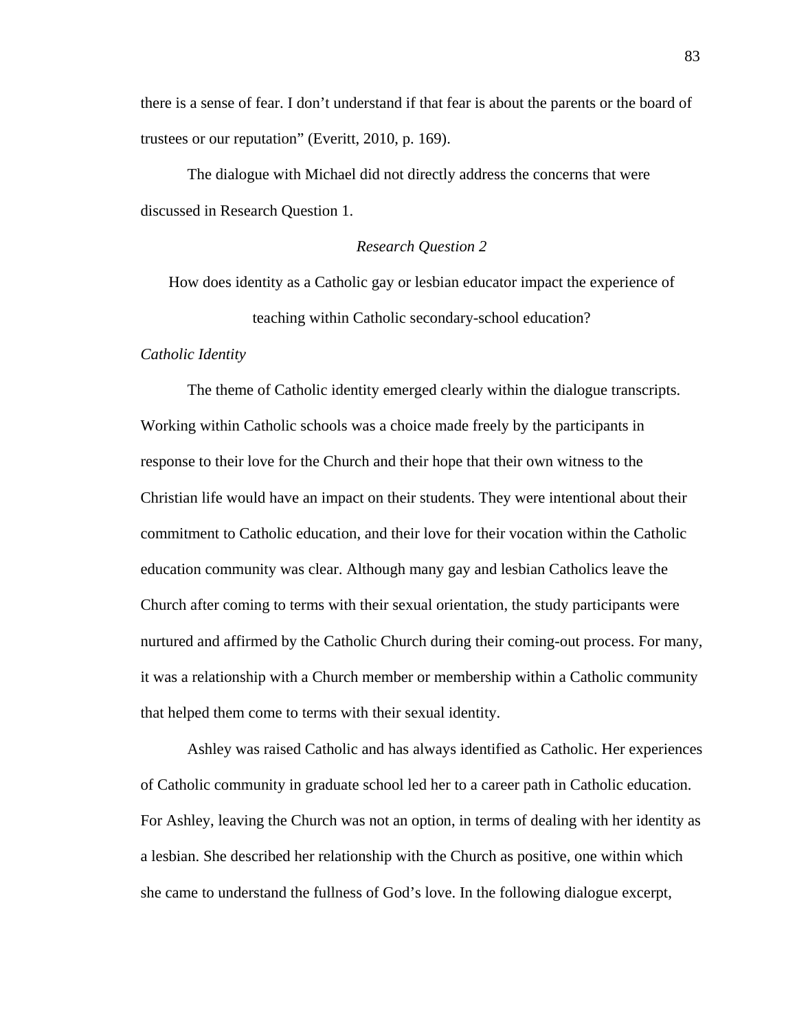there is a sense of fear. I don't understand if that fear is about the parents or the board of trustees or our reputation" (Everitt, 2010, p. 169).

The dialogue with Michael did not directly address the concerns that were discussed in Research Question 1.

### *Research Question 2*

How does identity as a Catholic gay or lesbian educator impact the experience of teaching within Catholic secondary-school education?

#### *Catholic Identity*

The theme of Catholic identity emerged clearly within the dialogue transcripts. Working within Catholic schools was a choice made freely by the participants in response to their love for the Church and their hope that their own witness to the Christian life would have an impact on their students. They were intentional about their commitment to Catholic education, and their love for their vocation within the Catholic education community was clear. Although many gay and lesbian Catholics leave the Church after coming to terms with their sexual orientation, the study participants were nurtured and affirmed by the Catholic Church during their coming-out process. For many, it was a relationship with a Church member or membership within a Catholic community that helped them come to terms with their sexual identity.

Ashley was raised Catholic and has always identified as Catholic. Her experiences of Catholic community in graduate school led her to a career path in Catholic education. For Ashley, leaving the Church was not an option, in terms of dealing with her identity as a lesbian. She described her relationship with the Church as positive, one within which she came to understand the fullness of God's love. In the following dialogue excerpt,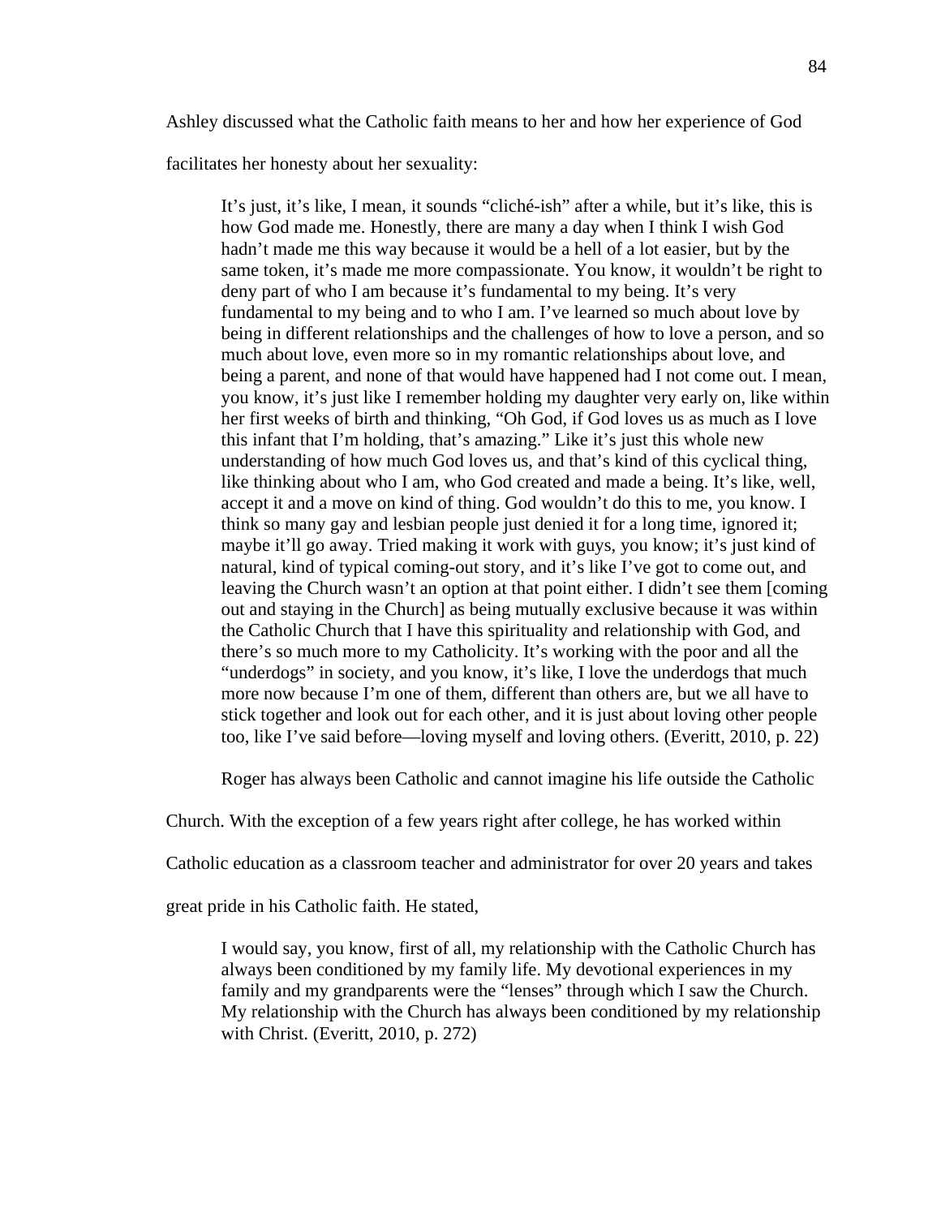Ashley discussed what the Catholic faith means to her and how her experience of God facilitates her honesty about her sexuality:

> It's just, it's like, I mean, it sounds "cliché-ish" after a while, but it's like, this is how God made me. Honestly, there are many a day when I think I wish God hadn't made me this way because it would be a hell of a lot easier, but by the same token, it's made me more compassionate. You know, it wouldn't be right to deny part of who I am because it's fundamental to my being. It's very fundamental to my being and to who I am. I've learned so much about love by being in different relationships and the challenges of how to love a person, and so much about love, even more so in my romantic relationships about love, and being a parent, and none of that would have happened had I not come out. I mean, you know, it's just like I remember holding my daughter very early on, like within her first weeks of birth and thinking, "Oh God, if God loves us as much as I love this infant that I'm holding, that's amazing." Like it's just this whole new understanding of how much God loves us, and that's kind of this cyclical thing, like thinking about who I am, who God created and made a being. It's like, well, accept it and a move on kind of thing. God wouldn't do this to me, you know. I think so many gay and lesbian people just denied it for a long time, ignored it; maybe it'll go away. Tried making it work with guys, you know; it's just kind of natural, kind of typical coming-out story, and it's like I've got to come out, and leaving the Church wasn't an option at that point either. I didn't see them [coming out and staying in the Church] as being mutually exclusive because it was within the Catholic Church that I have this spirituality and relationship with God, and there's so much more to my Catholicity. It's working with the poor and all the "underdogs" in society, and you know, it's like, I love the underdogs that much more now because I'm one of them, different than others are, but we all have to stick together and look out for each other, and it is just about loving other people too, like I've said before—loving myself and loving others. (Everitt, 2010, p. 22)

Roger has always been Catholic and cannot imagine his life outside the Catholic Church. With the exception of a few years right after college, he has worked within Catholic education as a classroom teacher and administrator for over 20 years and takes great pride in his Catholic faith. He stated,

> I would say, you know, first of all, my relationship with the Catholic Church has always been conditioned by my family life. My devotional experiences in my family and my grandparents were the "lenses" through which I saw the Church. My relationship with the Church has always been conditioned by my relationship with Christ. (Everitt, 2010, p. 272)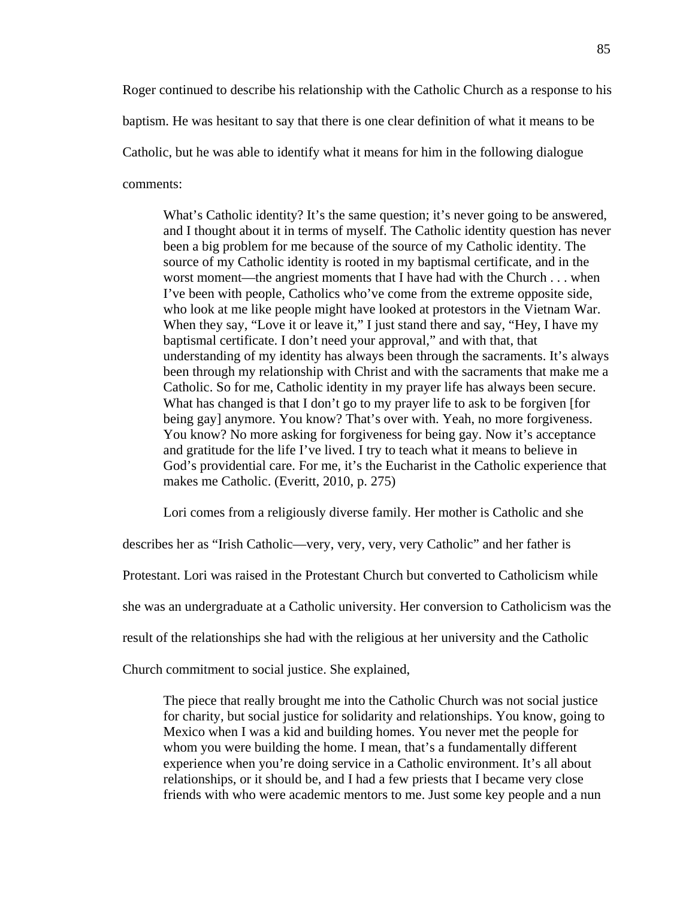Roger continued to describe his relationship with the Catholic Church as a response to his baptism. He was hesitant to say that there is one clear definition of what it means to be Catholic, but he was able to identify what it means for him in the following dialogue comments:

> What's Catholic identity? It's the same question; it's never going to be answered, and I thought about it in terms of myself. The Catholic identity question has never been a big problem for me because of the source of my Catholic identity. The source of my Catholic identity is rooted in my baptismal certificate, and in the worst moment—the angriest moments that I have had with the Church . . . when I've been with people, Catholics who've come from the extreme opposite side, who look at me like people might have looked at protestors in the Vietnam War. When they say, "Love it or leave it," I just stand there and say, "Hey, I have my baptismal certificate. I don't need your approval," and with that, that understanding of my identity has always been through the sacraments. It's always been through my relationship with Christ and with the sacraments that make me a Catholic. So for me, Catholic identity in my prayer life has always been secure. What has changed is that I don't go to my prayer life to ask to be forgiven [for being gay] anymore. You know? That's over with. Yeah, no more forgiveness. You know? No more asking for forgiveness for being gay. Now it's acceptance and gratitude for the life I've lived. I try to teach what it means to believe in God's providential care. For me, it's the Eucharist in the Catholic experience that makes me Catholic. (Everitt, 2010, p. 275)

Lori comes from a religiously diverse family. Her mother is Catholic and she describes her as "Irish Catholic—very, very, very, very Catholic" and her father is Protestant. Lori was raised in the Protestant Church but converted to Catholicism while she was an undergraduate at a Catholic university. Her conversion to Catholicism was the result of the relationships she had with the religious at her university and the Catholic Church commitment to social justice. She explained,

> The piece that really brought me into the Catholic Church was not social justice for charity, but social justice for solidarity and relationships. You know, going to Mexico when I was a kid and building homes. You never met the people for whom you were building the home. I mean, that's a fundamentally different experience when you're doing service in a Catholic environment. It's all about relationships, or it should be, and I had a few priests that I became very close friends with who were academic mentors to me. Just some key people and a nun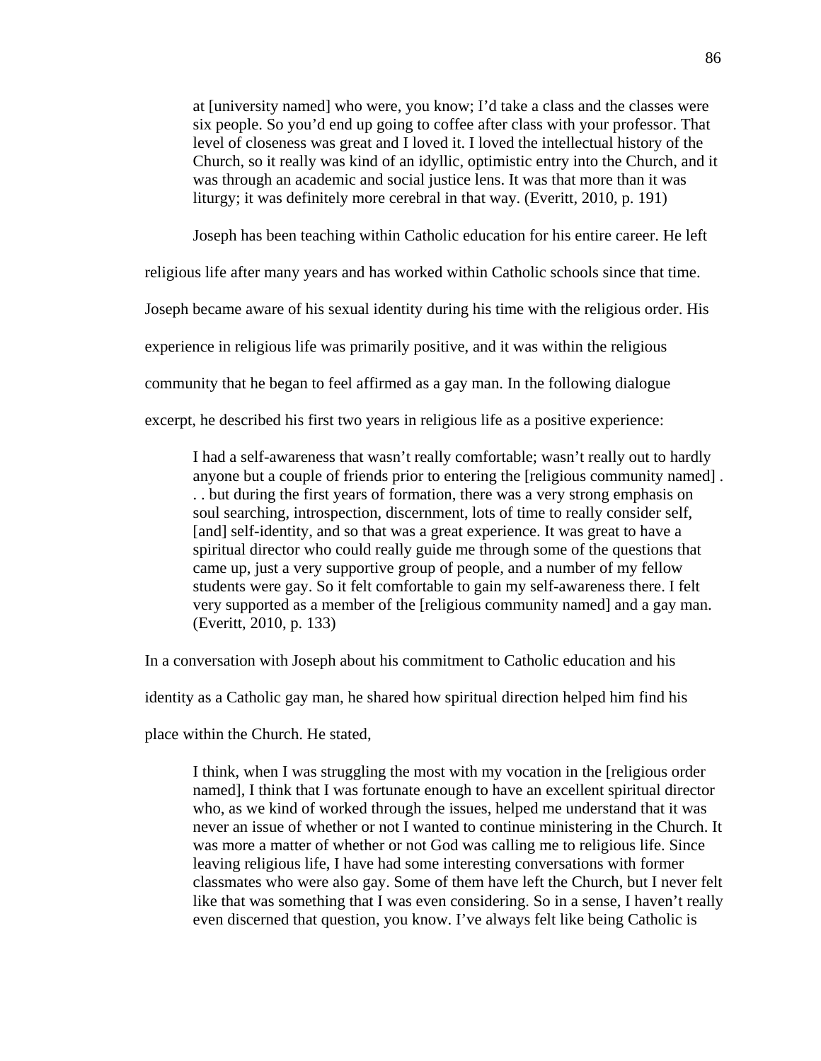> at [university named] who were, you know; I'd take a class and the classes were six people. So you'd end up going to coffee after class with your professor. That level of closeness was great and I loved it. I loved the intellectual history of the Church, so it really was kind of an idyllic, optimistic entry into the Church, and it was through an academic and social justice lens. It was that more than it was liturgy; it was definitely more cerebral in that way. (Everitt, 2010, p. 191)

Joseph has been teaching within Catholic education for his entire career. He left religious life after many years and has worked within Catholic schools since that time. Joseph became aware of his sexual identity during his time with the religious order. His experience in religious life was primarily positive, and it was within the religious community that he began to feel affirmed as a gay man. In the following dialogue excerpt, he described his first two years in religious life as a positive experience:

> I had a self-awareness that wasn't really comfortable; wasn't really out to hardly anyone but a couple of friends prior to entering the [religious community named] . . . but during the first years of formation, there was a very strong emphasis on soul searching, introspection, discernment, lots of time to really consider self, [and] self-identity, and so that was a great experience. It was great to have a spiritual director who could really guide me through some of the questions that came up, just a very supportive group of people, and a number of my fellow students were gay. So it felt comfortable to gain my self-awareness there. I felt very supported as a member of the [religious community named] and a gay man. (Everitt, 2010, p. 133)

In a conversation with Joseph about his commitment to Catholic education and his identity as a Catholic gay man, he shared how spiritual direction helped him find his place within the Church. He stated,

> I think, when I was struggling the most with my vocation in the [religious order named], I think that I was fortunate enough to have an excellent spiritual director who, as we kind of worked through the issues, helped me understand that it was never an issue of whether or not I wanted to continue ministering in the Church. It was more a matter of whether or not God was calling me to religious life. Since leaving religious life, I have had some interesting conversations with former classmates who were also gay. Some of them have left the Church, but I never felt like that was something that I was even considering. So in a sense, I haven't really even discerned that question, you know. I've always felt like being Catholic is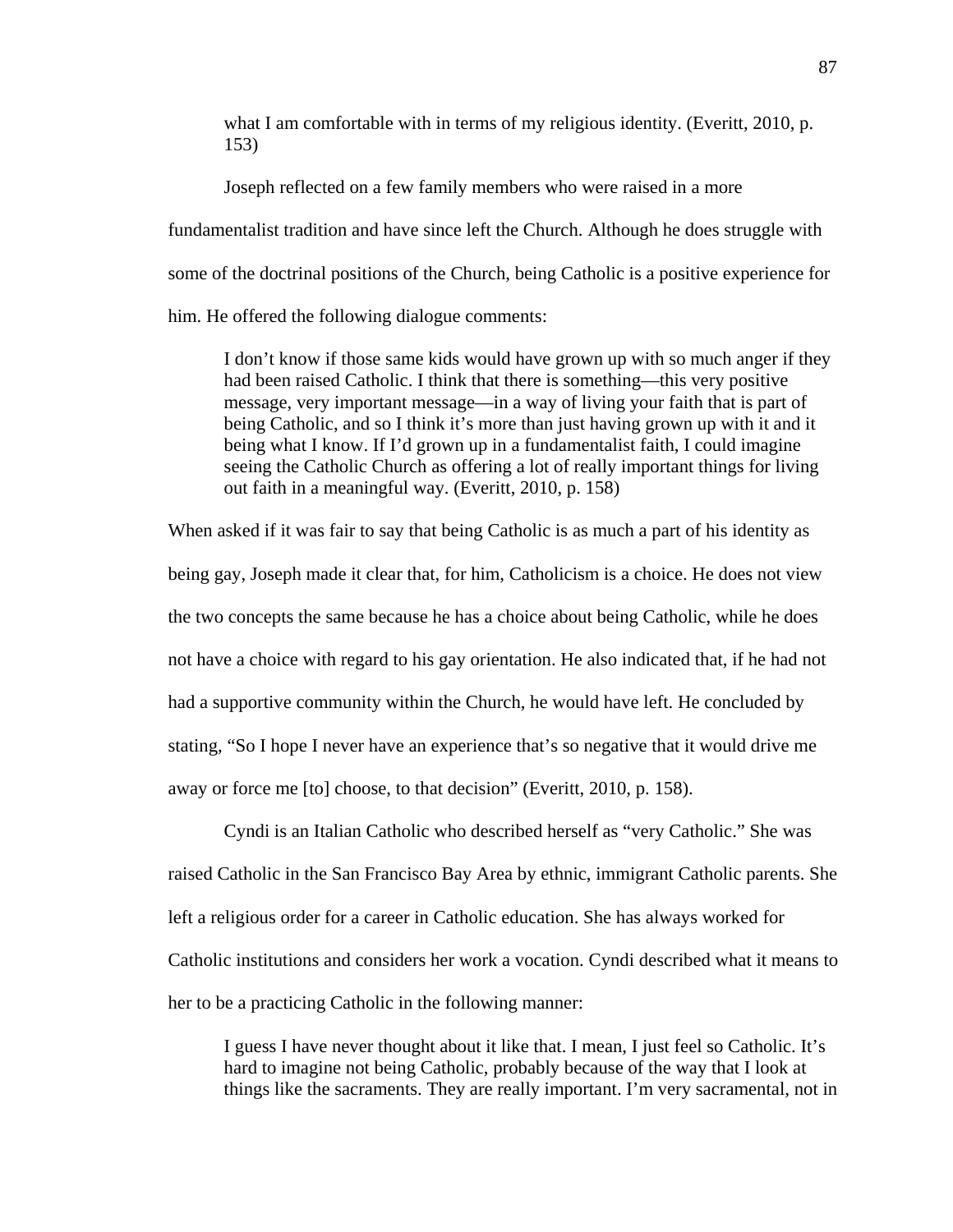> what I am comfortable with in terms of my religious identity. (Everitt, 2010, p. 153)

Joseph reflected on a few family members who were raised in a more fundamentalist tradition and have since left the Church. Although he does struggle with some of the doctrinal positions of the Church, being Catholic is a positive experience for him. He offered the following dialogue comments:

> I don't know if those same kids would have grown up with so much anger if they had been raised Catholic. I think that there is something—this very positive message, very important message—in a way of living your faith that is part of being Catholic, and so I think it's more than just having grown up with it and it being what I know. If I'd grown up in a fundamentalist faith, I could imagine seeing the Catholic Church as offering a lot of really important things for living out faith in a meaningful way. (Everitt, 2010, p. 158)

When asked if it was fair to say that being Catholic is as much a part of his identity as being gay, Joseph made it clear that, for him, Catholicism is a choice. He does not view the two concepts the same because he has a choice about being Catholic, while he does not have a choice with regard to his gay orientation. He also indicated that, if he had not had a supportive community within the Church, he would have left. He concluded by stating, "So I hope I never have an experience that's so negative that it would drive me away or force me [to] choose, to that decision" (Everitt, 2010, p. 158).

Cyndi is an Italian Catholic who described herself as "very Catholic." She was raised Catholic in the San Francisco Bay Area by ethnic, immigrant Catholic parents. She left a religious order for a career in Catholic education. She has always worked for Catholic institutions and considers her work a vocation. Cyndi described what it means to her to be a practicing Catholic in the following manner:

> I guess I have never thought about it like that. I mean, I just feel so Catholic. It's hard to imagine not being Catholic, probably because of the way that I look at things like the sacraments. They are really important. I'm very sacramental, not in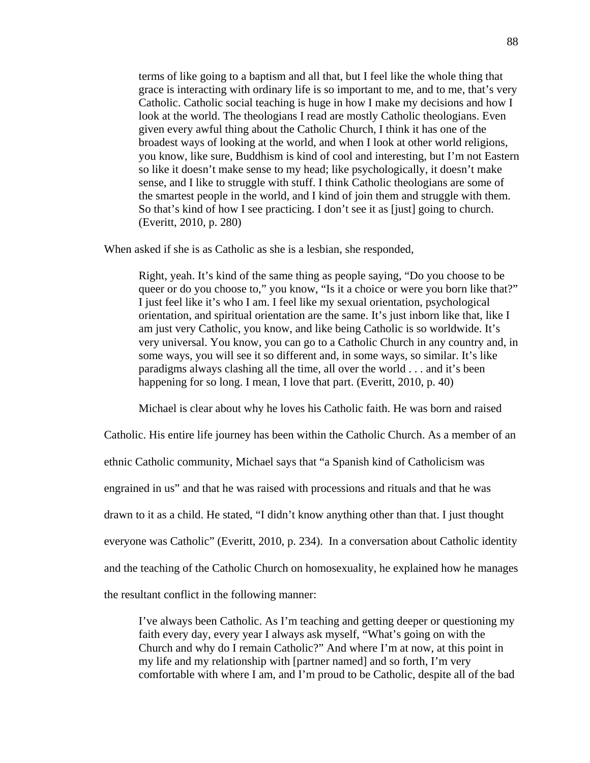> terms of like going to a baptism and all that, but I feel like the whole thing that grace is interacting with ordinary life is so important to me, and to me, that's very Catholic. Catholic social teaching is huge in how I make my decisions and how I look at the world. The theologians I read are mostly Catholic theologians. Even given every awful thing about the Catholic Church, I think it has one of the broadest ways of looking at the world, and when I look at other world religions, you know, like sure, Buddhism is kind of cool and interesting, but I'm not Eastern so like it doesn't make sense to my head; like psychologically, it doesn't make sense, and I like to struggle with stuff. I think Catholic theologians are some of the smartest people in the world, and I kind of join them and struggle with them. So that's kind of how I see practicing. I don't see it as [just] going to church. (Everitt, 2010, p. 280)

When asked if she is as Catholic as she is a lesbian, she responded,

> Right, yeah. It's kind of the same thing as people saying, "Do you choose to be queer or do you choose to," you know, "Is it a choice or were you born like that?" I just feel like it's who I am. I feel like my sexual orientation, psychological orientation, and spiritual orientation are the same. It's just inborn like that, like I am just very Catholic, you know, and like being Catholic is so worldwide. It's very universal. You know, you can go to a Catholic Church in any country and, in some ways, you will see it so different and, in some ways, so similar. It's like paradigms always clashing all the time, all over the world . . . and it's been happening for so long. I mean, I love that part. (Everitt, 2010, p. 40)

Michael is clear about why he loves his Catholic faith. He was born and raised Catholic. His entire life journey has been within the Catholic Church. As a member of an ethnic Catholic community, Michael says that "a Spanish kind of Catholicism was engrained in us" and that he was raised with processions and rituals and that he was drawn to it as a child. He stated, "I didn't know anything other than that. I just thought everyone was Catholic" (Everitt, 2010, p. 234). In a conversation about Catholic identity and the teaching of the Catholic Church on homosexuality, he explained how he manages the resultant conflict in the following manner:

> I've always been Catholic. As I'm teaching and getting deeper or questioning my faith every day, every year I always ask myself, "What's going on with the Church and why do I remain Catholic?" And where I'm at now, at this point in my life and my relationship with [partner named] and so forth, I'm very comfortable with where I am, and I'm proud to be Catholic, despite all of the bad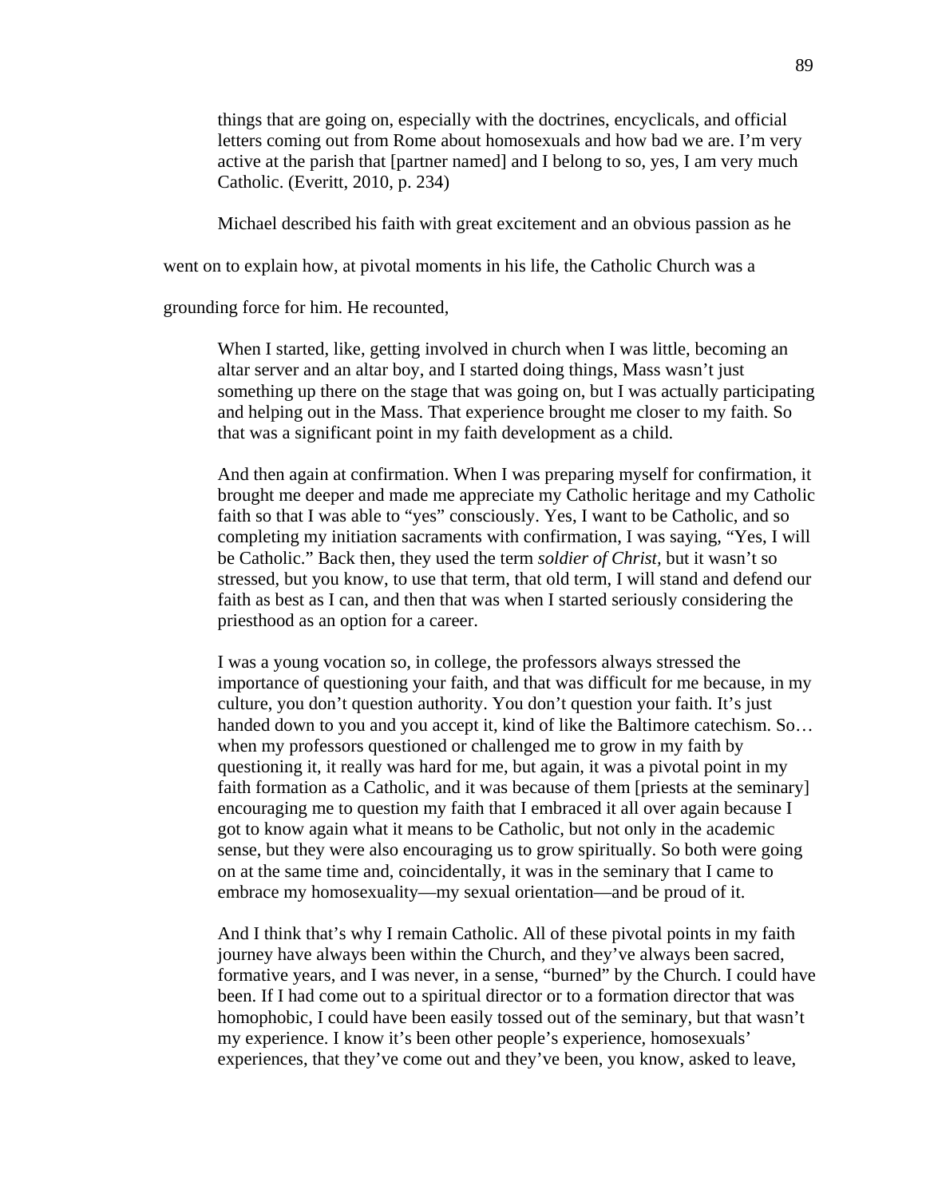> things that are going on, especially with the doctrines, encyclicals, and official letters coming out from Rome about homosexuals and how bad we are. I'm very active at the parish that [partner named] and I belong to so, yes, I am very much Catholic. (Everitt, 2010, p. 234)

Michael described his faith with great excitement and an obvious passion as he went on to explain how, at pivotal moments in his life, the Catholic Church was a grounding force for him. He recounted,

> When I started, like, getting involved in church when I was little, becoming an altar server and an altar boy, and I started doing things, Mass wasn't just something up there on the stage that was going on, but I was actually participating and helping out in the Mass. That experience brought me closer to my faith. So that was a significant point in my faith development as a child.
>
> And then again at confirmation. When I was preparing myself for confirmation, it brought me deeper and made me appreciate my Catholic heritage and my Catholic faith so that I was able to "yes" consciously. Yes, I want to be Catholic, and so completing my initiation sacraments with confirmation, I was saying, "Yes, I will be Catholic." Back then, they used the term *soldier of Christ,* but it wasn't so stressed, but you know, to use that term, that old term, I will stand and defend our faith as best as I can, and then that was when I started seriously considering the priesthood as an option for a career.
>
> I was a young vocation so, in college, the professors always stressed the importance of questioning your faith, and that was difficult for me because, in my culture, you don't question authority. You don't question your faith. It's just handed down to you and you accept it, kind of like the Baltimore catechism. So… when my professors questioned or challenged me to grow in my faith by questioning it, it really was hard for me, but again, it was a pivotal point in my faith formation as a Catholic, and it was because of them [priests at the seminary] encouraging me to question my faith that I embraced it all over again because I got to know again what it means to be Catholic, but not only in the academic sense, but they were also encouraging us to grow spiritually. So both were going on at the same time and, coincidentally, it was in the seminary that I came to embrace my homosexuality—my sexual orientation—and be proud of it.
>
> And I think that's why I remain Catholic. All of these pivotal points in my faith journey have always been within the Church, and they've always been sacred, formative years, and I was never, in a sense, "burned" by the Church. I could have been. If I had come out to a spiritual director or to a formation director that was homophobic, I could have been easily tossed out of the seminary, but that wasn't my experience. I know it's been other people's experience, homosexuals' experiences, that they've come out and they've been, you know, asked to leave,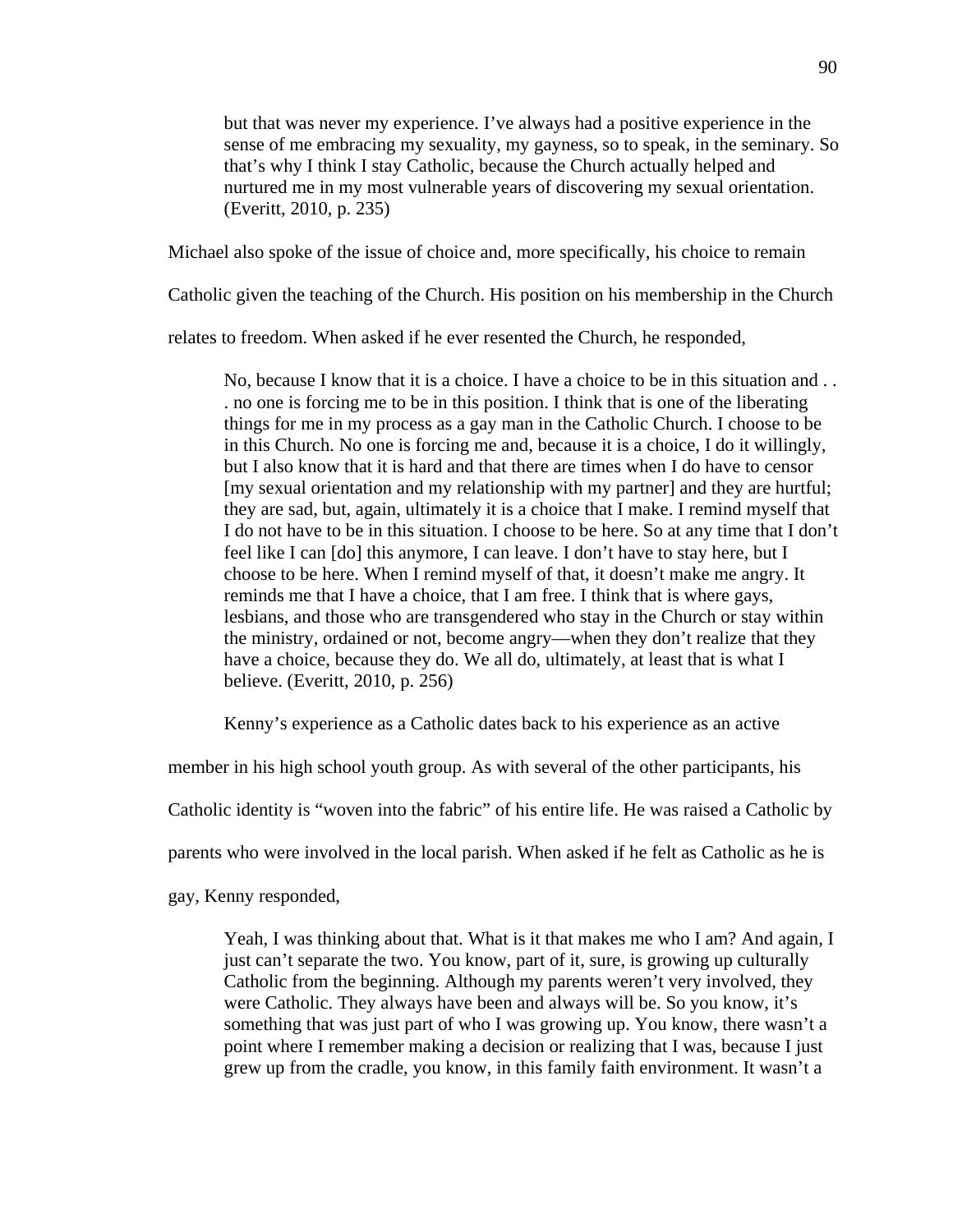> but that was never my experience. I've always had a positive experience in the sense of me embracing my sexuality, my gayness, so to speak, in the seminary. So that's why I think I stay Catholic, because the Church actually helped and nurtured me in my most vulnerable years of discovering my sexual orientation. (Everitt, 2010, p. 235)

Michael also spoke of the issue of choice and, more specifically, his choice to remain Catholic given the teaching of the Church. His position on his membership in the Church relates to freedom. When asked if he ever resented the Church, he responded,

> No, because I know that it is a choice. I have a choice to be in this situation and . . . no one is forcing me to be in this position. I think that is one of the liberating things for me in my process as a gay man in the Catholic Church. I choose to be in this Church. No one is forcing me and, because it is a choice, I do it willingly, but I also know that it is hard and that there are times when I do have to censor [my sexual orientation and my relationship with my partner] and they are hurtful; they are sad, but, again, ultimately it is a choice that I make. I remind myself that I do not have to be in this situation. I choose to be here. So at any time that I don't feel like I can [do] this anymore, I can leave. I don't have to stay here, but I choose to be here. When I remind myself of that, it doesn't make me angry. It reminds me that I have a choice, that I am free. I think that is where gays, lesbians, and those who are transgendered who stay in the Church or stay within the ministry, ordained or not, become angry—when they don't realize that they have a choice, because they do. We all do, ultimately, at least that is what I believe. (Everitt, 2010, p. 256)

Kenny's experience as a Catholic dates back to his experience as an active member in his high school youth group. As with several of the other participants, his Catholic identity is "woven into the fabric" of his entire life. He was raised a Catholic by parents who were involved in the local parish. When asked if he felt as Catholic as he is gay, Kenny responded,

> Yeah, I was thinking about that. What is it that makes me who I am? And again, I just can't separate the two. You know, part of it, sure, is growing up culturally Catholic from the beginning. Although my parents weren't very involved, they were Catholic. They always have been and always will be. So you know, it's something that was just part of who I was growing up. You know, there wasn't a point where I remember making a decision or realizing that I was, because I just grew up from the cradle, you know, in this family faith environment. It wasn't a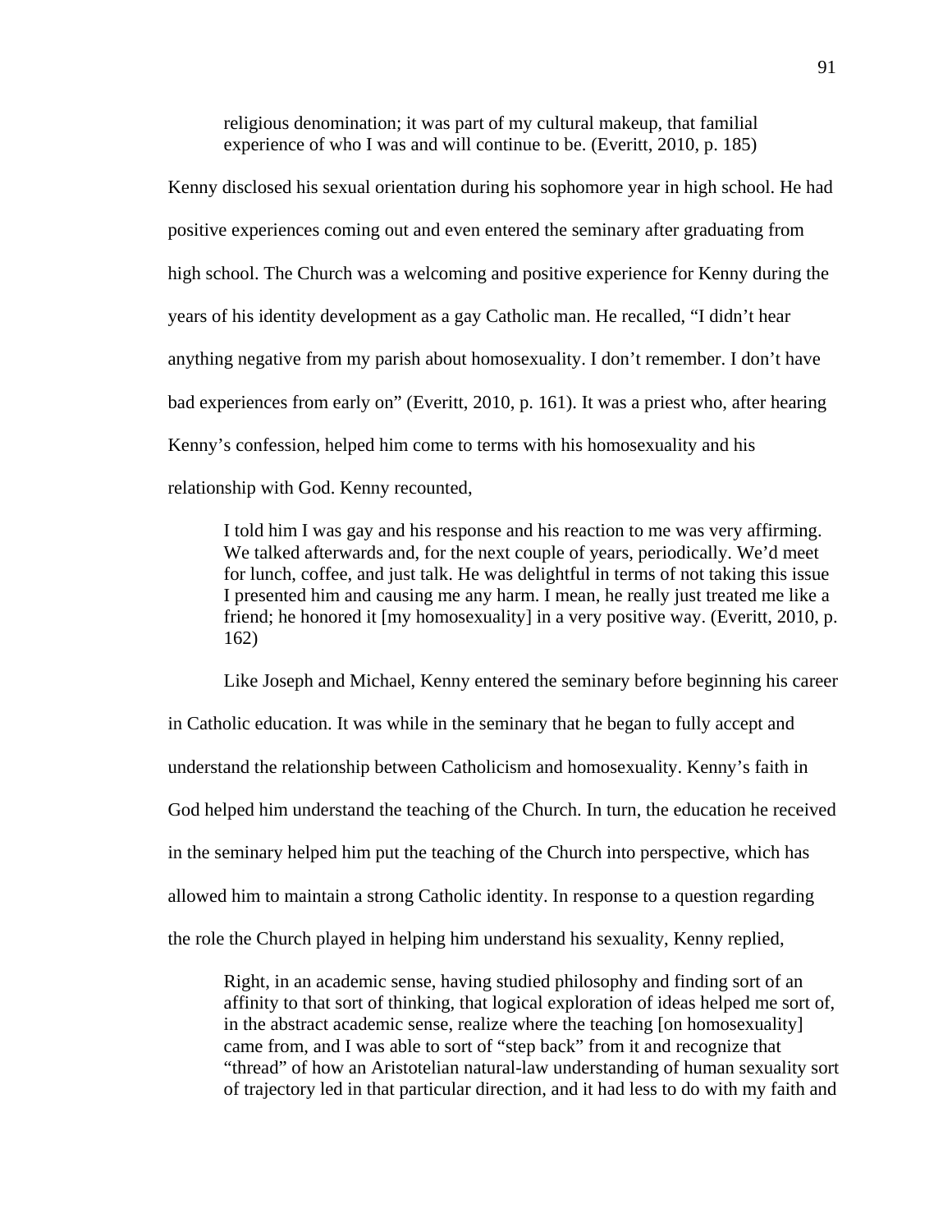> religious denomination; it was part of my cultural makeup, that familial experience of who I was and will continue to be. (Everitt, 2010, p. 185)

Kenny disclosed his sexual orientation during his sophomore year in high school. He had positive experiences coming out and even entered the seminary after graduating from high school. The Church was a welcoming and positive experience for Kenny during the years of his identity development as a gay Catholic man. He recalled, "I didn't hear anything negative from my parish about homosexuality. I don't remember. I don't have bad experiences from early on" (Everitt, 2010, p. 161). It was a priest who, after hearing Kenny's confession, helped him come to terms with his homosexuality and his relationship with God. Kenny recounted,

> I told him I was gay and his response and his reaction to me was very affirming. We talked afterwards and, for the next couple of years, periodically. We'd meet for lunch, coffee, and just talk. He was delightful in terms of not taking this issue I presented him and causing me any harm. I mean, he really just treated me like a friend; he honored it [my homosexuality] in a very positive way. (Everitt, 2010, p. 162)

Like Joseph and Michael, Kenny entered the seminary before beginning his career in Catholic education. It was while in the seminary that he began to fully accept and understand the relationship between Catholicism and homosexuality. Kenny's faith in God helped him understand the teaching of the Church. In turn, the education he received in the seminary helped him put the teaching of the Church into perspective, which has allowed him to maintain a strong Catholic identity. In response to a question regarding the role the Church played in helping him understand his sexuality, Kenny replied,

> Right, in an academic sense, having studied philosophy and finding sort of an affinity to that sort of thinking, that logical exploration of ideas helped me sort of, in the abstract academic sense, realize where the teaching [on homosexuality] came from, and I was able to sort of "step back" from it and recognize that "thread" of how an Aristotelian natural-law understanding of human sexuality sort of trajectory led in that particular direction, and it had less to do with my faith and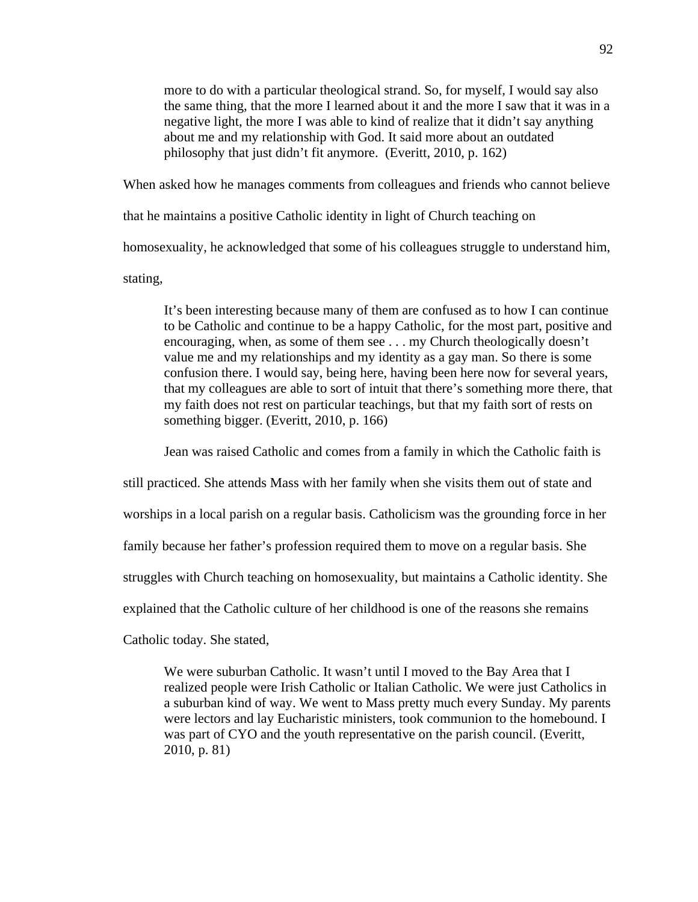> more to do with a particular theological strand. So, for myself, I would say also the same thing, that the more I learned about it and the more I saw that it was in a negative light, the more I was able to kind of realize that it didn't say anything about me and my relationship with God. It said more about an outdated philosophy that just didn't fit anymore. (Everitt, 2010, p. 162)

When asked how he manages comments from colleagues and friends who cannot believe that he maintains a positive Catholic identity in light of Church teaching on homosexuality, he acknowledged that some of his colleagues struggle to understand him, stating,

> It's been interesting because many of them are confused as to how I can continue to be Catholic and continue to be a happy Catholic, for the most part, positive and encouraging, when, as some of them see . . . my Church theologically doesn't value me and my relationships and my identity as a gay man. So there is some confusion there. I would say, being here, having been here now for several years, that my colleagues are able to sort of intuit that there's something more there, that my faith does not rest on particular teachings, but that my faith sort of rests on something bigger. (Everitt, 2010, p. 166)

Jean was raised Catholic and comes from a family in which the Catholic faith is still practiced. She attends Mass with her family when she visits them out of state and worships in a local parish on a regular basis. Catholicism was the grounding force in her family because her father's profession required them to move on a regular basis. She struggles with Church teaching on homosexuality, but maintains a Catholic identity. She explained that the Catholic culture of her childhood is one of the reasons she remains Catholic today. She stated,

> We were suburban Catholic. It wasn't until I moved to the Bay Area that I realized people were Irish Catholic or Italian Catholic. We were just Catholics in a suburban kind of way. We went to Mass pretty much every Sunday. My parents were lectors and lay Eucharistic ministers, took communion to the homebound. I was part of CYO and the youth representative on the parish council. (Everitt, 2010, p. 81)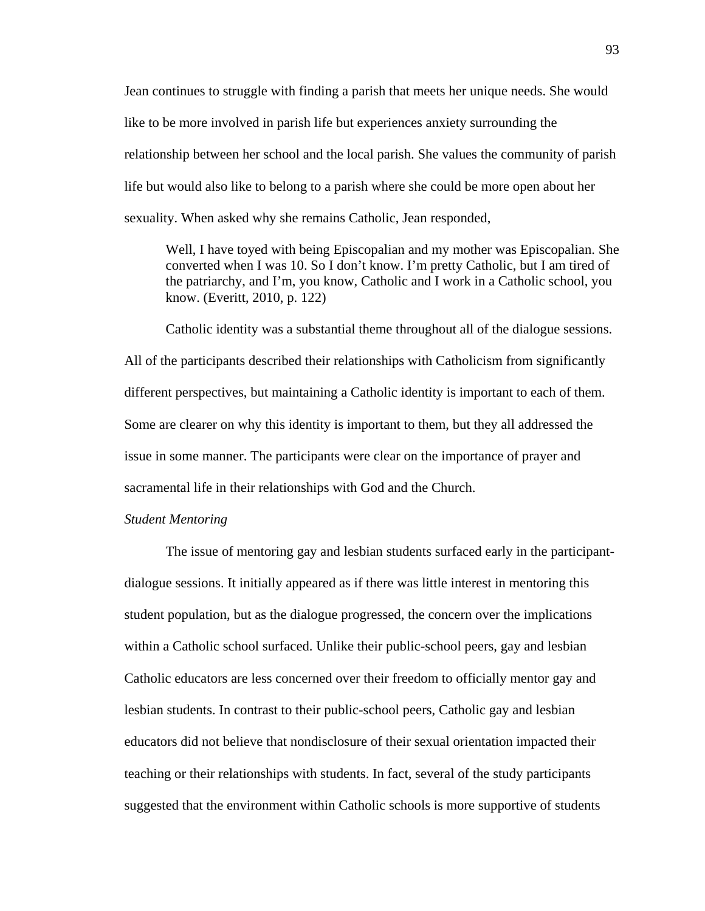Jean continues to struggle with finding a parish that meets her unique needs. She would like to be more involved in parish life but experiences anxiety surrounding the relationship between her school and the local parish. She values the community of parish life but would also like to belong to a parish where she could be more open about her sexuality. When asked why she remains Catholic, Jean responded,

> Well, I have toyed with being Episcopalian and my mother was Episcopalian. She converted when I was 10. So I don't know. I'm pretty Catholic, but I am tired of the patriarchy, and I'm, you know, Catholic and I work in a Catholic school, you know. (Everitt, 2010, p. 122)

Catholic identity was a substantial theme throughout all of the dialogue sessions. All of the participants described their relationships with Catholicism from significantly different perspectives, but maintaining a Catholic identity is important to each of them. Some are clearer on why this identity is important to them, but they all addressed the issue in some manner. The participants were clear on the importance of prayer and sacramental life in their relationships with God and the Church.

*Student Mentoring*

The issue of mentoring gay and lesbian students surfaced early in the participant-dialogue sessions. It initially appeared as if there was little interest in mentoring this student population, but as the dialogue progressed, the concern over the implications within a Catholic school surfaced. Unlike their public-school peers, gay and lesbian Catholic educators are less concerned over their freedom to officially mentor gay and lesbian students. In contrast to their public-school peers, Catholic gay and lesbian educators did not believe that nondisclosure of their sexual orientation impacted their teaching or their relationships with students. In fact, several of the study participants suggested that the environment within Catholic schools is more supportive of students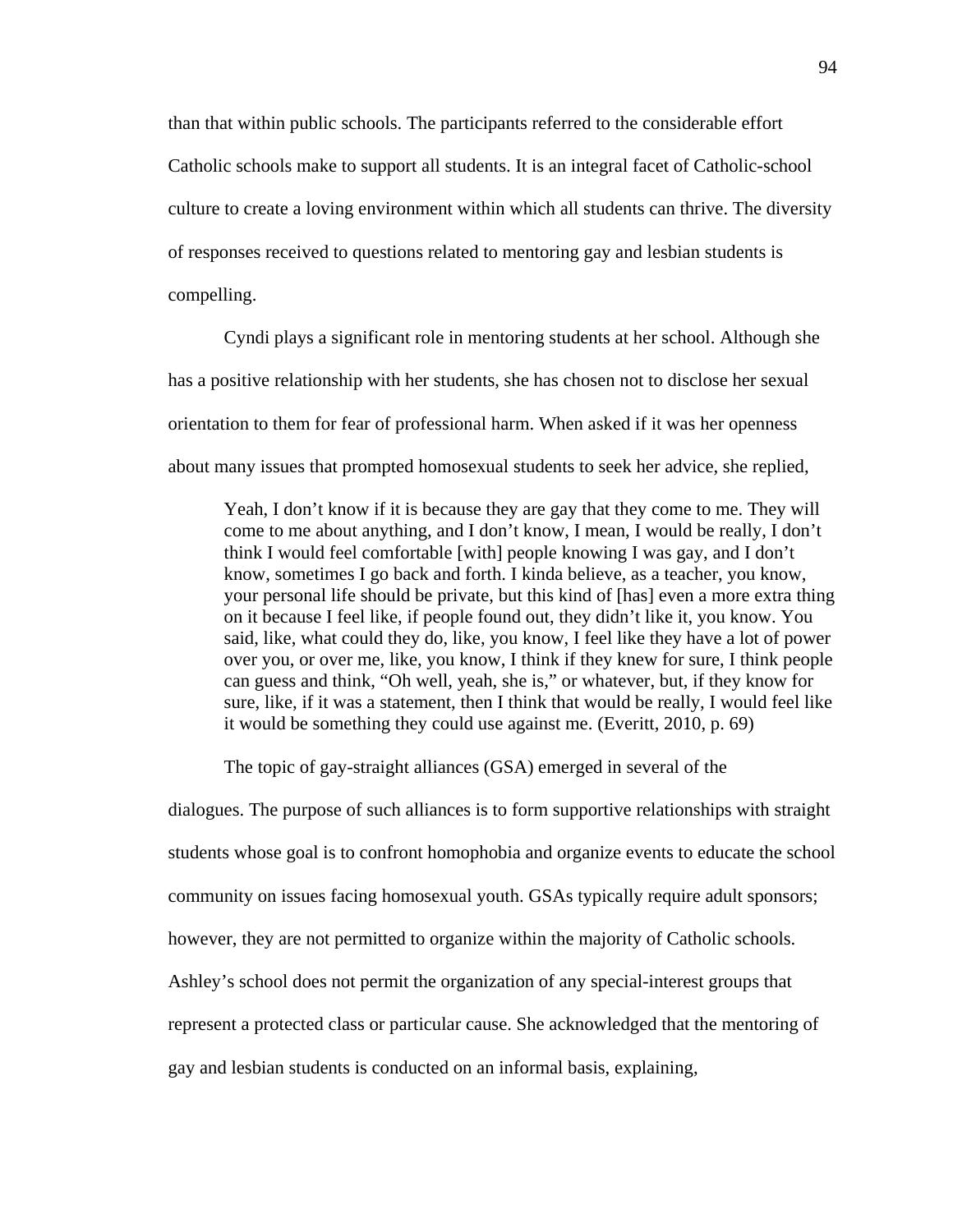than that within public schools. The participants referred to the considerable effort Catholic schools make to support all students. It is an integral facet of Catholic-school culture to create a loving environment within which all students can thrive. The diversity of responses received to questions related to mentoring gay and lesbian students is compelling.

Cyndi plays a significant role in mentoring students at her school. Although she has a positive relationship with her students, she has chosen not to disclose her sexual orientation to them for fear of professional harm. When asked if it was her openness about many issues that prompted homosexual students to seek her advice, she replied,

> Yeah, I don't know if it is because they are gay that they come to me. They will come to me about anything, and I don't know, I mean, I would be really, I don't think I would feel comfortable [with] people knowing I was gay, and I don't know, sometimes I go back and forth. I kinda believe, as a teacher, you know, your personal life should be private, but this kind of [has] even a more extra thing on it because I feel like, if people found out, they didn't like it, you know. You said, like, what could they do, like, you know, I feel like they have a lot of power over you, or over me, like, you know, I think if they knew for sure, I think people can guess and think, "Oh well, yeah, she is," or whatever, but, if they know for sure, like, if it was a statement, then I think that would be really, I would feel like it would be something they could use against me. (Everitt, 2010, p. 69)

The topic of gay-straight alliances (GSA) emerged in several of the dialogues. The purpose of such alliances is to form supportive relationships with straight students whose goal is to confront homophobia and organize events to educate the school community on issues facing homosexual youth. GSAs typically require adult sponsors; however, they are not permitted to organize within the majority of Catholic schools. Ashley's school does not permit the organization of any special-interest groups that represent a protected class or particular cause. She acknowledged that the mentoring of gay and lesbian students is conducted on an informal basis, explaining,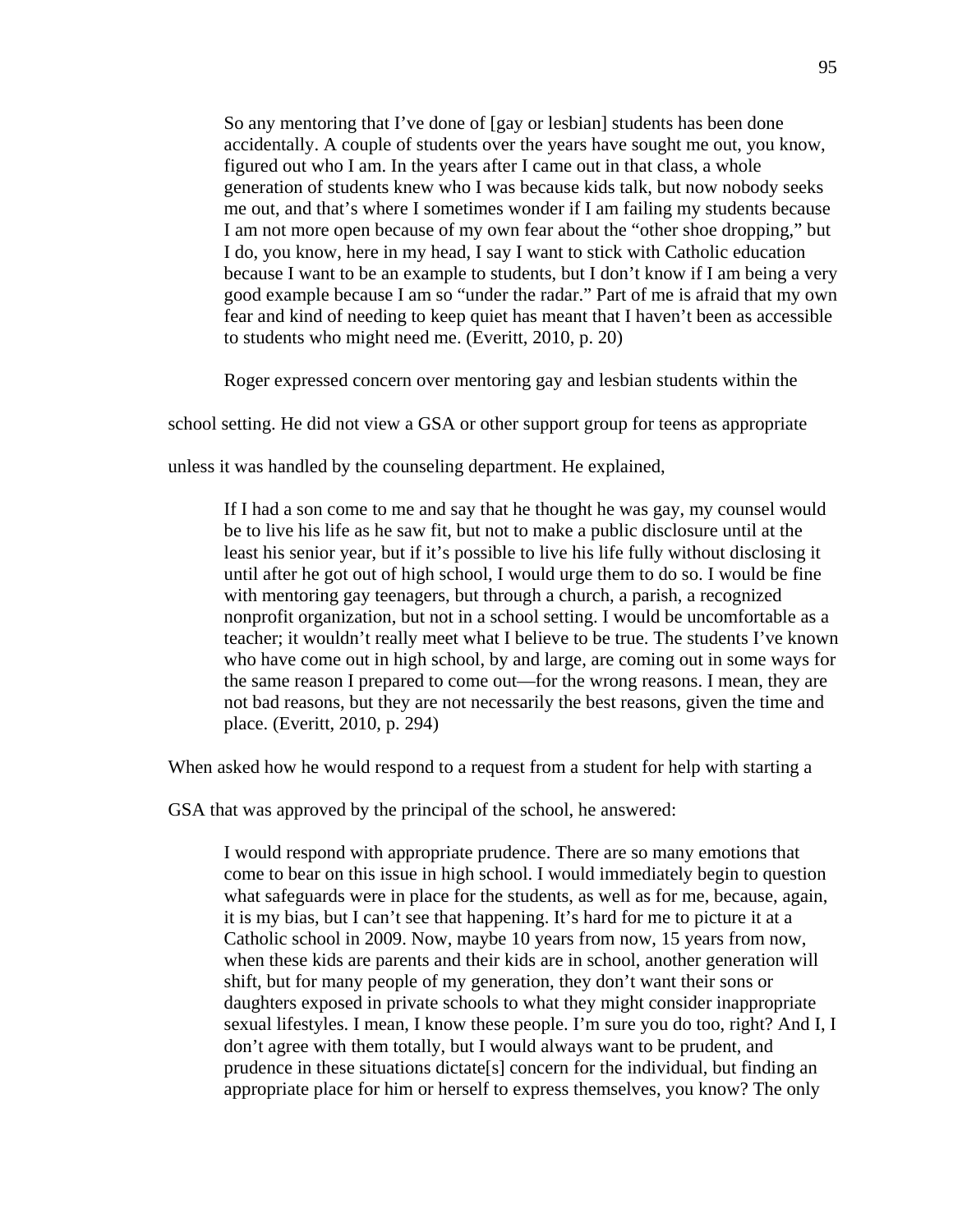> So any mentoring that I've done of [gay or lesbian] students has been done accidentally. A couple of students over the years have sought me out, you know, figured out who I am. In the years after I came out in that class, a whole generation of students knew who I was because kids talk, but now nobody seeks me out, and that's where I sometimes wonder if I am failing my students because I am not more open because of my own fear about the "other shoe dropping," but I do, you know, here in my head, I say I want to stick with Catholic education because I want to be an example to students, but I don't know if I am being a very good example because I am so "under the radar." Part of me is afraid that my own fear and kind of needing to keep quiet has meant that I haven't been as accessible to students who might need me. (Everitt, 2010, p. 20)

Roger expressed concern over mentoring gay and lesbian students within the school setting. He did not view a GSA or other support group for teens as appropriate unless it was handled by the counseling department. He explained,

> If I had a son come to me and say that he thought he was gay, my counsel would be to live his life as he saw fit, but not to make a public disclosure until at the least his senior year, but if it's possible to live his life fully without disclosing it until after he got out of high school, I would urge them to do so. I would be fine with mentoring gay teenagers, but through a church, a parish, a recognized nonprofit organization, but not in a school setting. I would be uncomfortable as a teacher; it wouldn't really meet what I believe to be true. The students I've known who have come out in high school, by and large, are coming out in some ways for the same reason I prepared to come out—for the wrong reasons. I mean, they are not bad reasons, but they are not necessarily the best reasons, given the time and place. (Everitt, 2010, p. 294)

When asked how he would respond to a request from a student for help with starting a GSA that was approved by the principal of the school, he answered:

> I would respond with appropriate prudence. There are so many emotions that come to bear on this issue in high school. I would immediately begin to question what safeguards were in place for the students, as well as for me, because, again, it is my bias, but I can't see that happening. It's hard for me to picture it at a Catholic school in 2009. Now, maybe 10 years from now, 15 years from now, when these kids are parents and their kids are in school, another generation will shift, but for many people of my generation, they don't want their sons or daughters exposed in private schools to what they might consider inappropriate sexual lifestyles. I mean, I know these people. I'm sure you do too, right? And I, I don't agree with them totally, but I would always want to be prudent, and prudence in these situations dictate[s] concern for the individual, but finding an appropriate place for him or herself to express themselves, you know? The only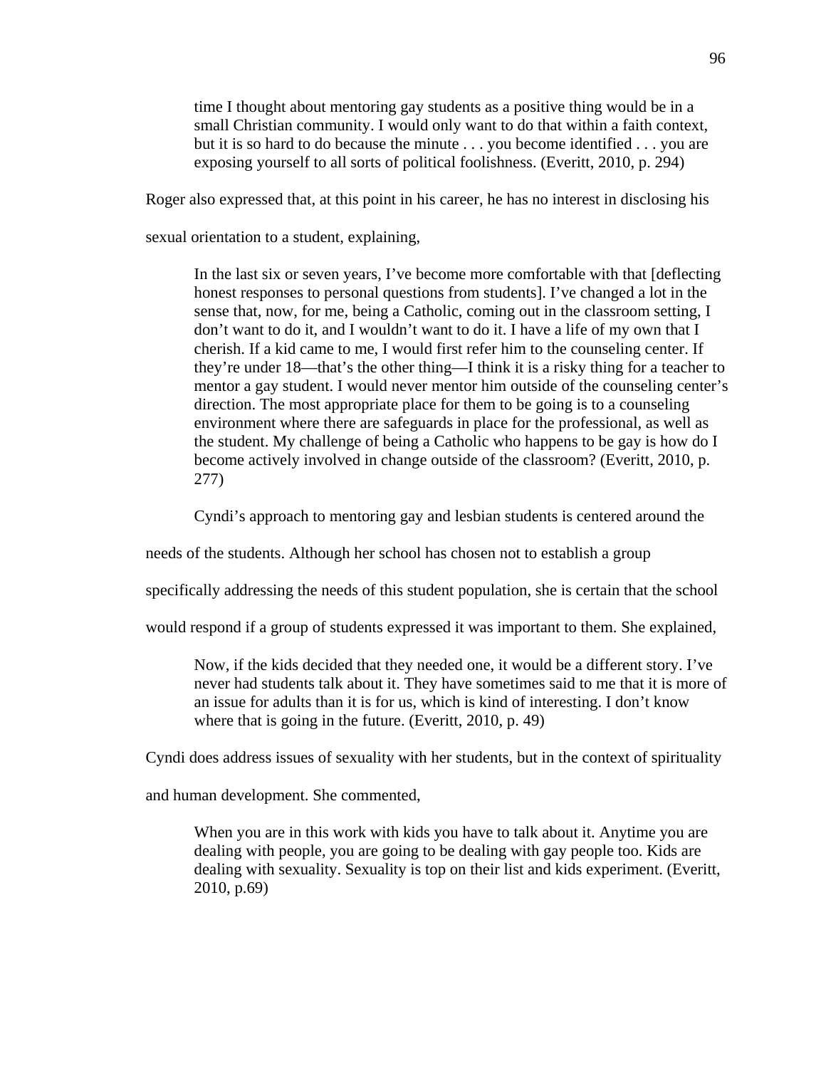> time I thought about mentoring gay students as a positive thing would be in a small Christian community. I would only want to do that within a faith context, but it is so hard to do because the minute . . . you become identified . . . you are exposing yourself to all sorts of political foolishness. (Everitt, 2010, p. 294)

Roger also expressed that, at this point in his career, he has no interest in disclosing his sexual orientation to a student, explaining,

> In the last six or seven years, I've become more comfortable with that [deflecting honest responses to personal questions from students]. I've changed a lot in the sense that, now, for me, being a Catholic, coming out in the classroom setting, I don't want to do it, and I wouldn't want to do it. I have a life of my own that I cherish. If a kid came to me, I would first refer him to the counseling center. If they're under 18—that's the other thing—I think it is a risky thing for a teacher to mentor a gay student. I would never mentor him outside of the counseling center's direction. The most appropriate place for them to be going is to a counseling environment where there are safeguards in place for the professional, as well as the student. My challenge of being a Catholic who happens to be gay is how do I become actively involved in change outside of the classroom? (Everitt, 2010, p. 277)

Cyndi's approach to mentoring gay and lesbian students is centered around the needs of the students. Although her school has chosen not to establish a group specifically addressing the needs of this student population, she is certain that the school would respond if a group of students expressed it was important to them. She explained,

> Now, if the kids decided that they needed one, it would be a different story. I've never had students talk about it. They have sometimes said to me that it is more of an issue for adults than it is for us, which is kind of interesting. I don't know where that is going in the future. (Everitt, 2010, p. 49)

Cyndi does address issues of sexuality with her students, but in the context of spirituality and human development. She commented,

> When you are in this work with kids you have to talk about it. Anytime you are dealing with people, you are going to be dealing with gay people too. Kids are dealing with sexuality. Sexuality is top on their list and kids experiment. (Everitt, 2010, p.69)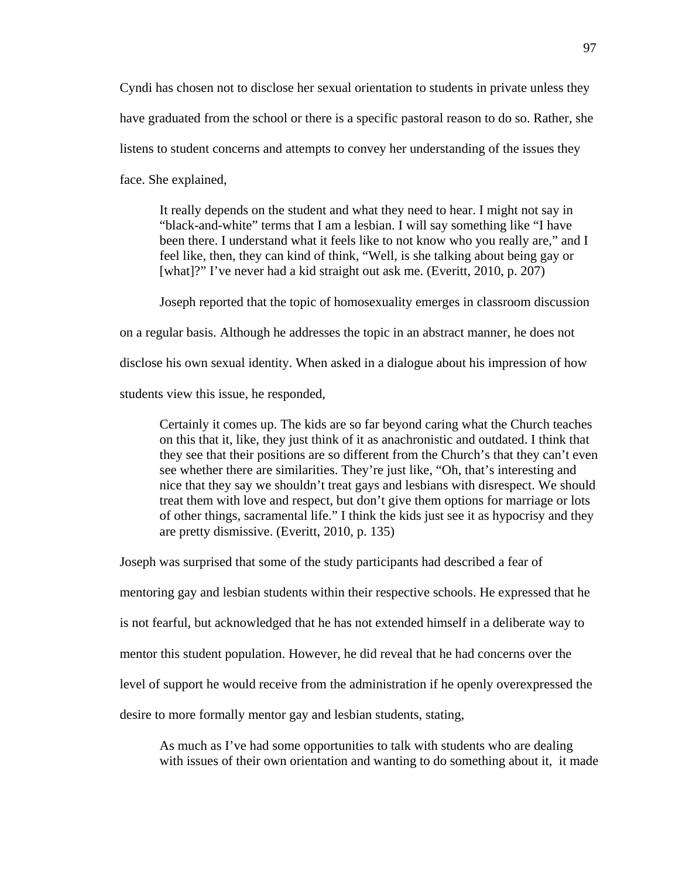Cyndi has chosen not to disclose her sexual orientation to students in private unless they have graduated from the school or there is a specific pastoral reason to do so. Rather, she listens to student concerns and attempts to convey her understanding of the issues they face. She explained,

> It really depends on the student and what they need to hear. I might not say in "black-and-white" terms that I am a lesbian. I will say something like "I have been there. I understand what it feels like to not know who you really are," and I feel like, then, they can kind of think, "Well, is she talking about being gay or [what]?" I've never had a kid straight out ask me. (Everitt, 2010, p. 207)

Joseph reported that the topic of homosexuality emerges in classroom discussion on a regular basis. Although he addresses the topic in an abstract manner, he does not disclose his own sexual identity. When asked in a dialogue about his impression of how students view this issue, he responded,

> Certainly it comes up. The kids are so far beyond caring what the Church teaches on this that it, like, they just think of it as anachronistic and outdated. I think that they see that their positions are so different from the Church's that they can't even see whether there are similarities. They're just like, "Oh, that's interesting and nice that they say we shouldn't treat gays and lesbians with disrespect. We should treat them with love and respect, but don't give them options for marriage or lots of other things, sacramental life." I think the kids just see it as hypocrisy and they are pretty dismissive. (Everitt, 2010, p. 135)

Joseph was surprised that some of the study participants had described a fear of mentoring gay and lesbian students within their respective schools. He expressed that he is not fearful, but acknowledged that he has not extended himself in a deliberate way to mentor this student population. However, he did reveal that he had concerns over the level of support he would receive from the administration if he openly overexpressed the desire to more formally mentor gay and lesbian students, stating,

> As much as I've had some opportunities to talk with students who are dealing with issues of their own orientation and wanting to do something about it, it made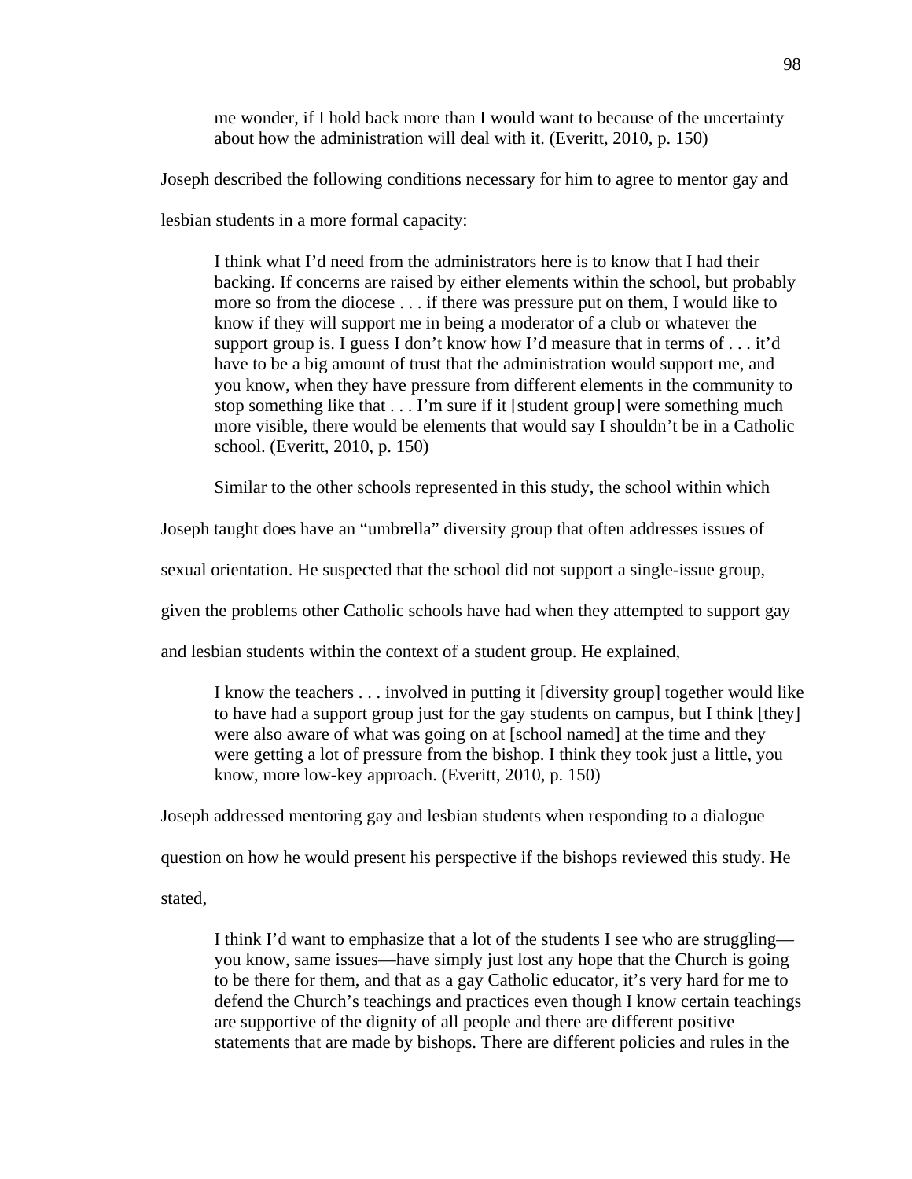> me wonder, if I hold back more than I would want to because of the uncertainty about how the administration will deal with it. (Everitt, 2010, p. 150)

Joseph described the following conditions necessary for him to agree to mentor gay and lesbian students in a more formal capacity:

> I think what I'd need from the administrators here is to know that I had their backing. If concerns are raised by either elements within the school, but probably more so from the diocese . . . if there was pressure put on them, I would like to know if they will support me in being a moderator of a club or whatever the support group is. I guess I don't know how I'd measure that in terms of . . . it'd have to be a big amount of trust that the administration would support me, and you know, when they have pressure from different elements in the community to stop something like that . . . I'm sure if it [student group] were something much more visible, there would be elements that would say I shouldn't be in a Catholic school. (Everitt, 2010, p. 150)

Similar to the other schools represented in this study, the school within which Joseph taught does have an "umbrella" diversity group that often addresses issues of sexual orientation. He suspected that the school did not support a single-issue group, given the problems other Catholic schools have had when they attempted to support gay and lesbian students within the context of a student group. He explained,

> I know the teachers . . . involved in putting it [diversity group] together would like to have had a support group just for the gay students on campus, but I think [they] were also aware of what was going on at [school named] at the time and they were getting a lot of pressure from the bishop. I think they took just a little, you know, more low-key approach. (Everitt, 2010, p. 150)

Joseph addressed mentoring gay and lesbian students when responding to a dialogue question on how he would present his perspective if the bishops reviewed this study. He stated,

> I think I'd want to emphasize that a lot of the students I see who are struggling—you know, same issues—have simply just lost any hope that the Church is going to be there for them, and that as a gay Catholic educator, it's very hard for me to defend the Church's teachings and practices even though I know certain teachings are supportive of the dignity of all people and there are different positive statements that are made by bishops. There are different policies and rules in the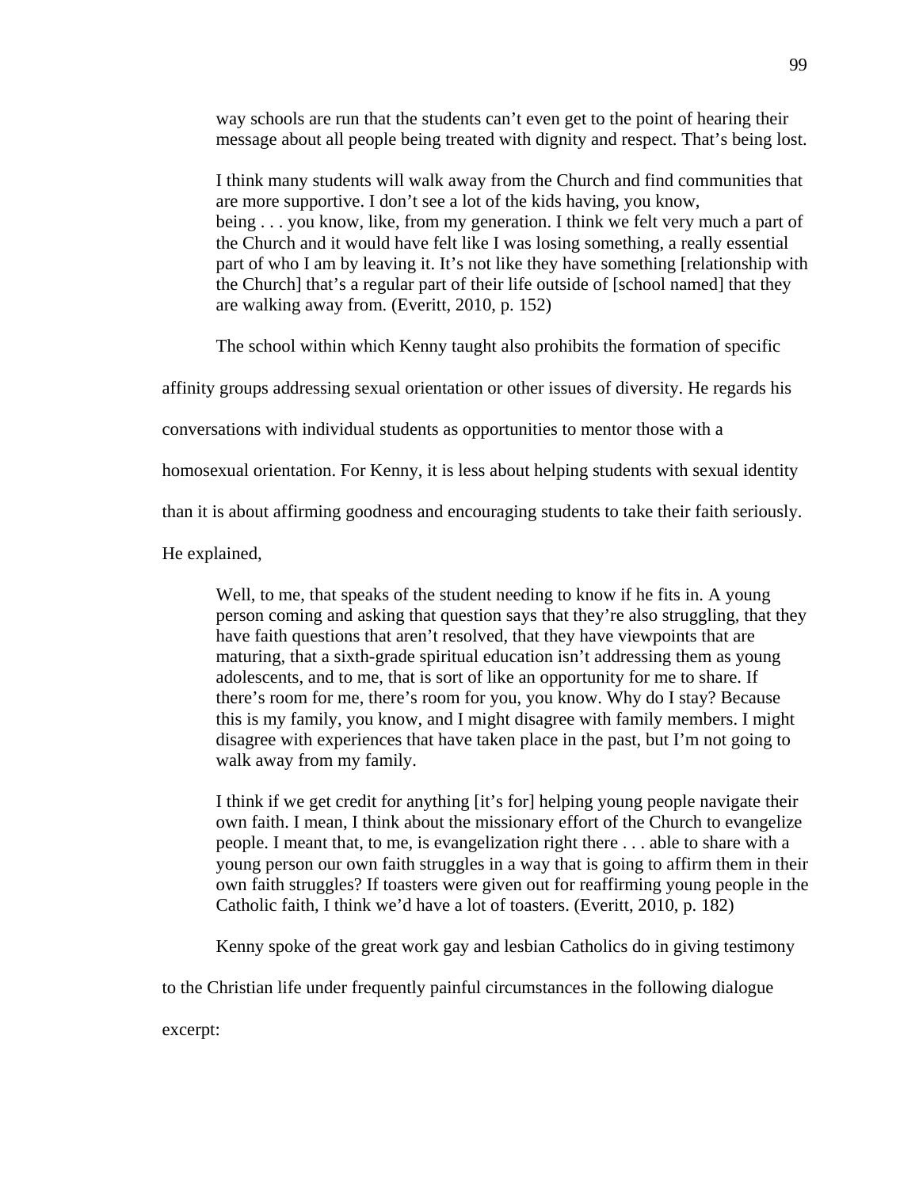> way schools are run that the students can't even get to the point of hearing their message about all people being treated with dignity and respect. That's being lost.
>
> I think many students will walk away from the Church and find communities that are more supportive. I don't see a lot of the kids having, you know, being . . . you know, like, from my generation. I think we felt very much a part of the Church and it would have felt like I was losing something, a really essential part of who I am by leaving it. It's not like they have something [relationship with the Church] that's a regular part of their life outside of [school named] that they are walking away from. (Everitt, 2010, p. 152)

The school within which Kenny taught also prohibits the formation of specific affinity groups addressing sexual orientation or other issues of diversity. He regards his conversations with individual students as opportunities to mentor those with a homosexual orientation. For Kenny, it is less about helping students with sexual identity than it is about affirming goodness and encouraging students to take their faith seriously. He explained,

> Well, to me, that speaks of the student needing to know if he fits in. A young person coming and asking that question says that they're also struggling, that they have faith questions that aren't resolved, that they have viewpoints that are maturing, that a sixth-grade spiritual education isn't addressing them as young adolescents, and to me, that is sort of like an opportunity for me to share. If there's room for me, there's room for you, you know. Why do I stay? Because this is my family, you know, and I might disagree with family members. I might disagree with experiences that have taken place in the past, but I'm not going to walk away from my family.
>
> I think if we get credit for anything [it's for] helping young people navigate their own faith. I mean, I think about the missionary effort of the Church to evangelize people. I meant that, to me, is evangelization right there . . . able to share with a young person our own faith struggles in a way that is going to affirm them in their own faith struggles? If toasters were given out for reaffirming young people in the Catholic faith, I think we'd have a lot of toasters. (Everitt, 2010, p. 182)

Kenny spoke of the great work gay and lesbian Catholics do in giving testimony to the Christian life under frequently painful circumstances in the following dialogue excerpt: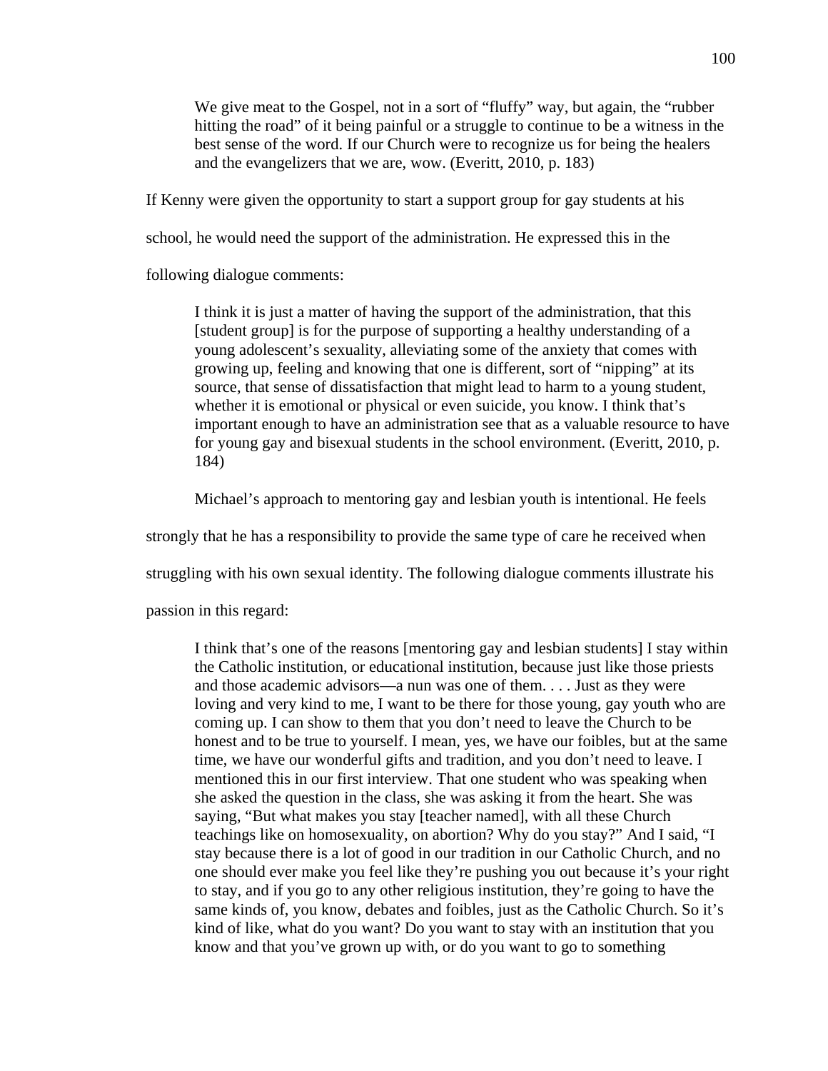> We give meat to the Gospel, not in a sort of "fluffy" way, but again, the "rubber hitting the road" of it being painful or a struggle to continue to be a witness in the best sense of the word. If our Church were to recognize us for being the healers and the evangelizers that we are, wow. (Everitt, 2010, p. 183)

If Kenny were given the opportunity to start a support group for gay students at his school, he would need the support of the administration. He expressed this in the following dialogue comments:

> I think it is just a matter of having the support of the administration, that this [student group] is for the purpose of supporting a healthy understanding of a young adolescent's sexuality, alleviating some of the anxiety that comes with growing up, feeling and knowing that one is different, sort of "nipping" at its source, that sense of dissatisfaction that might lead to harm to a young student, whether it is emotional or physical or even suicide, you know. I think that's important enough to have an administration see that as a valuable resource to have for young gay and bisexual students in the school environment. (Everitt, 2010, p. 184)

Michael's approach to mentoring gay and lesbian youth is intentional. He feels strongly that he has a responsibility to provide the same type of care he received when struggling with his own sexual identity. The following dialogue comments illustrate his passion in this regard:

> I think that's one of the reasons [mentoring gay and lesbian students] I stay within the Catholic institution, or educational institution, because just like those priests and those academic advisors—a nun was one of them. . . . Just as they were loving and very kind to me, I want to be there for those young, gay youth who are coming up. I can show to them that you don't need to leave the Church to be honest and to be true to yourself. I mean, yes, we have our foibles, but at the same time, we have our wonderful gifts and tradition, and you don't need to leave. I mentioned this in our first interview. That one student who was speaking when she asked the question in the class, she was asking it from the heart. She was saying, "But what makes you stay [teacher named], with all these Church teachings like on homosexuality, on abortion? Why do you stay?" And I said, "I stay because there is a lot of good in our tradition in our Catholic Church, and no one should ever make you feel like they're pushing you out because it's your right to stay, and if you go to any other religious institution, they're going to have the same kinds of, you know, debates and foibles, just as the Catholic Church. So it's kind of like, what do you want? Do you want to stay with an institution that you know and that you've grown up with, or do you want to go to something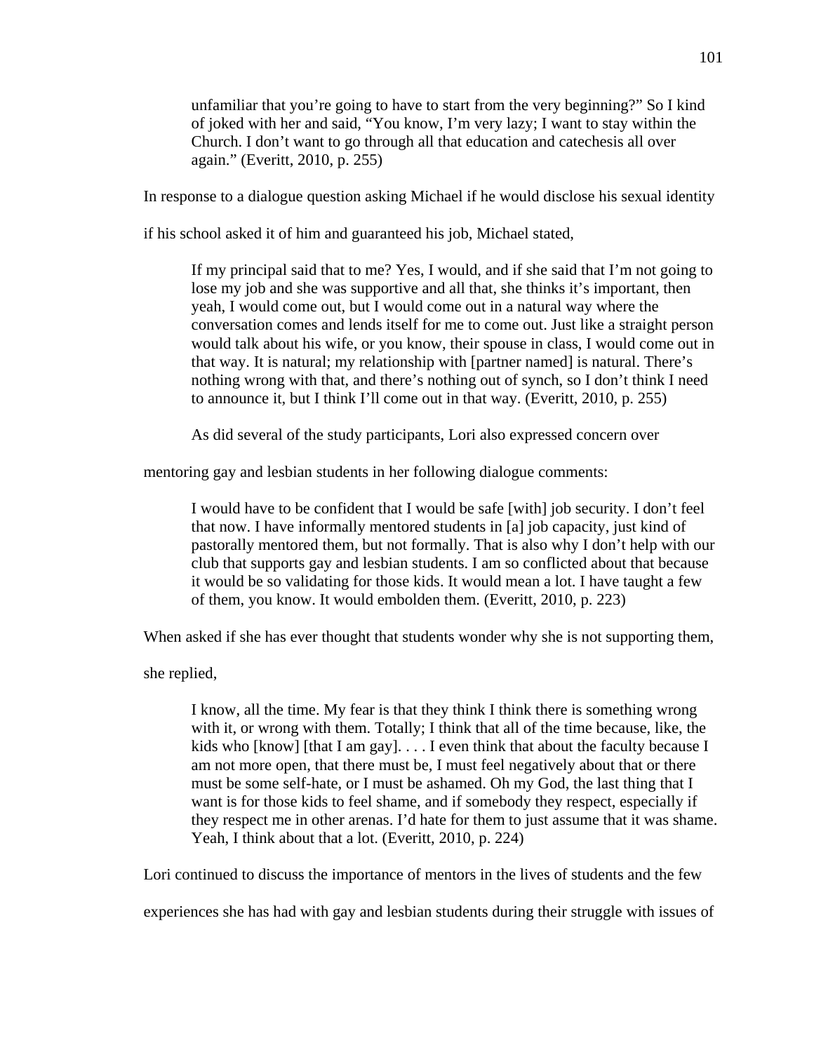> unfamiliar that you're going to have to start from the very beginning?" So I kind of joked with her and said, "You know, I'm very lazy; I want to stay within the Church. I don't want to go through all that education and catechesis all over again." (Everitt, 2010, p. 255)

In response to a dialogue question asking Michael if he would disclose his sexual identity if his school asked it of him and guaranteed his job, Michael stated,

> If my principal said that to me? Yes, I would, and if she said that I'm not going to lose my job and she was supportive and all that, she thinks it's important, then yeah, I would come out, but I would come out in a natural way where the conversation comes and lends itself for me to come out. Just like a straight person would talk about his wife, or you know, their spouse in class, I would come out in that way. It is natural; my relationship with [partner named] is natural. There's nothing wrong with that, and there's nothing out of synch, so I don't think I need to announce it, but I think I'll come out in that way. (Everitt, 2010, p. 255)

As did several of the study participants, Lori also expressed concern over mentoring gay and lesbian students in her following dialogue comments:

> I would have to be confident that I would be safe [with] job security. I don't feel that now. I have informally mentored students in [a] job capacity, just kind of pastorally mentored them, but not formally. That is also why I don't help with our club that supports gay and lesbian students. I am so conflicted about that because it would be so validating for those kids. It would mean a lot. I have taught a few of them, you know. It would embolden them. (Everitt, 2010, p. 223)

When asked if she has ever thought that students wonder why she is not supporting them, she replied,

> I know, all the time. My fear is that they think I think there is something wrong with it, or wrong with them. Totally; I think that all of the time because, like, the kids who [know] [that I am gay]. . . . I even think that about the faculty because I am not more open, that there must be, I must feel negatively about that or there must be some self-hate, or I must be ashamed. Oh my God, the last thing that I want is for those kids to feel shame, and if somebody they respect, especially if they respect me in other arenas. I'd hate for them to just assume that it was shame. Yeah, I think about that a lot. (Everitt, 2010, p. 224)

Lori continued to discuss the importance of mentors in the lives of students and the few experiences she has had with gay and lesbian students during their struggle with issues of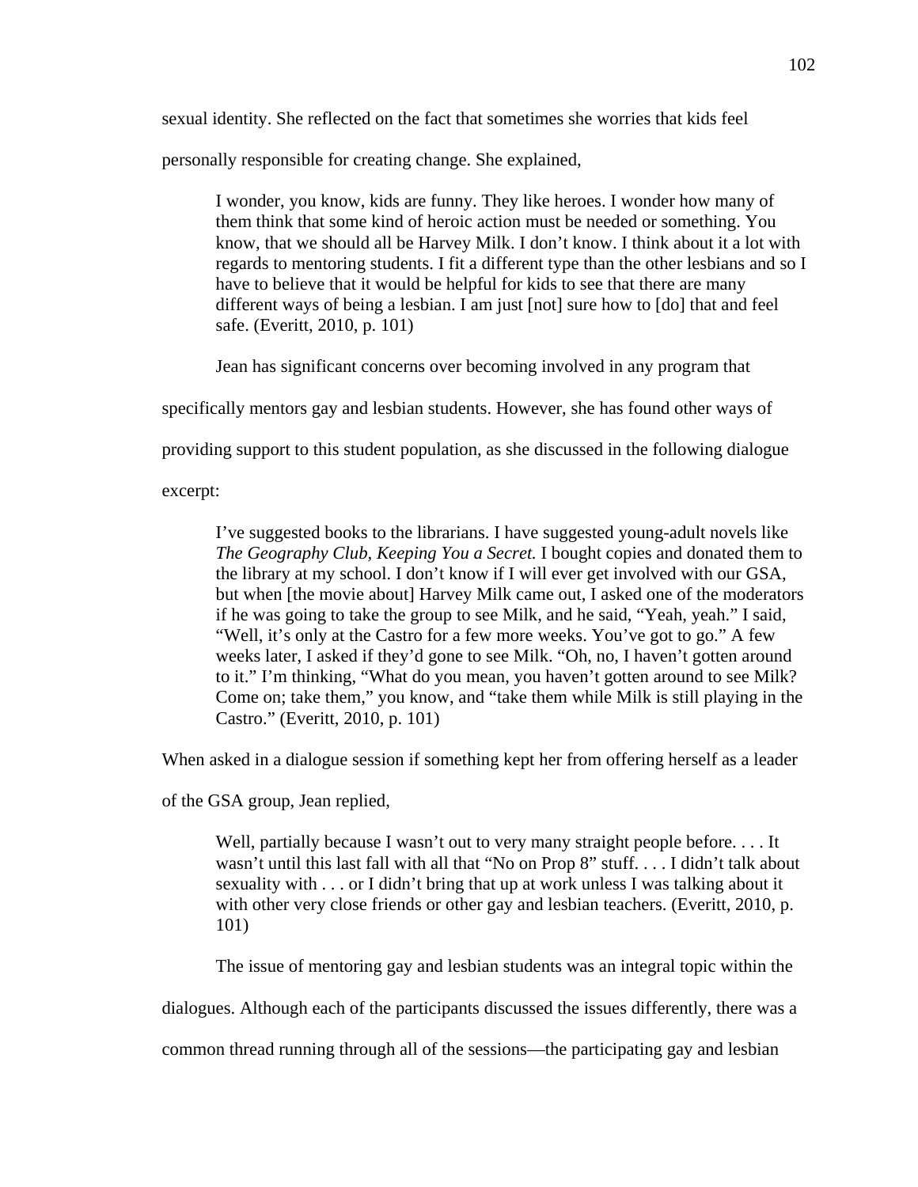sexual identity. She reflected on the fact that sometimes she worries that kids feel personally responsible for creating change. She explained,

> I wonder, you know, kids are funny. They like heroes. I wonder how many of them think that some kind of heroic action must be needed or something. You know, that we should all be Harvey Milk. I don't know. I think about it a lot with regards to mentoring students. I fit a different type than the other lesbians and so I have to believe that it would be helpful for kids to see that there are many different ways of being a lesbian. I am just [not] sure how to [do] that and feel safe. (Everitt, 2010, p. 101)

Jean has significant concerns over becoming involved in any program that specifically mentors gay and lesbian students. However, she has found other ways of providing support to this student population, as she discussed in the following dialogue excerpt:

> I've suggested books to the librarians. I have suggested young-adult novels like *The Geography Club, Keeping You a Secret.* I bought copies and donated them to the library at my school. I don't know if I will ever get involved with our GSA, but when [the movie about] Harvey Milk came out, I asked one of the moderators if he was going to take the group to see Milk, and he said, "Yeah, yeah." I said, "Well, it's only at the Castro for a few more weeks. You've got to go." A few weeks later, I asked if they'd gone to see Milk. "Oh, no, I haven't gotten around to it." I'm thinking, "What do you mean, you haven't gotten around to see Milk? Come on; take them," you know, and "take them while Milk is still playing in the Castro." (Everitt, 2010, p. 101)

When asked in a dialogue session if something kept her from offering herself as a leader of the GSA group, Jean replied,

> Well, partially because I wasn't out to very many straight people before. . . . It wasn't until this last fall with all that "No on Prop 8" stuff. . . . I didn't talk about sexuality with . . . or I didn't bring that up at work unless I was talking about it with other very close friends or other gay and lesbian teachers. (Everitt, 2010, p. 101)

The issue of mentoring gay and lesbian students was an integral topic within the dialogues. Although each of the participants discussed the issues differently, there was a common thread running through all of the sessions—the participating gay and lesbian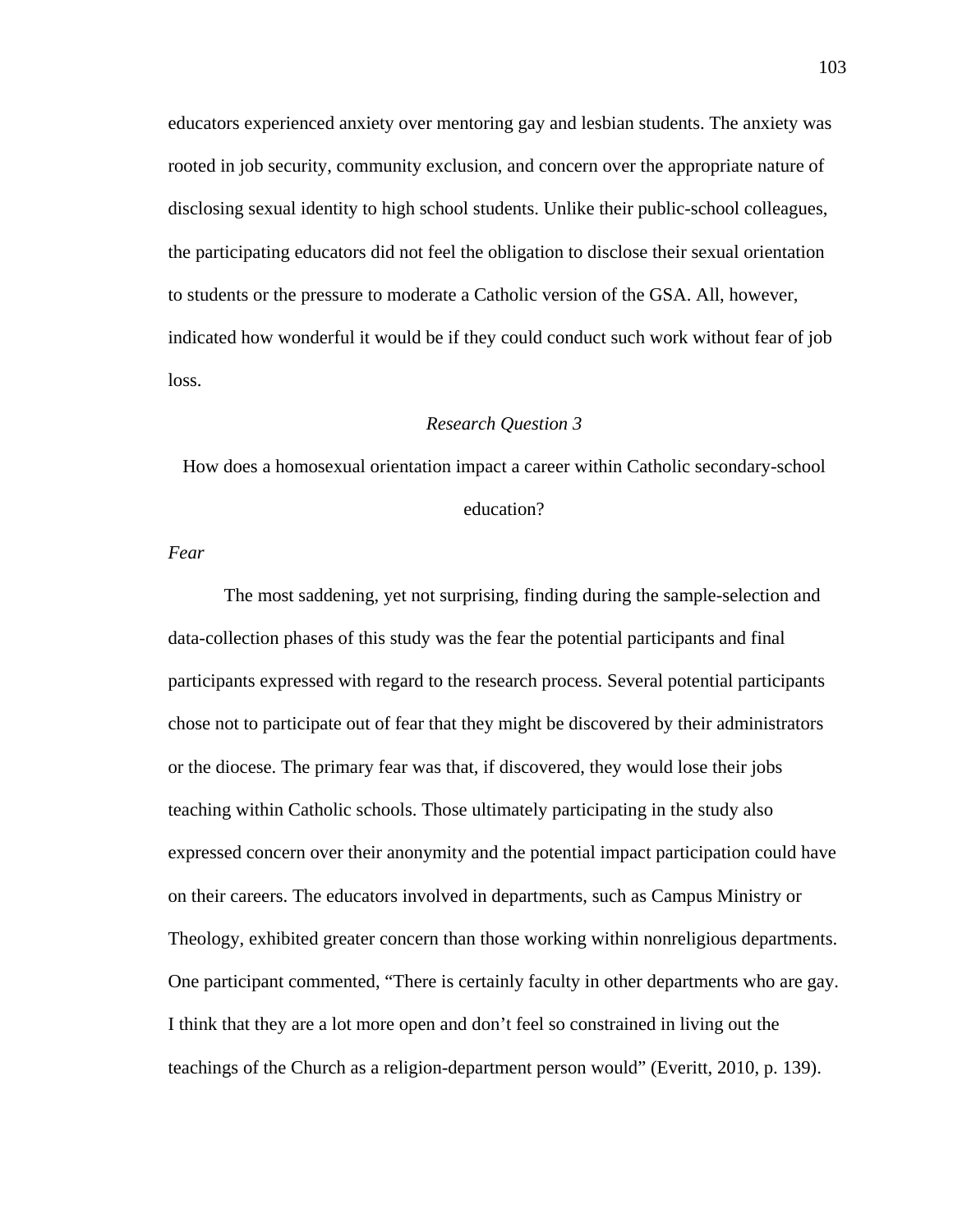educators experienced anxiety over mentoring gay and lesbian students. The anxiety was rooted in job security, community exclusion, and concern over the appropriate nature of disclosing sexual identity to high school students. Unlike their public-school colleagues, the participating educators did not feel the obligation to disclose their sexual orientation to students or the pressure to moderate a Catholic version of the GSA. All, however, indicated how wonderful it would be if they could conduct such work without fear of job loss.

### *Research Question 3*

How does a homosexual orientation impact a career within Catholic secondary-school education?

#### *Fear*

The most saddening, yet not surprising, finding during the sample-selection and data-collection phases of this study was the fear the potential participants and final participants expressed with regard to the research process. Several potential participants chose not to participate out of fear that they might be discovered by their administrators or the diocese. The primary fear was that, if discovered, they would lose their jobs teaching within Catholic schools. Those ultimately participating in the study also expressed concern over their anonymity and the potential impact participation could have on their careers. The educators involved in departments, such as Campus Ministry or Theology, exhibited greater concern than those working within nonreligious departments. One participant commented, "There is certainly faculty in other departments who are gay. I think that they are a lot more open and don't feel so constrained in living out the teachings of the Church as a religion-department person would" (Everitt, 2010, p. 139).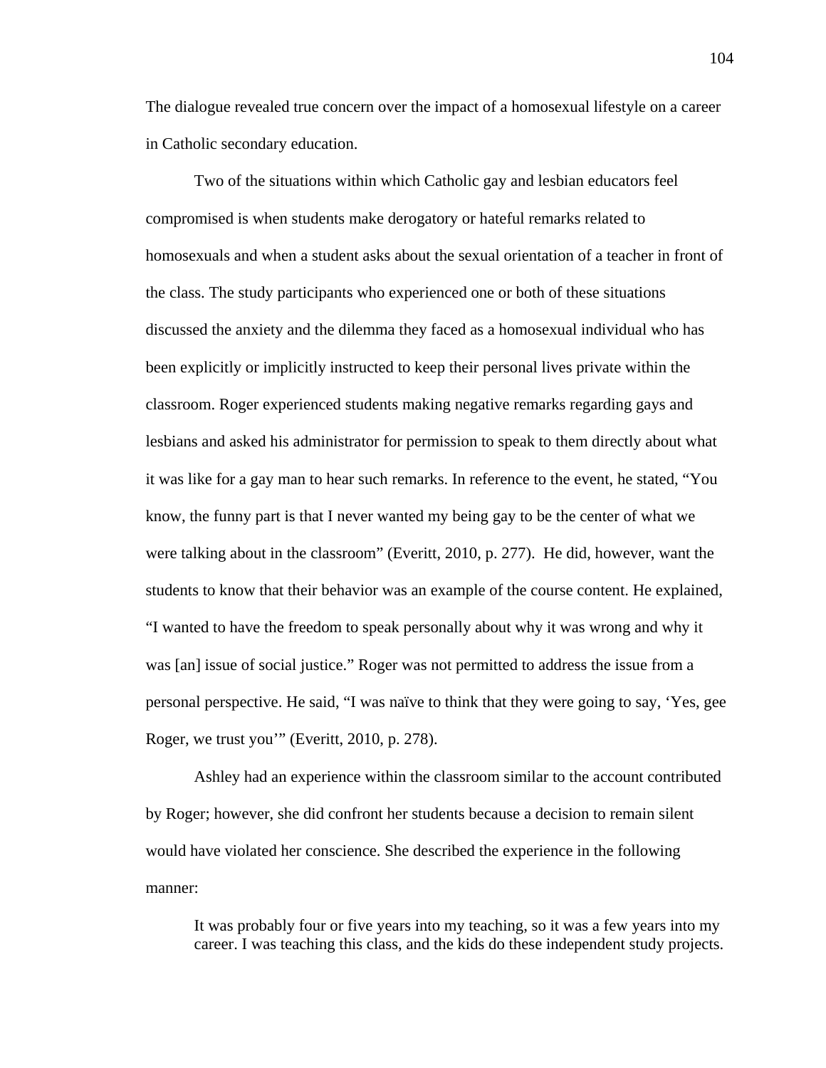The dialogue revealed true concern over the impact of a homosexual lifestyle on a career in Catholic secondary education.

Two of the situations within which Catholic gay and lesbian educators feel compromised is when students make derogatory or hateful remarks related to homosexuals and when a student asks about the sexual orientation of a teacher in front of the class. The study participants who experienced one or both of these situations discussed the anxiety and the dilemma they faced as a homosexual individual who has been explicitly or implicitly instructed to keep their personal lives private within the classroom. Roger experienced students making negative remarks regarding gays and lesbians and asked his administrator for permission to speak to them directly about what it was like for a gay man to hear such remarks. In reference to the event, he stated, "You know, the funny part is that I never wanted my being gay to be the center of what we were talking about in the classroom" (Everitt, 2010, p. 277). He did, however, want the students to know that their behavior was an example of the course content. He explained, "I wanted to have the freedom to speak personally about why it was wrong and why it was [an] issue of social justice." Roger was not permitted to address the issue from a personal perspective. He said, "I was naïve to think that they were going to say, 'Yes, gee Roger, we trust you'" (Everitt, 2010, p. 278).

Ashley had an experience within the classroom similar to the account contributed by Roger; however, she did confront her students because a decision to remain silent would have violated her conscience. She described the experience in the following manner:

> It was probably four or five years into my teaching, so it was a few years into my career. I was teaching this class, and the kids do these independent study projects.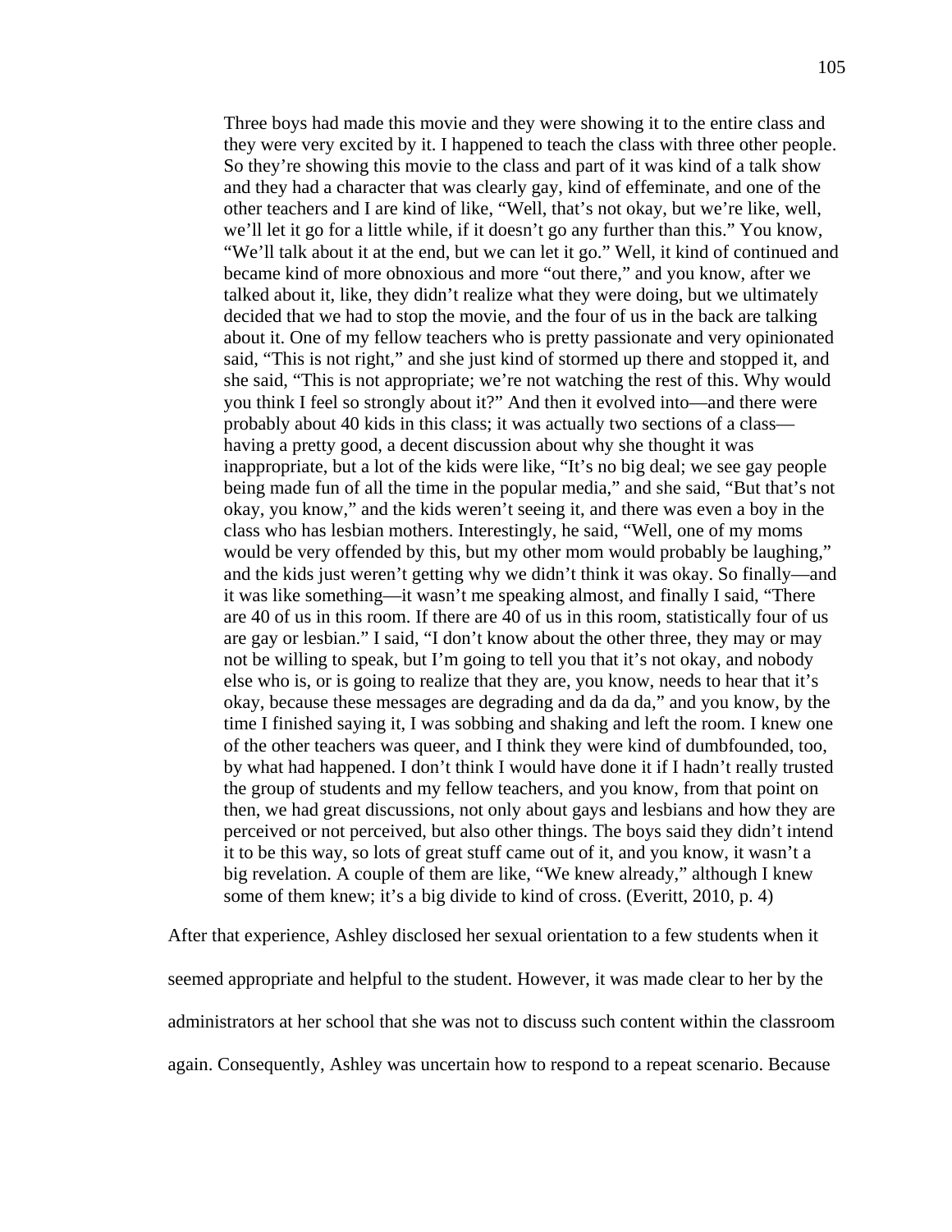> Three boys had made this movie and they were showing it to the entire class and they were very excited by it. I happened to teach the class with three other people. So they're showing this movie to the class and part of it was kind of a talk show and they had a character that was clearly gay, kind of effeminate, and one of the other teachers and I are kind of like, "Well, that's not okay, but we're like, well, we'll let it go for a little while, if it doesn't go any further than this." You know, "We'll talk about it at the end, but we can let it go." Well, it kind of continued and became kind of more obnoxious and more "out there," and you know, after we talked about it, like, they didn't realize what they were doing, but we ultimately decided that we had to stop the movie, and the four of us in the back are talking about it. One of my fellow teachers who is pretty passionate and very opinionated said, "This is not right," and she just kind of stormed up there and stopped it, and she said, "This is not appropriate; we're not watching the rest of this. Why would you think I feel so strongly about it?" And then it evolved into—and there were probably about 40 kids in this class; it was actually two sections of a class—having a pretty good, a decent discussion about why she thought it was inappropriate, but a lot of the kids were like, "It's no big deal; we see gay people being made fun of all the time in the popular media," and she said, "But that's not okay, you know," and the kids weren't seeing it, and there was even a boy in the class who has lesbian mothers. Interestingly, he said, "Well, one of my moms would be very offended by this, but my other mom would probably be laughing," and the kids just weren't getting why we didn't think it was okay. So finally—and it was like something—it wasn't me speaking almost, and finally I said, "There are 40 of us in this room. If there are 40 of us in this room, statistically four of us are gay or lesbian." I said, "I don't know about the other three, they may or may not be willing to speak, but I'm going to tell you that it's not okay, and nobody else who is, or is going to realize that they are, you know, needs to hear that it's okay, because these messages are degrading and da da da," and you know, by the time I finished saying it, I was sobbing and shaking and left the room. I knew one of the other teachers was queer, and I think they were kind of dumbfounded, too, by what had happened. I don't think I would have done it if I hadn't really trusted the group of students and my fellow teachers, and you know, from that point on then, we had great discussions, not only about gays and lesbians and how they are perceived or not perceived, but also other things. The boys said they didn't intend it to be this way, so lots of great stuff came out of it, and you know, it wasn't a big revelation. A couple of them are like, "We knew already," although I knew some of them knew; it's a big divide to kind of cross. (Everitt, 2010, p. 4)

After that experience, Ashley disclosed her sexual orientation to a few students when it seemed appropriate and helpful to the student. However, it was made clear to her by the administrators at her school that she was not to discuss such content within the classroom again. Consequently, Ashley was uncertain how to respond to a repeat scenario. Because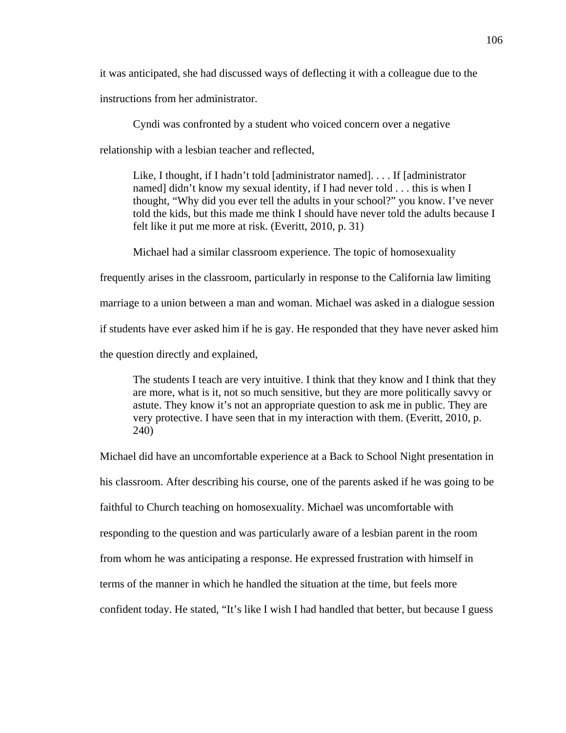it was anticipated, she had discussed ways of deflecting it with a colleague due to the instructions from her administrator.

Cyndi was confronted by a student who voiced concern over a negative relationship with a lesbian teacher and reflected,

> Like, I thought, if I hadn't told [administrator named]. . . . If [administrator named] didn't know my sexual identity, if I had never told . . . this is when I thought, "Why did you ever tell the adults in your school?" you know. I've never told the kids, but this made me think I should have never told the adults because I felt like it put me more at risk. (Everitt, 2010, p. 31)

Michael had a similar classroom experience. The topic of homosexuality frequently arises in the classroom, particularly in response to the California law limiting marriage to a union between a man and woman. Michael was asked in a dialogue session if students have ever asked him if he is gay. He responded that they have never asked him the question directly and explained,

> The students I teach are very intuitive. I think that they know and I think that they are more, what is it, not so much sensitive, but they are more politically savvy or astute. They know it's not an appropriate question to ask me in public. They are very protective. I have seen that in my interaction with them. (Everitt, 2010, p. 240)

Michael did have an uncomfortable experience at a Back to School Night presentation in his classroom. After describing his course, one of the parents asked if he was going to be faithful to Church teaching on homosexuality. Michael was uncomfortable with responding to the question and was particularly aware of a lesbian parent in the room from whom he was anticipating a response. He expressed frustration with himself in terms of the manner in which he handled the situation at the time, but feels more confident today. He stated, "It's like I wish I had handled that better, but because I guess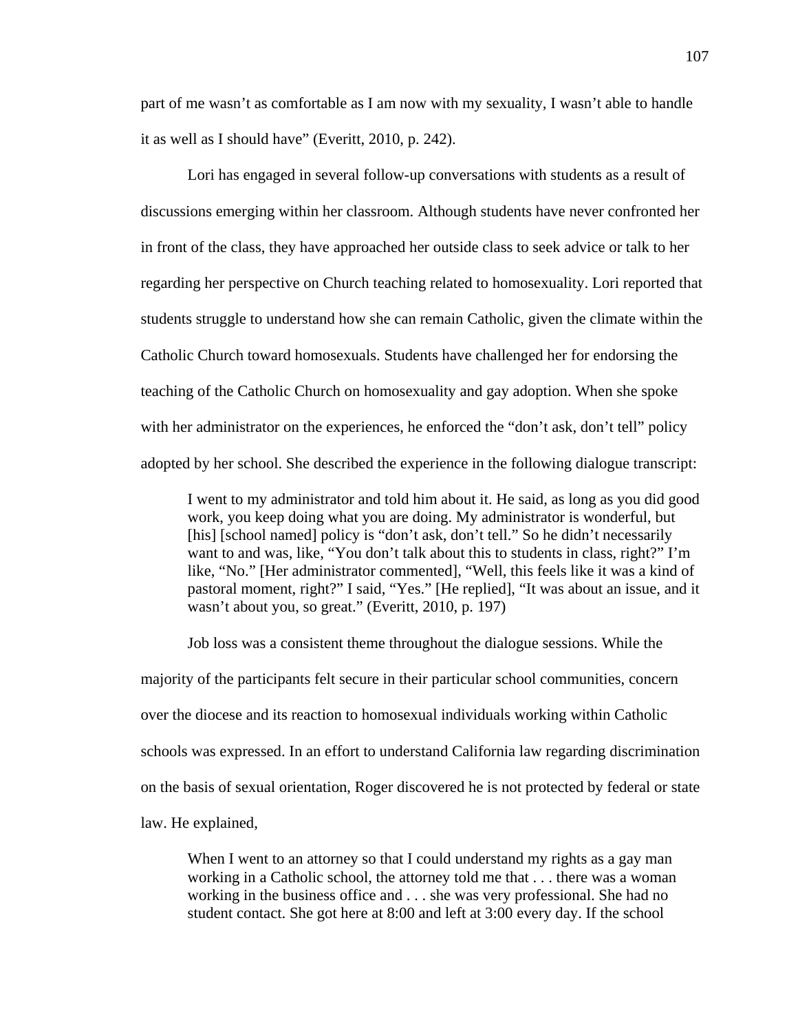part of me wasn't as comfortable as I am now with my sexuality, I wasn't able to handle it as well as I should have" (Everitt, 2010, p. 242).

Lori has engaged in several follow-up conversations with students as a result of discussions emerging within her classroom. Although students have never confronted her in front of the class, they have approached her outside class to seek advice or talk to her regarding her perspective on Church teaching related to homosexuality. Lori reported that students struggle to understand how she can remain Catholic, given the climate within the Catholic Church toward homosexuals. Students have challenged her for endorsing the teaching of the Catholic Church on homosexuality and gay adoption. When she spoke with her administrator on the experiences, he enforced the "don't ask, don't tell" policy adopted by her school. She described the experience in the following dialogue transcript:

> I went to my administrator and told him about it. He said, as long as you did good work, you keep doing what you are doing. My administrator is wonderful, but [his] [school named] policy is "don't ask, don't tell." So he didn't necessarily want to and was, like, "You don't talk about this to students in class, right?" I'm like, "No." [Her administrator commented], "Well, this feels like it was a kind of pastoral moment, right?" I said, "Yes." [He replied], "It was about an issue, and it wasn't about you, so great." (Everitt, 2010, p. 197)

Job loss was a consistent theme throughout the dialogue sessions. While the majority of the participants felt secure in their particular school communities, concern over the diocese and its reaction to homosexual individuals working within Catholic schools was expressed. In an effort to understand California law regarding discrimination on the basis of sexual orientation, Roger discovered he is not protected by federal or state law. He explained,

> When I went to an attorney so that I could understand my rights as a gay man working in a Catholic school, the attorney told me that . . . there was a woman working in the business office and . . . she was very professional. She had no student contact. She got here at 8:00 and left at 3:00 every day. If the school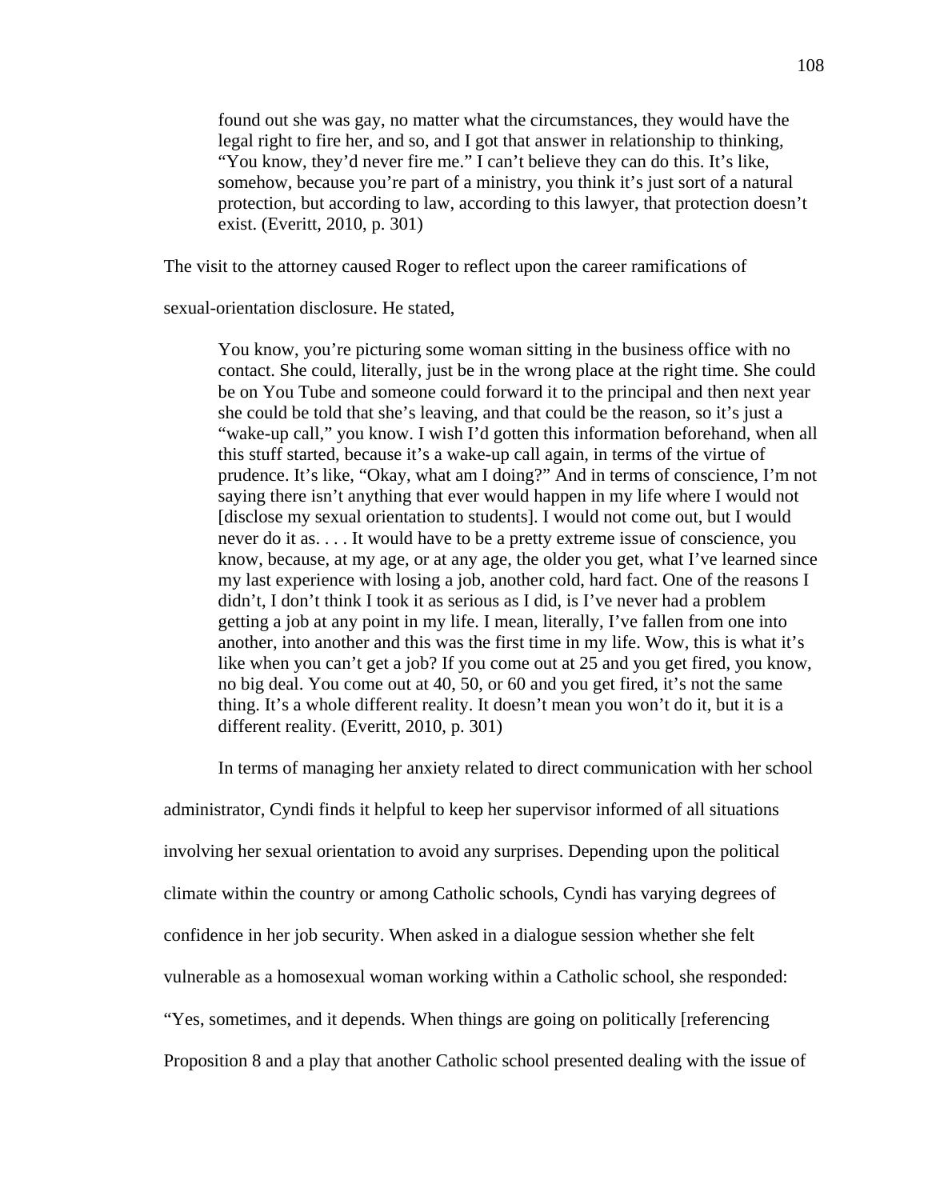> found out she was gay, no matter what the circumstances, they would have the legal right to fire her, and so, and I got that answer in relationship to thinking, "You know, they'd never fire me." I can't believe they can do this. It's like, somehow, because you're part of a ministry, you think it's just sort of a natural protection, but according to law, according to this lawyer, that protection doesn't exist. (Everitt, 2010, p. 301)

The visit to the attorney caused Roger to reflect upon the career ramifications of sexual-orientation disclosure. He stated,

> You know, you're picturing some woman sitting in the business office with no contact. She could, literally, just be in the wrong place at the right time. She could be on You Tube and someone could forward it to the principal and then next year she could be told that she's leaving, and that could be the reason, so it's just a "wake-up call," you know. I wish I'd gotten this information beforehand, when all this stuff started, because it's a wake-up call again, in terms of the virtue of prudence. It's like, "Okay, what am I doing?" And in terms of conscience, I'm not saying there isn't anything that ever would happen in my life where I would not [disclose my sexual orientation to students]. I would not come out, but I would never do it as. . . . It would have to be a pretty extreme issue of conscience, you know, because, at my age, or at any age, the older you get, what I've learned since my last experience with losing a job, another cold, hard fact. One of the reasons I didn't, I don't think I took it as serious as I did, is I've never had a problem getting a job at any point in my life. I mean, literally, I've fallen from one into another, into another and this was the first time in my life. Wow, this is what it's like when you can't get a job? If you come out at 25 and you get fired, you know, no big deal. You come out at 40, 50, or 60 and you get fired, it's not the same thing. It's a whole different reality. It doesn't mean you won't do it, but it is a different reality. (Everitt, 2010, p. 301)

In terms of managing her anxiety related to direct communication with her school administrator, Cyndi finds it helpful to keep her supervisor informed of all situations involving her sexual orientation to avoid any surprises. Depending upon the political climate within the country or among Catholic schools, Cyndi has varying degrees of confidence in her job security. When asked in a dialogue session whether she felt vulnerable as a homosexual woman working within a Catholic school, she responded: "Yes, sometimes, and it depends. When things are going on politically [referencing Proposition 8 and a play that another Catholic school presented dealing with the issue of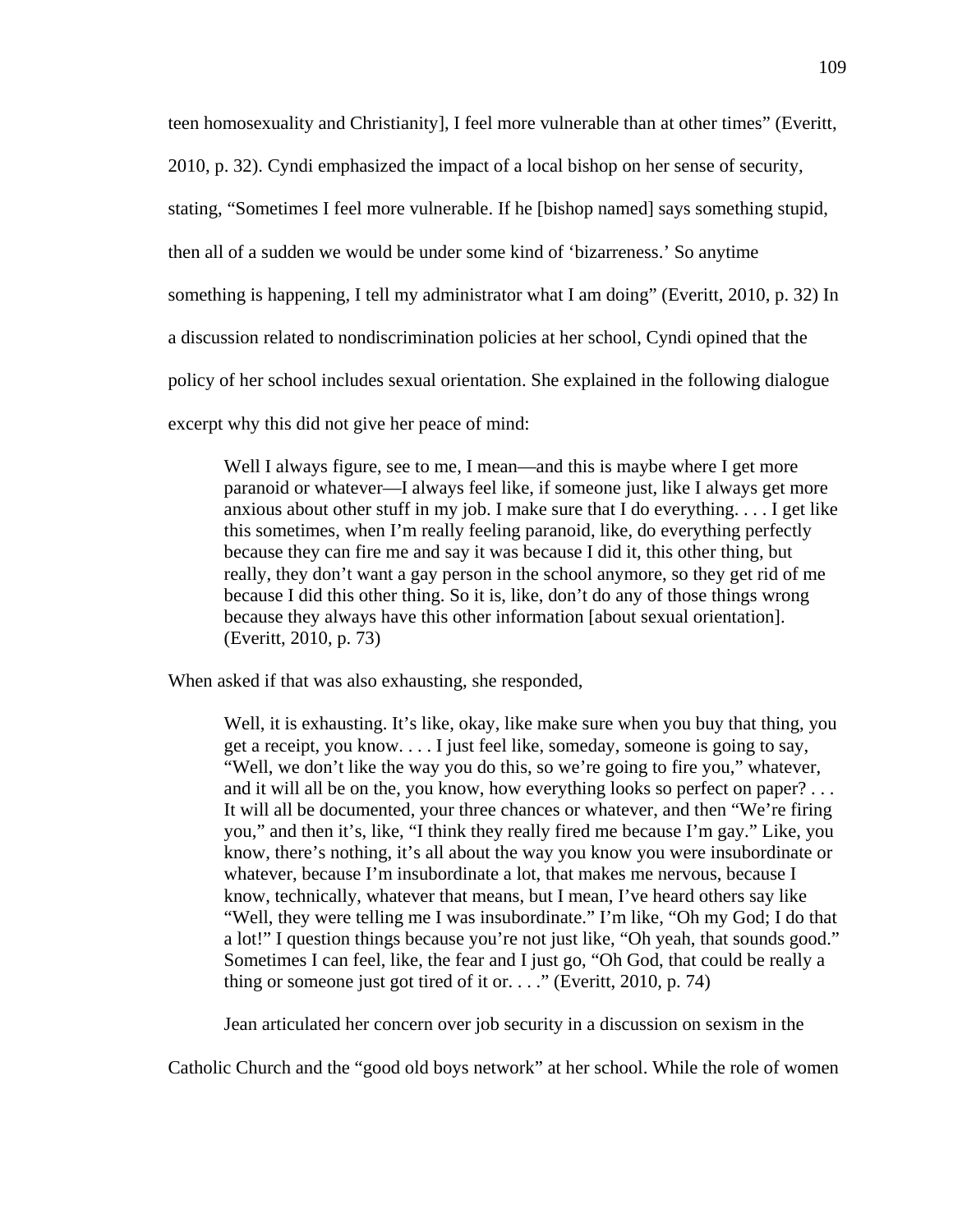teen homosexuality and Christianity], I feel more vulnerable than at other times" (Everitt, 2010, p. 32). Cyndi emphasized the impact of a local bishop on her sense of security, stating, "Sometimes I feel more vulnerable. If he [bishop named] says something stupid, then all of a sudden we would be under some kind of 'bizarreness.' So anytime something is happening, I tell my administrator what I am doing" (Everitt, 2010, p. 32) In a discussion related to nondiscrimination policies at her school, Cyndi opined that the policy of her school includes sexual orientation. She explained in the following dialogue excerpt why this did not give her peace of mind:

> Well I always figure, see to me, I mean—and this is maybe where I get more paranoid or whatever—I always feel like, if someone just, like I always get more anxious about other stuff in my job. I make sure that I do everything. . . . I get like this sometimes, when I'm really feeling paranoid, like, do everything perfectly because they can fire me and say it was because I did it, this other thing, but really, they don't want a gay person in the school anymore, so they get rid of me because I did this other thing. So it is, like, don't do any of those things wrong because they always have this other information [about sexual orientation]. (Everitt, 2010, p. 73)

When asked if that was also exhausting, she responded,

> Well, it is exhausting. It's like, okay, like make sure when you buy that thing, you get a receipt, you know. . . . I just feel like, someday, someone is going to say, "Well, we don't like the way you do this, so we're going to fire you," whatever, and it will all be on the, you know, how everything looks so perfect on paper? . . . It will all be documented, your three chances or whatever, and then "We're firing you," and then it's, like, "I think they really fired me because I'm gay." Like, you know, there's nothing, it's all about the way you know you were insubordinate or whatever, because I'm insubordinate a lot, that makes me nervous, because I know, technically, whatever that means, but I mean, I've heard others say like "Well, they were telling me I was insubordinate." I'm like, "Oh my God; I do that a lot!" I question things because you're not just like, "Oh yeah, that sounds good." Sometimes I can feel, like, the fear and I just go, "Oh God, that could be really a thing or someone just got tired of it or. . . ." (Everitt, 2010, p. 74)

Jean articulated her concern over job security in a discussion on sexism in the Catholic Church and the "good old boys network" at her school. While the role of women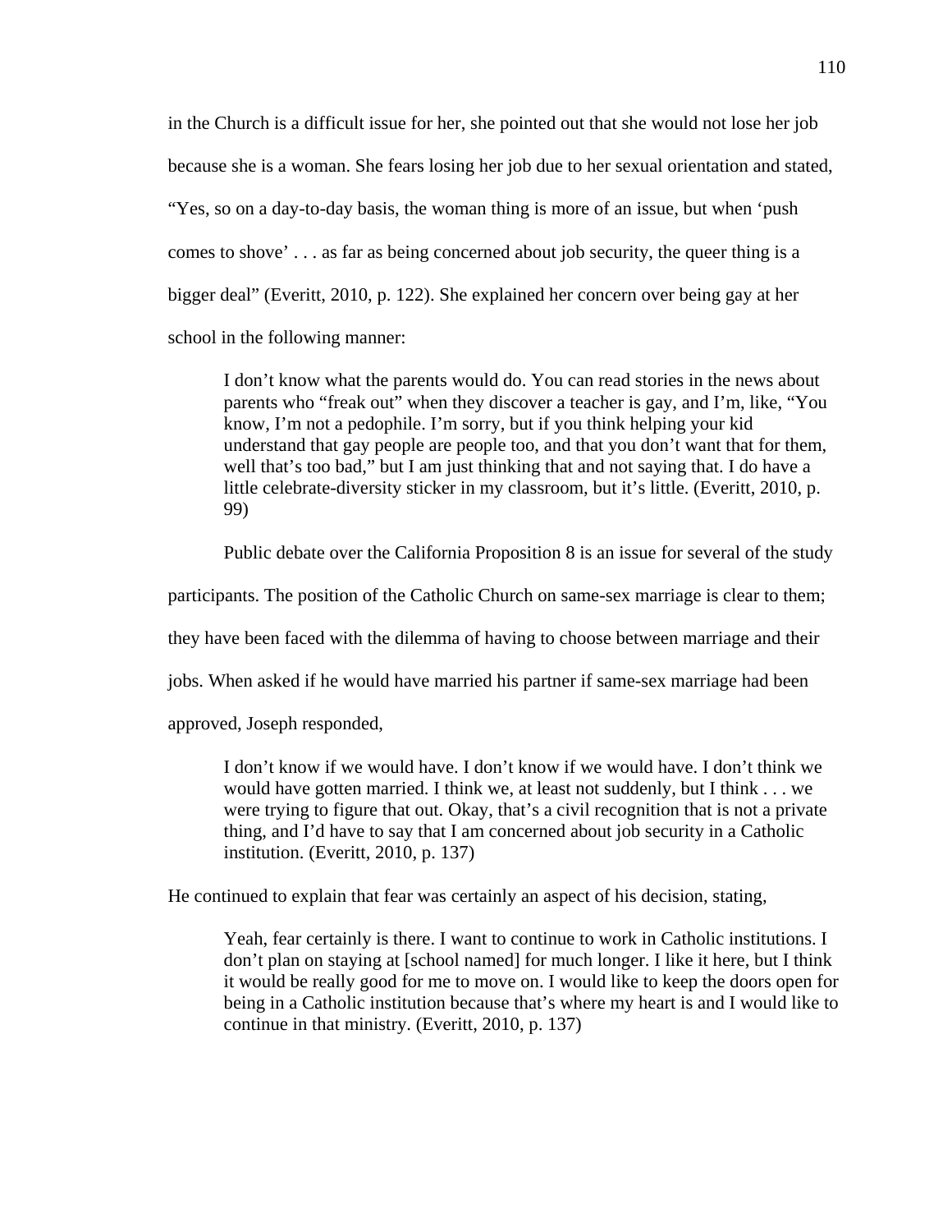in the Church is a difficult issue for her, she pointed out that she would not lose her job because she is a woman. She fears losing her job due to her sexual orientation and stated, “Yes, so on a day-to-day basis, the woman thing is more of an issue, but when ‘push comes to shove’ . . . as far as being concerned about job security, the queer thing is a bigger deal” (Everitt, 2010, p. 122). She explained her concern over being gay at her school in the following manner:

> I don’t know what the parents would do. You can read stories in the news about parents who “freak out” when they discover a teacher is gay, and I’m, like, “You know, I’m not a pedophile. I’m sorry, but if you think helping your kid understand that gay people are people too, and that you don’t want that for them, well that’s too bad,” but I am just thinking that and not saying that. I do have a little celebrate-diversity sticker in my classroom, but it’s little. (Everitt, 2010, p. 99)

Public debate over the California Proposition 8 is an issue for several of the study participants. The position of the Catholic Church on same-sex marriage is clear to them; they have been faced with the dilemma of having to choose between marriage and their jobs. When asked if he would have married his partner if same-sex marriage had been approved, Joseph responded,

> I don’t know if we would have. I don’t know if we would have. I don’t think we would have gotten married. I think we, at least not suddenly, but I think . . . we were trying to figure that out. Okay, that’s a civil recognition that is not a private thing, and I’d have to say that I am concerned about job security in a Catholic institution. (Everitt, 2010, p. 137)

He continued to explain that fear was certainly an aspect of his decision, stating,

> Yeah, fear certainly is there. I want to continue to work in Catholic institutions. I don’t plan on staying at [school named] for much longer. I like it here, but I think it would be really good for me to move on. I would like to keep the doors open for being in a Catholic institution because that’s where my heart is and I would like to continue in that ministry. (Everitt, 2010, p. 137)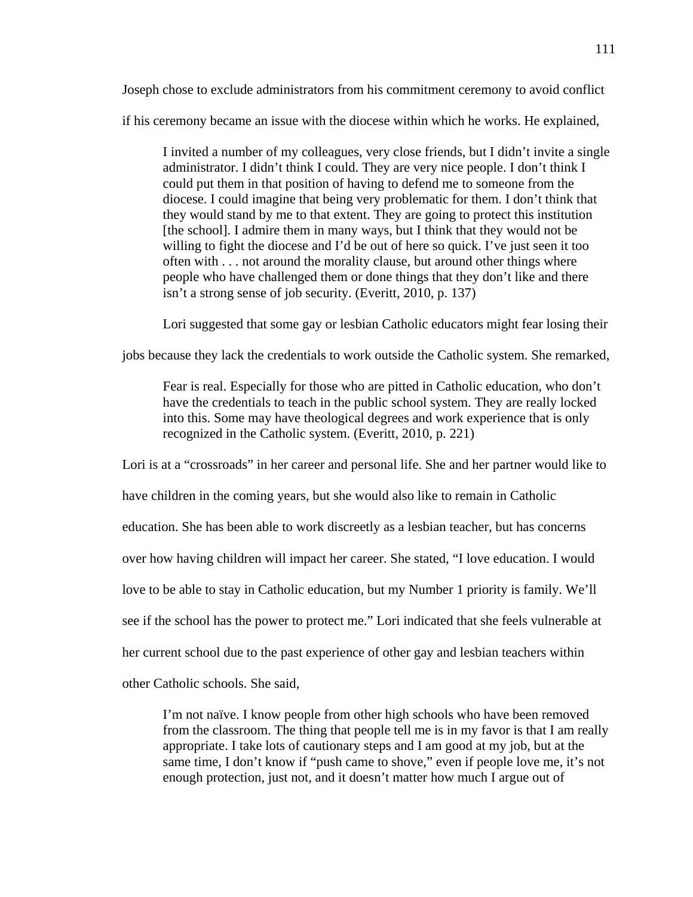Joseph chose to exclude administrators from his commitment ceremony to avoid conflict if his ceremony became an issue with the diocese within which he works. He explained,

> I invited a number of my colleagues, very close friends, but I didn't invite a single administrator. I didn't think I could. They are very nice people. I don't think I could put them in that position of having to defend me to someone from the diocese. I could imagine that being very problematic for them. I don't think that they would stand by me to that extent. They are going to protect this institution [the school]. I admire them in many ways, but I think that they would not be willing to fight the diocese and I'd be out of here so quick. I've just seen it too often with . . . not around the morality clause, but around other things where people who have challenged them or done things that they don't like and there isn't a strong sense of job security. (Everitt, 2010, p. 137)

Lori suggested that some gay or lesbian Catholic educators might fear losing their jobs because they lack the credentials to work outside the Catholic system. She remarked,

> Fear is real. Especially for those who are pitted in Catholic education, who don't have the credentials to teach in the public school system. They are really locked into this. Some may have theological degrees and work experience that is only recognized in the Catholic system. (Everitt, 2010, p. 221)

Lori is at a "crossroads" in her career and personal life. She and her partner would like to have children in the coming years, but she would also like to remain in Catholic education. She has been able to work discreetly as a lesbian teacher, but has concerns over how having children will impact her career. She stated, "I love education. I would love to be able to stay in Catholic education, but my Number 1 priority is family. We'll see if the school has the power to protect me." Lori indicated that she feels vulnerable at her current school due to the past experience of other gay and lesbian teachers within other Catholic schools. She said,

> I'm not naïve. I know people from other high schools who have been removed from the classroom. The thing that people tell me is in my favor is that I am really appropriate. I take lots of cautionary steps and I am good at my job, but at the same time, I don't know if "push came to shove," even if people love me, it's not enough protection, just not, and it doesn't matter how much I argue out of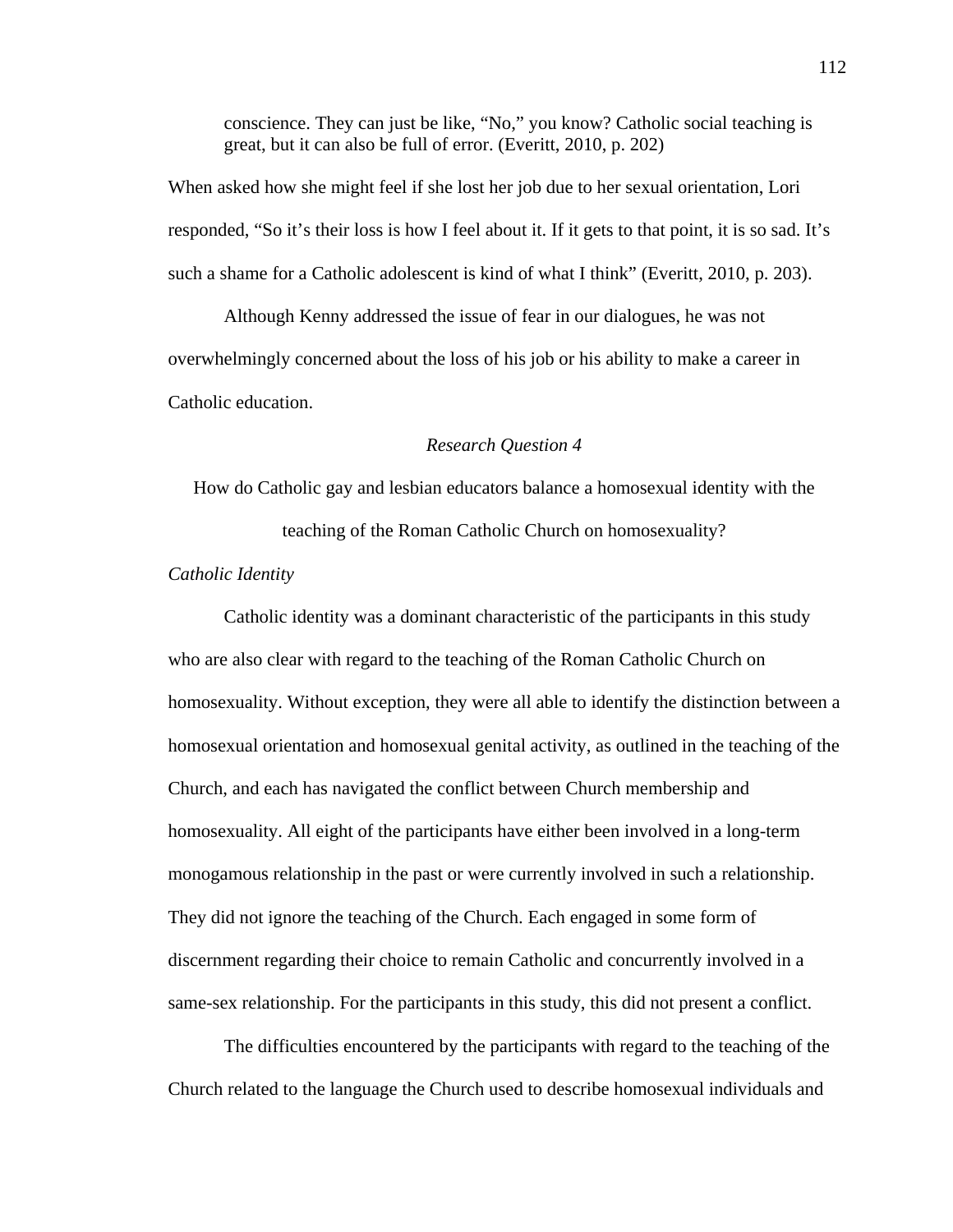> conscience. They can just be like, "No," you know? Catholic social teaching is great, but it can also be full of error. (Everitt, 2010, p. 202)

When asked how she might feel if she lost her job due to her sexual orientation, Lori responded, "So it's their loss is how I feel about it. If it gets to that point, it is so sad. It's such a shame for a Catholic adolescent is kind of what I think" (Everitt, 2010, p. 203).

Although Kenny addressed the issue of fear in our dialogues, he was not overwhelmingly concerned about the loss of his job or his ability to make a career in Catholic education.

*Research Question 4*

How do Catholic gay and lesbian educators balance a homosexual identity with the teaching of the Roman Catholic Church on homosexuality?

*Catholic Identity*

Catholic identity was a dominant characteristic of the participants in this study who are also clear with regard to the teaching of the Roman Catholic Church on homosexuality. Without exception, they were all able to identify the distinction between a homosexual orientation and homosexual genital activity, as outlined in the teaching of the Church, and each has navigated the conflict between Church membership and homosexuality. All eight of the participants have either been involved in a long-term monogamous relationship in the past or were currently involved in such a relationship. They did not ignore the teaching of the Church. Each engaged in some form of discernment regarding their choice to remain Catholic and concurrently involved in a same-sex relationship. For the participants in this study, this did not present a conflict.

The difficulties encountered by the participants with regard to the teaching of the Church related to the language the Church used to describe homosexual individuals and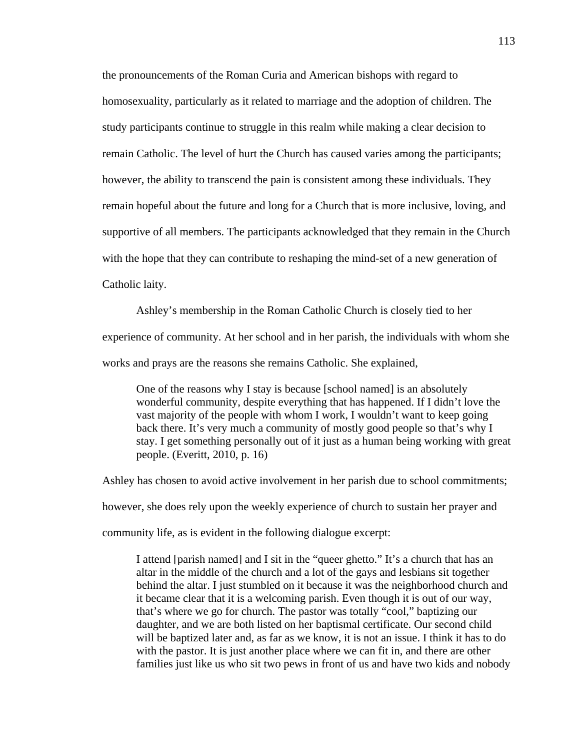the pronouncements of the Roman Curia and American bishops with regard to homosexuality, particularly as it related to marriage and the adoption of children. The study participants continue to struggle in this realm while making a clear decision to remain Catholic. The level of hurt the Church has caused varies among the participants; however, the ability to transcend the pain is consistent among these individuals. They remain hopeful about the future and long for a Church that is more inclusive, loving, and supportive of all members. The participants acknowledged that they remain in the Church with the hope that they can contribute to reshaping the mind-set of a new generation of Catholic laity.

Ashley's membership in the Roman Catholic Church is closely tied to her experience of community. At her school and in her parish, the individuals with whom she works and prays are the reasons she remains Catholic. She explained,

> One of the reasons why I stay is because [school named] is an absolutely wonderful community, despite everything that has happened. If I didn't love the vast majority of the people with whom I work, I wouldn't want to keep going back there. It's very much a community of mostly good people so that's why I stay. I get something personally out of it just as a human being working with great people. (Everitt, 2010, p. 16)

Ashley has chosen to avoid active involvement in her parish due to school commitments; however, she does rely upon the weekly experience of church to sustain her prayer and community life, as is evident in the following dialogue excerpt:

> I attend [parish named] and I sit in the "queer ghetto." It's a church that has an altar in the middle of the church and a lot of the gays and lesbians sit together behind the altar. I just stumbled on it because it was the neighborhood church and it became clear that it is a welcoming parish. Even though it is out of our way, that's where we go for church. The pastor was totally "cool," baptizing our daughter, and we are both listed on her baptismal certificate. Our second child will be baptized later and, as far as we know, it is not an issue. I think it has to do with the pastor. It is just another place where we can fit in, and there are other families just like us who sit two pews in front of us and have two kids and nobody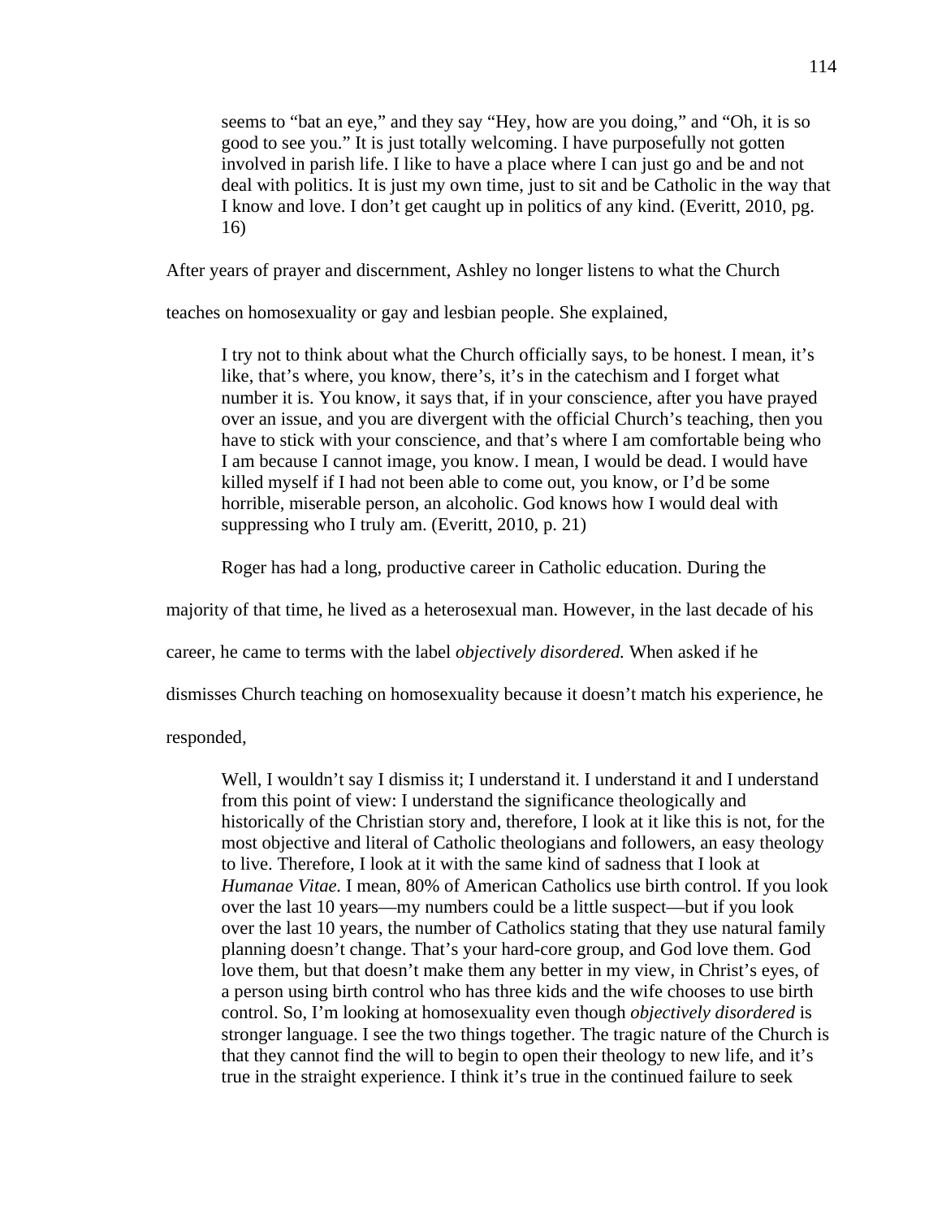> seems to "bat an eye," and they say "Hey, how are you doing," and "Oh, it is so good to see you." It is just totally welcoming. I have purposefully not gotten involved in parish life. I like to have a place where I can just go and be and not deal with politics. It is just my own time, just to sit and be Catholic in the way that I know and love. I don't get caught up in politics of any kind. (Everitt, 2010, pg. 16)

After years of prayer and discernment, Ashley no longer listens to what the Church teaches on homosexuality or gay and lesbian people. She explained,

> I try not to think about what the Church officially says, to be honest. I mean, it's like, that's where, you know, there's, it's in the catechism and I forget what number it is. You know, it says that, if in your conscience, after you have prayed over an issue, and you are divergent with the official Church's teaching, then you have to stick with your conscience, and that's where I am comfortable being who I am because I cannot image, you know. I mean, I would be dead. I would have killed myself if I had not been able to come out, you know, or I'd be some horrible, miserable person, an alcoholic. God knows how I would deal with suppressing who I truly am. (Everitt, 2010, p. 21)

Roger has had a long, productive career in Catholic education. During the majority of that time, he lived as a heterosexual man. However, in the last decade of his career, he came to terms with the label *objectively disordered.* When asked if he dismisses Church teaching on homosexuality because it doesn't match his experience, he responded,

> Well, I wouldn't say I dismiss it; I understand it. I understand it and I understand from this point of view: I understand the significance theologically and historically of the Christian story and, therefore, I look at it like this is not, for the most objective and literal of Catholic theologians and followers, an easy theology to live. Therefore, I look at it with the same kind of sadness that I look at *Humanae Vitae.* I mean, 80% of American Catholics use birth control. If you look over the last 10 years—my numbers could be a little suspect—but if you look over the last 10 years, the number of Catholics stating that they use natural family planning doesn't change. That's your hard-core group, and God love them. God love them, but that doesn't make them any better in my view, in Christ's eyes, of a person using birth control who has three kids and the wife chooses to use birth control. So, I'm looking at homosexuality even though *objectively disordered* is stronger language. I see the two things together. The tragic nature of the Church is that they cannot find the will to begin to open their theology to new life, and it's true in the straight experience. I think it's true in the continued failure to seek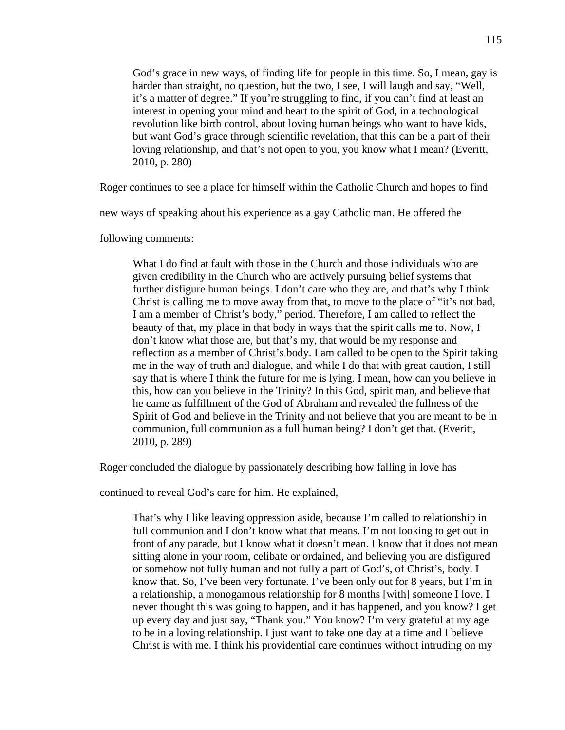> God's grace in new ways, of finding life for people in this time. So, I mean, gay is harder than straight, no question, but the two, I see, I will laugh and say, "Well, it's a matter of degree." If you're struggling to find, if you can't find at least an interest in opening your mind and heart to the spirit of God, in a technological revolution like birth control, about loving human beings who want to have kids, but want God's grace through scientific revelation, that this can be a part of their loving relationship, and that's not open to you, you know what I mean? (Everitt, 2010, p. 280)

Roger continues to see a place for himself within the Catholic Church and hopes to find new ways of speaking about his experience as a gay Catholic man. He offered the following comments:

> What I do find at fault with those in the Church and those individuals who are given credibility in the Church who are actively pursuing belief systems that further disfigure human beings. I don't care who they are, and that's why I think Christ is calling me to move away from that, to move to the place of "it's not bad, I am a member of Christ's body," period. Therefore, I am called to reflect the beauty of that, my place in that body in ways that the spirit calls me to. Now, I don't know what those are, but that's my, that would be my response and reflection as a member of Christ's body. I am called to be open to the Spirit taking me in the way of truth and dialogue, and while I do that with great caution, I still say that is where I think the future for me is lying. I mean, how can you believe in this, how can you believe in the Trinity? In this God, spirit man, and believe that he came as fulfillment of the God of Abraham and revealed the fullness of the Spirit of God and believe in the Trinity and not believe that you are meant to be in communion, full communion as a full human being? I don't get that. (Everitt, 2010, p. 289)

Roger concluded the dialogue by passionately describing how falling in love has continued to reveal God's care for him. He explained,

> That's why I like leaving oppression aside, because I'm called to relationship in full communion and I don't know what that means. I'm not looking to get out in front of any parade, but I know what it doesn't mean. I know that it does not mean sitting alone in your room, celibate or ordained, and believing you are disfigured or somehow not fully human and not fully a part of God's, of Christ's, body. I know that. So, I've been very fortunate. I've been only out for 8 years, but I'm in a relationship, a monogamous relationship for 8 months [with] someone I love. I never thought this was going to happen, and it has happened, and you know? I get up every day and just say, "Thank you." You know? I'm very grateful at my age to be in a loving relationship. I just want to take one day at a time and I believe Christ is with me. I think his providential care continues without intruding on my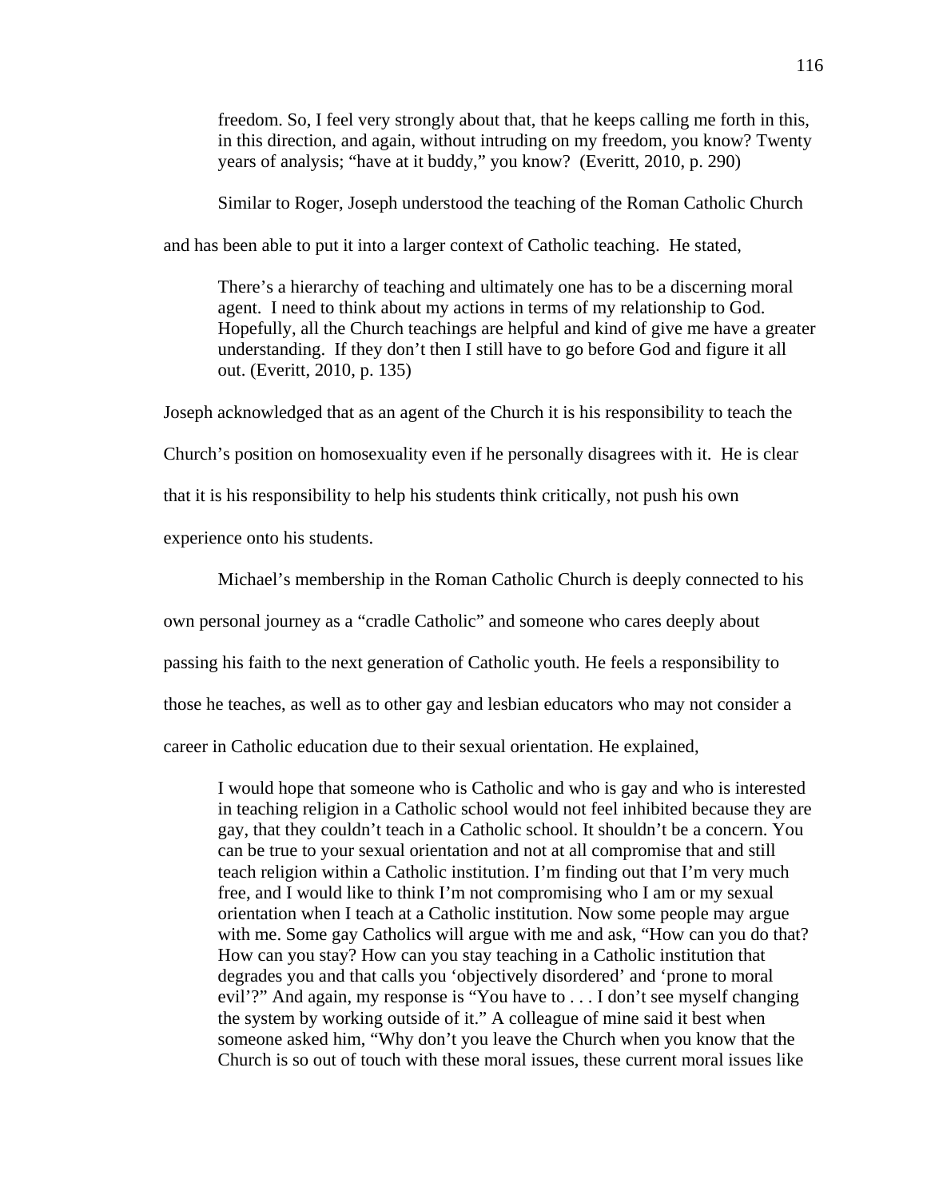> freedom. So, I feel very strongly about that, that he keeps calling me forth in this, in this direction, and again, without intruding on my freedom, you know? Twenty years of analysis; "have at it buddy," you know? (Everitt, 2010, p. 290)

Similar to Roger, Joseph understood the teaching of the Roman Catholic Church and has been able to put it into a larger context of Catholic teaching. He stated,

> There's a hierarchy of teaching and ultimately one has to be a discerning moral agent. I need to think about my actions in terms of my relationship to God. Hopefully, all the Church teachings are helpful and kind of give me have a greater understanding. If they don't then I still have to go before God and figure it all out. (Everitt, 2010, p. 135)

Joseph acknowledged that as an agent of the Church it is his responsibility to teach the Church's position on homosexuality even if he personally disagrees with it. He is clear that it is his responsibility to help his students think critically, not push his own experience onto his students.

Michael's membership in the Roman Catholic Church is deeply connected to his own personal journey as a "cradle Catholic" and someone who cares deeply about passing his faith to the next generation of Catholic youth. He feels a responsibility to those he teaches, as well as to other gay and lesbian educators who may not consider a career in Catholic education due to their sexual orientation. He explained,

> I would hope that someone who is Catholic and who is gay and who is interested in teaching religion in a Catholic school would not feel inhibited because they are gay, that they couldn't teach in a Catholic school. It shouldn't be a concern. You can be true to your sexual orientation and not at all compromise that and still teach religion within a Catholic institution. I'm finding out that I'm very much free, and I would like to think I'm not compromising who I am or my sexual orientation when I teach at a Catholic institution. Now some people may argue with me. Some gay Catholics will argue with me and ask, "How can you do that? How can you stay? How can you stay teaching in a Catholic institution that degrades you and that calls you 'objectively disordered' and 'prone to moral evil'?" And again, my response is "You have to . . . I don't see myself changing the system by working outside of it." A colleague of mine said it best when someone asked him, "Why don't you leave the Church when you know that the Church is so out of touch with these moral issues, these current moral issues like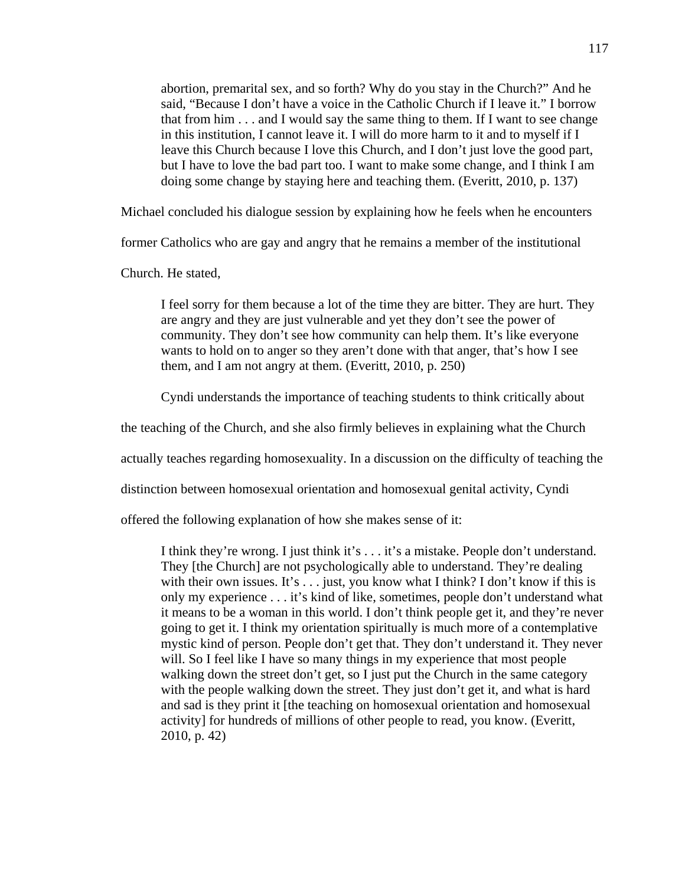> abortion, premarital sex, and so forth? Why do you stay in the Church?" And he said, "Because I don't have a voice in the Catholic Church if I leave it." I borrow that from him . . . and I would say the same thing to them. If I want to see change in this institution, I cannot leave it. I will do more harm to it and to myself if I leave this Church because I love this Church, and I don't just love the good part, but I have to love the bad part too. I want to make some change, and I think I am doing some change by staying here and teaching them. (Everitt, 2010, p. 137)

Michael concluded his dialogue session by explaining how he feels when he encounters former Catholics who are gay and angry that he remains a member of the institutional Church. He stated,

> I feel sorry for them because a lot of the time they are bitter. They are hurt. They are angry and they are just vulnerable and yet they don't see the power of community. They don't see how community can help them. It's like everyone wants to hold on to anger so they aren't done with that anger, that's how I see them, and I am not angry at them. (Everitt, 2010, p. 250)

Cyndi understands the importance of teaching students to think critically about the teaching of the Church, and she also firmly believes in explaining what the Church actually teaches regarding homosexuality. In a discussion on the difficulty of teaching the distinction between homosexual orientation and homosexual genital activity, Cyndi offered the following explanation of how she makes sense of it:

> I think they're wrong. I just think it's . . . it's a mistake. People don't understand. They [the Church] are not psychologically able to understand. They're dealing with their own issues. It's . . . just, you know what I think? I don't know if this is only my experience . . . it's kind of like, sometimes, people don't understand what it means to be a woman in this world. I don't think people get it, and they're never going to get it. I think my orientation spiritually is much more of a contemplative mystic kind of person. People don't get that. They don't understand it. They never will. So I feel like I have so many things in my experience that most people walking down the street don't get, so I just put the Church in the same category with the people walking down the street. They just don't get it, and what is hard and sad is they print it [the teaching on homosexual orientation and homosexual activity] for hundreds of millions of other people to read, you know. (Everitt, 2010, p. 42)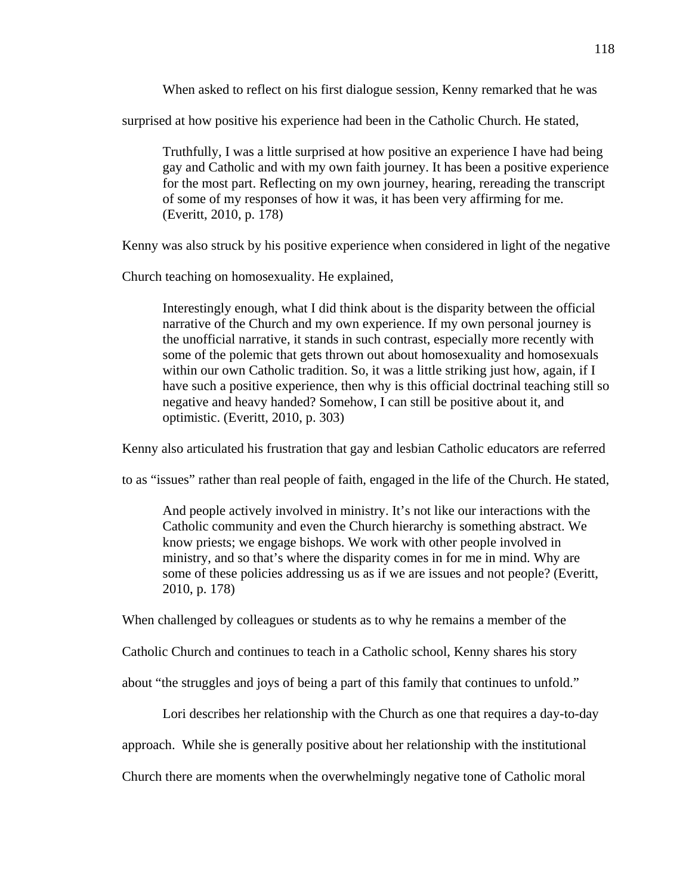When asked to reflect on his first dialogue session, Kenny remarked that he was surprised at how positive his experience had been in the Catholic Church. He stated,

> Truthfully, I was a little surprised at how positive an experience I have had being gay and Catholic and with my own faith journey. It has been a positive experience for the most part. Reflecting on my own journey, hearing, rereading the transcript of some of my responses of how it was, it has been very affirming for me. (Everitt, 2010, p. 178)

Kenny was also struck by his positive experience when considered in light of the negative Church teaching on homosexuality. He explained,

> Interestingly enough, what I did think about is the disparity between the official narrative of the Church and my own experience. If my own personal journey is the unofficial narrative, it stands in such contrast, especially more recently with some of the polemic that gets thrown out about homosexuality and homosexuals within our own Catholic tradition. So, it was a little striking just how, again, if I have such a positive experience, then why is this official doctrinal teaching still so negative and heavy handed? Somehow, I can still be positive about it, and optimistic. (Everitt, 2010, p. 303)

Kenny also articulated his frustration that gay and lesbian Catholic educators are referred to as "issues" rather than real people of faith, engaged in the life of the Church. He stated,

> And people actively involved in ministry. It's not like our interactions with the Catholic community and even the Church hierarchy is something abstract. We know priests; we engage bishops. We work with other people involved in ministry, and so that's where the disparity comes in for me in mind. Why are some of these policies addressing us as if we are issues and not people? (Everitt, 2010, p. 178)

When challenged by colleagues or students as to why he remains a member of the Catholic Church and continues to teach in a Catholic school, Kenny shares his story about "the struggles and joys of being a part of this family that continues to unfold."

Lori describes her relationship with the Church as one that requires a day-to-day approach. While she is generally positive about her relationship with the institutional Church there are moments when the overwhelmingly negative tone of Catholic moral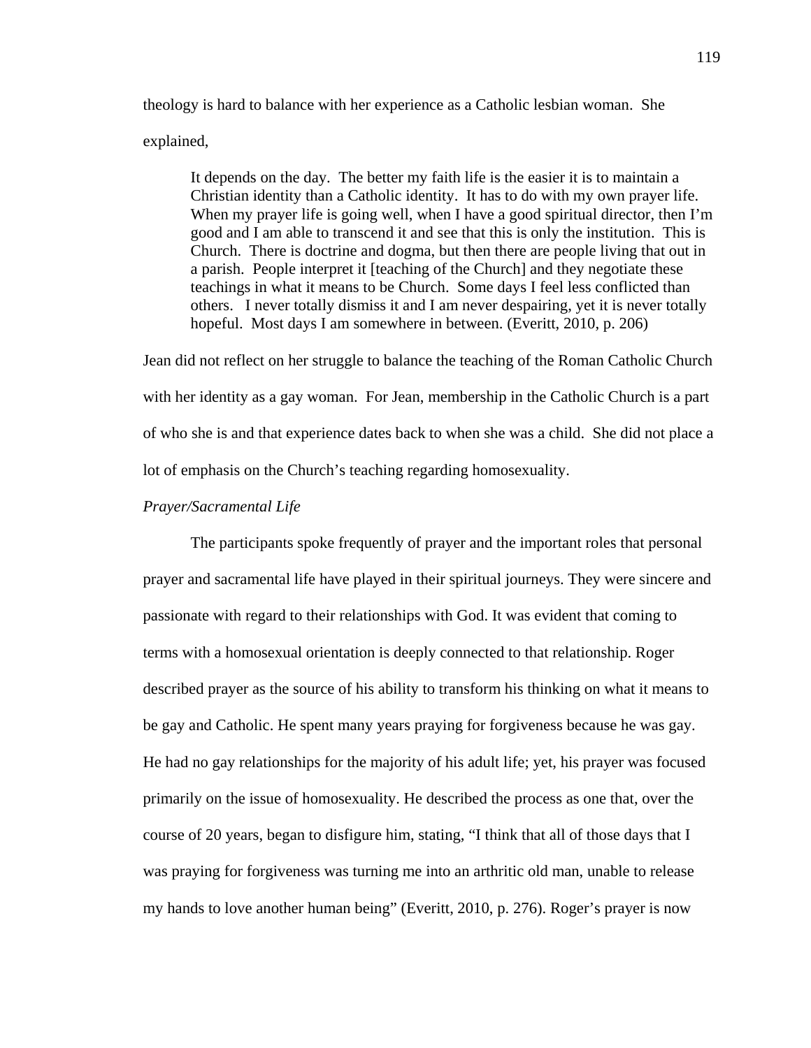theology is hard to balance with her experience as a Catholic lesbian woman. She explained,

> It depends on the day. The better my faith life is the easier it is to maintain a Christian identity than a Catholic identity. It has to do with my own prayer life. When my prayer life is going well, when I have a good spiritual director, then I'm good and I am able to transcend it and see that this is only the institution. This is Church. There is doctrine and dogma, but then there are people living that out in a parish. People interpret it [teaching of the Church] and they negotiate these teachings in what it means to be Church. Some days I feel less conflicted than others. I never totally dismiss it and I am never despairing, yet it is never totally hopeful. Most days I am somewhere in between. (Everitt, 2010, p. 206)

Jean did not reflect on her struggle to balance the teaching of the Roman Catholic Church with her identity as a gay woman. For Jean, membership in the Catholic Church is a part of who she is and that experience dates back to when she was a child. She did not place a lot of emphasis on the Church's teaching regarding homosexuality.

*Prayer/Sacramental Life*

The participants spoke frequently of prayer and the important roles that personal prayer and sacramental life have played in their spiritual journeys. They were sincere and passionate with regard to their relationships with God. It was evident that coming to terms with a homosexual orientation is deeply connected to that relationship. Roger described prayer as the source of his ability to transform his thinking on what it means to be gay and Catholic. He spent many years praying for forgiveness because he was gay. He had no gay relationships for the majority of his adult life; yet, his prayer was focused primarily on the issue of homosexuality. He described the process as one that, over the course of 20 years, began to disfigure him, stating, "I think that all of those days that I was praying for forgiveness was turning me into an arthritic old man, unable to release my hands to love another human being" (Everitt, 2010, p. 276). Roger's prayer is now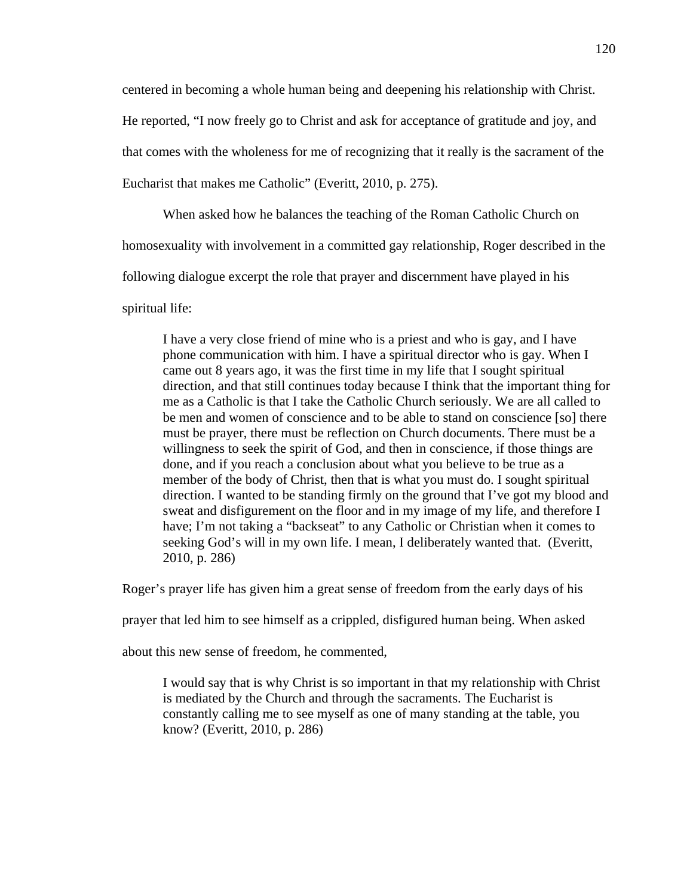centered in becoming a whole human being and deepening his relationship with Christ. He reported, “I now freely go to Christ and ask for acceptance of gratitude and joy, and that comes with the wholeness for me of recognizing that it really is the sacrament of the Eucharist that makes me Catholic” (Everitt, 2010, p. 275).

When asked how he balances the teaching of the Roman Catholic Church on homosexuality with involvement in a committed gay relationship, Roger described in the following dialogue excerpt the role that prayer and discernment have played in his spiritual life:

> I have a very close friend of mine who is a priest and who is gay, and I have phone communication with him. I have a spiritual director who is gay. When I came out 8 years ago, it was the first time in my life that I sought spiritual direction, and that still continues today because I think that the important thing for me as a Catholic is that I take the Catholic Church seriously. We are all called to be men and women of conscience and to be able to stand on conscience [so] there must be prayer, there must be reflection on Church documents. There must be a willingness to seek the spirit of God, and then in conscience, if those things are done, and if you reach a conclusion about what you believe to be true as a member of the body of Christ, then that is what you must do. I sought spiritual direction. I wanted to be standing firmly on the ground that I’ve got my blood and sweat and disfigurement on the floor and in my image of my life, and therefore I have; I’m not taking a “backseat” to any Catholic or Christian when it comes to seeking God’s will in my own life. I mean, I deliberately wanted that. (Everitt, 2010, p. 286)

Roger’s prayer life has given him a great sense of freedom from the early days of his prayer that led him to see himself as a crippled, disfigured human being. When asked about this new sense of freedom, he commented,

> I would say that is why Christ is so important in that my relationship with Christ is mediated by the Church and through the sacraments. The Eucharist is constantly calling me to see myself as one of many standing at the table, you know? (Everitt, 2010, p. 286)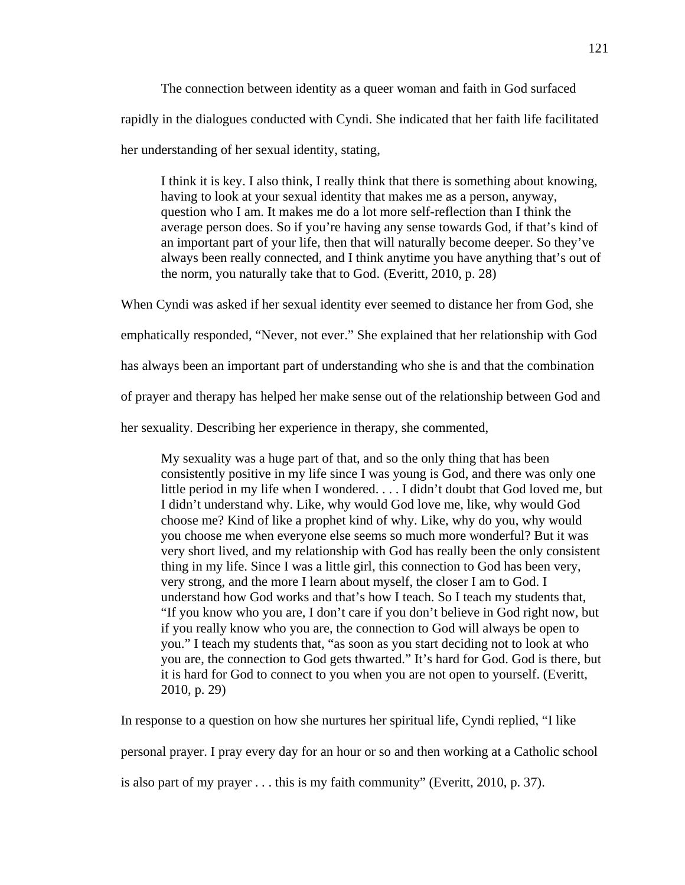The connection between identity as a queer woman and faith in God surfaced rapidly in the dialogues conducted with Cyndi. She indicated that her faith life facilitated her understanding of her sexual identity, stating,

> I think it is key. I also think, I really think that there is something about knowing, having to look at your sexual identity that makes me as a person, anyway, question who I am. It makes me do a lot more self-reflection than I think the average person does. So if you're having any sense towards God, if that's kind of an important part of your life, then that will naturally become deeper. So they've always been really connected, and I think anytime you have anything that's out of the norm, you naturally take that to God. (Everitt, 2010, p. 28)

When Cyndi was asked if her sexual identity ever seemed to distance her from God, she emphatically responded, "Never, not ever." She explained that her relationship with God has always been an important part of understanding who she is and that the combination of prayer and therapy has helped her make sense out of the relationship between God and her sexuality. Describing her experience in therapy, she commented,

> My sexuality was a huge part of that, and so the only thing that has been consistently positive in my life since I was young is God, and there was only one little period in my life when I wondered. . . . I didn't doubt that God loved me, but I didn't understand why. Like, why would God love me, like, why would God choose me? Kind of like a prophet kind of why. Like, why do you, why would you choose me when everyone else seems so much more wonderful? But it was very short lived, and my relationship with God has really been the only consistent thing in my life. Since I was a little girl, this connection to God has been very, very strong, and the more I learn about myself, the closer I am to God. I understand how God works and that's how I teach. So I teach my students that, "If you know who you are, I don't care if you don't believe in God right now, but if you really know who you are, the connection to God will always be open to you." I teach my students that, "as soon as you start deciding not to look at who you are, the connection to God gets thwarted." It's hard for God. God is there, but it is hard for God to connect to you when you are not open to yourself. (Everitt, 2010, p. 29)

In response to a question on how she nurtures her spiritual life, Cyndi replied, "I like personal prayer. I pray every day for an hour or so and then working at a Catholic school is also part of my prayer . . . this is my faith community" (Everitt, 2010, p. 37).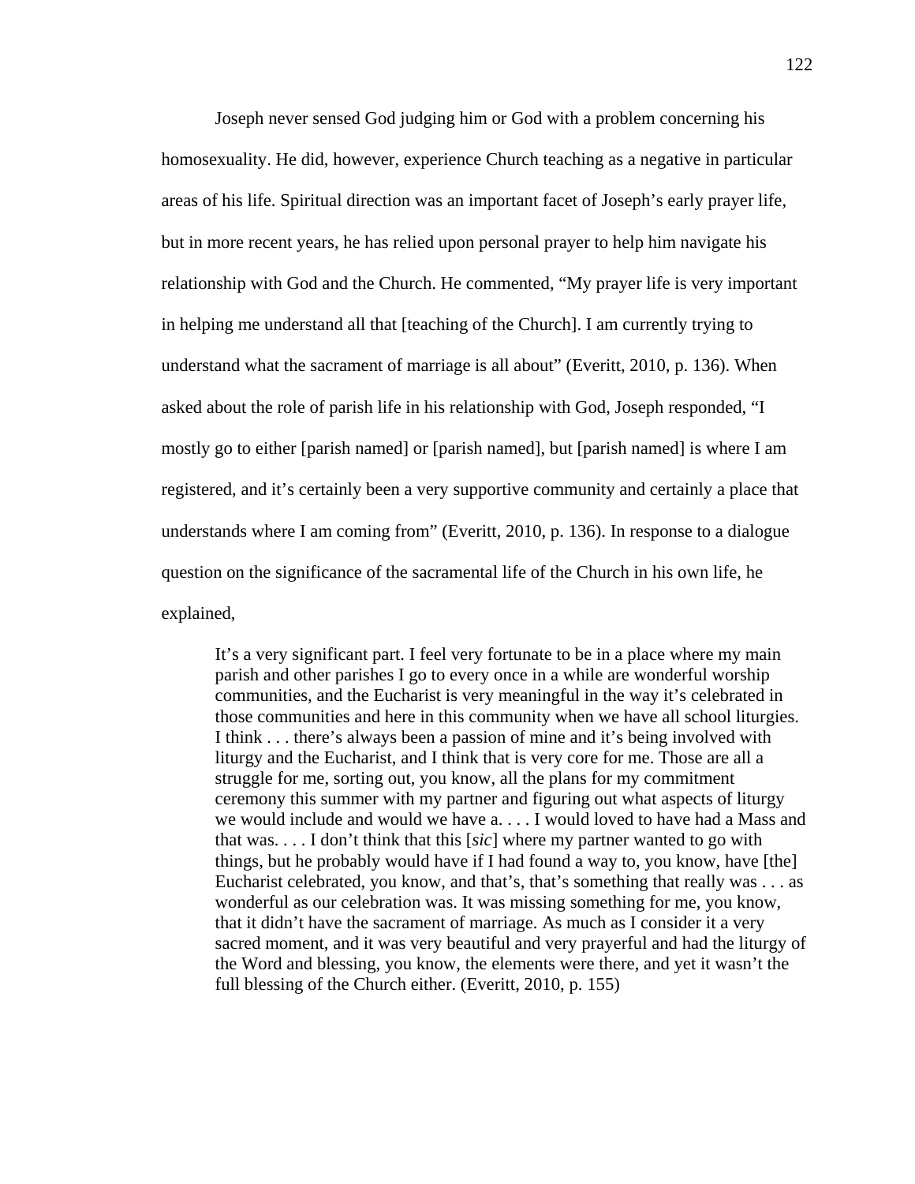Joseph never sensed God judging him or God with a problem concerning his homosexuality. He did, however, experience Church teaching as a negative in particular areas of his life. Spiritual direction was an important facet of Joseph's early prayer life, but in more recent years, he has relied upon personal prayer to help him navigate his relationship with God and the Church. He commented, "My prayer life is very important in helping me understand all that [teaching of the Church]. I am currently trying to understand what the sacrament of marriage is all about" (Everitt, 2010, p. 136). When asked about the role of parish life in his relationship with God, Joseph responded, "I mostly go to either [parish named] or [parish named], but [parish named] is where I am registered, and it's certainly been a very supportive community and certainly a place that understands where I am coming from" (Everitt, 2010, p. 136). In response to a dialogue question on the significance of the sacramental life of the Church in his own life, he explained,

> It's a very significant part. I feel very fortunate to be in a place where my main parish and other parishes I go to every once in a while are wonderful worship communities, and the Eucharist is very meaningful in the way it's celebrated in those communities and here in this community when we have all school liturgies. I think . . . there's always been a passion of mine and it's being involved with liturgy and the Eucharist, and I think that is very core for me. Those are all a struggle for me, sorting out, you know, all the plans for my commitment ceremony this summer with my partner and figuring out what aspects of liturgy we would include and would we have a. . . . I would loved to have had a Mass and that was. . . . I don't think that this [*sic*] where my partner wanted to go with things, but he probably would have if I had found a way to, you know, have [the] Eucharist celebrated, you know, and that's, that's something that really was . . . as wonderful as our celebration was. It was missing something for me, you know, that it didn't have the sacrament of marriage. As much as I consider it a very sacred moment, and it was very beautiful and very prayerful and had the liturgy of the Word and blessing, you know, the elements were there, and yet it wasn't the full blessing of the Church either. (Everitt, 2010, p. 155)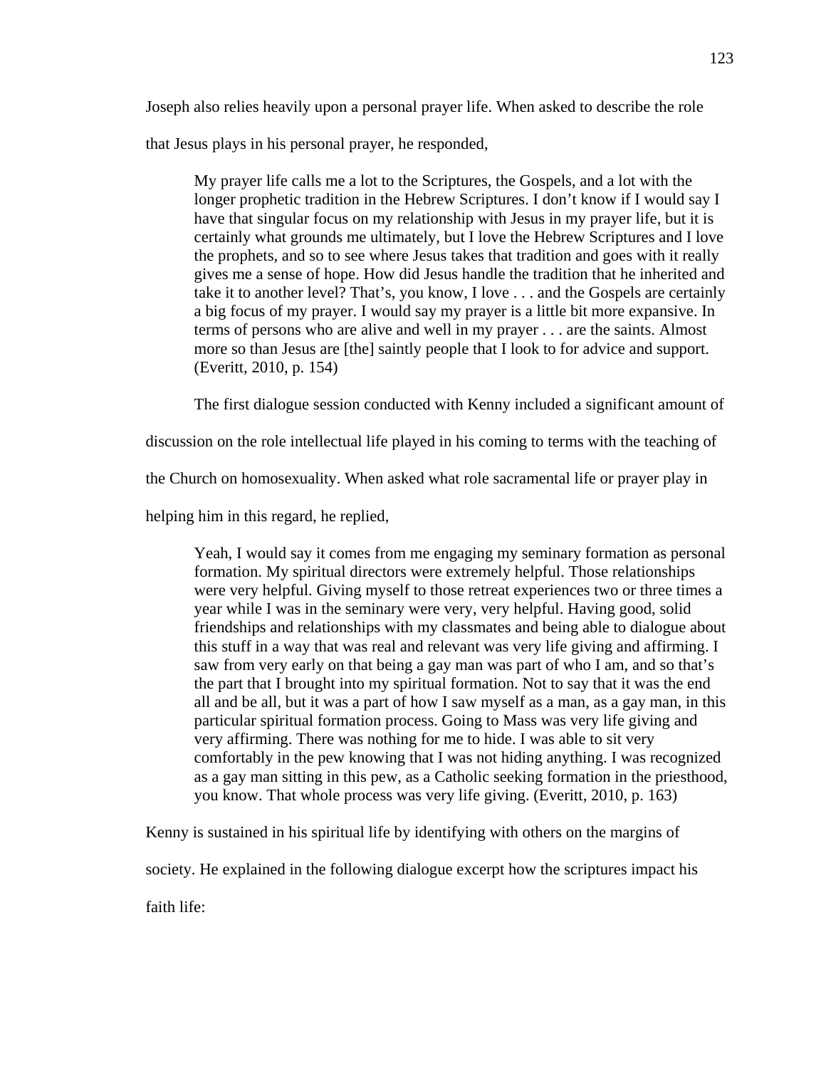Joseph also relies heavily upon a personal prayer life. When asked to describe the role that Jesus plays in his personal prayer, he responded,

> My prayer life calls me a lot to the Scriptures, the Gospels, and a lot with the longer prophetic tradition in the Hebrew Scriptures. I don't know if I would say I have that singular focus on my relationship with Jesus in my prayer life, but it is certainly what grounds me ultimately, but I love the Hebrew Scriptures and I love the prophets, and so to see where Jesus takes that tradition and goes with it really gives me a sense of hope. How did Jesus handle the tradition that he inherited and take it to another level? That's, you know, I love . . . and the Gospels are certainly a big focus of my prayer. I would say my prayer is a little bit more expansive. In terms of persons who are alive and well in my prayer . . . are the saints. Almost more so than Jesus are [the] saintly people that I look to for advice and support. (Everitt, 2010, p. 154)

The first dialogue session conducted with Kenny included a significant amount of discussion on the role intellectual life played in his coming to terms with the teaching of the Church on homosexuality. When asked what role sacramental life or prayer play in helping him in this regard, he replied,

> Yeah, I would say it comes from me engaging my seminary formation as personal formation. My spiritual directors were extremely helpful. Those relationships were very helpful. Giving myself to those retreat experiences two or three times a year while I was in the seminary were very, very helpful. Having good, solid friendships and relationships with my classmates and being able to dialogue about this stuff in a way that was real and relevant was very life giving and affirming. I saw from very early on that being a gay man was part of who I am, and so that's the part that I brought into my spiritual formation. Not to say that it was the end all and be all, but it was a part of how I saw myself as a man, as a gay man, in this particular spiritual formation process. Going to Mass was very life giving and very affirming. There was nothing for me to hide. I was able to sit very comfortably in the pew knowing that I was not hiding anything. I was recognized as a gay man sitting in this pew, as a Catholic seeking formation in the priesthood, you know. That whole process was very life giving. (Everitt, 2010, p. 163)

Kenny is sustained in his spiritual life by identifying with others on the margins of society. He explained in the following dialogue excerpt how the scriptures impact his faith life: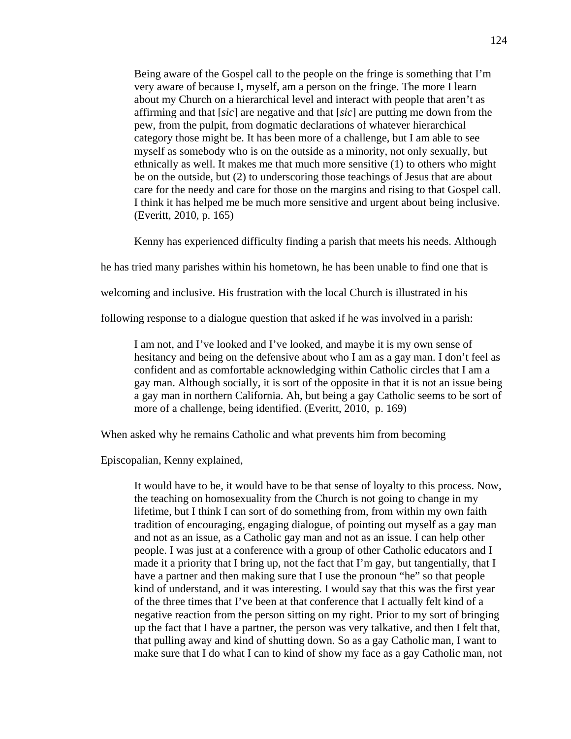> Being aware of the Gospel call to the people on the fringe is something that I'm very aware of because I, myself, am a person on the fringe. The more I learn about my Church on a hierarchical level and interact with people that aren't as affirming and that [*sic*] are negative and that [*sic*] are putting me down from the pew, from the pulpit, from dogmatic declarations of whatever hierarchical category those might be. It has been more of a challenge, but I am able to see myself as somebody who is on the outside as a minority, not only sexually, but ethnically as well. It makes me that much more sensitive (1) to others who might be on the outside, but (2) to underscoring those teachings of Jesus that are about care for the needy and care for those on the margins and rising to that Gospel call. I think it has helped me be much more sensitive and urgent about being inclusive. (Everitt, 2010, p. 165)

Kenny has experienced difficulty finding a parish that meets his needs. Although he has tried many parishes within his hometown, he has been unable to find one that is welcoming and inclusive. His frustration with the local Church is illustrated in his following response to a dialogue question that asked if he was involved in a parish:

> I am not, and I've looked and I've looked, and maybe it is my own sense of hesitancy and being on the defensive about who I am as a gay man. I don't feel as confident and as comfortable acknowledging within Catholic circles that I am a gay man. Although socially, it is sort of the opposite in that it is not an issue being a gay man in northern California. Ah, but being a gay Catholic seems to be sort of more of a challenge, being identified. (Everitt, 2010, p. 169)

When asked why he remains Catholic and what prevents him from becoming Episcopalian, Kenny explained,

> It would have to be, it would have to be that sense of loyalty to this process. Now, the teaching on homosexuality from the Church is not going to change in my lifetime, but I think I can sort of do something from, from within my own faith tradition of encouraging, engaging dialogue, of pointing out myself as a gay man and not as an issue, as a Catholic gay man and not as an issue. I can help other people. I was just at a conference with a group of other Catholic educators and I made it a priority that I bring up, not the fact that I'm gay, but tangentially, that I have a partner and then making sure that I use the pronoun "he" so that people kind of understand, and it was interesting. I would say that this was the first year of the three times that I've been at that conference that I actually felt kind of a negative reaction from the person sitting on my right. Prior to my sort of bringing up the fact that I have a partner, the person was very talkative, and then I felt that, that pulling away and kind of shutting down. So as a gay Catholic man, I want to make sure that I do what I can to kind of show my face as a gay Catholic man, not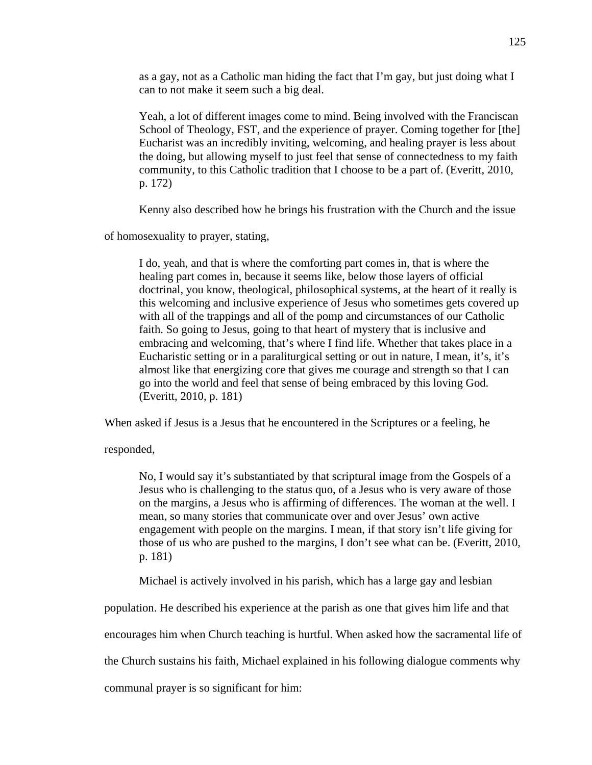> as a gay, not as a Catholic man hiding the fact that I'm gay, but just doing what I can to not make it seem such a big deal.
>
> Yeah, a lot of different images come to mind. Being involved with the Franciscan School of Theology, FST, and the experience of prayer. Coming together for [the] Eucharist was an incredibly inviting, welcoming, and healing prayer is less about the doing, but allowing myself to just feel that sense of connectedness to my faith community, to this Catholic tradition that I choose to be a part of. (Everitt, 2010, p. 172)

Kenny also described how he brings his frustration with the Church and the issue of homosexuality to prayer, stating,

> I do, yeah, and that is where the comforting part comes in, that is where the healing part comes in, because it seems like, below those layers of official doctrinal, you know, theological, philosophical systems, at the heart of it really is this welcoming and inclusive experience of Jesus who sometimes gets covered up with all of the trappings and all of the pomp and circumstances of our Catholic faith. So going to Jesus, going to that heart of mystery that is inclusive and embracing and welcoming, that's where I find life. Whether that takes place in a Eucharistic setting or in a paraliturgical setting or out in nature, I mean, it's, it's almost like that energizing core that gives me courage and strength so that I can go into the world and feel that sense of being embraced by this loving God. (Everitt, 2010, p. 181)

When asked if Jesus is a Jesus that he encountered in the Scriptures or a feeling, he responded,

> No, I would say it's substantiated by that scriptural image from the Gospels of a Jesus who is challenging to the status quo, of a Jesus who is very aware of those on the margins, a Jesus who is affirming of differences. The woman at the well. I mean, so many stories that communicate over and over Jesus' own active engagement with people on the margins. I mean, if that story isn't life giving for those of us who are pushed to the margins, I don't see what can be. (Everitt, 2010, p. 181)

Michael is actively involved in his parish, which has a large gay and lesbian population. He described his experience at the parish as one that gives him life and that encourages him when Church teaching is hurtful. When asked how the sacramental life of the Church sustains his faith, Michael explained in his following dialogue comments why communal prayer is so significant for him: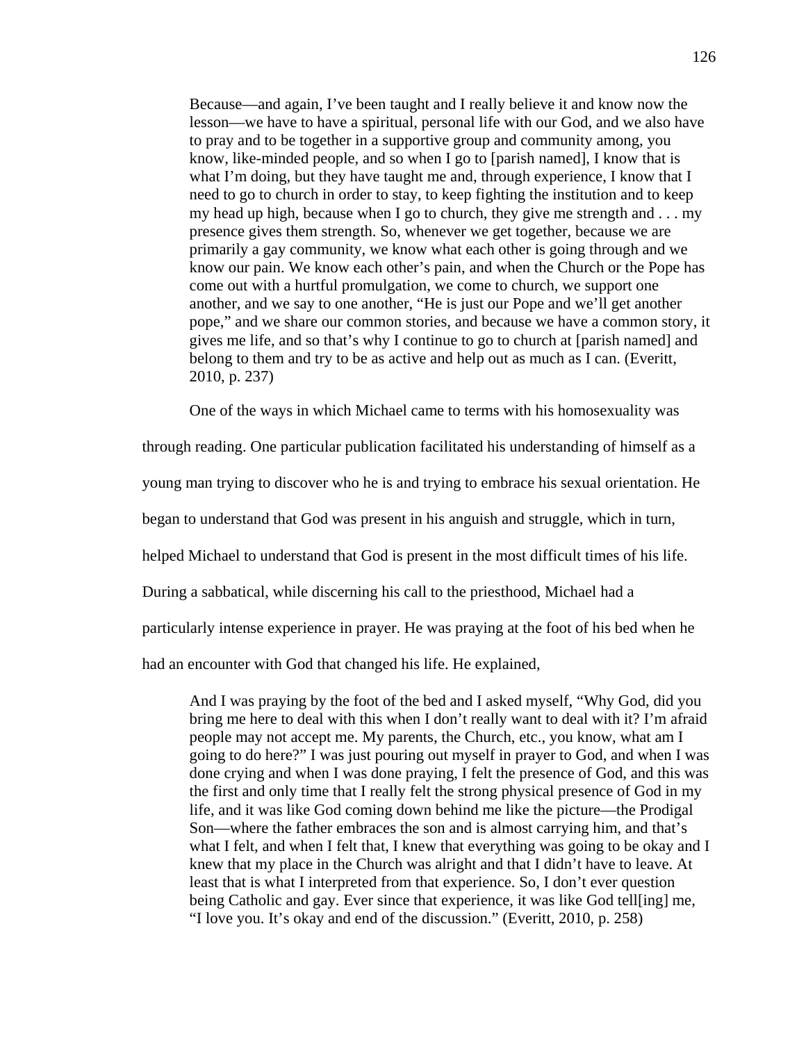> Because—and again, I've been taught and I really believe it and know now the lesson—we have to have a spiritual, personal life with our God, and we also have to pray and to be together in a supportive group and community among, you know, like-minded people, and so when I go to [parish named], I know that is what I'm doing, but they have taught me and, through experience, I know that I need to go to church in order to stay, to keep fighting the institution and to keep my head up high, because when I go to church, they give me strength and . . . my presence gives them strength. So, whenever we get together, because we are primarily a gay community, we know what each other is going through and we know our pain. We know each other's pain, and when the Church or the Pope has come out with a hurtful promulgation, we come to church, we support one another, and we say to one another, "He is just our Pope and we'll get another pope," and we share our common stories, and because we have a common story, it gives me life, and so that's why I continue to go to church at [parish named] and belong to them and try to be as active and help out as much as I can. (Everitt, 2010, p. 237)

One of the ways in which Michael came to terms with his homosexuality was through reading. One particular publication facilitated his understanding of himself as a young man trying to discover who he is and trying to embrace his sexual orientation. He began to understand that God was present in his anguish and struggle, which in turn, helped Michael to understand that God is present in the most difficult times of his life. During a sabbatical, while discerning his call to the priesthood, Michael had a particularly intense experience in prayer. He was praying at the foot of his bed when he had an encounter with God that changed his life. He explained,

> And I was praying by the foot of the bed and I asked myself, "Why God, did you bring me here to deal with this when I don't really want to deal with it? I'm afraid people may not accept me. My parents, the Church, etc., you know, what am I going to do here?" I was just pouring out myself in prayer to God, and when I was done crying and when I was done praying, I felt the presence of God, and this was the first and only time that I really felt the strong physical presence of God in my life, and it was like God coming down behind me like the picture—the Prodigal Son—where the father embraces the son and is almost carrying him, and that's what I felt, and when I felt that, I knew that everything was going to be okay and I knew that my place in the Church was alright and that I didn't have to leave. At least that is what I interpreted from that experience. So, I don't ever question being Catholic and gay. Ever since that experience, it was like God tell[ing] me, "I love you. It's okay and end of the discussion." (Everitt, 2010, p. 258)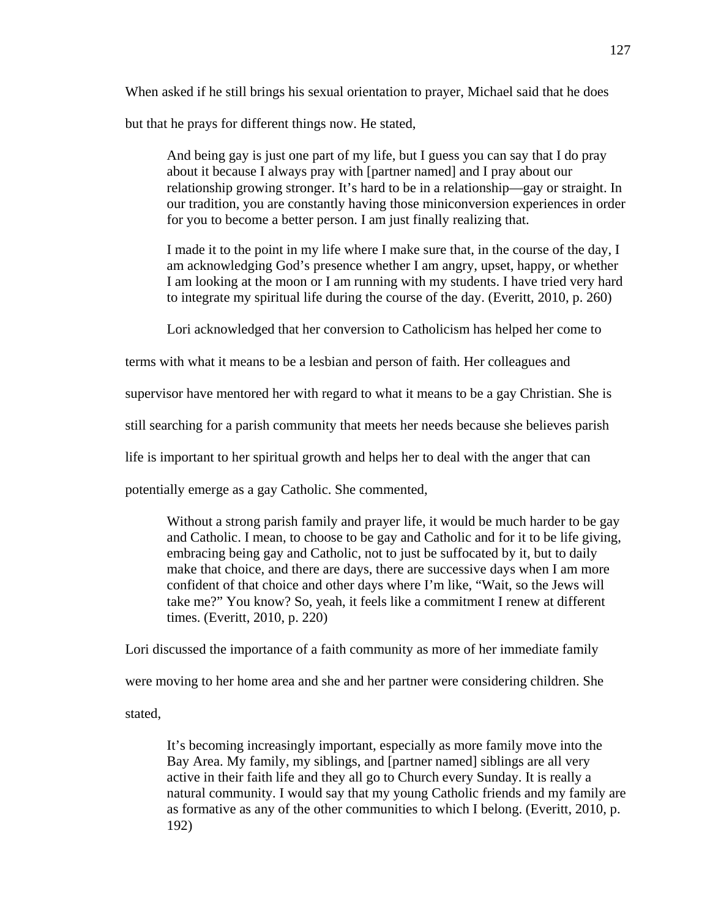When asked if he still brings his sexual orientation to prayer, Michael said that he does but that he prays for different things now. He stated,

> And being gay is just one part of my life, but I guess you can say that I do pray about it because I always pray with [partner named] and I pray about our relationship growing stronger. It's hard to be in a relationship—gay or straight. In our tradition, you are constantly having those miniconversion experiences in order for you to become a better person. I am just finally realizing that.
>
> I made it to the point in my life where I make sure that, in the course of the day, I am acknowledging God's presence whether I am angry, upset, happy, or whether I am looking at the moon or I am running with my students. I have tried very hard to integrate my spiritual life during the course of the day. (Everitt, 2010, p. 260)

Lori acknowledged that her conversion to Catholicism has helped her come to terms with what it means to be a lesbian and person of faith. Her colleagues and supervisor have mentored her with regard to what it means to be a gay Christian. She is still searching for a parish community that meets her needs because she believes parish life is important to her spiritual growth and helps her to deal with the anger that can potentially emerge as a gay Catholic. She commented,

> Without a strong parish family and prayer life, it would be much harder to be gay and Catholic. I mean, to choose to be gay and Catholic and for it to be life giving, embracing being gay and Catholic, not to just be suffocated by it, but to daily make that choice, and there are days, there are successive days when I am more confident of that choice and other days where I'm like, "Wait, so the Jews will take me?" You know? So, yeah, it feels like a commitment I renew at different times. (Everitt, 2010, p. 220)

Lori discussed the importance of a faith community as more of her immediate family were moving to her home area and she and her partner were considering children. She stated,

> It's becoming increasingly important, especially as more family move into the Bay Area. My family, my siblings, and [partner named] siblings are all very active in their faith life and they all go to Church every Sunday. It is really a natural community. I would say that my young Catholic friends and my family are as formative as any of the other communities to which I belong. (Everitt, 2010, p. 192)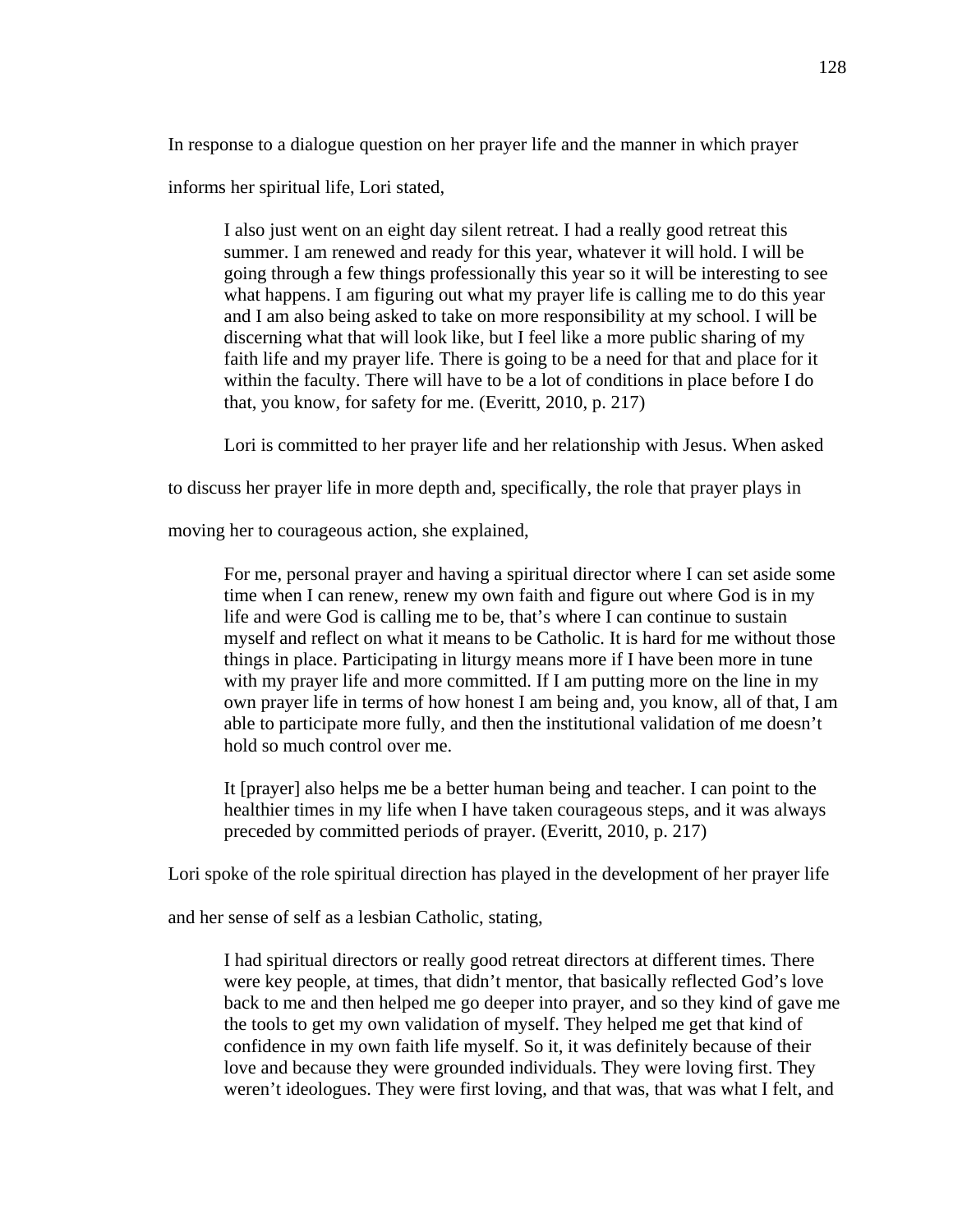In response to a dialogue question on her prayer life and the manner in which prayer informs her spiritual life, Lori stated,

> I also just went on an eight day silent retreat. I had a really good retreat this summer. I am renewed and ready for this year, whatever it will hold. I will be going through a few things professionally this year so it will be interesting to see what happens. I am figuring out what my prayer life is calling me to do this year and I am also being asked to take on more responsibility at my school. I will be discerning what that will look like, but I feel like a more public sharing of my faith life and my prayer life. There is going to be a need for that and place for it within the faculty. There will have to be a lot of conditions in place before I do that, you know, for safety for me. (Everitt, 2010, p. 217)

Lori is committed to her prayer life and her relationship with Jesus. When asked to discuss her prayer life in more depth and, specifically, the role that prayer plays in moving her to courageous action, she explained,

> For me, personal prayer and having a spiritual director where I can set aside some time when I can renew, renew my own faith and figure out where God is in my life and were God is calling me to be, that's where I can continue to sustain myself and reflect on what it means to be Catholic. It is hard for me without those things in place. Participating in liturgy means more if I have been more in tune with my prayer life and more committed. If I am putting more on the line in my own prayer life in terms of how honest I am being and, you know, all of that, I am able to participate more fully, and then the institutional validation of me doesn't hold so much control over me.
>
> It [prayer] also helps me be a better human being and teacher. I can point to the healthier times in my life when I have taken courageous steps, and it was always preceded by committed periods of prayer. (Everitt, 2010, p. 217)

Lori spoke of the role spiritual direction has played in the development of her prayer life and her sense of self as a lesbian Catholic, stating,

> I had spiritual directors or really good retreat directors at different times. There were key people, at times, that didn't mentor, that basically reflected God's love back to me and then helped me go deeper into prayer, and so they kind of gave me the tools to get my own validation of myself. They helped me get that kind of confidence in my own faith life myself. So it, it was definitely because of their love and because they were grounded individuals. They were loving first. They weren't ideologues. They were first loving, and that was, that was what I felt, and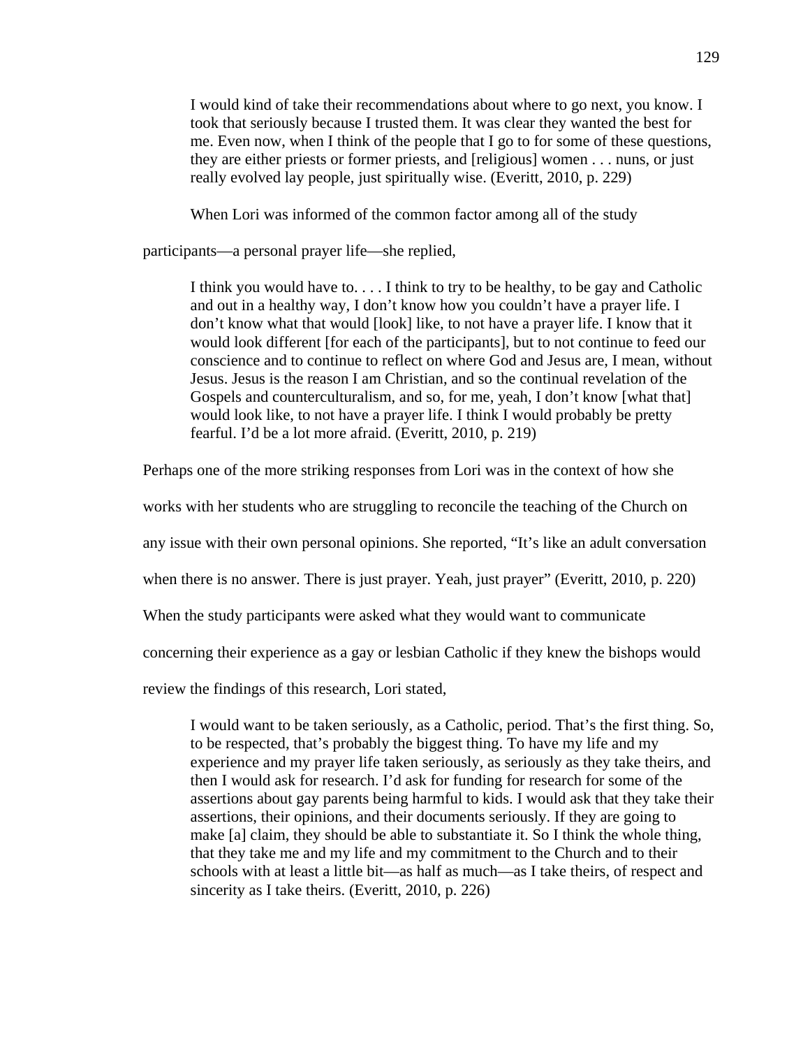> I would kind of take their recommendations about where to go next, you know. I took that seriously because I trusted them. It was clear they wanted the best for me. Even now, when I think of the people that I go to for some of these questions, they are either priests or former priests, and [religious] women . . . nuns, or just really evolved lay people, just spiritually wise. (Everitt, 2010, p. 229)

When Lori was informed of the common factor among all of the study participants—a personal prayer life—she replied,

> I think you would have to. . . . I think to try to be healthy, to be gay and Catholic and out in a healthy way, I don't know how you couldn't have a prayer life. I don't know what that would [look] like, to not have a prayer life. I know that it would look different [for each of the participants], but to not continue to feed our conscience and to continue to reflect on where God and Jesus are, I mean, without Jesus. Jesus is the reason I am Christian, and so the continual revelation of the Gospels and counterculturalism, and so, for me, yeah, I don't know [what that] would look like, to not have a prayer life. I think I would probably be pretty fearful. I'd be a lot more afraid. (Everitt, 2010, p. 219)

Perhaps one of the more striking responses from Lori was in the context of how she works with her students who are struggling to reconcile the teaching of the Church on any issue with their own personal opinions. She reported, "It's like an adult conversation when there is no answer. There is just prayer. Yeah, just prayer" (Everitt, 2010, p. 220) When the study participants were asked what they would want to communicate concerning their experience as a gay or lesbian Catholic if they knew the bishops would review the findings of this research, Lori stated,

> I would want to be taken seriously, as a Catholic, period. That's the first thing. So, to be respected, that's probably the biggest thing. To have my life and my experience and my prayer life taken seriously, as seriously as they take theirs, and then I would ask for research. I'd ask for funding for research for some of the assertions about gay parents being harmful to kids. I would ask that they take their assertions, their opinions, and their documents seriously. If they are going to make [a] claim, they should be able to substantiate it. So I think the whole thing, that they take me and my life and my commitment to the Church and to their schools with at least a little bit—as half as much—as I take theirs, of respect and sincerity as I take theirs. (Everitt, 2010, p. 226)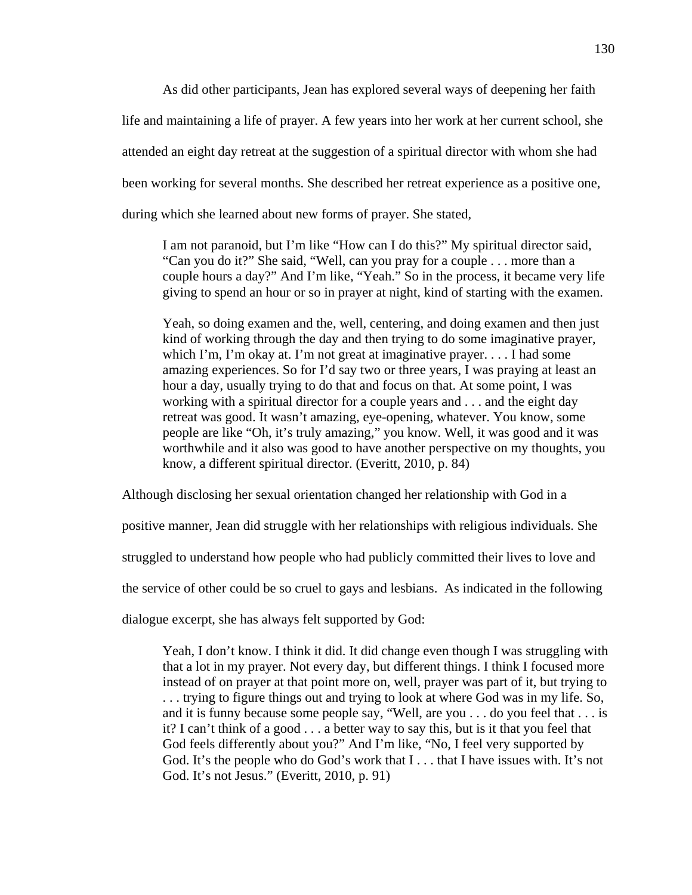As did other participants, Jean has explored several ways of deepening her faith life and maintaining a life of prayer. A few years into her work at her current school, she attended an eight day retreat at the suggestion of a spiritual director with whom she had been working for several months. She described her retreat experience as a positive one, during which she learned about new forms of prayer. She stated,

> I am not paranoid, but I'm like "How can I do this?" My spiritual director said, "Can you do it?" She said, "Well, can you pray for a couple . . . more than a couple hours a day?" And I'm like, "Yeah." So in the process, it became very life giving to spend an hour or so in prayer at night, kind of starting with the examen.
>
> Yeah, so doing examen and the, well, centering, and doing examen and then just kind of working through the day and then trying to do some imaginative prayer, which I'm, I'm okay at. I'm not great at imaginative prayer. . . . I had some amazing experiences. So for I'd say two or three years, I was praying at least an hour a day, usually trying to do that and focus on that. At some point, I was working with a spiritual director for a couple years and . . . and the eight day retreat was good. It wasn't amazing, eye-opening, whatever. You know, some people are like "Oh, it's truly amazing," you know. Well, it was good and it was worthwhile and it also was good to have another perspective on my thoughts, you know, a different spiritual director. (Everitt, 2010, p. 84)

Although disclosing her sexual orientation changed her relationship with God in a positive manner, Jean did struggle with her relationships with religious individuals. She struggled to understand how people who had publicly committed their lives to love and the service of other could be so cruel to gays and lesbians. As indicated in the following dialogue excerpt, she has always felt supported by God:

> Yeah, I don't know. I think it did. It did change even though I was struggling with that a lot in my prayer. Not every day, but different things. I think I focused more instead of on prayer at that point more on, well, prayer was part of it, but trying to . . . trying to figure things out and trying to look at where God was in my life. So, and it is funny because some people say, "Well, are you . . . do you feel that . . . is it? I can't think of a good . . . a better way to say this, but is it that you feel that God feels differently about you?" And I'm like, "No, I feel very supported by God. It's the people who do God's work that I . . . that I have issues with. It's not God. It's not Jesus." (Everitt, 2010, p. 91)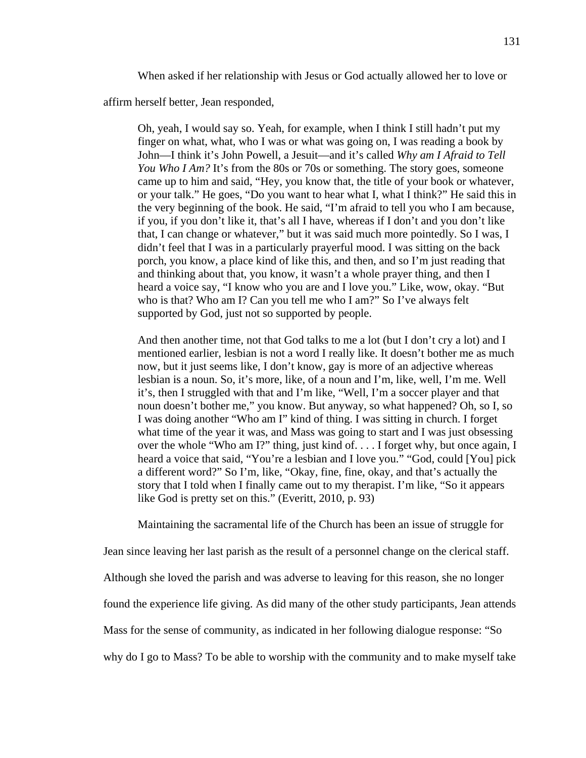When asked if her relationship with Jesus or God actually allowed her to love or affirm herself better, Jean responded,

> Oh, yeah, I would say so. Yeah, for example, when I think I still hadn't put my finger on what, what, who I was or what was going on, I was reading a book by John—I think it's John Powell, a Jesuit—and it's called *Why am I Afraid to Tell You Who I Am?* It's from the 80s or 70s or something. The story goes, someone came up to him and said, "Hey, you know that, the title of your book or whatever, or your talk." He goes, "Do you want to hear what I, what I think?" He said this in the very beginning of the book. He said, "I'm afraid to tell you who I am because, if you, if you don't like it, that's all I have, whereas if I don't and you don't like that, I can change or whatever," but it was said much more pointedly. So I was, I didn't feel that I was in a particularly prayerful mood. I was sitting on the back porch, you know, a place kind of like this, and then, and so I'm just reading that and thinking about that, you know, it wasn't a whole prayer thing, and then I heard a voice say, "I know who you are and I love you." Like, wow, okay. "But who is that? Who am I? Can you tell me who I am?" So I've always felt supported by God, just not so supported by people.
>
> And then another time, not that God talks to me a lot (but I don't cry a lot) and I mentioned earlier, lesbian is not a word I really like. It doesn't bother me as much now, but it just seems like, I don't know, gay is more of an adjective whereas lesbian is a noun. So, it's more, like, of a noun and I'm, like, well, I'm me. Well it's, then I struggled with that and I'm like, "Well, I'm a soccer player and that noun doesn't bother me," you know. But anyway, so what happened? Oh, so I, so I was doing another "Who am I" kind of thing. I was sitting in church. I forget what time of the year it was, and Mass was going to start and I was just obsessing over the whole "Who am I?" thing, just kind of. . . . I forget why, but once again, I heard a voice that said, "You're a lesbian and I love you." "God, could [You] pick a different word?" So I'm, like, "Okay, fine, fine, okay, and that's actually the story that I told when I finally came out to my therapist. I'm like, "So it appears like God is pretty set on this." (Everitt, 2010, p. 93)

Maintaining the sacramental life of the Church has been an issue of struggle for Jean since leaving her last parish as the result of a personnel change on the clerical staff. Although she loved the parish and was adverse to leaving for this reason, she no longer found the experience life giving. As did many of the other study participants, Jean attends Mass for the sense of community, as indicated in her following dialogue response: "So why do I go to Mass? To be able to worship with the community and to make myself take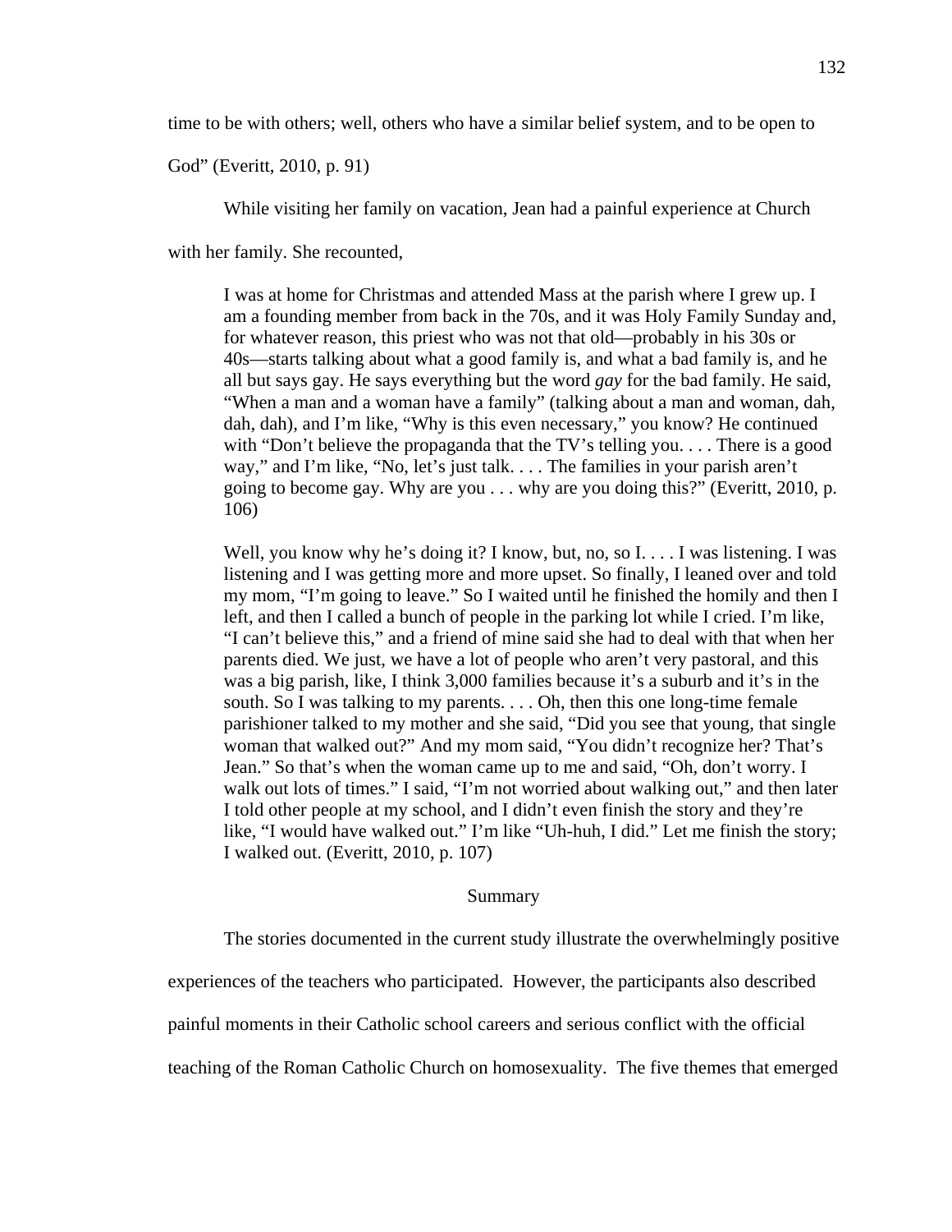time to be with others; well, others who have a similar belief system, and to be open to God" (Everitt, 2010, p. 91)

While visiting her family on vacation, Jean had a painful experience at Church with her family. She recounted,

> I was at home for Christmas and attended Mass at the parish where I grew up. I am a founding member from back in the 70s, and it was Holy Family Sunday and, for whatever reason, this priest who was not that old—probably in his 30s or 40s—starts talking about what a good family is, and what a bad family is, and he all but says gay. He says everything but the word *gay* for the bad family. He said, "When a man and a woman have a family" (talking about a man and woman, dah, dah, dah), and I'm like, "Why is this even necessary," you know? He continued with "Don't believe the propaganda that the TV's telling you. . . . There is a good way," and I'm like, "No, let's just talk. . . . The families in your parish aren't going to become gay. Why are you . . . why are you doing this?" (Everitt, 2010, p. 106)
>
> Well, you know why he's doing it? I know, but, no, so I. . . . I was listening. I was listening and I was getting more and more upset. So finally, I leaned over and told my mom, "I'm going to leave." So I waited until he finished the homily and then I left, and then I called a bunch of people in the parking lot while I cried. I'm like, "I can't believe this," and a friend of mine said she had to deal with that when her parents died. We just, we have a lot of people who aren't very pastoral, and this was a big parish, like, I think 3,000 families because it's a suburb and it's in the south. So I was talking to my parents. . . . Oh, then this one long-time female parishioner talked to my mother and she said, "Did you see that young, that single woman that walked out?" And my mom said, "You didn't recognize her? That's Jean." So that's when the woman came up to me and said, "Oh, don't worry. I walk out lots of times." I said, "I'm not worried about walking out," and then later I told other people at my school, and I didn't even finish the story and they're like, "I would have walked out." I'm like "Uh-huh, I did." Let me finish the story; I walked out. (Everitt, 2010, p. 107)

## Summary

The stories documented in the current study illustrate the overwhelmingly positive experiences of the teachers who participated. However, the participants also described painful moments in their Catholic school careers and serious conflict with the official teaching of the Roman Catholic Church on homosexuality. The five themes that emerged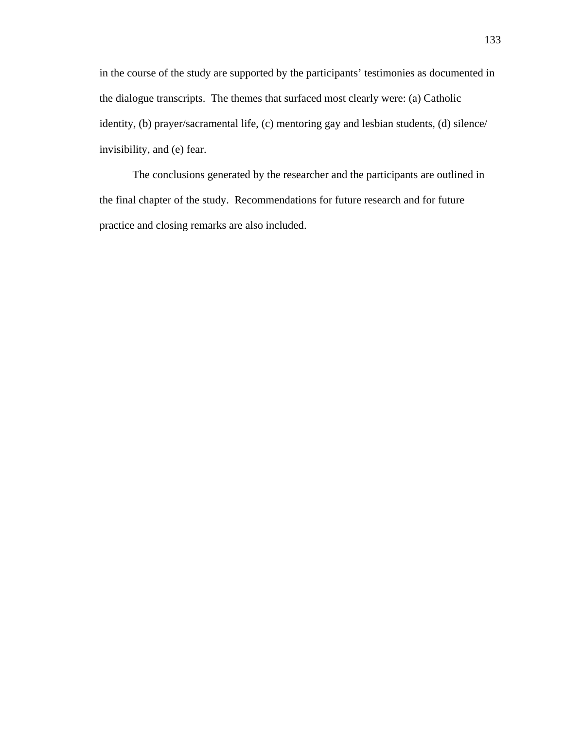in the course of the study are supported by the participants' testimonies as documented in the dialogue transcripts. The themes that surfaced most clearly were: (a) Catholic identity, (b) prayer/sacramental life, (c) mentoring gay and lesbian students, (d) silence/invisibility, and (e) fear.

The conclusions generated by the researcher and the participants are outlined in the final chapter of the study. Recommendations for future research and for future practice and closing remarks are also included.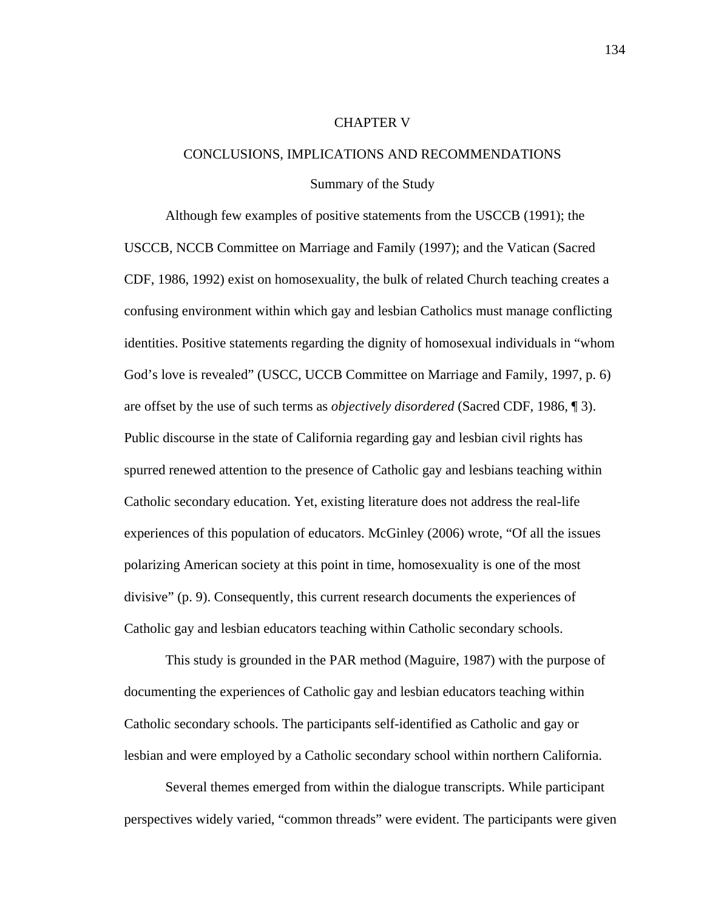# CHAPTER V

# CONCLUSIONS, IMPLICATIONS AND RECOMMENDATIONS

## Summary of the Study

Although few examples of positive statements from the USCCB (1991); the USCCB, NCCB Committee on Marriage and Family (1997); and the Vatican (Sacred CDF, 1986, 1992) exist on homosexuality, the bulk of related Church teaching creates a confusing environment within which gay and lesbian Catholics must manage conflicting identities. Positive statements regarding the dignity of homosexual individuals in "whom God's love is revealed" (USCC, UCCB Committee on Marriage and Family, 1997, p. 6) are offset by the use of such terms as *objectively disordered* (Sacred CDF, 1986, ¶ 3). Public discourse in the state of California regarding gay and lesbian civil rights has spurred renewed attention to the presence of Catholic gay and lesbians teaching within Catholic secondary education. Yet, existing literature does not address the real-life experiences of this population of educators. McGinley (2006) wrote, "Of all the issues polarizing American society at this point in time, homosexuality is one of the most divisive" (p. 9). Consequently, this current research documents the experiences of Catholic gay and lesbian educators teaching within Catholic secondary schools.

This study is grounded in the PAR method (Maguire, 1987) with the purpose of documenting the experiences of Catholic gay and lesbian educators teaching within Catholic secondary schools. The participants self-identified as Catholic and gay or lesbian and were employed by a Catholic secondary school within northern California.

Several themes emerged from within the dialogue transcripts. While participant perspectives widely varied, "common threads" were evident. The participants were given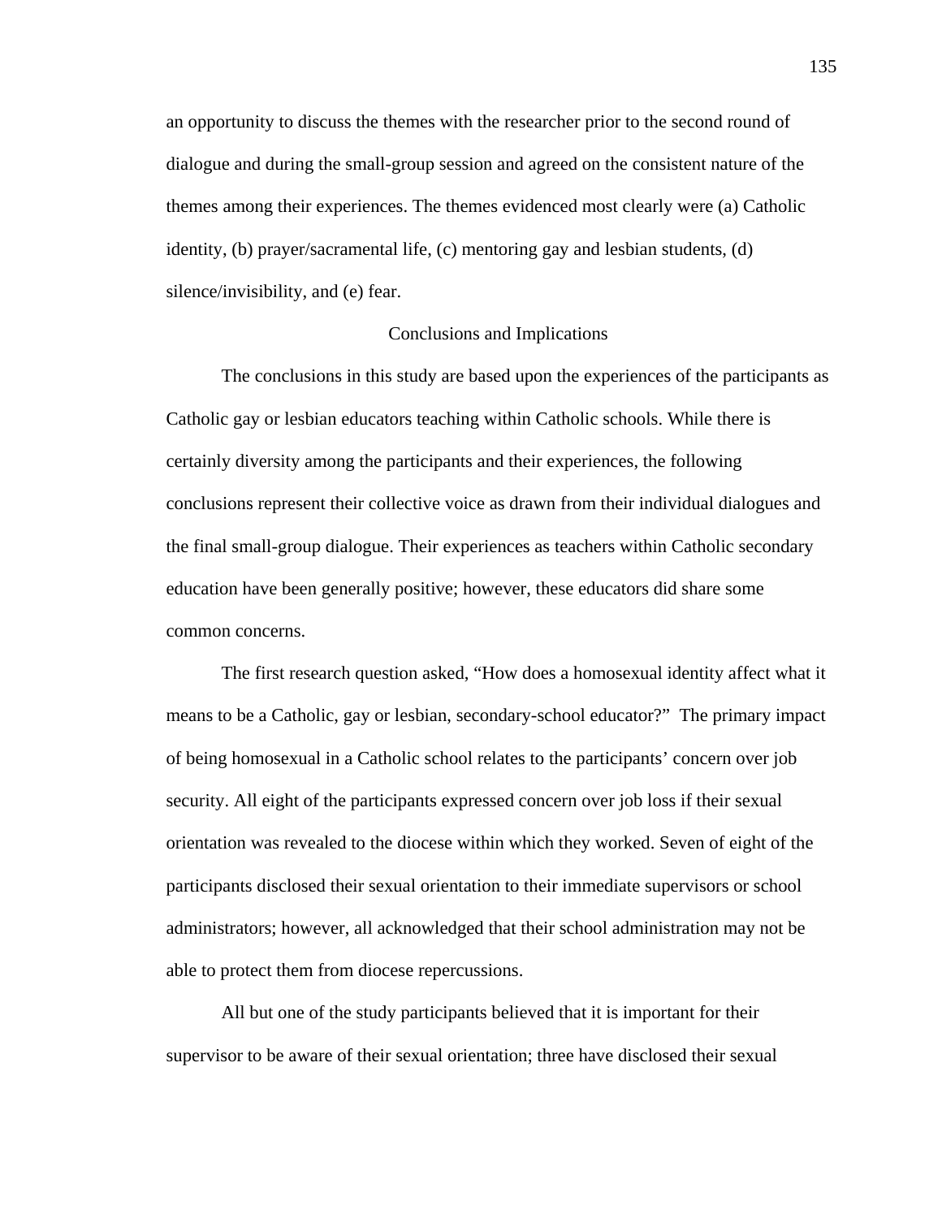an opportunity to discuss the themes with the researcher prior to the second round of dialogue and during the small-group session and agreed on the consistent nature of the themes among their experiences. The themes evidenced most clearly were (a) Catholic identity, (b) prayer/sacramental life, (c) mentoring gay and lesbian students, (d) silence/invisibility, and (e) fear.

## Conclusions and Implications

The conclusions in this study are based upon the experiences of the participants as Catholic gay or lesbian educators teaching within Catholic schools. While there is certainly diversity among the participants and their experiences, the following conclusions represent their collective voice as drawn from their individual dialogues and the final small-group dialogue. Their experiences as teachers within Catholic secondary education have been generally positive; however, these educators did share some common concerns.

The first research question asked, "How does a homosexual identity affect what it means to be a Catholic, gay or lesbian, secondary-school educator?" The primary impact of being homosexual in a Catholic school relates to the participants' concern over job security. All eight of the participants expressed concern over job loss if their sexual orientation was revealed to the diocese within which they worked. Seven of eight of the participants disclosed their sexual orientation to their immediate supervisors or school administrators; however, all acknowledged that their school administration may not be able to protect them from diocese repercussions.

All but one of the study participants believed that it is important for their supervisor to be aware of their sexual orientation; three have disclosed their sexual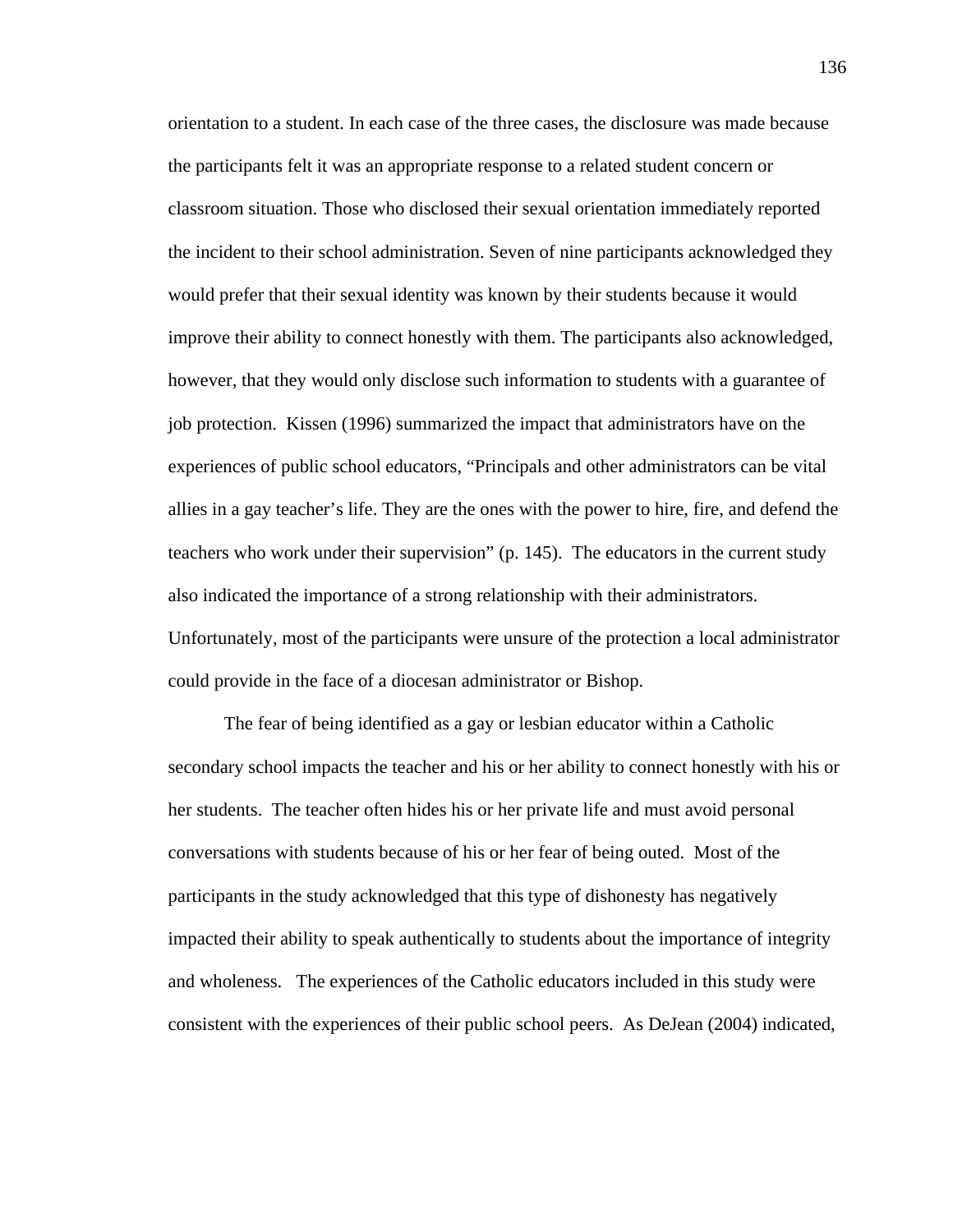orientation to a student. In each case of the three cases, the disclosure was made because the participants felt it was an appropriate response to a related student concern or classroom situation. Those who disclosed their sexual orientation immediately reported the incident to their school administration. Seven of nine participants acknowledged they would prefer that their sexual identity was known by their students because it would improve their ability to connect honestly with them. The participants also acknowledged, however, that they would only disclose such information to students with a guarantee of job protection. Kissen (1996) summarized the impact that administrators have on the experiences of public school educators, "Principals and other administrators can be vital allies in a gay teacher's life. They are the ones with the power to hire, fire, and defend the teachers who work under their supervision" (p. 145). The educators in the current study also indicated the importance of a strong relationship with their administrators. Unfortunately, most of the participants were unsure of the protection a local administrator could provide in the face of a diocesan administrator or Bishop.

The fear of being identified as a gay or lesbian educator within a Catholic secondary school impacts the teacher and his or her ability to connect honestly with his or her students. The teacher often hides his or her private life and must avoid personal conversations with students because of his or her fear of being outed. Most of the participants in the study acknowledged that this type of dishonesty has negatively impacted their ability to speak authentically to students about the importance of integrity and wholeness. The experiences of the Catholic educators included in this study were consistent with the experiences of their public school peers. As DeJean (2004) indicated,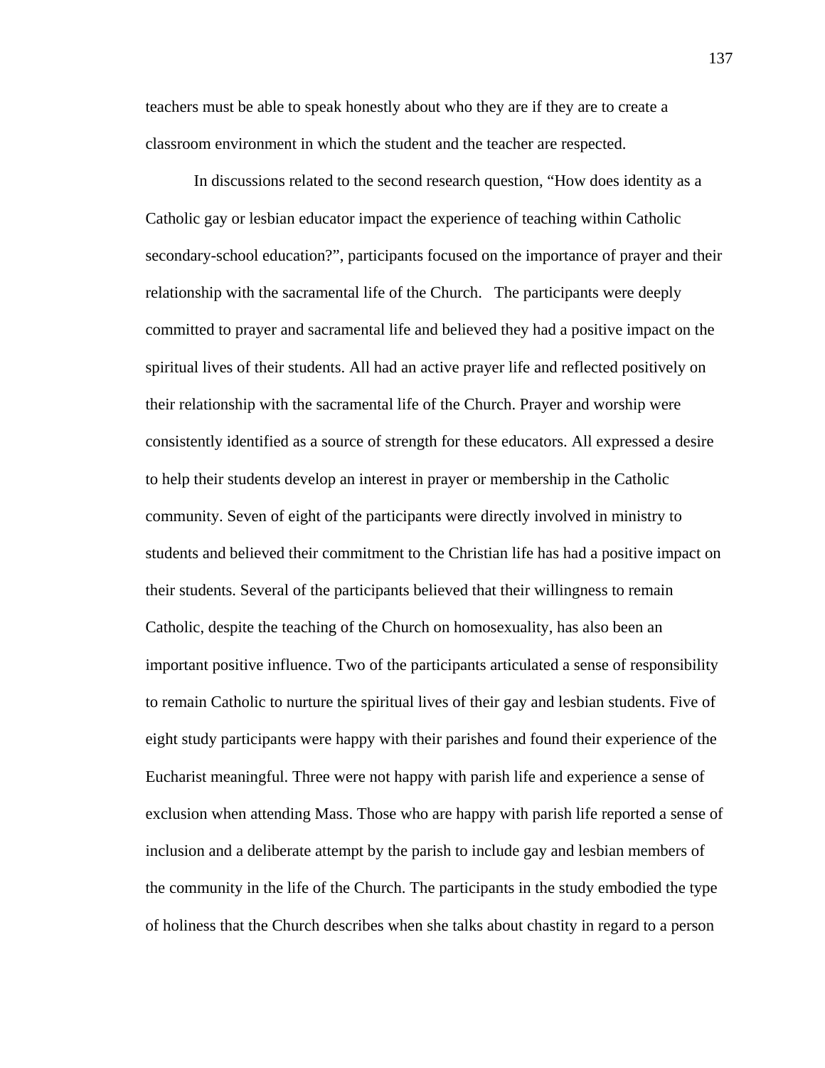teachers must be able to speak honestly about who they are if they are to create a classroom environment in which the student and the teacher are respected.

In discussions related to the second research question, "How does identity as a Catholic gay or lesbian educator impact the experience of teaching within Catholic secondary-school education?", participants focused on the importance of prayer and their relationship with the sacramental life of the Church. The participants were deeply committed to prayer and sacramental life and believed they had a positive impact on the spiritual lives of their students. All had an active prayer life and reflected positively on their relationship with the sacramental life of the Church. Prayer and worship were consistently identified as a source of strength for these educators. All expressed a desire to help their students develop an interest in prayer or membership in the Catholic community. Seven of eight of the participants were directly involved in ministry to students and believed their commitment to the Christian life has had a positive impact on their students. Several of the participants believed that their willingness to remain Catholic, despite the teaching of the Church on homosexuality, has also been an important positive influence. Two of the participants articulated a sense of responsibility to remain Catholic to nurture the spiritual lives of their gay and lesbian students. Five of eight study participants were happy with their parishes and found their experience of the Eucharist meaningful. Three were not happy with parish life and experience a sense of exclusion when attending Mass. Those who are happy with parish life reported a sense of inclusion and a deliberate attempt by the parish to include gay and lesbian members of the community in the life of the Church. The participants in the study embodied the type of holiness that the Church describes when she talks about chastity in regard to a person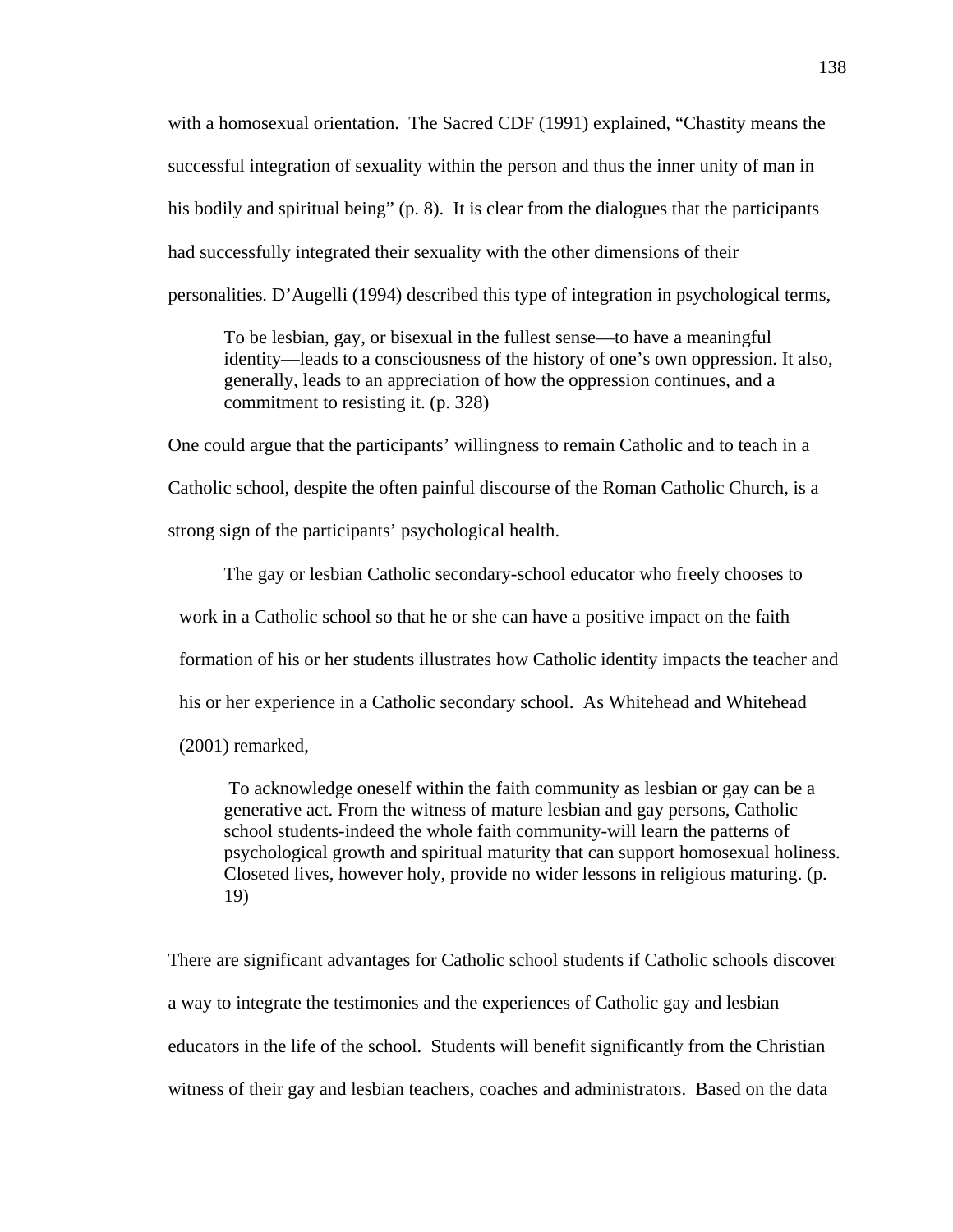with a homosexual orientation. The Sacred CDF (1991) explained, "Chastity means the successful integration of sexuality within the person and thus the inner unity of man in his bodily and spiritual being" (p. 8). It is clear from the dialogues that the participants had successfully integrated their sexuality with the other dimensions of their personalities. D'Augelli (1994) described this type of integration in psychological terms,

> To be lesbian, gay, or bisexual in the fullest sense—to have a meaningful identity—leads to a consciousness of the history of one's own oppression. It also, generally, leads to an appreciation of how the oppression continues, and a commitment to resisting it. (p. 328)

One could argue that the participants' willingness to remain Catholic and to teach in a Catholic school, despite the often painful discourse of the Roman Catholic Church, is a strong sign of the participants' psychological health.

The gay or lesbian Catholic secondary-school educator who freely chooses to work in a Catholic school so that he or she can have a positive impact on the faith formation of his or her students illustrates how Catholic identity impacts the teacher and his or her experience in a Catholic secondary school. As Whitehead and Whitehead (2001) remarked,

> To acknowledge oneself within the faith community as lesbian or gay can be a generative act. From the witness of mature lesbian and gay persons, Catholic school students-indeed the whole faith community-will learn the patterns of psychological growth and spiritual maturity that can support homosexual holiness. Closeted lives, however holy, provide no wider lessons in religious maturing. (p. 19)

There are significant advantages for Catholic school students if Catholic schools discover a way to integrate the testimonies and the experiences of Catholic gay and lesbian educators in the life of the school. Students will benefit significantly from the Christian witness of their gay and lesbian teachers, coaches and administrators. Based on the data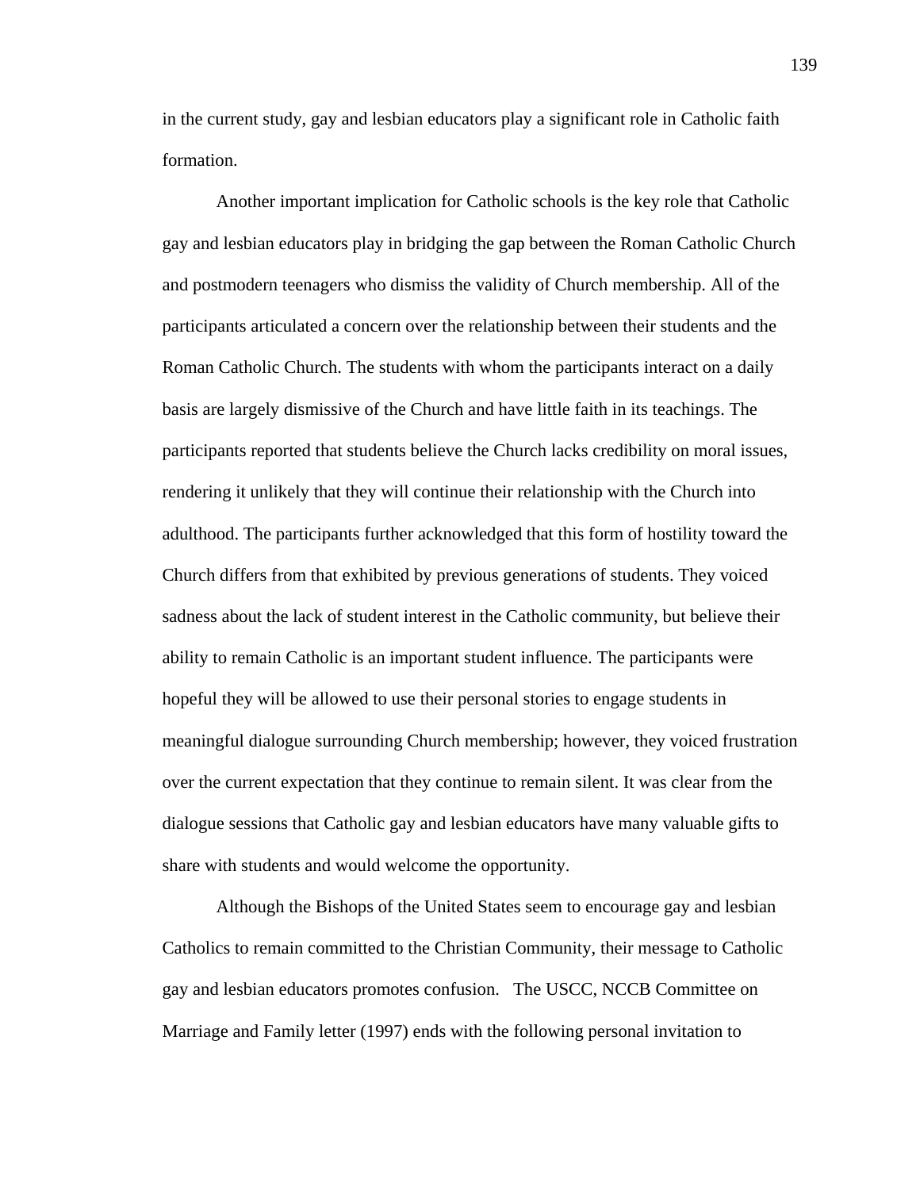in the current study, gay and lesbian educators play a significant role in Catholic faith formation.

Another important implication for Catholic schools is the key role that Catholic gay and lesbian educators play in bridging the gap between the Roman Catholic Church and postmodern teenagers who dismiss the validity of Church membership. All of the participants articulated a concern over the relationship between their students and the Roman Catholic Church. The students with whom the participants interact on a daily basis are largely dismissive of the Church and have little faith in its teachings. The participants reported that students believe the Church lacks credibility on moral issues, rendering it unlikely that they will continue their relationship with the Church into adulthood. The participants further acknowledged that this form of hostility toward the Church differs from that exhibited by previous generations of students. They voiced sadness about the lack of student interest in the Catholic community, but believe their ability to remain Catholic is an important student influence. The participants were hopeful they will be allowed to use their personal stories to engage students in meaningful dialogue surrounding Church membership; however, they voiced frustration over the current expectation that they continue to remain silent. It was clear from the dialogue sessions that Catholic gay and lesbian educators have many valuable gifts to share with students and would welcome the opportunity.

Although the Bishops of the United States seem to encourage gay and lesbian Catholics to remain committed to the Christian Community, their message to Catholic gay and lesbian educators promotes confusion. The USCC, NCCB Committee on Marriage and Family letter (1997) ends with the following personal invitation to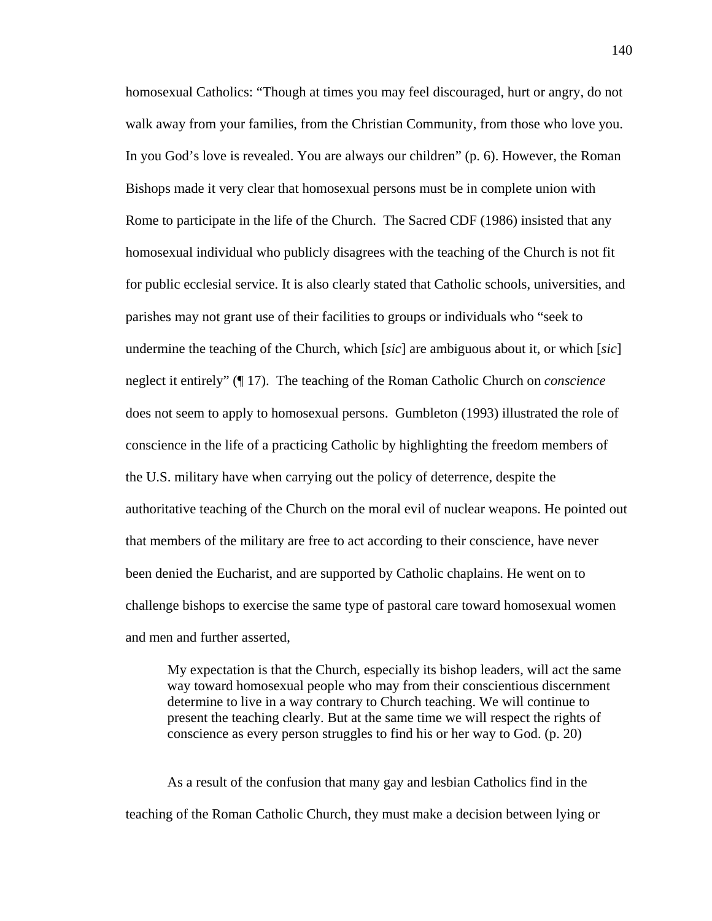homosexual Catholics: "Though at times you may feel discouraged, hurt or angry, do not walk away from your families, from the Christian Community, from those who love you. In you God's love is revealed. You are always our children" (p. 6). However, the Roman Bishops made it very clear that homosexual persons must be in complete union with Rome to participate in the life of the Church. The Sacred CDF (1986) insisted that any homosexual individual who publicly disagrees with the teaching of the Church is not fit for public ecclesial service. It is also clearly stated that Catholic schools, universities, and parishes may not grant use of their facilities to groups or individuals who "seek to undermine the teaching of the Church, which [*sic*] are ambiguous about it, or which [*sic*] neglect it entirely" (¶ 17). The teaching of the Roman Catholic Church on *conscience* does not seem to apply to homosexual persons. Gumbleton (1993) illustrated the role of conscience in the life of a practicing Catholic by highlighting the freedom members of the U.S. military have when carrying out the policy of deterrence, despite the authoritative teaching of the Church on the moral evil of nuclear weapons. He pointed out that members of the military are free to act according to their conscience, have never been denied the Eucharist, and are supported by Catholic chaplains. He went on to challenge bishops to exercise the same type of pastoral care toward homosexual women and men and further asserted,

> My expectation is that the Church, especially its bishop leaders, will act the same way toward homosexual people who may from their conscientious discernment determine to live in a way contrary to Church teaching. We will continue to present the teaching clearly. But at the same time we will respect the rights of conscience as every person struggles to find his or her way to God. (p. 20)

As a result of the confusion that many gay and lesbian Catholics find in the teaching of the Roman Catholic Church, they must make a decision between lying or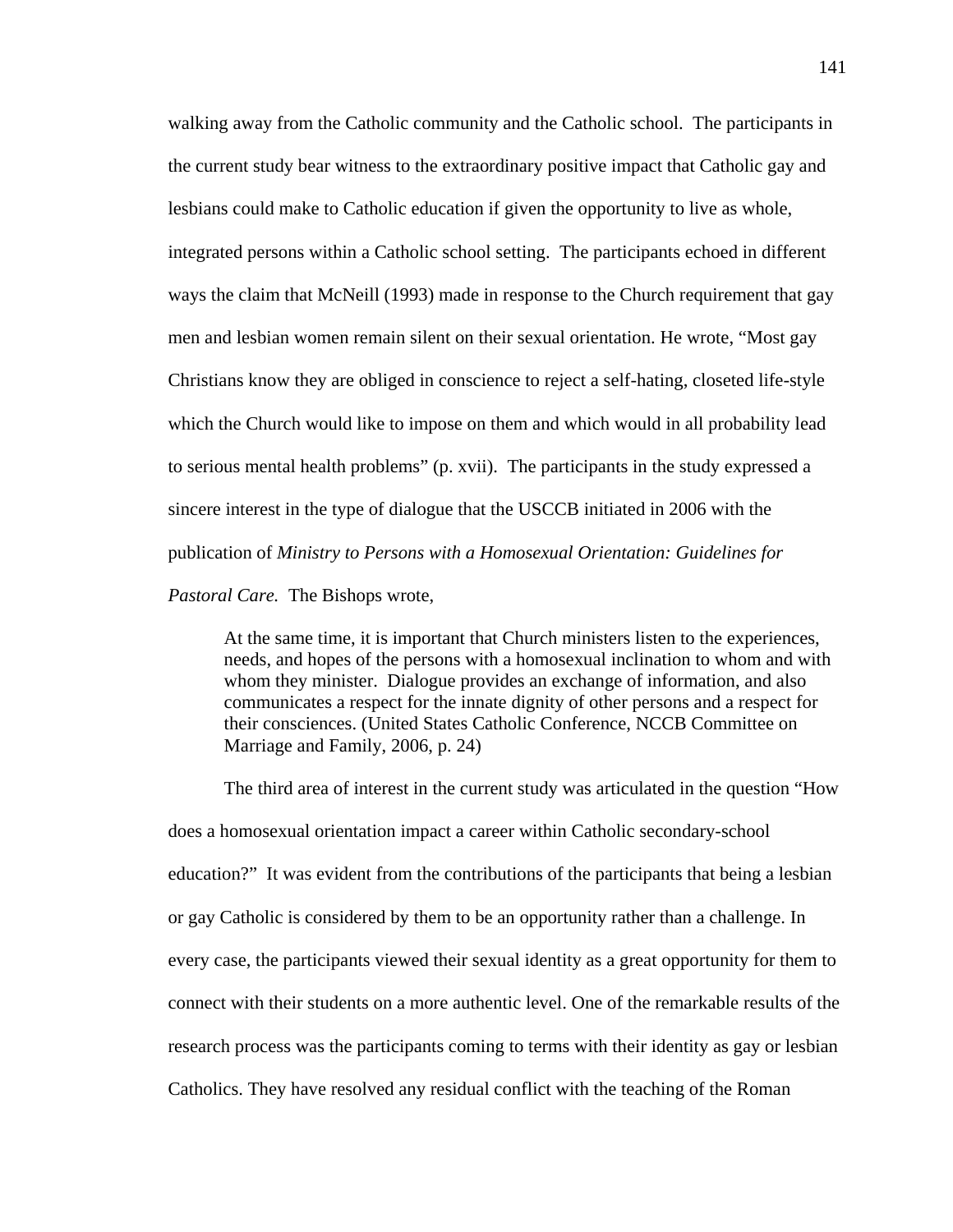walking away from the Catholic community and the Catholic school. The participants in the current study bear witness to the extraordinary positive impact that Catholic gay and lesbians could make to Catholic education if given the opportunity to live as whole, integrated persons within a Catholic school setting. The participants echoed in different ways the claim that McNeill (1993) made in response to the Church requirement that gay men and lesbian women remain silent on their sexual orientation. He wrote, "Most gay Christians know they are obliged in conscience to reject a self-hating, closeted life-style which the Church would like to impose on them and which would in all probability lead to serious mental health problems" (p. xvii). The participants in the study expressed a sincere interest in the type of dialogue that the USCCB initiated in 2006 with the publication of *Ministry to Persons with a Homosexual Orientation: Guidelines for Pastoral Care.* The Bishops wrote,

> At the same time, it is important that Church ministers listen to the experiences, needs, and hopes of the persons with a homosexual inclination to whom and with whom they minister. Dialogue provides an exchange of information, and also communicates a respect for the innate dignity of other persons and a respect for their consciences. (United States Catholic Conference, NCCB Committee on Marriage and Family, 2006, p. 24)

The third area of interest in the current study was articulated in the question "How does a homosexual orientation impact a career within Catholic secondary-school education?" It was evident from the contributions of the participants that being a lesbian or gay Catholic is considered by them to be an opportunity rather than a challenge. In every case, the participants viewed their sexual identity as a great opportunity for them to connect with their students on a more authentic level. One of the remarkable results of the research process was the participants coming to terms with their identity as gay or lesbian Catholics. They have resolved any residual conflict with the teaching of the Roman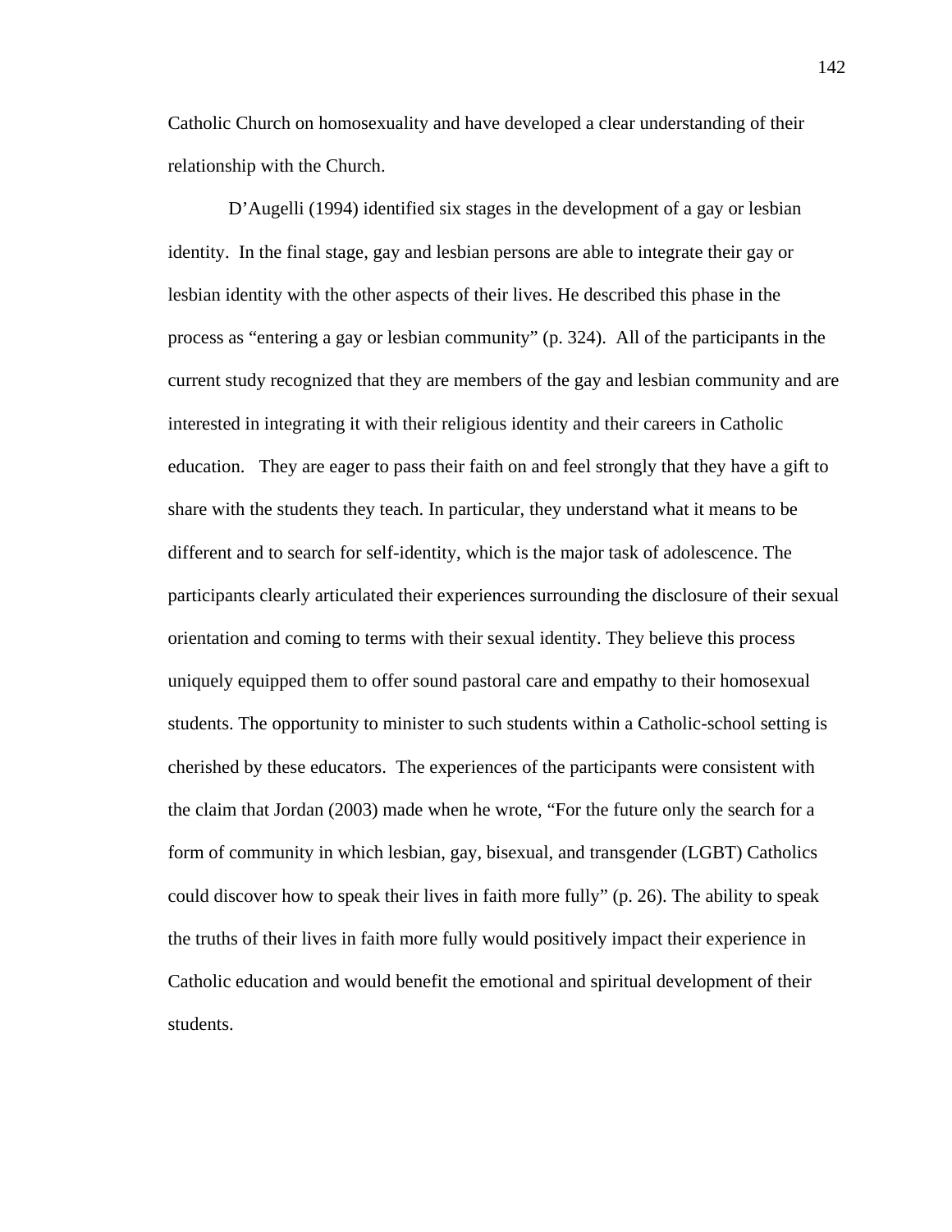Catholic Church on homosexuality and have developed a clear understanding of their relationship with the Church.

D'Augelli (1994) identified six stages in the development of a gay or lesbian identity. In the final stage, gay and lesbian persons are able to integrate their gay or lesbian identity with the other aspects of their lives. He described this phase in the process as "entering a gay or lesbian community" (p. 324). All of the participants in the current study recognized that they are members of the gay and lesbian community and are interested in integrating it with their religious identity and their careers in Catholic education. They are eager to pass their faith on and feel strongly that they have a gift to share with the students they teach. In particular, they understand what it means to be different and to search for self-identity, which is the major task of adolescence. The participants clearly articulated their experiences surrounding the disclosure of their sexual orientation and coming to terms with their sexual identity. They believe this process uniquely equipped them to offer sound pastoral care and empathy to their homosexual students. The opportunity to minister to such students within a Catholic-school setting is cherished by these educators. The experiences of the participants were consistent with the claim that Jordan (2003) made when he wrote, "For the future only the search for a form of community in which lesbian, gay, bisexual, and transgender (LGBT) Catholics could discover how to speak their lives in faith more fully" (p. 26). The ability to speak the truths of their lives in faith more fully would positively impact their experience in Catholic education and would benefit the emotional and spiritual development of their students.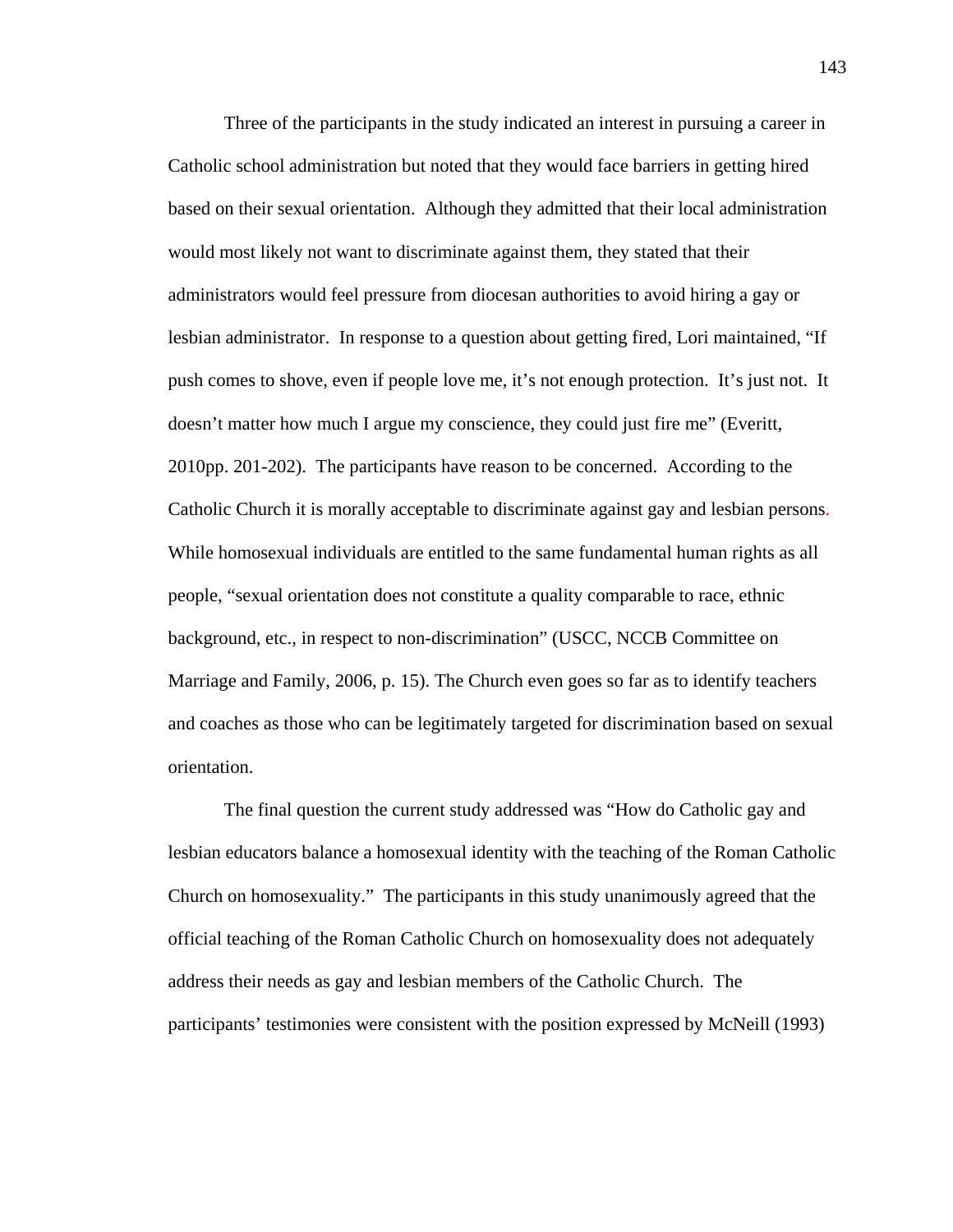Three of the participants in the study indicated an interest in pursuing a career in Catholic school administration but noted that they would face barriers in getting hired based on their sexual orientation. Although they admitted that their local administration would most likely not want to discriminate against them, they stated that their administrators would feel pressure from diocesan authorities to avoid hiring a gay or lesbian administrator. In response to a question about getting fired, Lori maintained, "If push comes to shove, even if people love me, it's not enough protection. It's just not. It doesn't matter how much I argue my conscience, they could just fire me" (Everitt, 2010pp. 201-202). The participants have reason to be concerned. According to the Catholic Church it is morally acceptable to discriminate against gay and lesbian persons. While homosexual individuals are entitled to the same fundamental human rights as all people, "sexual orientation does not constitute a quality comparable to race, ethnic background, etc., in respect to non-discrimination" (USCC, NCCB Committee on Marriage and Family, 2006, p. 15). The Church even goes so far as to identify teachers and coaches as those who can be legitimately targeted for discrimination based on sexual orientation.

The final question the current study addressed was "How do Catholic gay and lesbian educators balance a homosexual identity with the teaching of the Roman Catholic Church on homosexuality." The participants in this study unanimously agreed that the official teaching of the Roman Catholic Church on homosexuality does not adequately address their needs as gay and lesbian members of the Catholic Church. The participants' testimonies were consistent with the position expressed by McNeill (1993)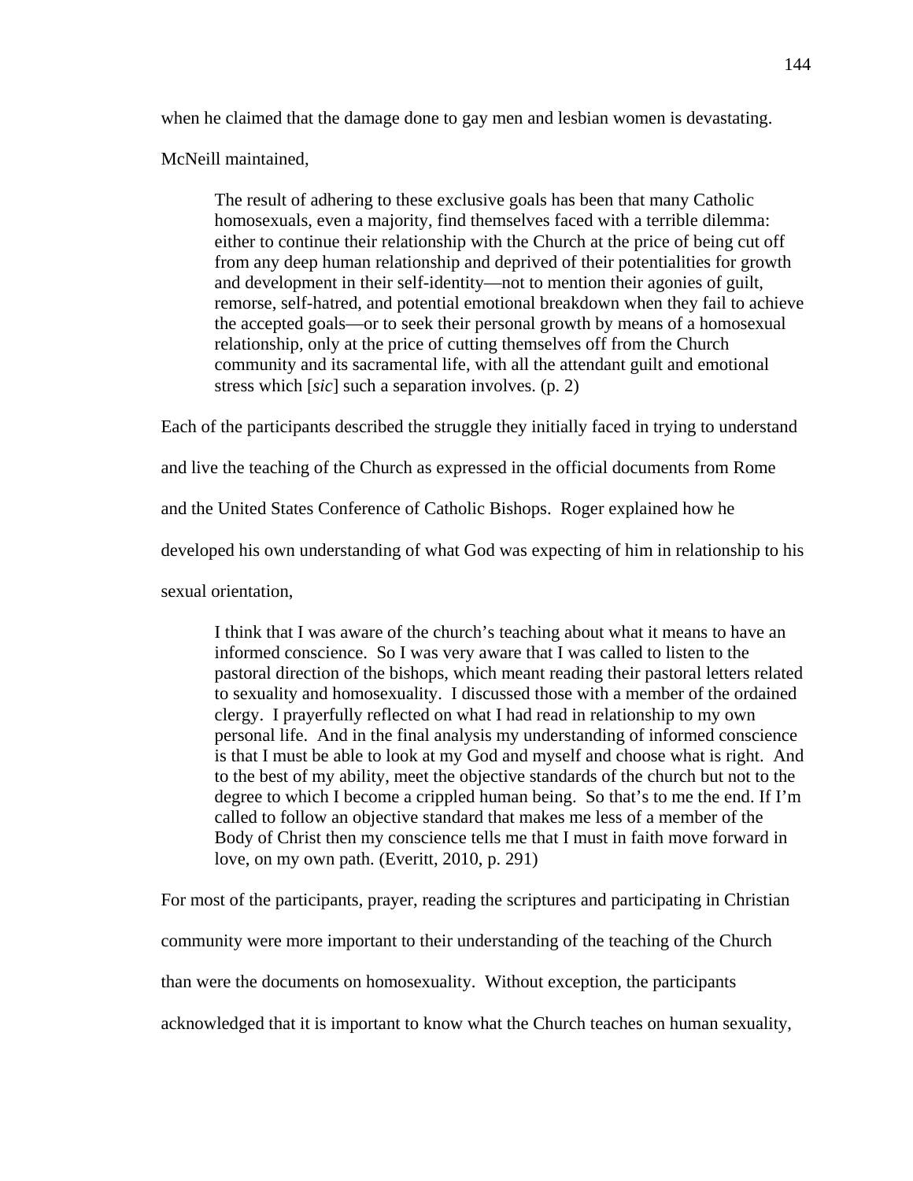when he claimed that the damage done to gay men and lesbian women is devastating. McNeill maintained,

> The result of adhering to these exclusive goals has been that many Catholic homosexuals, even a majority, find themselves faced with a terrible dilemma: either to continue their relationship with the Church at the price of being cut off from any deep human relationship and deprived of their potentialities for growth and development in their self-identity—not to mention their agonies of guilt, remorse, self-hatred, and potential emotional breakdown when they fail to achieve the accepted goals—or to seek their personal growth by means of a homosexual relationship, only at the price of cutting themselves off from the Church community and its sacramental life, with all the attendant guilt and emotional stress which [*sic*] such a separation involves. (p. 2)

Each of the participants described the struggle they initially faced in trying to understand and live the teaching of the Church as expressed in the official documents from Rome and the United States Conference of Catholic Bishops. Roger explained how he developed his own understanding of what God was expecting of him in relationship to his sexual orientation,

> I think that I was aware of the church's teaching about what it means to have an informed conscience. So I was very aware that I was called to listen to the pastoral direction of the bishops, which meant reading their pastoral letters related to sexuality and homosexuality. I discussed those with a member of the ordained clergy. I prayerfully reflected on what I had read in relationship to my own personal life. And in the final analysis my understanding of informed conscience is that I must be able to look at my God and myself and choose what is right. And to the best of my ability, meet the objective standards of the church but not to the degree to which I become a crippled human being. So that's to me the end. If I'm called to follow an objective standard that makes me less of a member of the Body of Christ then my conscience tells me that I must in faith move forward in love, on my own path. (Everitt, 2010, p. 291)

For most of the participants, prayer, reading the scriptures and participating in Christian community were more important to their understanding of the teaching of the Church than were the documents on homosexuality. Without exception, the participants acknowledged that it is important to know what the Church teaches on human sexuality,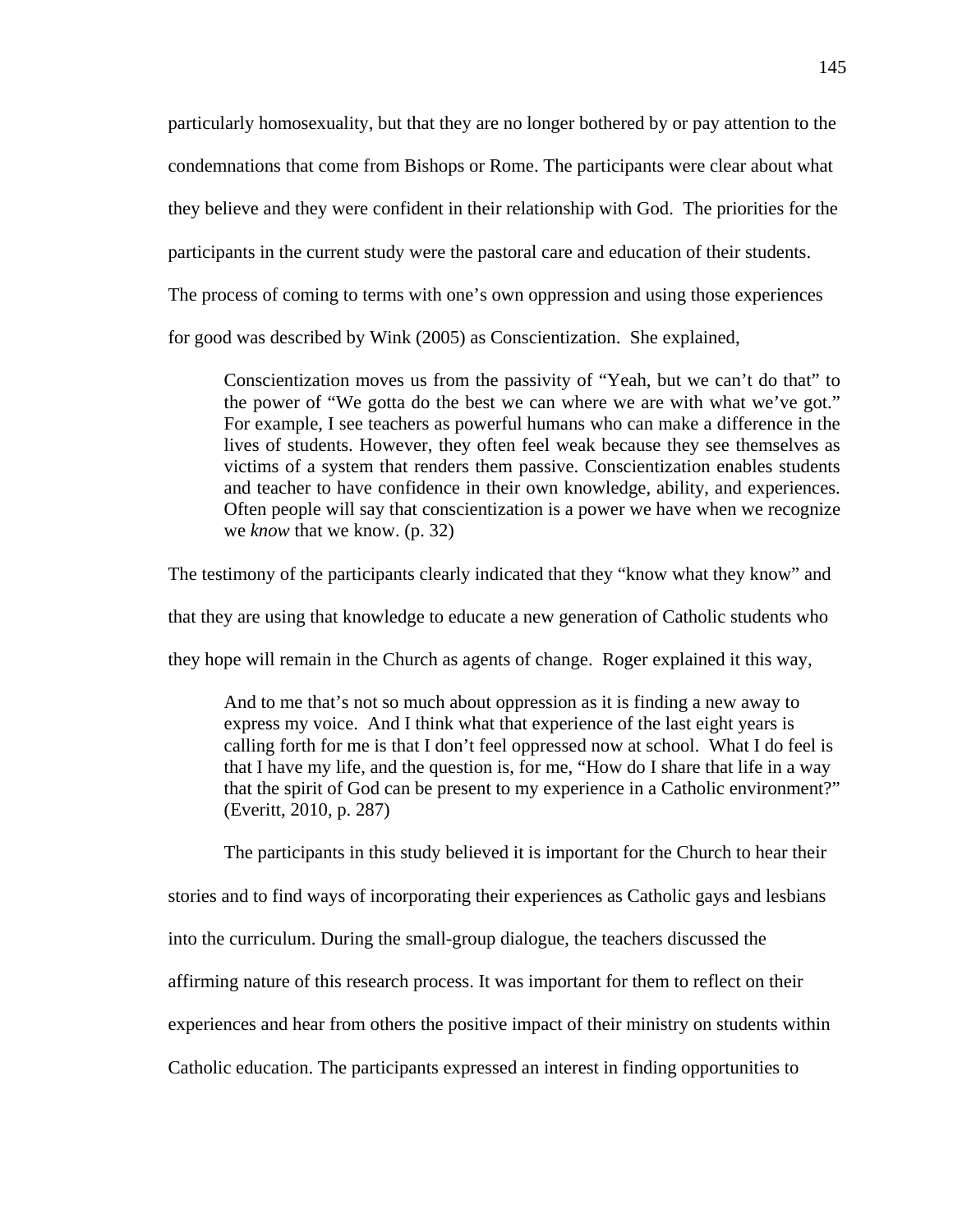particularly homosexuality, but that they are no longer bothered by or pay attention to the condemnations that come from Bishops or Rome. The participants were clear about what they believe and they were confident in their relationship with God. The priorities for the participants in the current study were the pastoral care and education of their students. The process of coming to terms with one's own oppression and using those experiences for good was described by Wink (2005) as Conscientization. She explained,

> Conscientization moves us from the passivity of "Yeah, but we can't do that" to the power of "We gotta do the best we can where we are with what we've got." For example, I see teachers as powerful humans who can make a difference in the lives of students. However, they often feel weak because they see themselves as victims of a system that renders them passive. Conscientization enables students and teacher to have confidence in their own knowledge, ability, and experiences. Often people will say that conscientization is a power we have when we recognize we *know* that we know. (p. 32)

The testimony of the participants clearly indicated that they "know what they know" and that they are using that knowledge to educate a new generation of Catholic students who they hope will remain in the Church as agents of change. Roger explained it this way,

> And to me that's not so much about oppression as it is finding a new away to express my voice. And I think what that experience of the last eight years is calling forth for me is that I don't feel oppressed now at school. What I do feel is that I have my life, and the question is, for me, "How do I share that life in a way that the spirit of God can be present to my experience in a Catholic environment?" (Everitt, 2010, p. 287)

The participants in this study believed it is important for the Church to hear their stories and to find ways of incorporating their experiences as Catholic gays and lesbians into the curriculum. During the small-group dialogue, the teachers discussed the affirming nature of this research process. It was important for them to reflect on their experiences and hear from others the positive impact of their ministry on students within Catholic education. The participants expressed an interest in finding opportunities to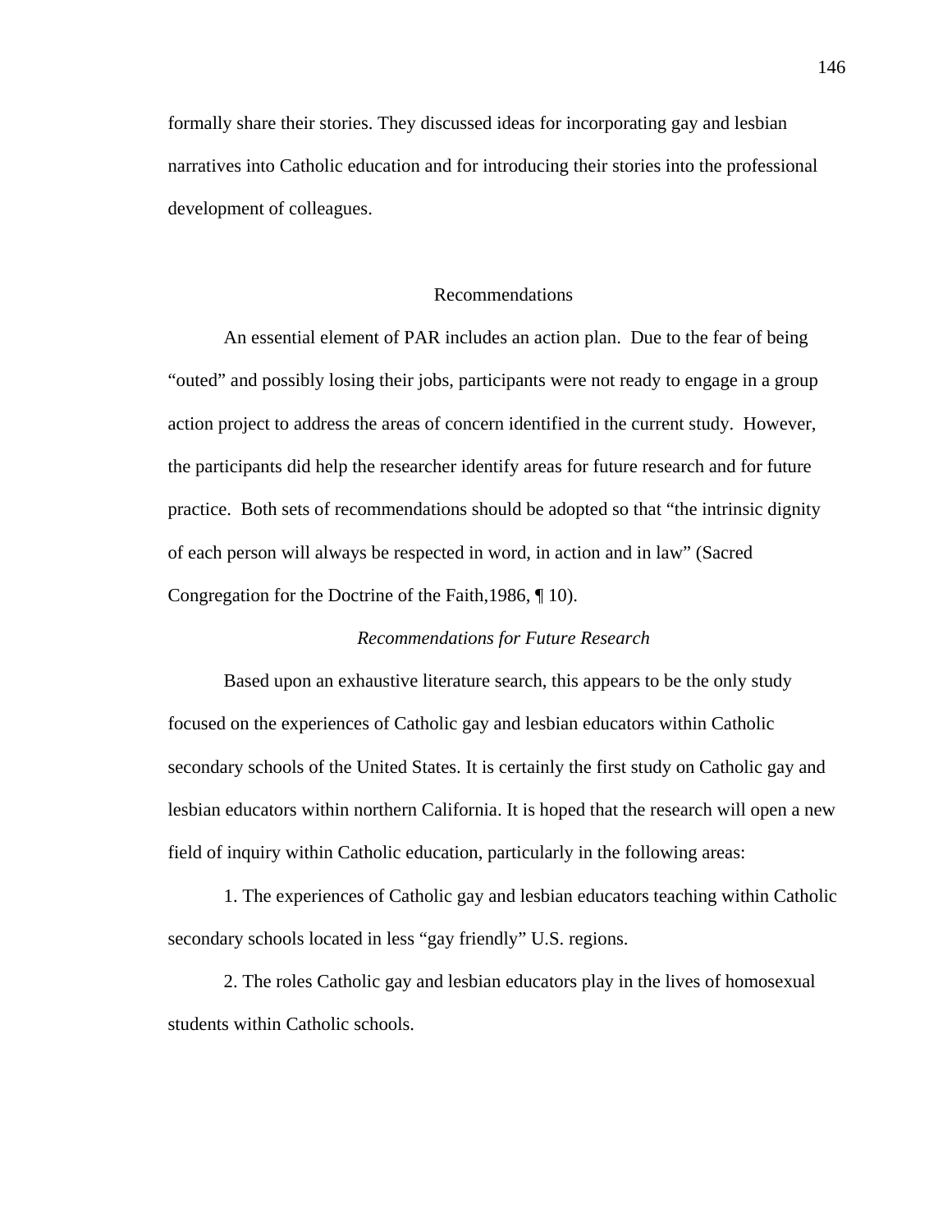formally share their stories. They discussed ideas for incorporating gay and lesbian narratives into Catholic education and for introducing their stories into the professional development of colleagues.

## Recommendations

An essential element of PAR includes an action plan. Due to the fear of being "outed" and possibly losing their jobs, participants were not ready to engage in a group action project to address the areas of concern identified in the current study. However, the participants did help the researcher identify areas for future research and for future practice. Both sets of recommendations should be adopted so that "the intrinsic dignity of each person will always be respected in word, in action and in law" (Sacred Congregation for the Doctrine of the Faith,1986, ¶ 10).

### *Recommendations for Future Research*

Based upon an exhaustive literature search, this appears to be the only study focused on the experiences of Catholic gay and lesbian educators within Catholic secondary schools of the United States. It is certainly the first study on Catholic gay and lesbian educators within northern California. It is hoped that the research will open a new field of inquiry within Catholic education, particularly in the following areas:

1. The experiences of Catholic gay and lesbian educators teaching within Catholic secondary schools located in less "gay friendly" U.S. regions.

2. The roles Catholic gay and lesbian educators play in the lives of homosexual students within Catholic schools.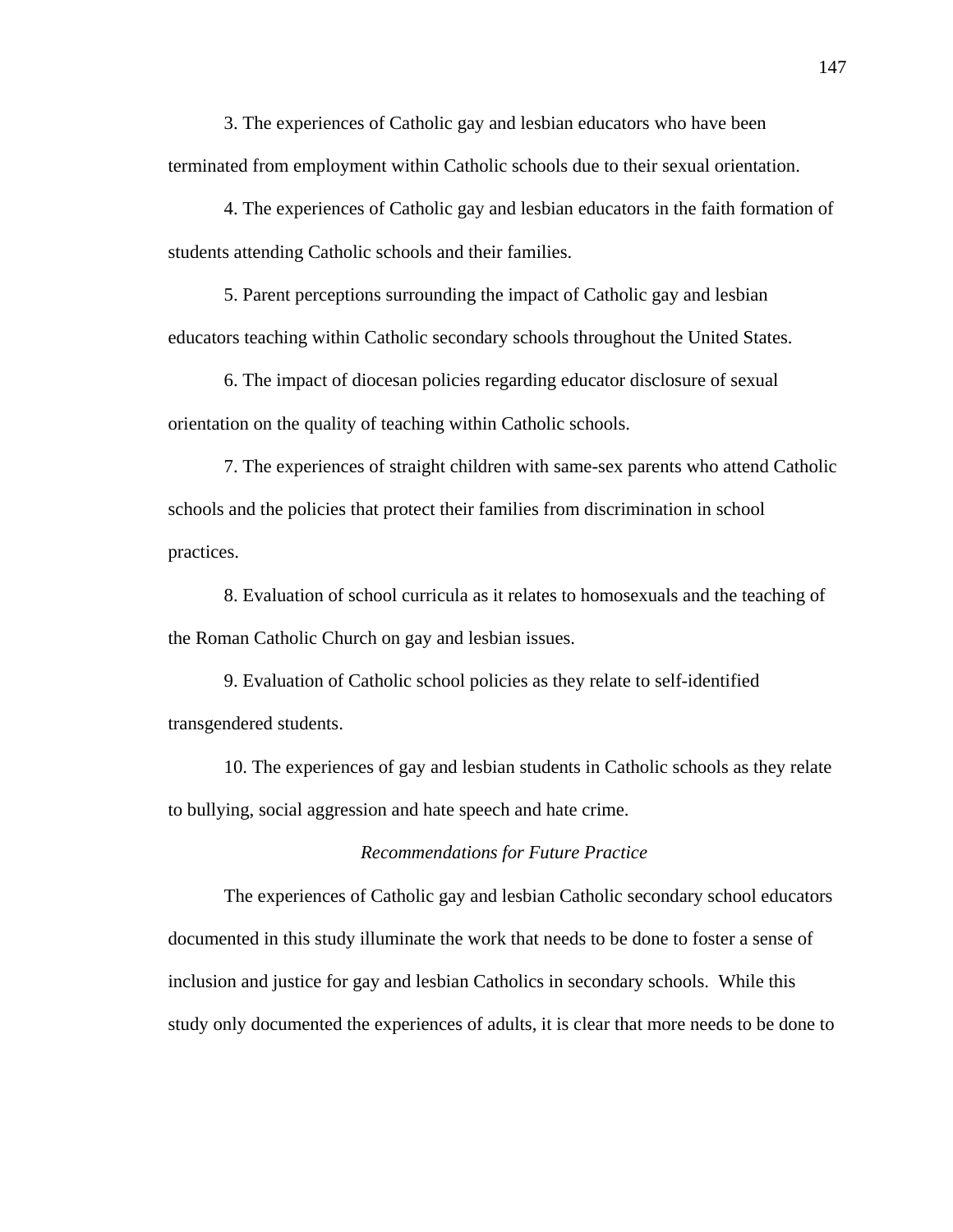3. The experiences of Catholic gay and lesbian educators who have been terminated from employment within Catholic schools due to their sexual orientation.

4. The experiences of Catholic gay and lesbian educators in the faith formation of students attending Catholic schools and their families.

5. Parent perceptions surrounding the impact of Catholic gay and lesbian educators teaching within Catholic secondary schools throughout the United States.

6. The impact of diocesan policies regarding educator disclosure of sexual orientation on the quality of teaching within Catholic schools.

7. The experiences of straight children with same-sex parents who attend Catholic schools and the policies that protect their families from discrimination in school practices.

8. Evaluation of school curricula as it relates to homosexuals and the teaching of the Roman Catholic Church on gay and lesbian issues.

9. Evaluation of Catholic school policies as they relate to self-identified transgendered students.

10. The experiences of gay and lesbian students in Catholic schools as they relate to bullying, social aggression and hate speech and hate crime.

*Recommendations for Future Practice*

The experiences of Catholic gay and lesbian Catholic secondary school educators documented in this study illuminate the work that needs to be done to foster a sense of inclusion and justice for gay and lesbian Catholics in secondary schools. While this study only documented the experiences of adults, it is clear that more needs to be done to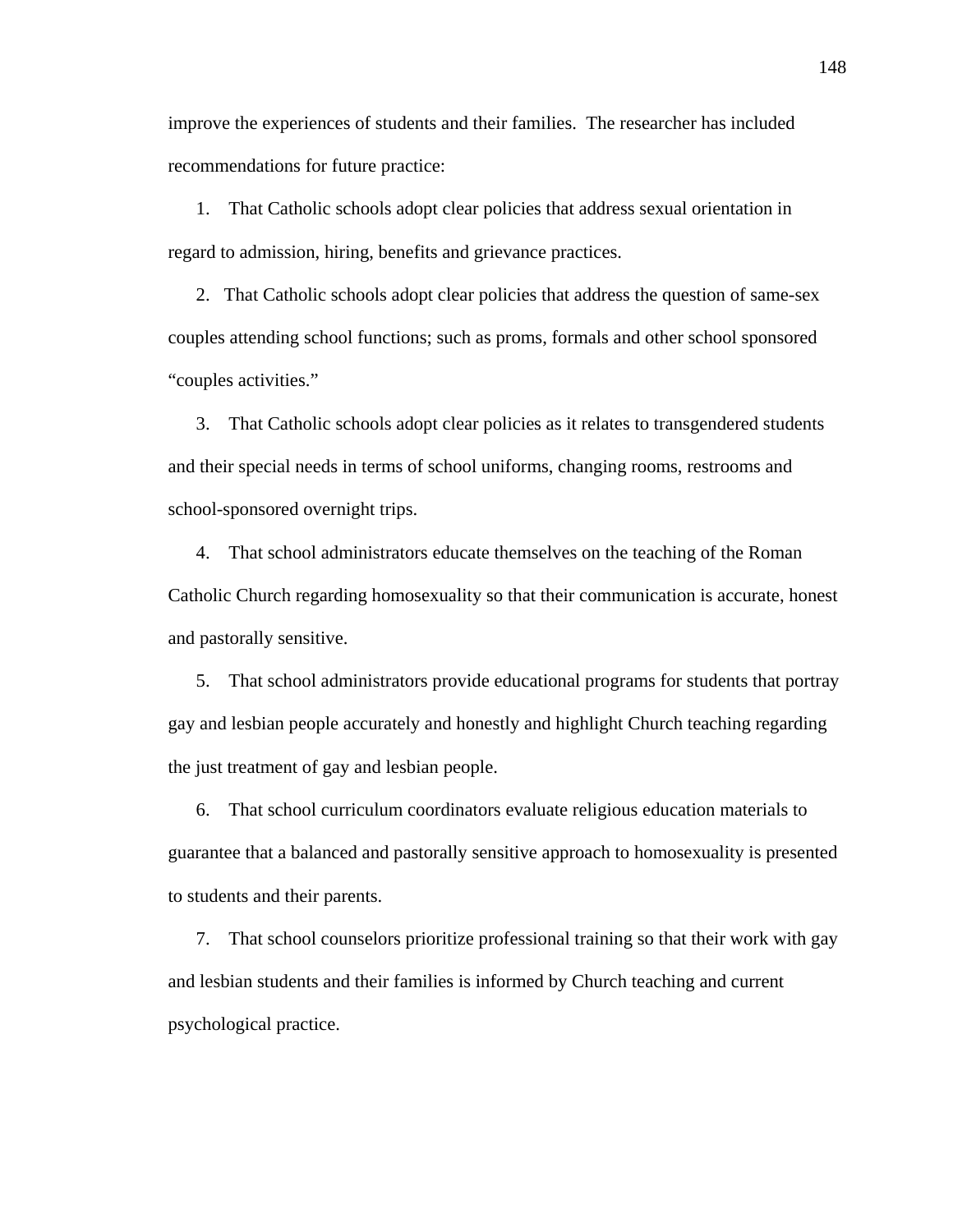improve the experiences of students and their families. The researcher has included recommendations for future practice:

1. That Catholic schools adopt clear policies that address sexual orientation in regard to admission, hiring, benefits and grievance practices.

2. That Catholic schools adopt clear policies that address the question of same-sex couples attending school functions; such as proms, formals and other school sponsored "couples activities."

3. That Catholic schools adopt clear policies as it relates to transgendered students and their special needs in terms of school uniforms, changing rooms, restrooms and school-sponsored overnight trips.

4. That school administrators educate themselves on the teaching of the Roman Catholic Church regarding homosexuality so that their communication is accurate, honest and pastorally sensitive.

5. That school administrators provide educational programs for students that portray gay and lesbian people accurately and honestly and highlight Church teaching regarding the just treatment of gay and lesbian people.

6. That school curriculum coordinators evaluate religious education materials to guarantee that a balanced and pastorally sensitive approach to homosexuality is presented to students and their parents.

7. That school counselors prioritize professional training so that their work with gay and lesbian students and their families is informed by Church teaching and current psychological practice.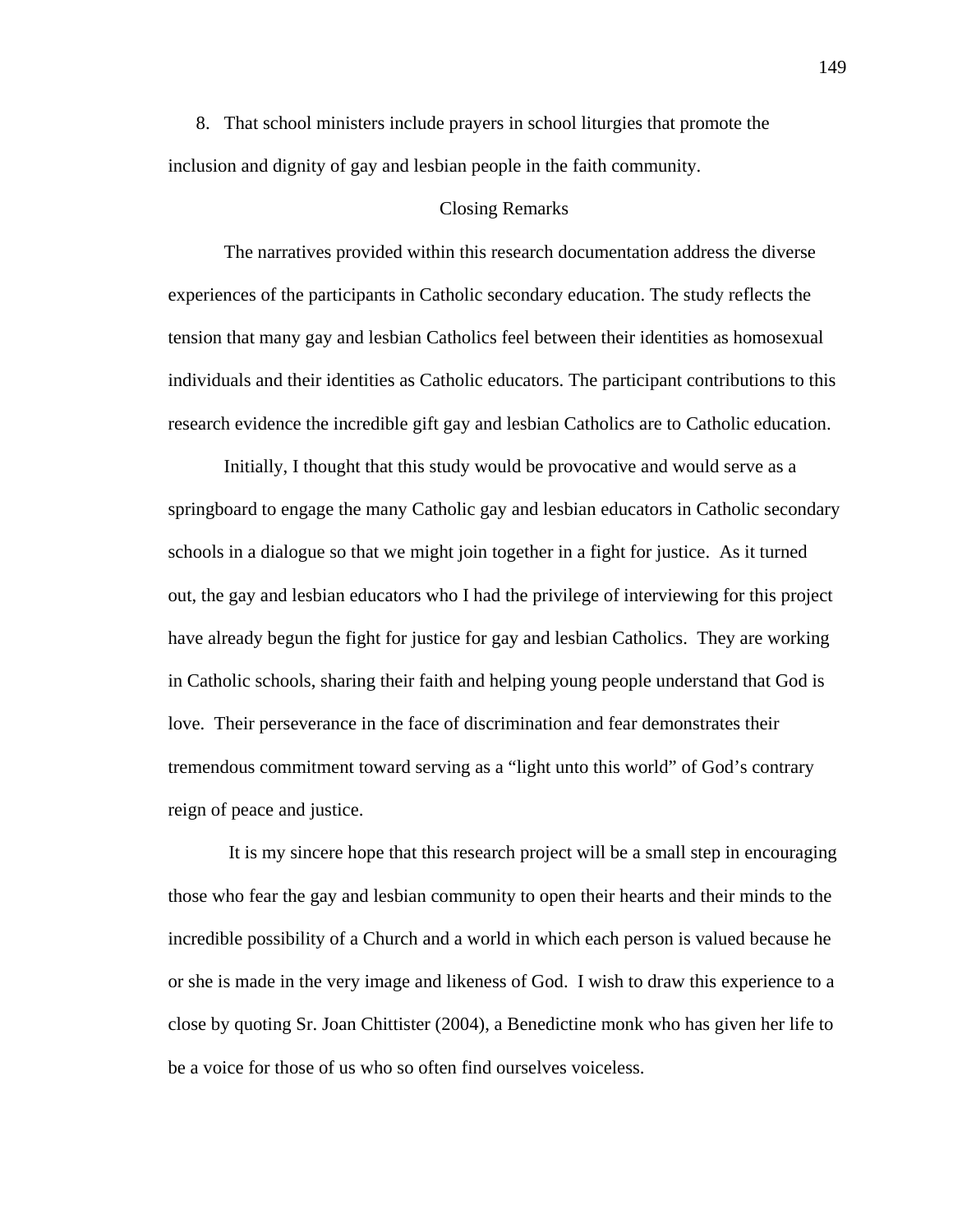8. That school ministers include prayers in school liturgies that promote the inclusion and dignity of gay and lesbian people in the faith community.

## Closing Remarks

The narratives provided within this research documentation address the diverse experiences of the participants in Catholic secondary education. The study reflects the tension that many gay and lesbian Catholics feel between their identities as homosexual individuals and their identities as Catholic educators. The participant contributions to this research evidence the incredible gift gay and lesbian Catholics are to Catholic education.

Initially, I thought that this study would be provocative and would serve as a springboard to engage the many Catholic gay and lesbian educators in Catholic secondary schools in a dialogue so that we might join together in a fight for justice. As it turned out, the gay and lesbian educators who I had the privilege of interviewing for this project have already begun the fight for justice for gay and lesbian Catholics. They are working in Catholic schools, sharing their faith and helping young people understand that God is love. Their perseverance in the face of discrimination and fear demonstrates their tremendous commitment toward serving as a "light unto this world" of God's contrary reign of peace and justice.

It is my sincere hope that this research project will be a small step in encouraging those who fear the gay and lesbian community to open their hearts and their minds to the incredible possibility of a Church and a world in which each person is valued because he or she is made in the very image and likeness of God. I wish to draw this experience to a close by quoting Sr. Joan Chittister (2004), a Benedictine monk who has given her life to be a voice for those of us who so often find ourselves voiceless.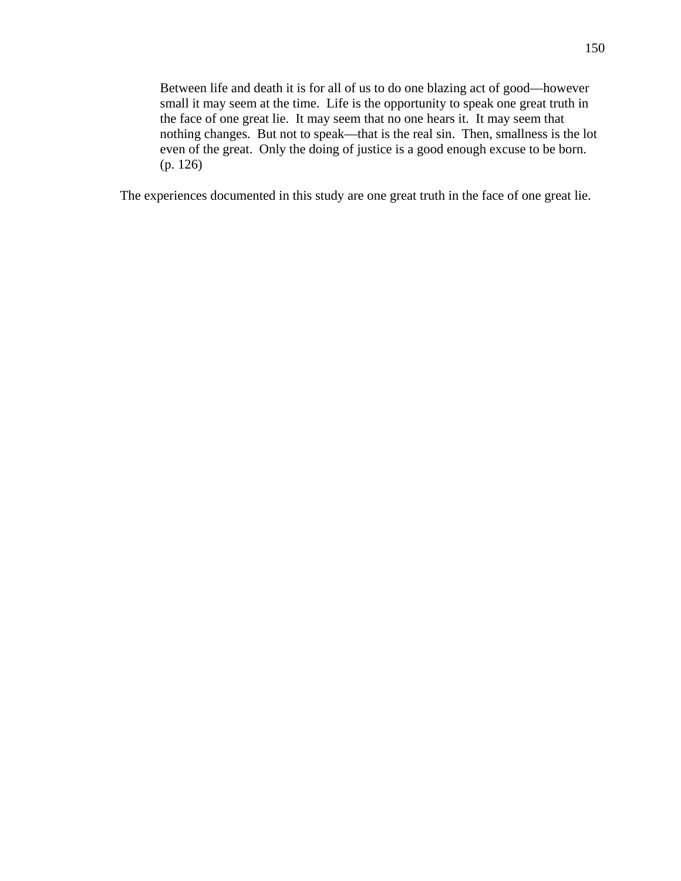> Between life and death it is for all of us to do one blazing act of good—however small it may seem at the time. Life is the opportunity to speak one great truth in the face of one great lie. It may seem that no one hears it. It may seem that nothing changes. But not to speak—that is the real sin. Then, smallness is the lot even of the great. Only the doing of justice is a good enough excuse to be born. (p. 126)

The experiences documented in this study are one great truth in the face of one great lie.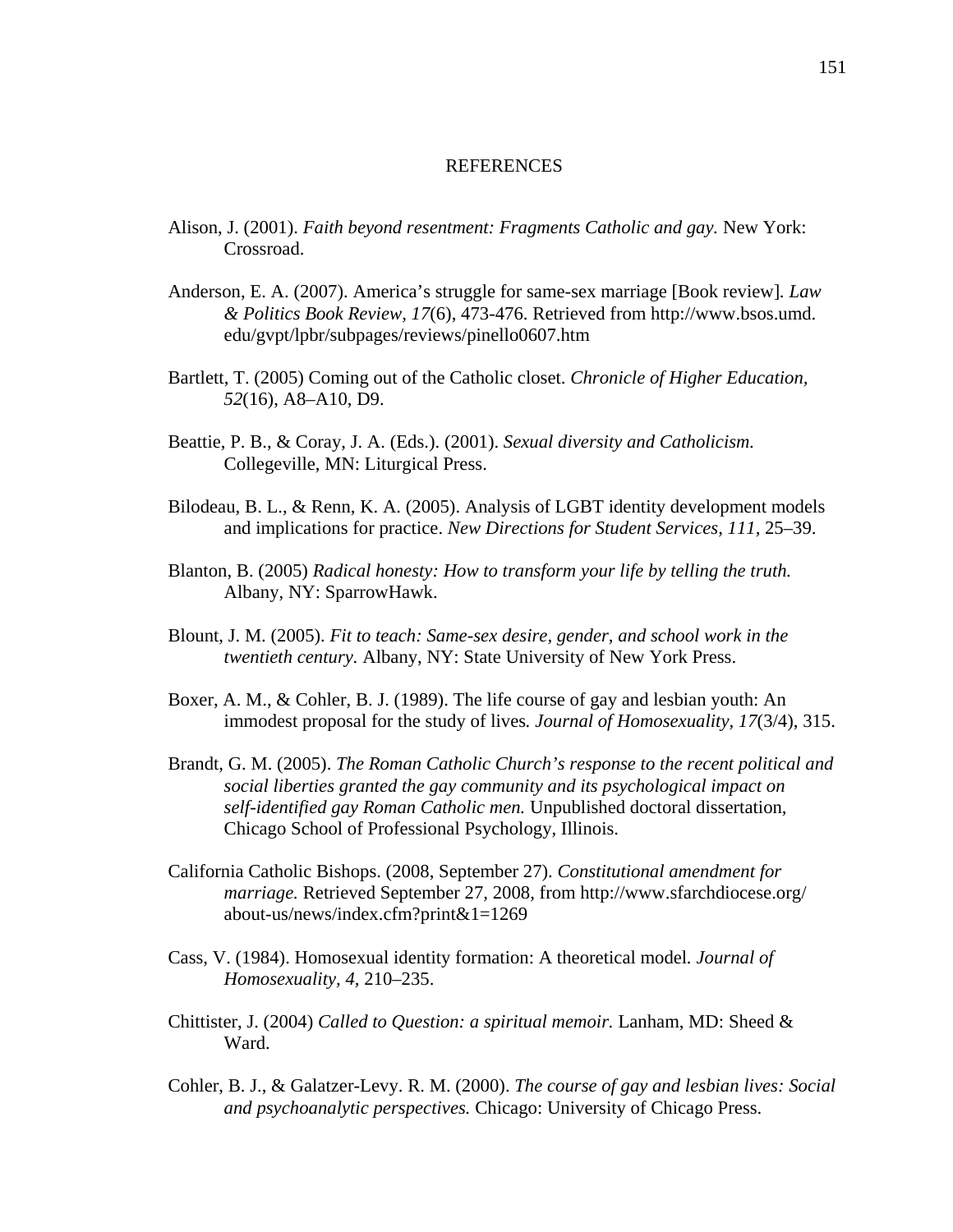# REFERENCES

Alison, J. (2001). *Faith beyond resentment: Fragments Catholic and gay.* New York: Crossroad.

Anderson, E. A. (2007). America's struggle for same-sex marriage [Book review]. *Law & Politics Book Review, 17*(6), 473-476. Retrieved from http://www.bsos.umd.edu/gvpt/lpbr/subpages/reviews/pinello0607.htm

Bartlett, T. (2005) Coming out of the Catholic closet. *Chronicle of Higher Education, 52*(16), A8–A10, D9.

Beattie, P. B., & Coray, J. A. (Eds.). (2001). *Sexual diversity and Catholicism.* Collegeville, MN: Liturgical Press.

Bilodeau, B. L., & Renn, K. A. (2005). Analysis of LGBT identity development models and implications for practice. *New Directions for Student Services, 111*, 25–39.

Blanton, B. (2005) *Radical honesty: How to transform your life by telling the truth.* Albany, NY: SparrowHawk.

Blount, J. M. (2005). *Fit to teach: Same-sex desire, gender, and school work in the twentieth century.* Albany, NY: State University of New York Press.

Boxer, A. M., & Cohler, B. J. (1989). The life course of gay and lesbian youth: An immodest proposal for the study of lives*. Journal of Homosexuality, 17*(3/4), 315.

Brandt, G. M. (2005). *The Roman Catholic Church's response to the recent political and social liberties granted the gay community and its psychological impact on self-identified gay Roman Catholic men.* Unpublished doctoral dissertation, Chicago School of Professional Psychology, Illinois.

California Catholic Bishops. (2008, September 27). *Constitutional amendment for marriage.* Retrieved September 27, 2008, from http://www.sfarchdiocese.org/about-us/news/index.cfm?print&1=1269

Cass, V. (1984). Homosexual identity formation: A theoretical model. *Journal of Homosexuality, 4,* 210–235.

Chittister, J. (2004) *Called to Question: a spiritual memoir.* Lanham, MD: Sheed & Ward.

Cohler, B. J., & Galatzer-Levy. R. M. (2000). *The course of gay and lesbian lives: Social and psychoanalytic perspectives.* Chicago: University of Chicago Press.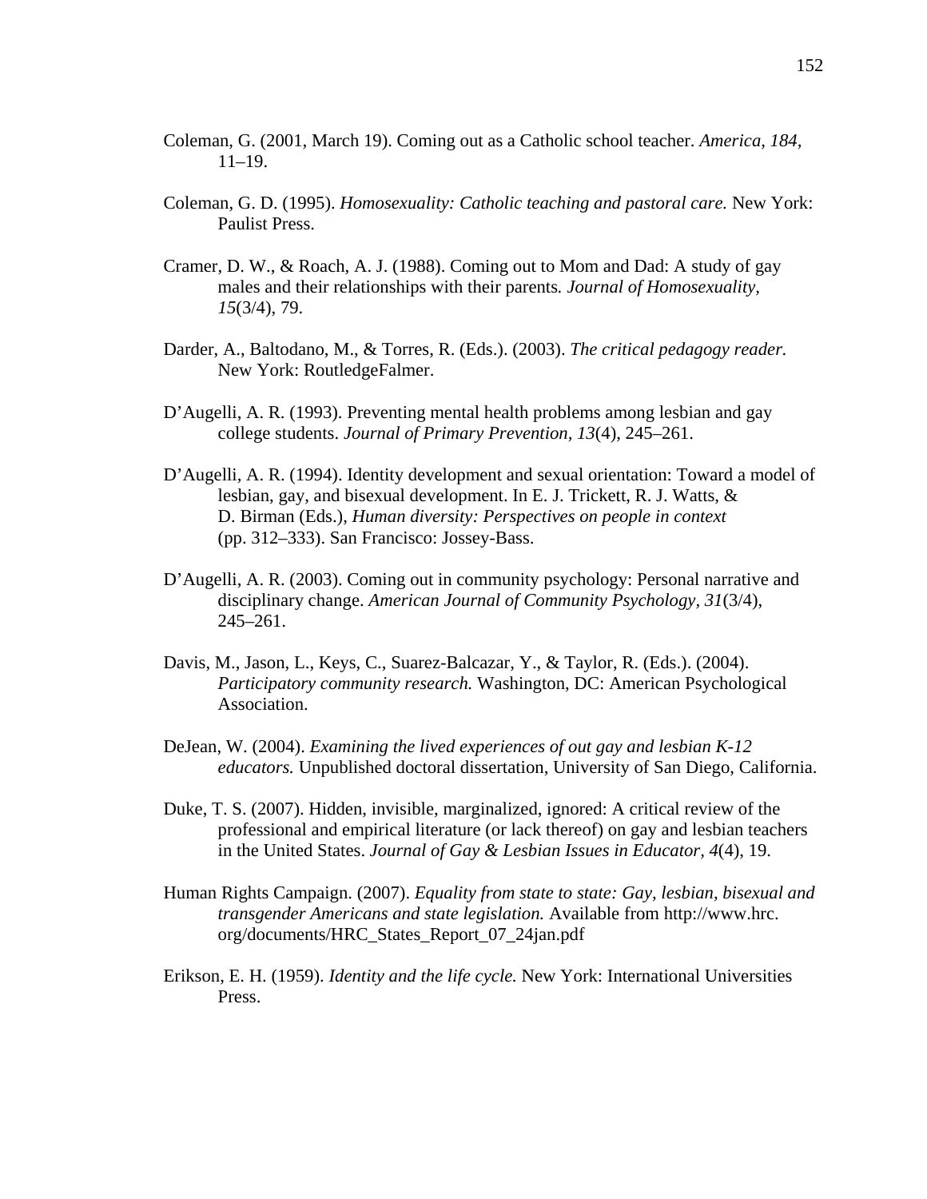Coleman, G. (2001, March 19). Coming out as a Catholic school teacher. *America, 184,* 11–19.

Coleman, G. D. (1995). *Homosexuality: Catholic teaching and pastoral care.* New York: Paulist Press.

Cramer, D. W., & Roach, A. J. (1988). Coming out to Mom and Dad: A study of gay males and their relationships with their parents. *Journal of Homosexuality, 15*(3/4), 79.

Darder, A., Baltodano, M., & Torres, R. (Eds.). (2003). *The critical pedagogy reader.* New York: RoutledgeFalmer.

D'Augelli, A. R. (1993). Preventing mental health problems among lesbian and gay college students. *Journal of Primary Prevention, 13*(4), 245–261.

D'Augelli, A. R. (1994). Identity development and sexual orientation: Toward a model of lesbian, gay, and bisexual development. In E. J. Trickett, R. J. Watts, & D. Birman (Eds.), *Human diversity: Perspectives on people in context* (pp. 312–333). San Francisco: Jossey-Bass.

D'Augelli, A. R. (2003). Coming out in community psychology: Personal narrative and disciplinary change. *American Journal of Community Psychology, 31*(3/4), 245–261.

Davis, M., Jason, L., Keys, C., Suarez-Balcazar, Y., & Taylor, R. (Eds.). (2004). *Participatory community research.* Washington, DC: American Psychological Association.

DeJean, W. (2004). *Examining the lived experiences of out gay and lesbian K-12 educators.* Unpublished doctoral dissertation, University of San Diego, California.

Duke, T. S. (2007). Hidden, invisible, marginalized, ignored: A critical review of the professional and empirical literature (or lack thereof) on gay and lesbian teachers in the United States. *Journal of Gay & Lesbian Issues in Educator, 4*(4), 19.

Human Rights Campaign. (2007). *Equality from state to state: Gay, lesbian, bisexual and transgender Americans and state legislation.* Available from http://www.hrc.org/documents/HRC_States_Report_07_24jan.pdf

Erikson, E. H. (1959). *Identity and the life cycle.* New York: International Universities Press.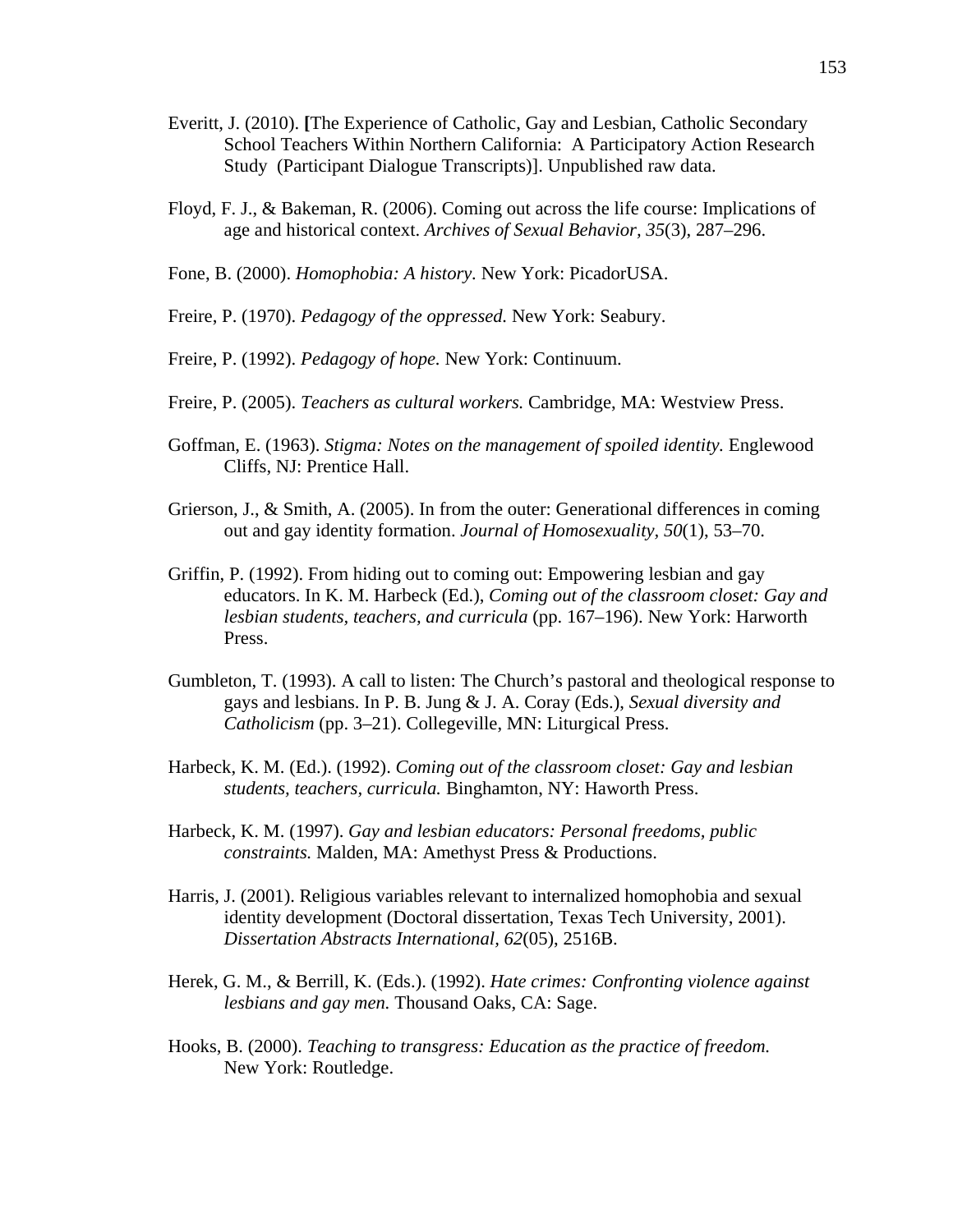Everitt, J. (2010). [The Experience of Catholic, Gay and Lesbian, Catholic Secondary School Teachers Within Northern California: A Participatory Action Research Study (Participant Dialogue Transcripts)]. Unpublished raw data.

Floyd, F. J., & Bakeman, R. (2006). Coming out across the life course: Implications of age and historical context. *Archives of Sexual Behavior, 35*(3), 287–296.

Fone, B. (2000). *Homophobia: A history.* New York: PicadorUSA.

Freire, P. (1970). *Pedagogy of the oppressed.* New York: Seabury.

Freire, P. (1992). *Pedagogy of hope.* New York: Continuum.

Freire, P. (2005). *Teachers as cultural workers.* Cambridge, MA: Westview Press.

Goffman, E. (1963). *Stigma: Notes on the management of spoiled identity.* Englewood Cliffs, NJ: Prentice Hall.

Grierson, J., & Smith, A. (2005). In from the outer: Generational differences in coming out and gay identity formation. *Journal of Homosexuality, 50*(1), 53–70.

Griffin, P. (1992). From hiding out to coming out: Empowering lesbian and gay educators. In K. M. Harbeck (Ed.), *Coming out of the classroom closet: Gay and lesbian students, teachers, and curricula* (pp. 167–196). New York: Harworth Press.

Gumbleton, T. (1993). A call to listen: The Church's pastoral and theological response to gays and lesbians. In P. B. Jung & J. A. Coray (Eds.), *Sexual diversity and Catholicism* (pp. 3–21). Collegeville, MN: Liturgical Press.

Harbeck, K. M. (Ed.). (1992). *Coming out of the classroom closet: Gay and lesbian students, teachers, curricula.* Binghamton, NY: Haworth Press.

Harbeck, K. M. (1997). *Gay and lesbian educators: Personal freedoms, public constraints.* Malden, MA: Amethyst Press & Productions.

Harris, J. (2001). Religious variables relevant to internalized homophobia and sexual identity development (Doctoral dissertation, Texas Tech University, 2001). *Dissertation Abstracts International, 62*(05), 2516B.

Herek, G. M., & Berrill, K. (Eds.). (1992). *Hate crimes: Confronting violence against lesbians and gay men.* Thousand Oaks, CA: Sage.

Hooks, B. (2000). *Teaching to transgress: Education as the practice of freedom.* New York: Routledge.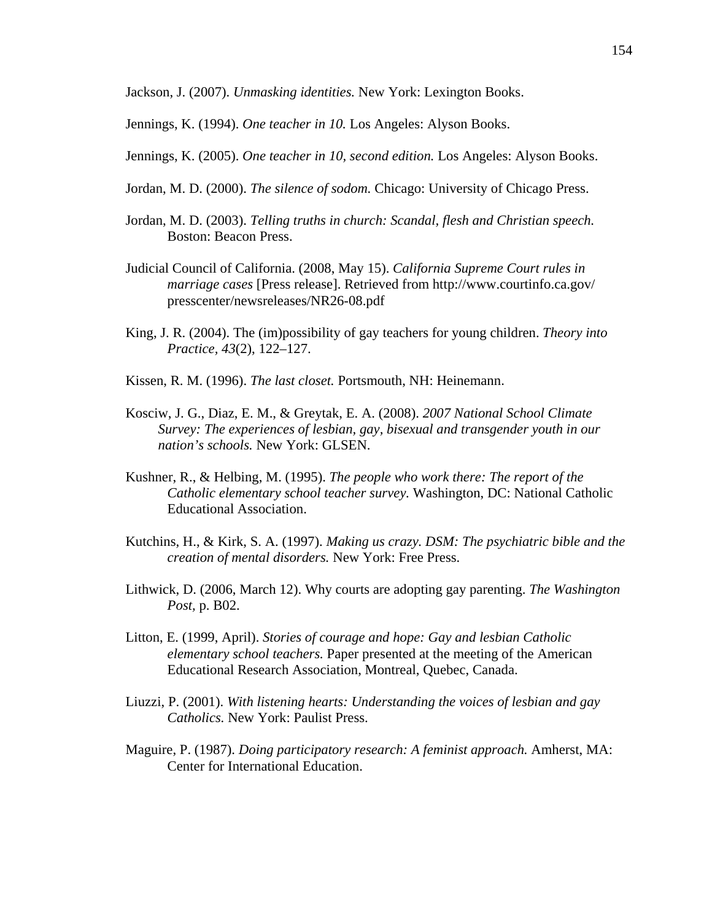Jackson, J. (2007). *Unmasking identities.* New York: Lexington Books.

Jennings, K. (1994). *One teacher in 10.* Los Angeles: Alyson Books.

Jennings, K. (2005). *One teacher in 10, second edition.* Los Angeles: Alyson Books.

Jordan, M. D. (2000). *The silence of sodom.* Chicago: University of Chicago Press.

Jordan, M. D. (2003). *Telling truths in church: Scandal, flesh and Christian speech.* Boston: Beacon Press.

Judicial Council of California. (2008, May 15). *California Supreme Court rules in marriage cases* [Press release]. Retrieved from http://www.courtinfo.ca.gov/presscenter/newsreleases/NR26-08.pdf

King, J. R. (2004). The (im)possibility of gay teachers for young children. *Theory into Practice, 43*(2), 122–127.

Kissen, R. M. (1996). *The last closet.* Portsmouth, NH: Heinemann.

Kosciw, J. G., Diaz, E. M., & Greytak, E. A. (2008). *2007 National School Climate Survey: The experiences of lesbian, gay, bisexual and transgender youth in our nation's schools.* New York: GLSEN.

Kushner, R., & Helbing, M. (1995). *The people who work there: The report of the Catholic elementary school teacher survey.* Washington, DC: National Catholic Educational Association.

Kutchins, H., & Kirk, S. A. (1997). *Making us crazy. DSM: The psychiatric bible and the creation of mental disorders.* New York: Free Press.

Lithwick, D. (2006, March 12). Why courts are adopting gay parenting. *The Washington Post,* p. B02.

Litton, E. (1999, April). *Stories of courage and hope: Gay and lesbian Catholic elementary school teachers.* Paper presented at the meeting of the American Educational Research Association, Montreal, Quebec, Canada.

Liuzzi, P. (2001). *With listening hearts: Understanding the voices of lesbian and gay Catholics.* New York: Paulist Press.

Maguire, P. (1987). *Doing participatory research: A feminist approach.* Amherst, MA: Center for International Education.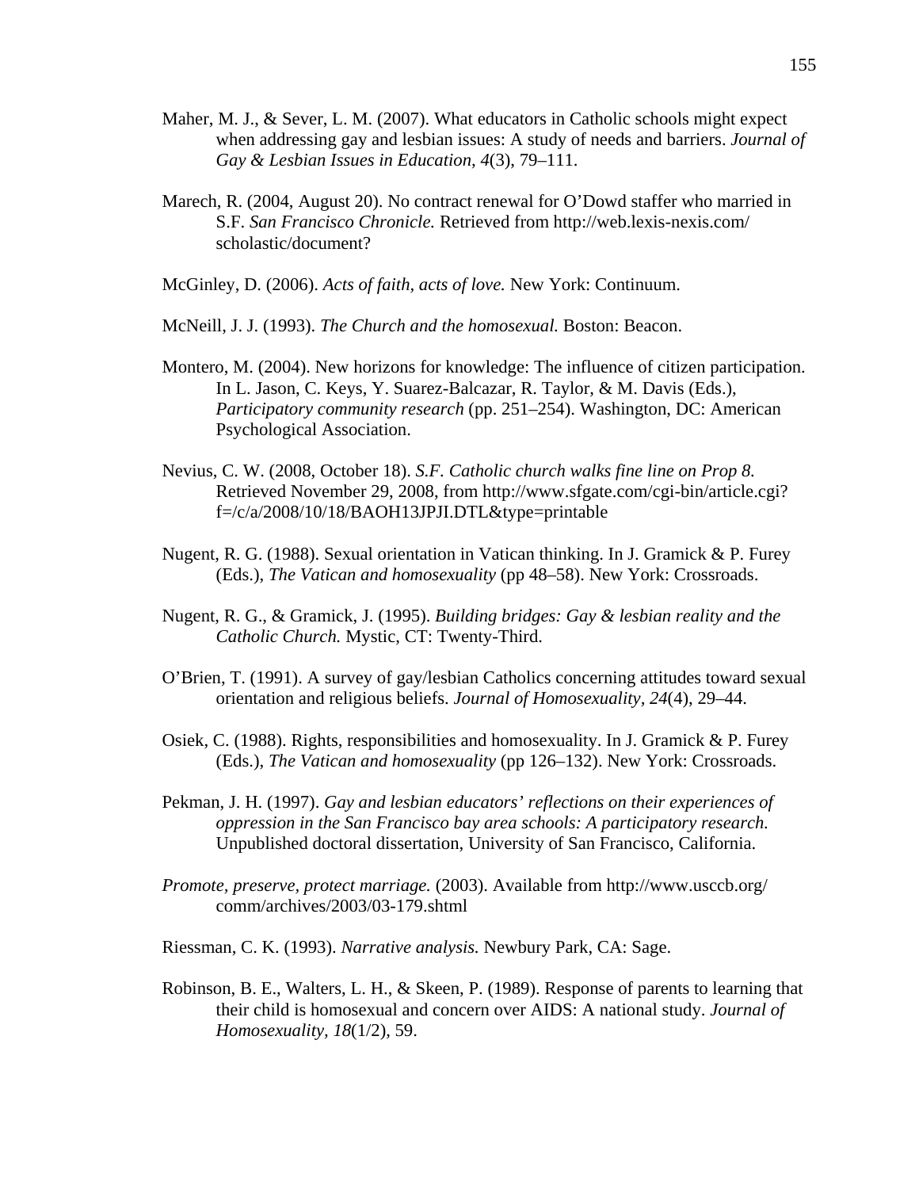Maher, M. J., & Sever, L. M. (2007). What educators in Catholic schools might expect when addressing gay and lesbian issues: A study of needs and barriers. *Journal of Gay & Lesbian Issues in Education, 4*(3), 79–111.

Marech, R. (2004, August 20). No contract renewal for O'Dowd staffer who married in S.F. *San Francisco Chronicle.* Retrieved from http://web.lexis-nexis.com/scholastic/document?

McGinley, D. (2006). *Acts of faith, acts of love.* New York: Continuum.

McNeill, J. J. (1993). *The Church and the homosexual.* Boston: Beacon.

Montero, M. (2004). New horizons for knowledge: The influence of citizen participation. In L. Jason, C. Keys, Y. Suarez-Balcazar, R. Taylor, & M. Davis (Eds.), *Participatory community research* (pp. 251–254). Washington, DC: American Psychological Association.

Nevius, C. W. (2008, October 18). *S.F. Catholic church walks fine line on Prop 8.* Retrieved November 29, 2008, from http://www.sfgate.com/cgi-bin/article.cgi?f=/c/a/2008/10/18/BAOH13JPJI.DTL&type=printable

Nugent, R. G. (1988). Sexual orientation in Vatican thinking. In J. Gramick & P. Furey (Eds.), *The Vatican and homosexuality* (pp 48–58). New York: Crossroads.

Nugent, R. G., & Gramick, J. (1995). *Building bridges: Gay & lesbian reality and the Catholic Church.* Mystic, CT: Twenty-Third.

O'Brien, T. (1991). A survey of gay/lesbian Catholics concerning attitudes toward sexual orientation and religious beliefs. *Journal of Homosexuality, 24*(4), 29–44.

Osiek, C. (1988). Rights, responsibilities and homosexuality. In J. Gramick & P. Furey (Eds.), *The Vatican and homosexuality* (pp 126–132). New York: Crossroads.

Pekman, J. H. (1997). *Gay and lesbian educators' reflections on their experiences of oppression in the San Francisco bay area schools: A participatory research.* Unpublished doctoral dissertation, University of San Francisco, California.

*Promote, preserve, protect marriage.* (2003). Available from http://www.usccb.org/comm/archives/2003/03-179.shtml

Riessman, C. K. (1993). *Narrative analysis.* Newbury Park, CA: Sage.

Robinson, B. E., Walters, L. H., & Skeen, P. (1989). Response of parents to learning that their child is homosexual and concern over AIDS: A national study. *Journal of Homosexuality, 18*(1/2), 59.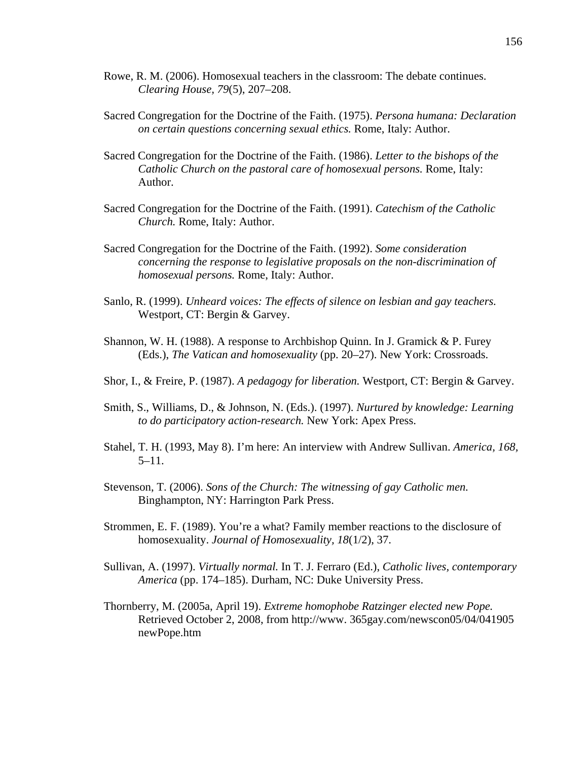Rowe, R. M. (2006). Homosexual teachers in the classroom: The debate continues. *Clearing House, 79*(5), 207–208.

Sacred Congregation for the Doctrine of the Faith. (1975). *Persona humana: Declaration on certain questions concerning sexual ethics.* Rome, Italy: Author.

Sacred Congregation for the Doctrine of the Faith. (1986). *Letter to the bishops of the Catholic Church on the pastoral care of homosexual persons.* Rome, Italy: Author.

Sacred Congregation for the Doctrine of the Faith. (1991). *Catechism of the Catholic Church.* Rome, Italy: Author.

Sacred Congregation for the Doctrine of the Faith. (1992). *Some consideration concerning the response to legislative proposals on the non-discrimination of homosexual persons.* Rome, Italy: Author.

Sanlo, R. (1999). *Unheard voices: The effects of silence on lesbian and gay teachers.* Westport, CT: Bergin & Garvey.

Shannon, W. H. (1988). A response to Archbishop Quinn. In J. Gramick & P. Furey (Eds.), *The Vatican and homosexuality* (pp. 20–27). New York: Crossroads.

Shor, I., & Freire, P. (1987). *A pedagogy for liberation.* Westport, CT: Bergin & Garvey.

Smith, S., Williams, D., & Johnson, N. (Eds.). (1997). *Nurtured by knowledge: Learning to do participatory action-research.* New York: Apex Press.

Stahel, T. H. (1993, May 8). I'm here: An interview with Andrew Sullivan. *America, 168,* 5–11.

Stevenson, T. (2006). *Sons of the Church: The witnessing of gay Catholic men.* Binghampton, NY: Harrington Park Press.

Strommen, E. F. (1989). You're a what? Family member reactions to the disclosure of homosexuality. *Journal of Homosexuality, 18*(1/2), 37.

Sullivan, A. (1997). *Virtually normal.* In T. J. Ferraro (Ed.), *Catholic lives, contemporary America* (pp. 174–185). Durham, NC: Duke University Press.

Thornberry, M. (2005a, April 19). *Extreme homophobe Ratzinger elected new Pope.* Retrieved October 2, 2008, from http://www. 365gay.com/newscon05/04/041905 newPope.htm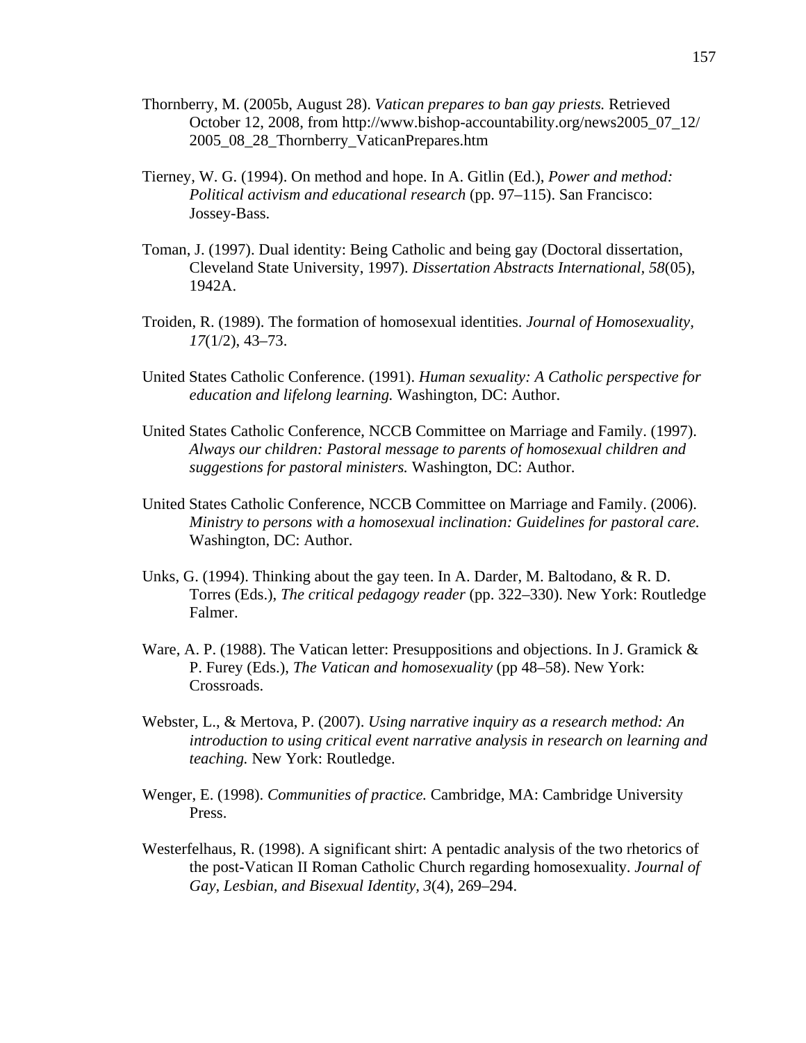Thornberry, M. (2005b, August 28). *Vatican prepares to ban gay priests.* Retrieved October 12, 2008, from http://www.bishop-accountability.org/news2005_07_12/2005_08_28_Thornberry_VaticanPrepares.htm

Tierney, W. G. (1994). On method and hope. In A. Gitlin (Ed.), *Power and method: Political activism and educational research* (pp. 97–115). San Francisco: Jossey-Bass.

Toman, J. (1997). Dual identity: Being Catholic and being gay (Doctoral dissertation, Cleveland State University, 1997). *Dissertation Abstracts International, 58*(05), 1942A.

Troiden, R. (1989). The formation of homosexual identities. *Journal of Homosexuality, 17*(1/2), 43–73.

United States Catholic Conference. (1991). *Human sexuality: A Catholic perspective for education and lifelong learning.* Washington, DC: Author.

United States Catholic Conference, NCCB Committee on Marriage and Family. (1997). *Always our children: Pastoral message to parents of homosexual children and suggestions for pastoral ministers.* Washington, DC: Author.

United States Catholic Conference, NCCB Committee on Marriage and Family. (2006). *Ministry to persons with a homosexual inclination: Guidelines for pastoral care.* Washington, DC: Author.

Unks, G. (1994). Thinking about the gay teen. In A. Darder, M. Baltodano, & R. D. Torres (Eds.), *The critical pedagogy reader* (pp. 322–330). New York: Routledge Falmer.

Ware, A. P. (1988). The Vatican letter: Presuppositions and objections. In J. Gramick & P. Furey (Eds.), *The Vatican and homosexuality* (pp 48–58). New York: Crossroads.

Webster, L., & Mertova, P. (2007). *Using narrative inquiry as a research method: An introduction to using critical event narrative analysis in research on learning and teaching.* New York: Routledge.

Wenger, E. (1998). *Communities of practice.* Cambridge, MA: Cambridge University Press.

Westerfelhaus, R. (1998). A significant shirt: A pentadic analysis of the two rhetorics of the post-Vatican II Roman Catholic Church regarding homosexuality. *Journal of Gay, Lesbian, and Bisexual Identity, 3*(4), 269–294.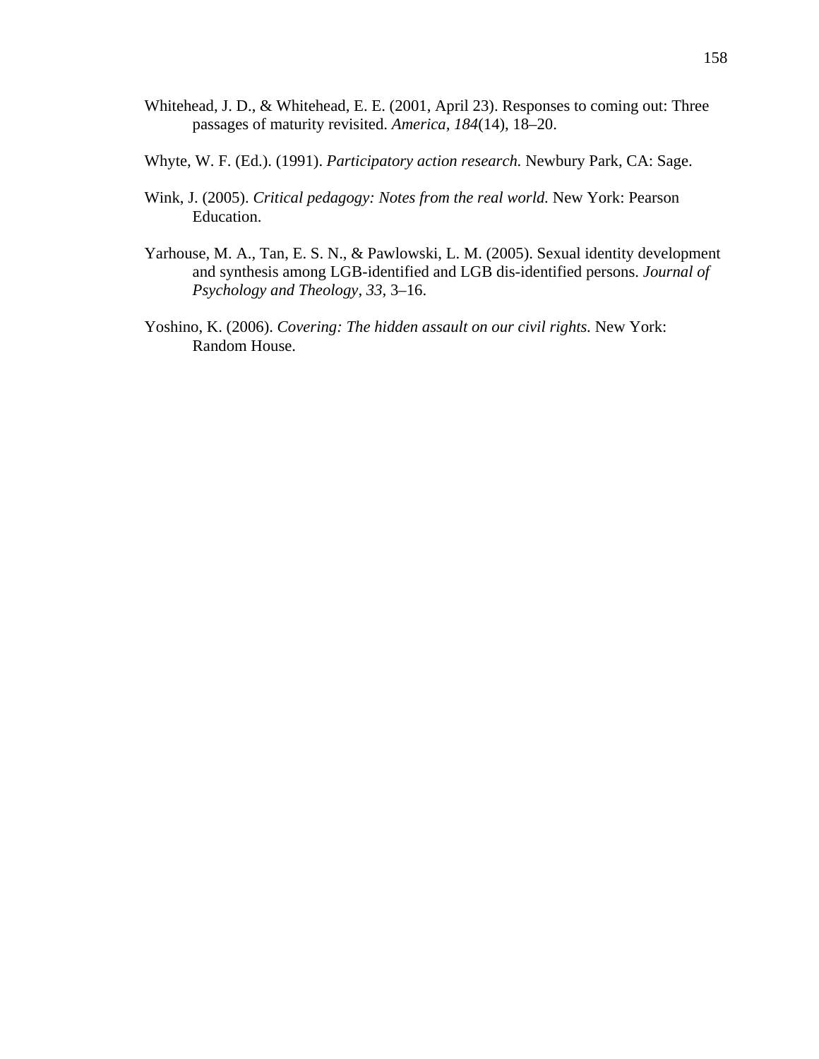Whitehead, J. D., & Whitehead, E. E. (2001, April 23). Responses to coming out: Three passages of maturity revisited. *America, 184*(14), 18–20.

Whyte, W. F. (Ed.). (1991). *Participatory action research.* Newbury Park, CA: Sage.

Wink, J. (2005). *Critical pedagogy: Notes from the real world.* New York: Pearson Education.

Yarhouse, M. A., Tan, E. S. N., & Pawlowski, L. M. (2005). Sexual identity development and synthesis among LGB-identified and LGB dis-identified persons. *Journal of Psychology and Theology, 33*, 3–16.

Yoshino, K. (2006). *Covering: The hidden assault on our civil rights.* New York: Random House.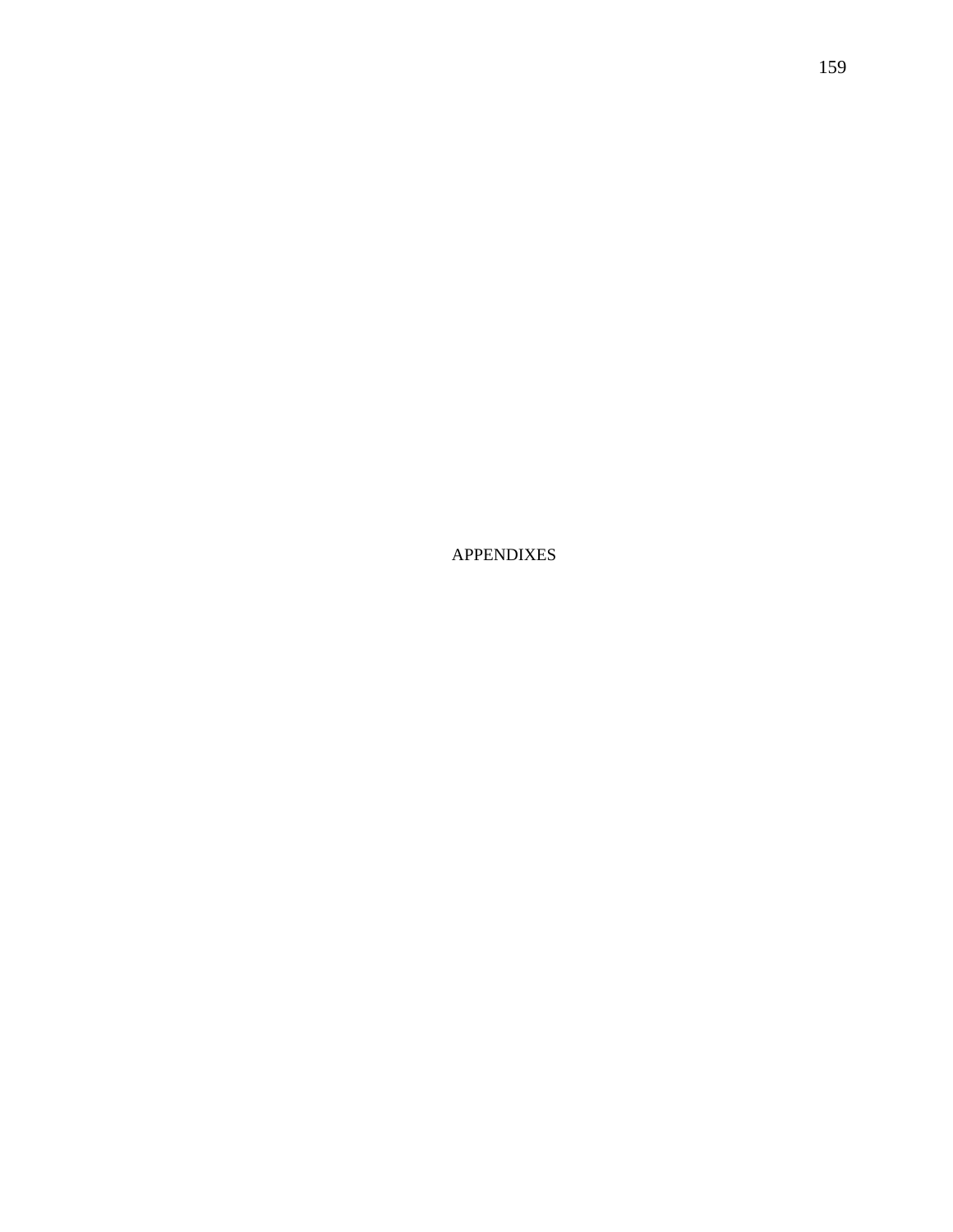# APPENDIXES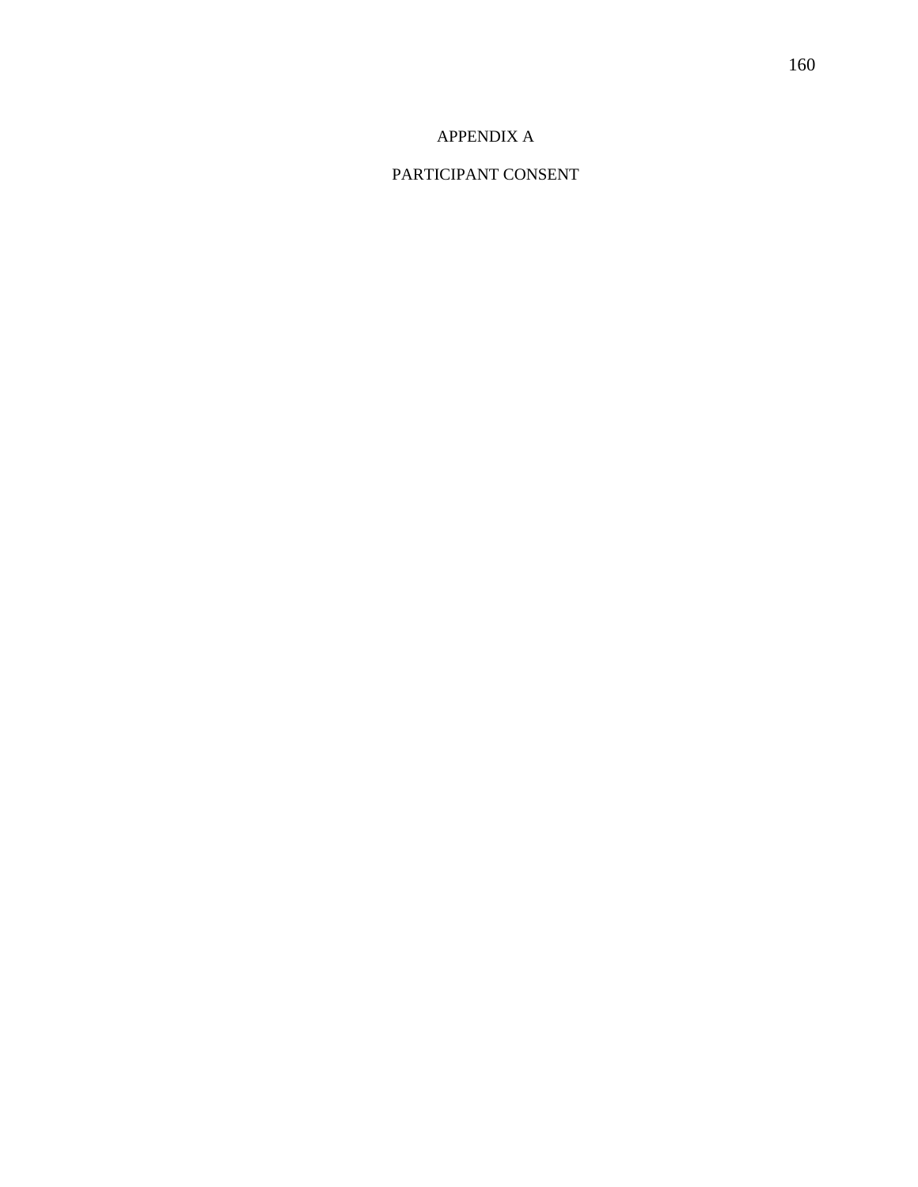# APPENDIX A

## PARTICIPANT CONSENT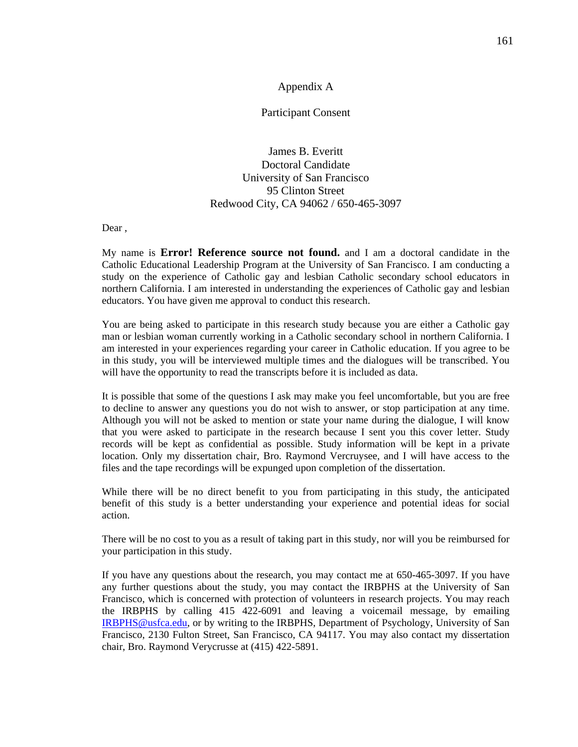Appendix A

Participant Consent

James B. Everitt
Doctoral Candidate
University of San Francisco
95 Clinton Street
Redwood City, CA 94062 / 650-465-3097

Dear ,

My name is **Error! Reference source not found.** and I am a doctoral candidate in the Catholic Educational Leadership Program at the University of San Francisco. I am conducting a study on the experience of Catholic gay and lesbian Catholic secondary school educators in northern California. I am interested in understanding the experiences of Catholic gay and lesbian educators. You have given me approval to conduct this research.

You are being asked to participate in this research study because you are either a Catholic gay man or lesbian woman currently working in a Catholic secondary school in northern California. I am interested in your experiences regarding your career in Catholic education. If you agree to be in this study, you will be interviewed multiple times and the dialogues will be transcribed. You will have the opportunity to read the transcripts before it is included as data.

It is possible that some of the questions I ask may make you feel uncomfortable, but you are free to decline to answer any questions you do not wish to answer, or stop participation at any time. Although you will not be asked to mention or state your name during the dialogue, I will know that you were asked to participate in the research because I sent you this cover letter. Study records will be kept as confidential as possible. Study information will be kept in a private location. Only my dissertation chair, Bro. Raymond Vercruysee, and I will have access to the files and the tape recordings will be expunged upon completion of the dissertation.

While there will be no direct benefit to you from participating in this study, the anticipated benefit of this study is a better understanding your experience and potential ideas for social action.

There will be no cost to you as a result of taking part in this study, nor will you be reimbursed for your participation in this study.

If you have any questions about the research, you may contact me at 650-465-3097. If you have any further questions about the study, you may contact the IRBPHS at the University of San Francisco, which is concerned with protection of volunteers in research projects. You may reach the IRBPHS by calling 415 422-6091 and leaving a voicemail message, by emailing IRBPHS@usfca.edu, or by writing to the IRBPHS, Department of Psychology, University of San Francisco, 2130 Fulton Street, San Francisco, CA 94117. You may also contact my dissertation chair, Bro. Raymond Verycrusse at (415) 422-5891.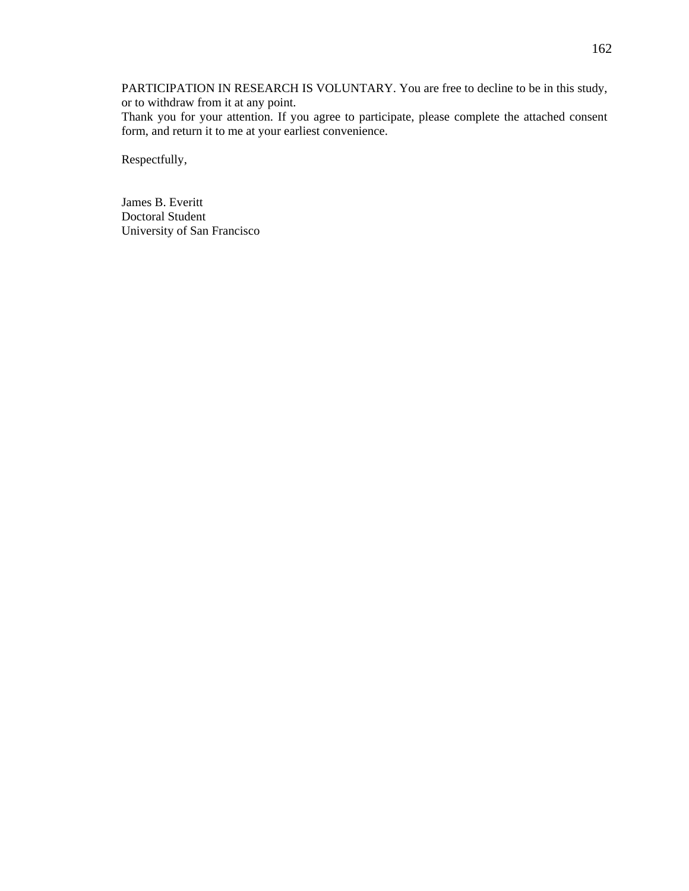PARTICIPATION IN RESEARCH IS VOLUNTARY. You are free to decline to be in this study, or to withdraw from it at any point.
Thank you for your attention. If you agree to participate, please complete the attached consent form, and return it to me at your earliest convenience.

Respectfully,

James B. Everitt
Doctoral Student
University of San Francisco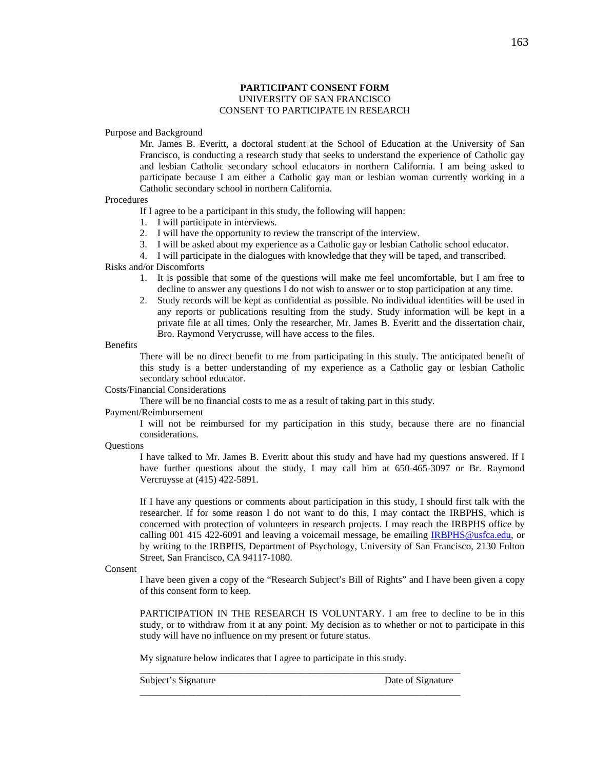**PARTICIPANT CONSENT FORM**
UNIVERSITY OF SAN FRANCISCO
CONSENT TO PARTICIPATE IN RESEARCH

Purpose and Background

Mr. James B. Everitt, a doctoral student at the School of Education at the University of San Francisco, is conducting a research study that seeks to understand the experience of Catholic gay and lesbian Catholic secondary school educators in northern California. I am being asked to participate because I am either a Catholic gay man or lesbian woman currently working in a Catholic secondary school in northern California.

Procedures

If I agree to be a participant in this study, the following will happen:

1. I will participate in interviews.
2. I will have the opportunity to review the transcript of the interview.
3. I will be asked about my experience as a Catholic gay or lesbian Catholic school educator.
4. I will participate in the dialogues with knowledge that they will be taped, and transcribed.

Risks and/or Discomforts

1. It is possible that some of the questions will make me feel uncomfortable, but I am free to decline to answer any questions I do not wish to answer or to stop participation at any time.
2. Study records will be kept as confidential as possible. No individual identities will be used in any reports or publications resulting from the study. Study information will be kept in a private file at all times. Only the researcher, Mr. James B. Everitt and the dissertation chair, Bro. Raymond Verycrusse, will have access to the files.

Benefits

There will be no direct benefit to me from participating in this study. The anticipated benefit of this study is a better understanding of my experience as a Catholic gay or lesbian Catholic secondary school educator.

Costs/Financial Considerations

There will be no financial costs to me as a result of taking part in this study.

Payment/Reimbursement

I will not be reimbursed for my participation in this study, because there are no financial considerations.

Questions

I have talked to Mr. James B. Everitt about this study and have had my questions answered. If I have further questions about the study, I may call him at 650-465-3097 or Br. Raymond Vercruysse at (415) 422-5891.

If I have any questions or comments about participation in this study, I should first talk with the researcher. If for some reason I do not want to do this, I may contact the IRBPHS, which is concerned with protection of volunteers in research projects. I may reach the IRBPHS office by calling 001 415 422-6091 and leaving a voicemail message, be emailing IRBPHS@usfca.edu, or by writing to the IRBPHS, Department of Psychology, University of San Francisco, 2130 Fulton Street, San Francisco, CA 94117-1080.

Consent

I have been given a copy of the "Research Subject's Bill of Rights" and I have been given a copy of this consent form to keep.

PARTICIPATION IN THE RESEARCH IS VOLUNTARY. I am free to decline to be in this study, or to withdraw from it at any point. My decision as to whether or not to participate in this study will have no influence on my present or future status.

My signature below indicates that I agree to participate in this study.

_______________________________________________________________

Subject's Signature                                                                                Date of Signature

_______________________________________________________________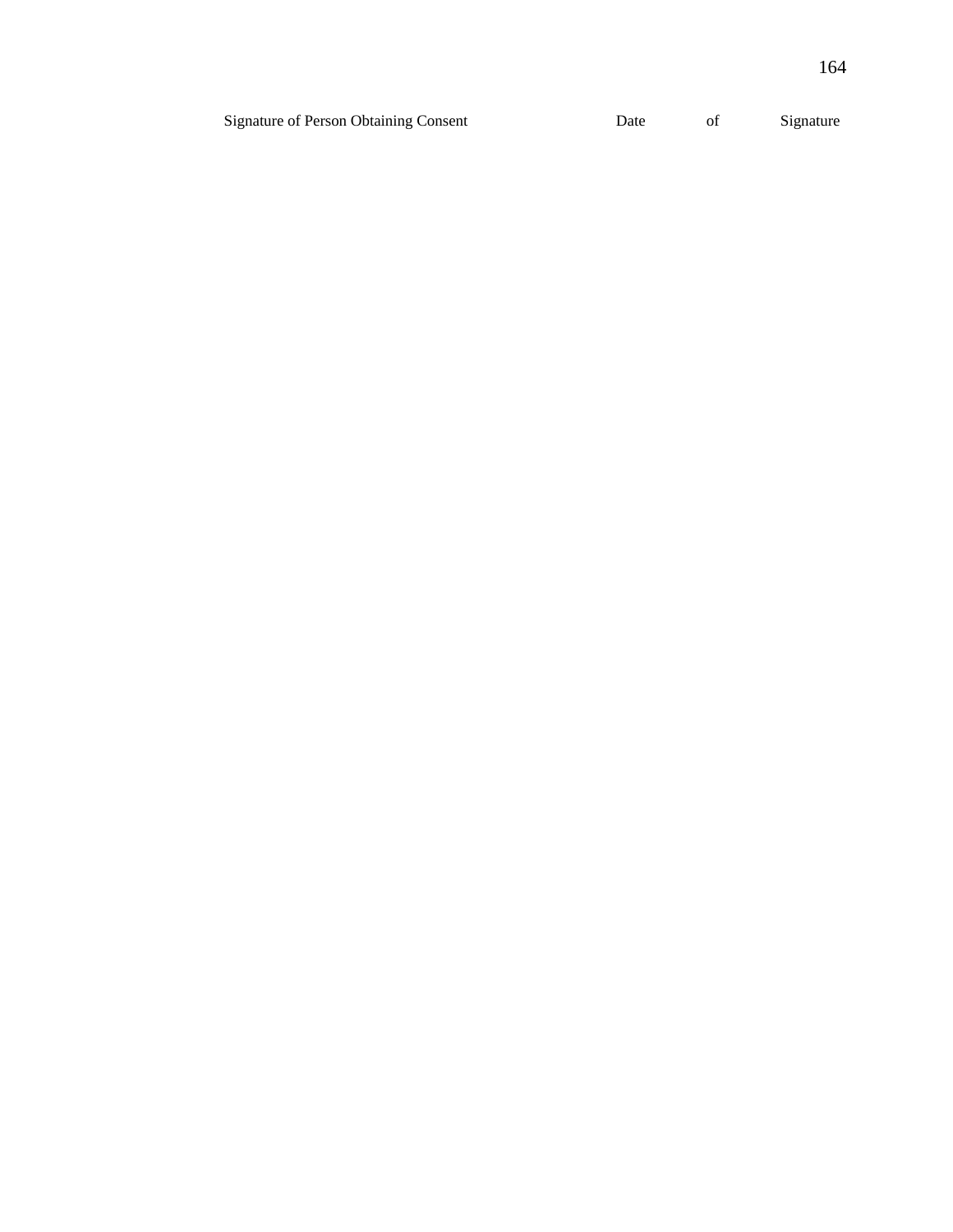Signature of Person Obtaining Consent Date of Signature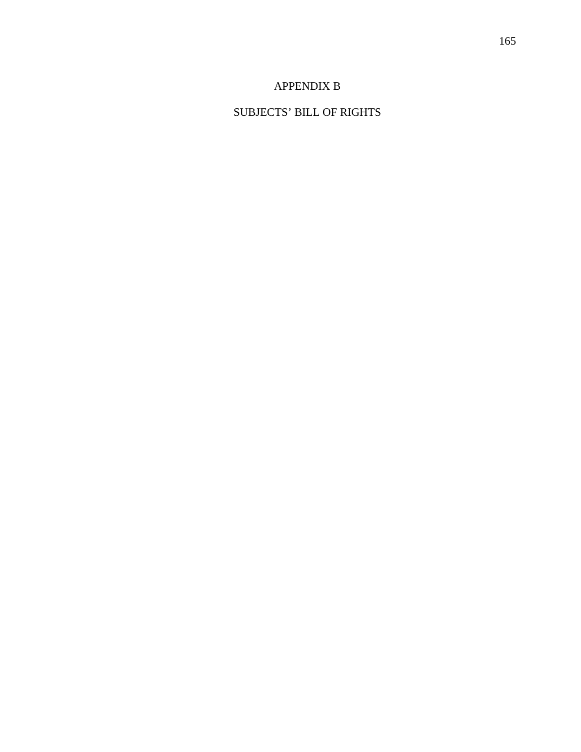# APPENDIX B

# SUBJECTS' BILL OF RIGHTS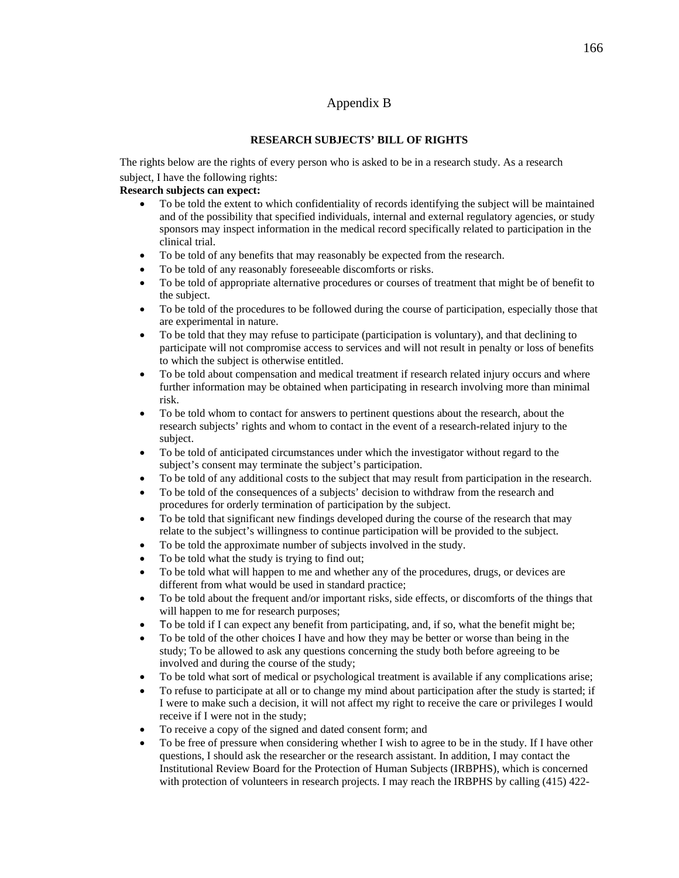# Appendix B

**RESEARCH SUBJECTS' BILL OF RIGHTS**

The rights below are the rights of every person who is asked to be in a research study. As a research subject, I have the following rights:

**Research subjects can expect:**

- To be told the extent to which confidentiality of records identifying the subject will be maintained and of the possibility that specified individuals, internal and external regulatory agencies, or study sponsors may inspect information in the medical record specifically related to participation in the clinical trial.
- To be told of any benefits that may reasonably be expected from the research.
- To be told of any reasonably foreseeable discomforts or risks.
- To be told of appropriate alternative procedures or courses of treatment that might be of benefit to the subject.
- To be told of the procedures to be followed during the course of participation, especially those that are experimental in nature.
- To be told that they may refuse to participate (participation is voluntary), and that declining to participate will not compromise access to services and will not result in penalty or loss of benefits to which the subject is otherwise entitled.
- To be told about compensation and medical treatment if research related injury occurs and where further information may be obtained when participating in research involving more than minimal risk.
- To be told whom to contact for answers to pertinent questions about the research, about the research subjects' rights and whom to contact in the event of a research-related injury to the subject.
- To be told of anticipated circumstances under which the investigator without regard to the subject's consent may terminate the subject's participation.
- To be told of any additional costs to the subject that may result from participation in the research.
- To be told of the consequences of a subjects' decision to withdraw from the research and procedures for orderly termination of participation by the subject.
- To be told that significant new findings developed during the course of the research that may relate to the subject's willingness to continue participation will be provided to the subject.
- To be told the approximate number of subjects involved in the study.
- To be told what the study is trying to find out;
- To be told what will happen to me and whether any of the procedures, drugs, or devices are different from what would be used in standard practice;
- To be told about the frequent and/or important risks, side effects, or discomforts of the things that will happen to me for research purposes;
- To be told if I can expect any benefit from participating, and, if so, what the benefit might be;
- To be told of the other choices I have and how they may be better or worse than being in the study; To be allowed to ask any questions concerning the study both before agreeing to be involved and during the course of the study;
- To be told what sort of medical or psychological treatment is available if any complications arise;
- To refuse to participate at all or to change my mind about participation after the study is started; if I were to make such a decision, it will not affect my right to receive the care or privileges I would receive if I were not in the study;
- To receive a copy of the signed and dated consent form; and
- To be free of pressure when considering whether I wish to agree to be in the study. If I have other questions, I should ask the researcher or the research assistant. In addition, I may contact the Institutional Review Board for the Protection of Human Subjects (IRBPHS), which is concerned with protection of volunteers in research projects. I may reach the IRBPHS by calling (415) 422-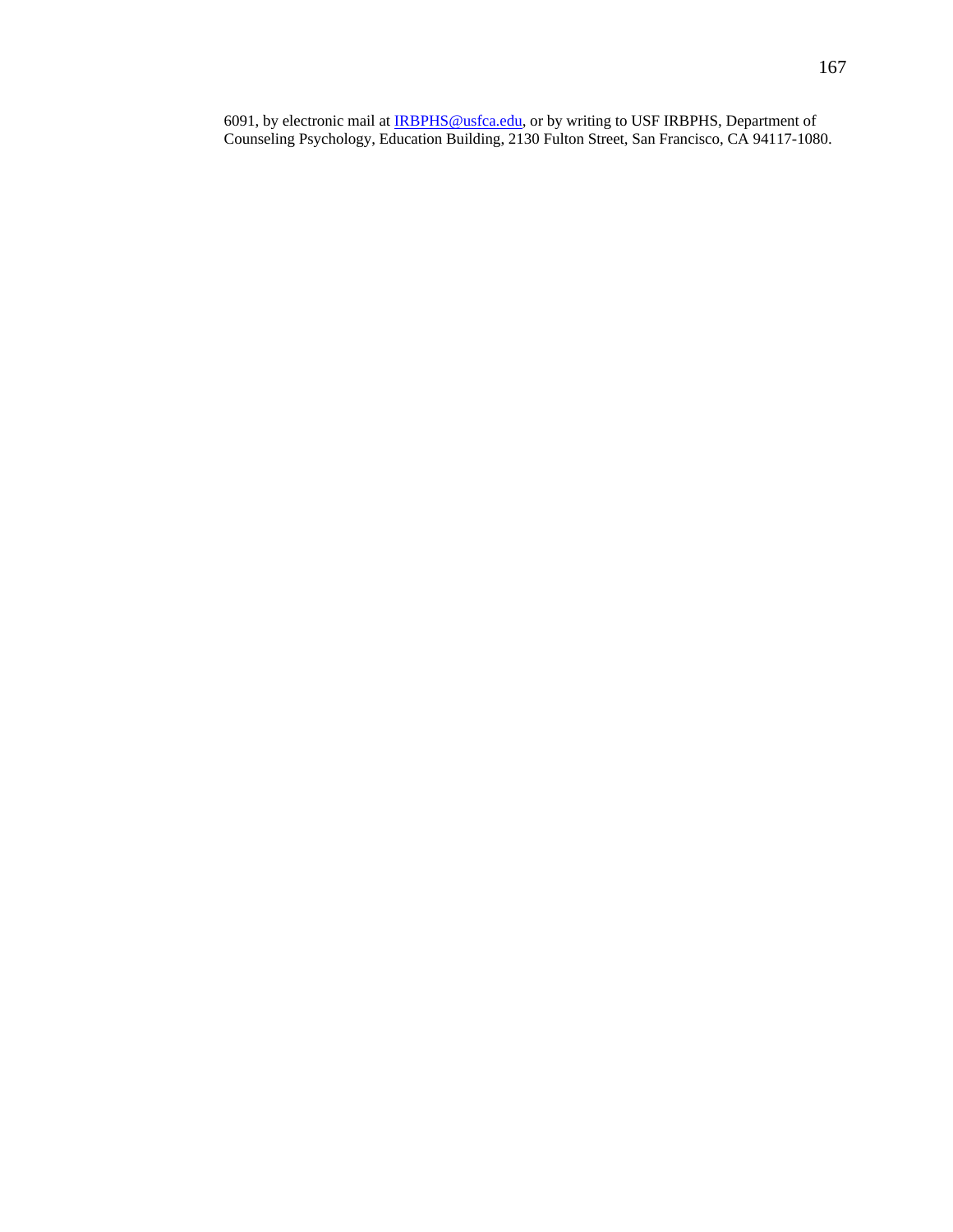6091, by electronic mail at IRBPHS@usfca.edu, or by writing to USF IRBPHS, Department of Counseling Psychology, Education Building, 2130 Fulton Street, San Francisco, CA 94117-1080.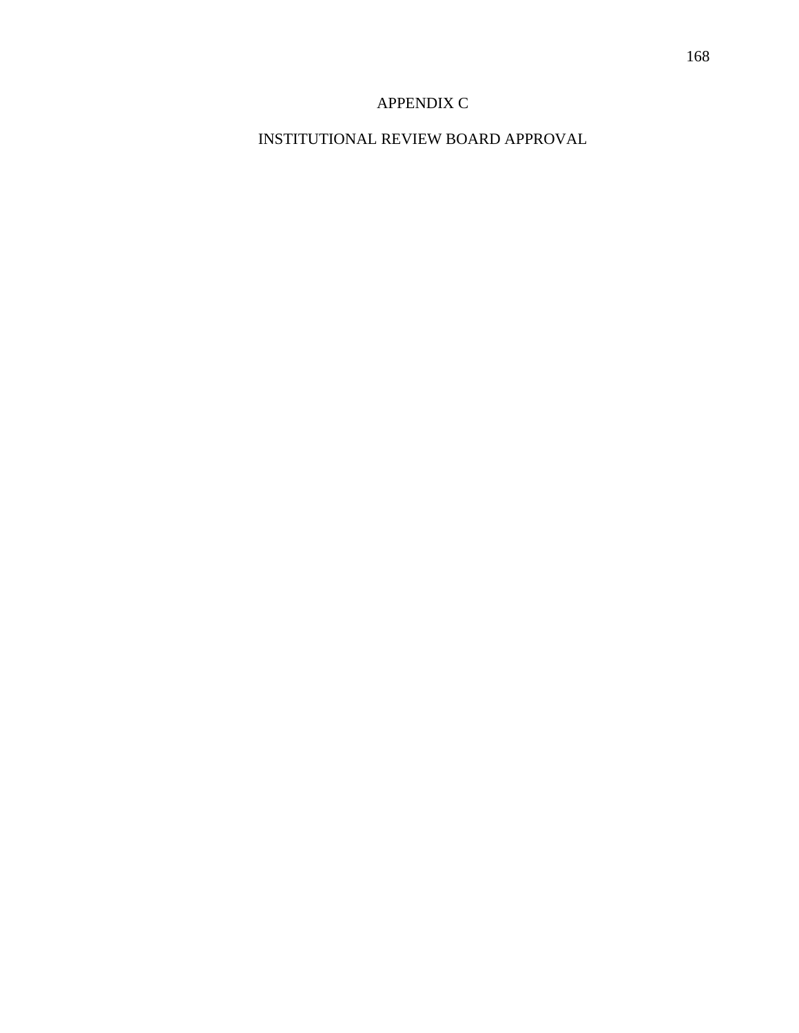# APPENDIX C

# INSTITUTIONAL REVIEW BOARD APPROVAL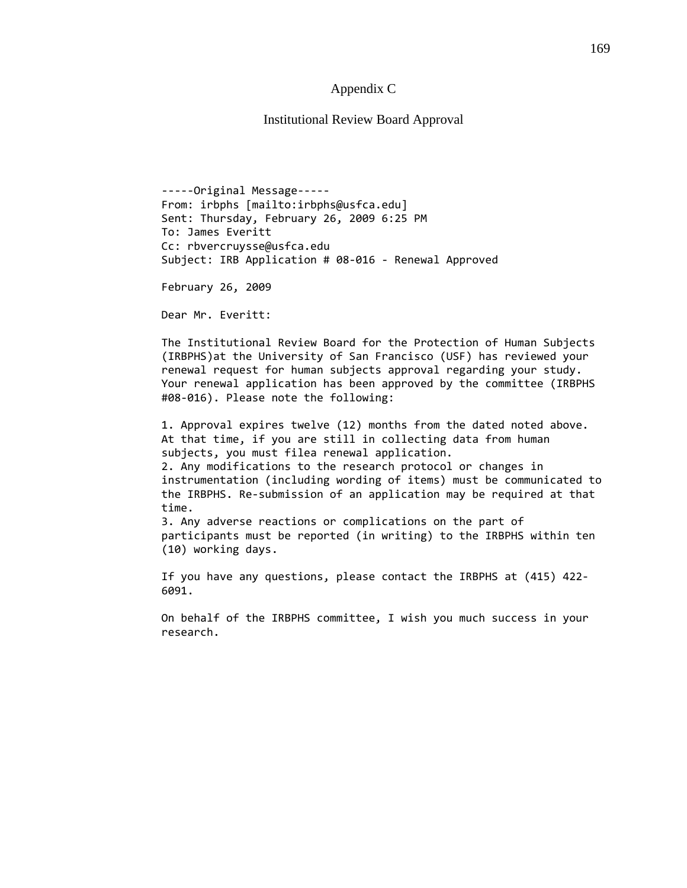# Appendix C

## Institutional Review Board Approval

-----Original Message-----
From: irbphs [mailto:irbphs@usfca.edu]
Sent: Thursday, February 26, 2009 6:25 PM
To: James Everitt
Cc: rbvercruysse@usfca.edu
Subject: IRB Application # 08-016 - Renewal Approved

February 26, 2009

Dear Mr. Everitt:

The Institutional Review Board for the Protection of Human Subjects (IRBPHS)at the University of San Francisco (USF) has reviewed your renewal request for human subjects approval regarding your study. Your renewal application has been approved by the committee (IRBPHS #08-016). Please note the following:

1. Approval expires twelve (12) months from the dated noted above. At that time, if you are still in collecting data from human subjects, you must filea renewal application.
2. Any modifications to the research protocol or changes in instrumentation (including wording of items) must be communicated to the IRBPHS. Re-submission of an application may be required at that time.
3. Any adverse reactions or complications on the part of participants must be reported (in writing) to the IRBPHS within ten (10) working days.

If you have any questions, please contact the IRBPHS at (415) 422-6091.

On behalf of the IRBPHS committee, I wish you much success in your research.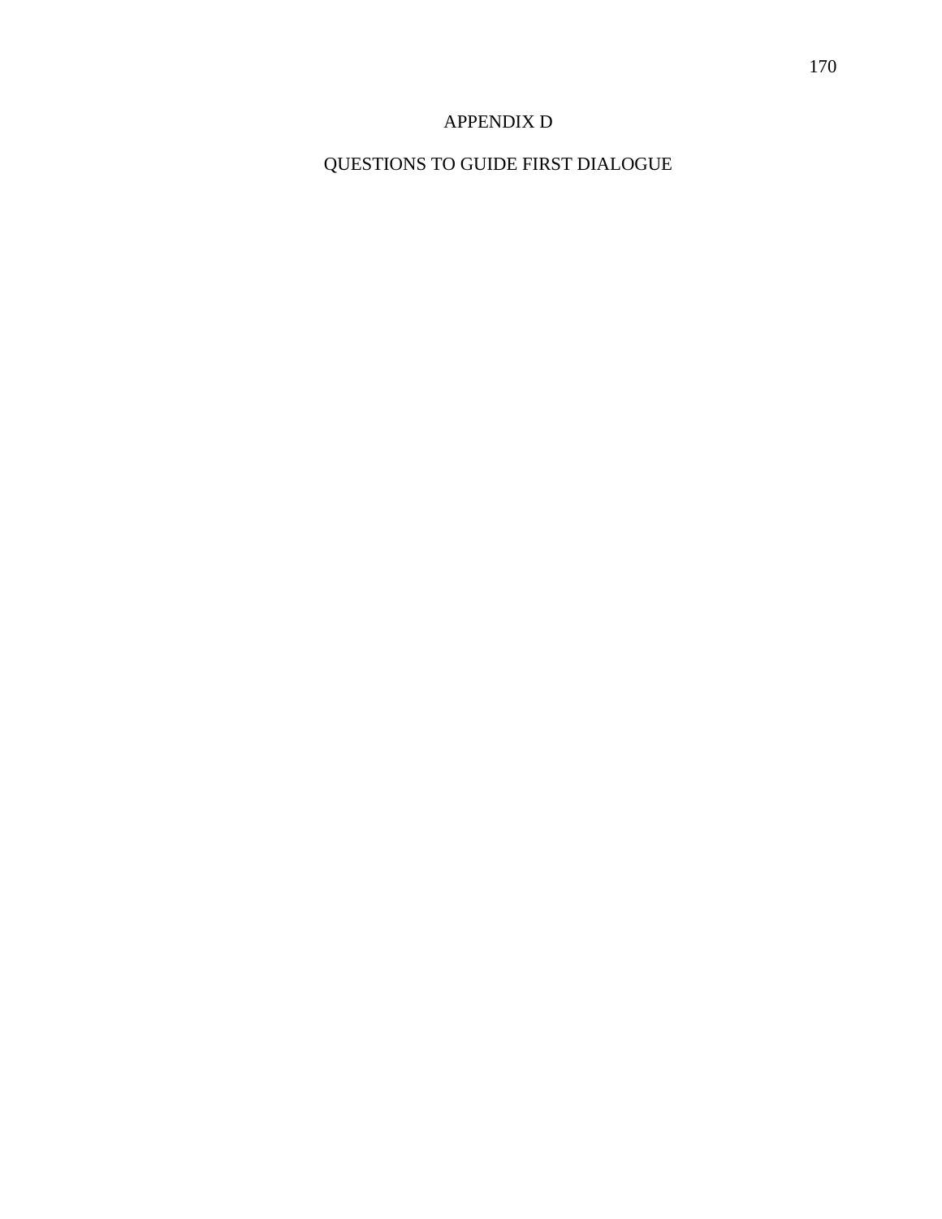# APPENDIX D

## QUESTIONS TO GUIDE FIRST DIALOGUE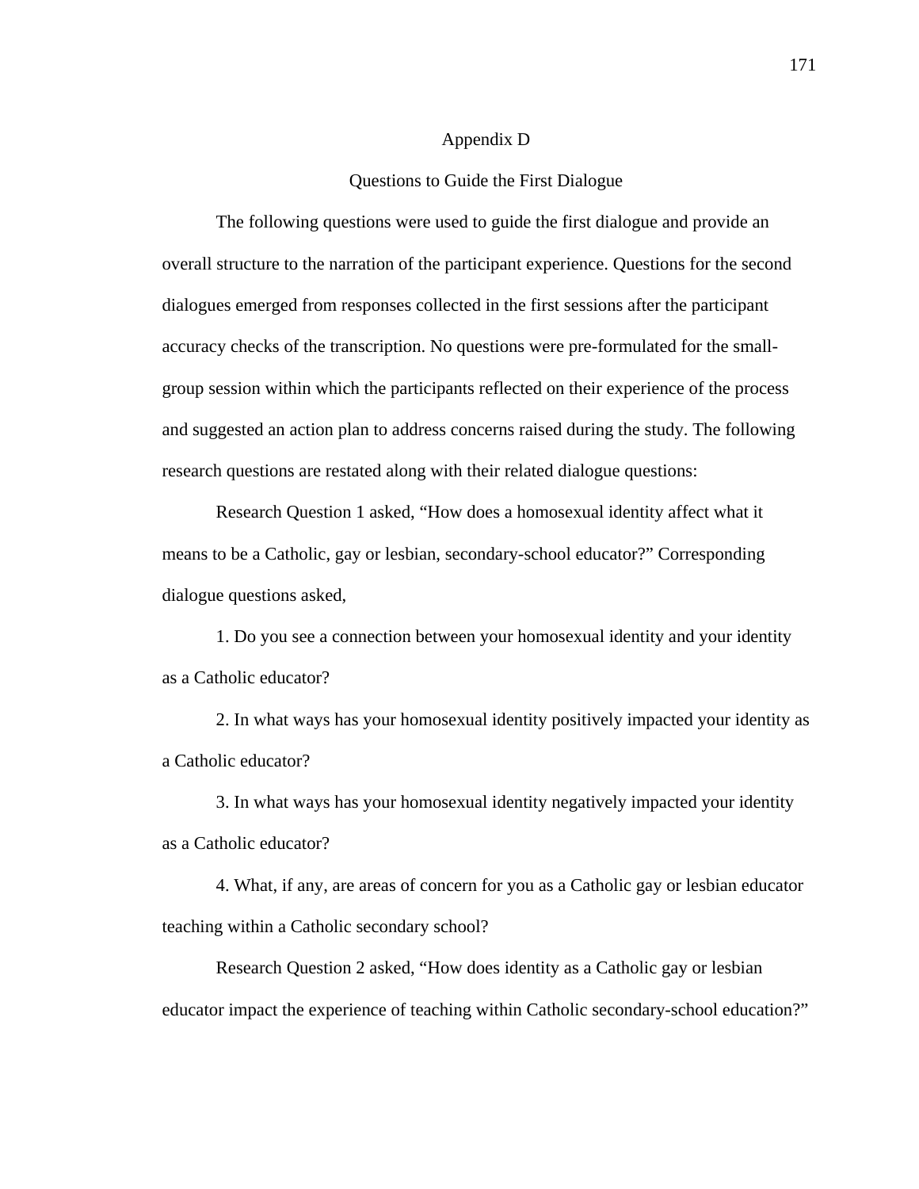# Appendix D

## Questions to Guide the First Dialogue

The following questions were used to guide the first dialogue and provide an overall structure to the narration of the participant experience. Questions for the second dialogues emerged from responses collected in the first sessions after the participant accuracy checks of the transcription. No questions were pre-formulated for the small-group session within which the participants reflected on their experience of the process and suggested an action plan to address concerns raised during the study. The following research questions are restated along with their related dialogue questions:

Research Question 1 asked, “How does a homosexual identity affect what it means to be a Catholic, gay or lesbian, secondary-school educator?” Corresponding dialogue questions asked,

1. Do you see a connection between your homosexual identity and your identity as a Catholic educator?

2. In what ways has your homosexual identity positively impacted your identity as a Catholic educator?

3. In what ways has your homosexual identity negatively impacted your identity as a Catholic educator?

4. What, if any, are areas of concern for you as a Catholic gay or lesbian educator teaching within a Catholic secondary school?

Research Question 2 asked, “How does identity as a Catholic gay or lesbian educator impact the experience of teaching within Catholic secondary-school education?”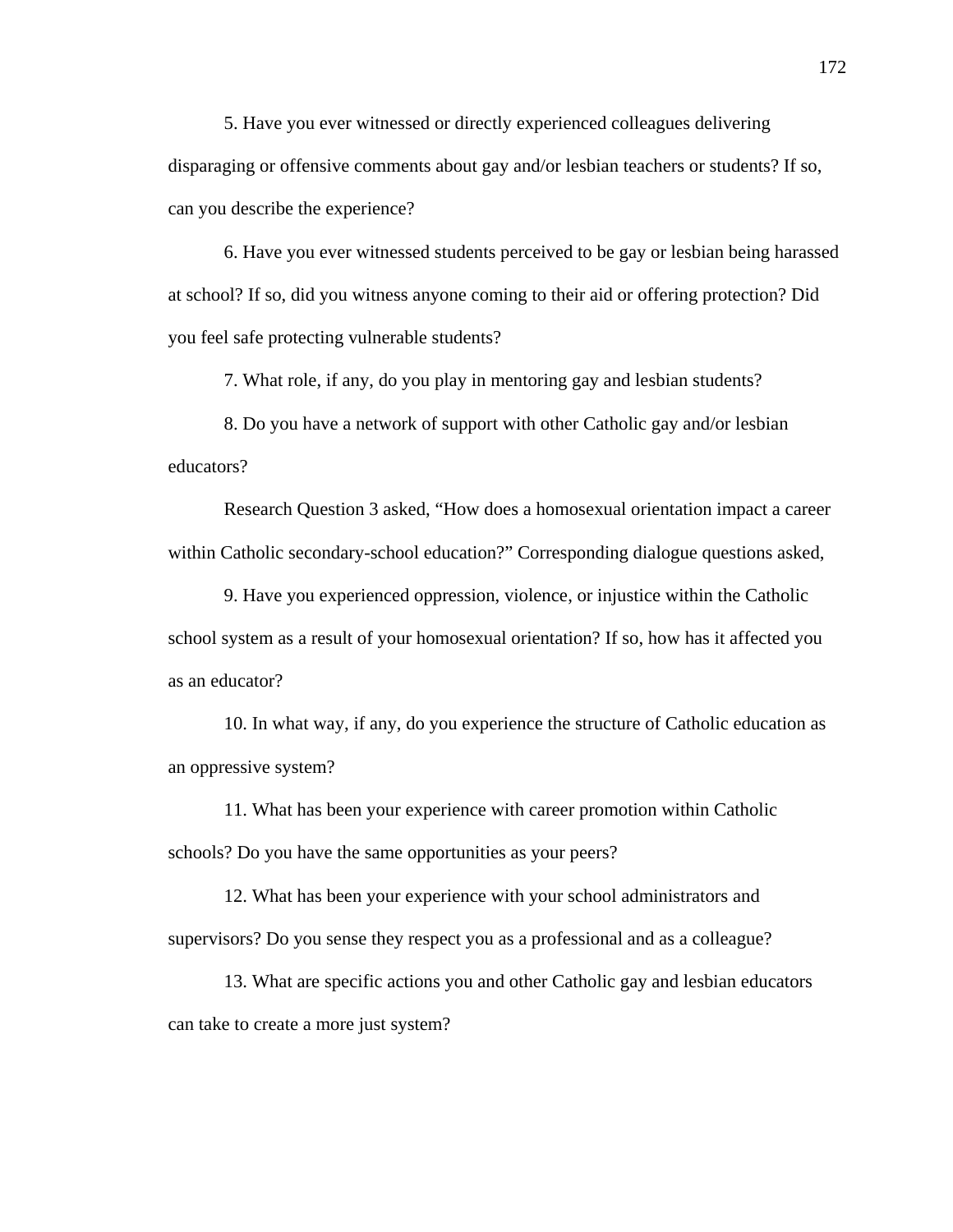5. Have you ever witnessed or directly experienced colleagues delivering disparaging or offensive comments about gay and/or lesbian teachers or students? If so, can you describe the experience?

6. Have you ever witnessed students perceived to be gay or lesbian being harassed at school? If so, did you witness anyone coming to their aid or offering protection? Did you feel safe protecting vulnerable students?

7. What role, if any, do you play in mentoring gay and lesbian students?

8. Do you have a network of support with other Catholic gay and/or lesbian educators?

Research Question 3 asked, "How does a homosexual orientation impact a career within Catholic secondary-school education?" Corresponding dialogue questions asked,

9. Have you experienced oppression, violence, or injustice within the Catholic school system as a result of your homosexual orientation? If so, how has it affected you as an educator?

10. In what way, if any, do you experience the structure of Catholic education as an oppressive system?

11. What has been your experience with career promotion within Catholic schools? Do you have the same opportunities as your peers?

12. What has been your experience with your school administrators and supervisors? Do you sense they respect you as a professional and as a colleague?

13. What are specific actions you and other Catholic gay and lesbian educators can take to create a more just system?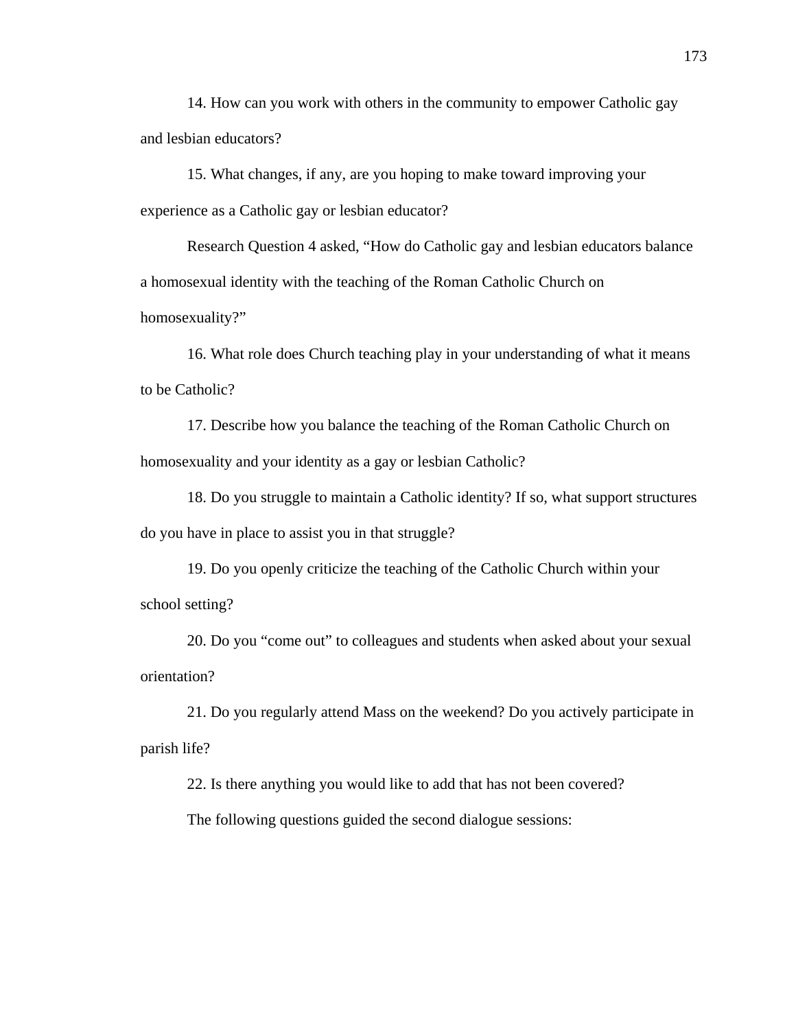14. How can you work with others in the community to empower Catholic gay and lesbian educators?

15. What changes, if any, are you hoping to make toward improving your experience as a Catholic gay or lesbian educator?

Research Question 4 asked, “How do Catholic gay and lesbian educators balance a homosexual identity with the teaching of the Roman Catholic Church on homosexuality?”

16. What role does Church teaching play in your understanding of what it means to be Catholic?

17. Describe how you balance the teaching of the Roman Catholic Church on homosexuality and your identity as a gay or lesbian Catholic?

18. Do you struggle to maintain a Catholic identity? If so, what support structures do you have in place to assist you in that struggle?

19. Do you openly criticize the teaching of the Catholic Church within your school setting?

20. Do you “come out” to colleagues and students when asked about your sexual orientation?

21. Do you regularly attend Mass on the weekend? Do you actively participate in parish life?

22. Is there anything you would like to add that has not been covered?

The following questions guided the second dialogue sessions: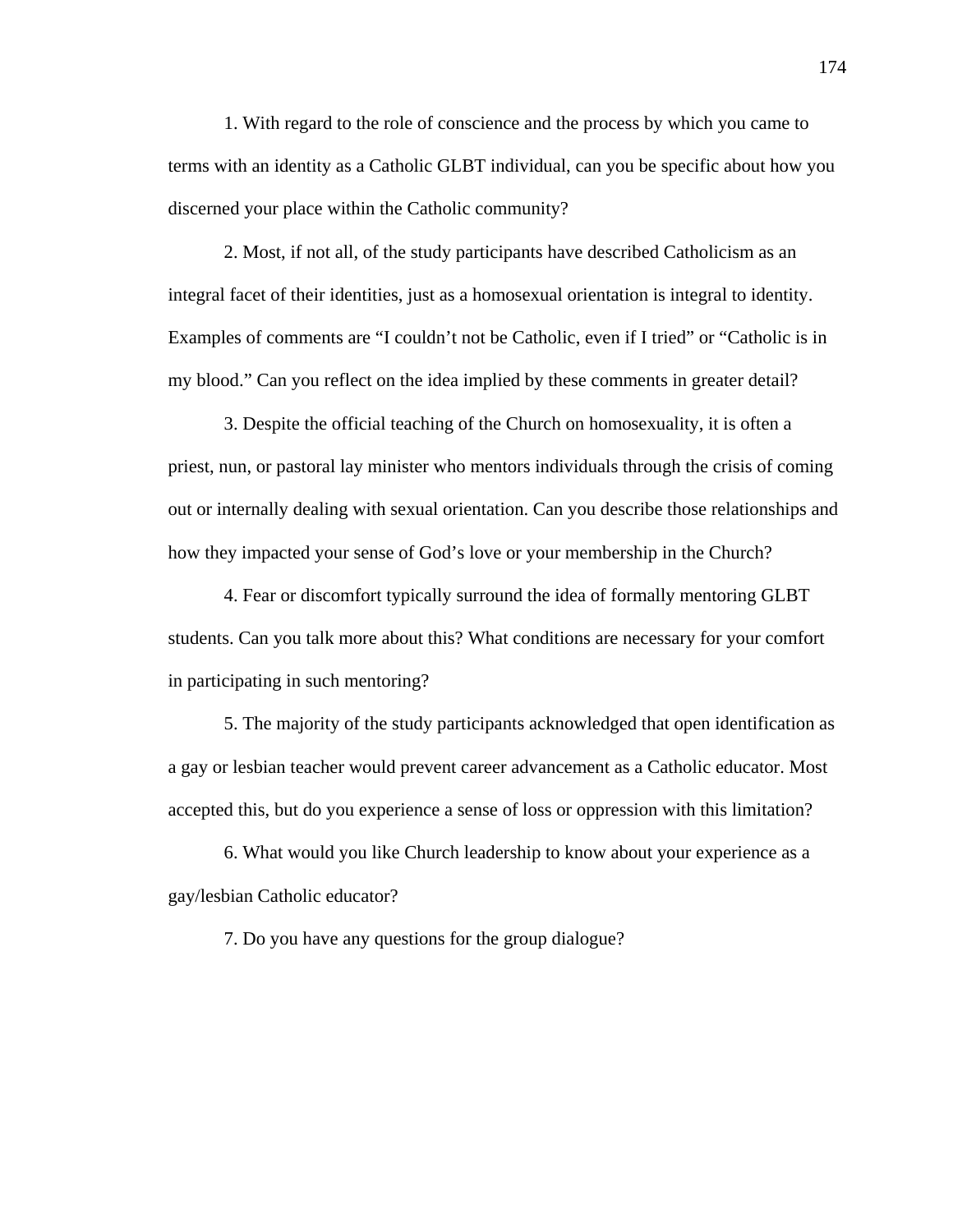1. With regard to the role of conscience and the process by which you came to terms with an identity as a Catholic GLBT individual, can you be specific about how you discerned your place within the Catholic community?

2. Most, if not all, of the study participants have described Catholicism as an integral facet of their identities, just as a homosexual orientation is integral to identity. Examples of comments are "I couldn't not be Catholic, even if I tried" or "Catholic is in my blood." Can you reflect on the idea implied by these comments in greater detail?

3. Despite the official teaching of the Church on homosexuality, it is often a priest, nun, or pastoral lay minister who mentors individuals through the crisis of coming out or internally dealing with sexual orientation. Can you describe those relationships and how they impacted your sense of God's love or your membership in the Church?

4. Fear or discomfort typically surround the idea of formally mentoring GLBT students. Can you talk more about this? What conditions are necessary for your comfort in participating in such mentoring?

5. The majority of the study participants acknowledged that open identification as a gay or lesbian teacher would prevent career advancement as a Catholic educator. Most accepted this, but do you experience a sense of loss or oppression with this limitation?

6. What would you like Church leadership to know about your experience as a gay/lesbian Catholic educator?

7. Do you have any questions for the group dialogue?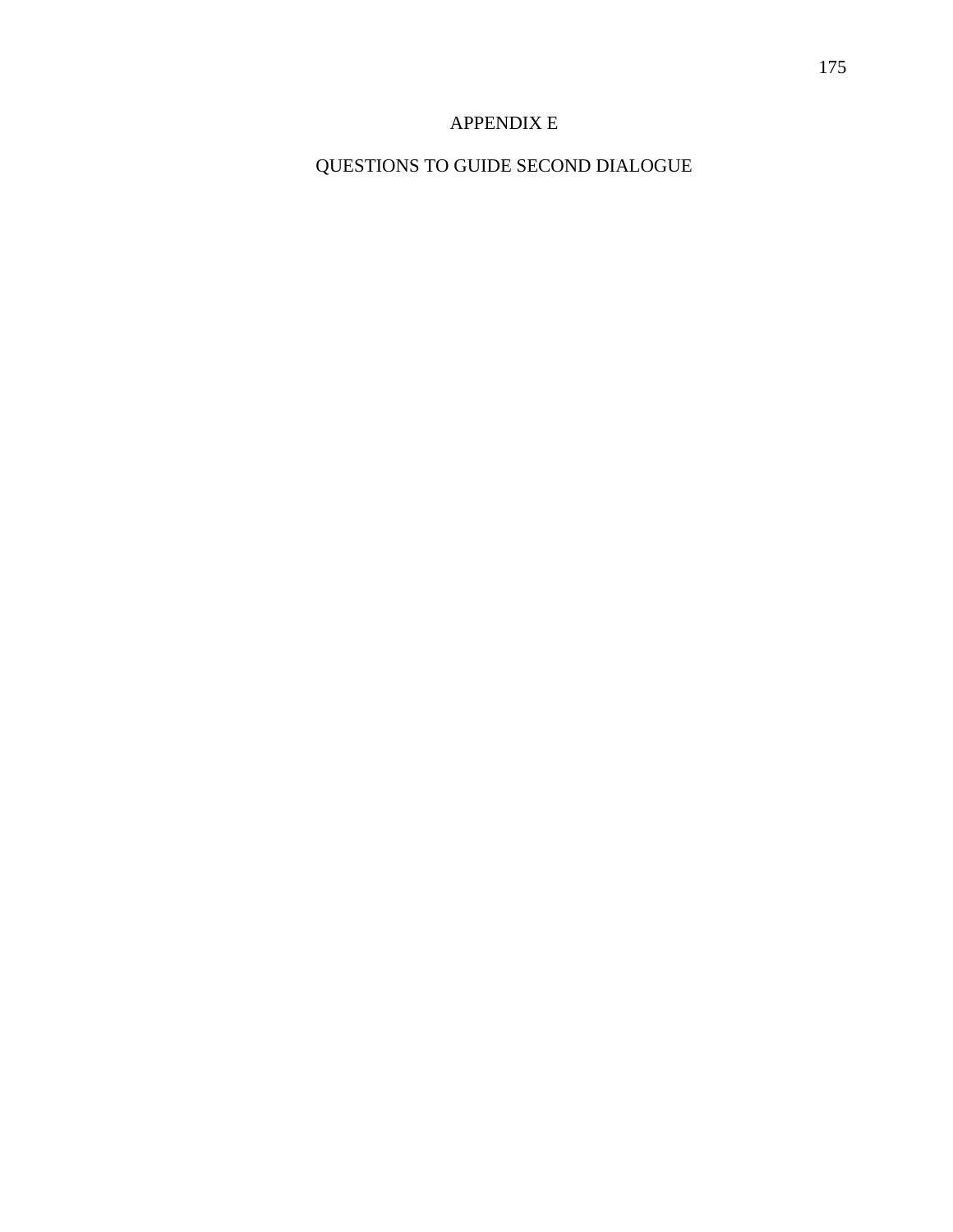# APPENDIX E

## QUESTIONS TO GUIDE SECOND DIALOGUE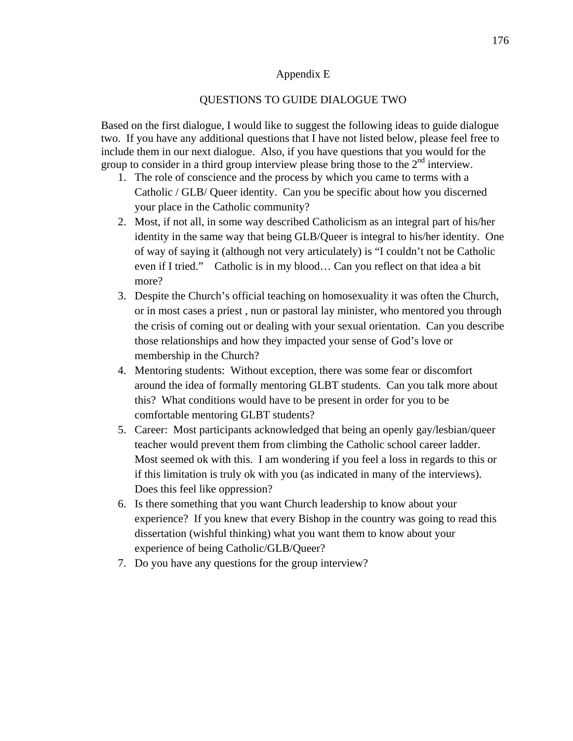# Appendix E

## QUESTIONS TO GUIDE DIALOGUE TWO

Based on the first dialogue, I would like to suggest the following ideas to guide dialogue two. If you have any additional questions that I have not listed below, please feel free to include them in our next dialogue. Also, if you have questions that you would for the group to consider in a third group interview please bring those to the 2nd interview.

1. The role of conscience and the process by which you came to terms with a Catholic / GLB/ Queer identity. Can you be specific about how you discerned your place in the Catholic community?
2. Most, if not all, in some way described Catholicism as an integral part of his/her identity in the same way that being GLB/Queer is integral to his/her identity. One of way of saying it (although not very articulately) is "I couldn't not be Catholic even if I tried." Catholic is in my blood… Can you reflect on that idea a bit more?
3. Despite the Church's official teaching on homosexuality it was often the Church, or in most cases a priest , nun or pastoral lay minister, who mentored you through the crisis of coming out or dealing with your sexual orientation. Can you describe those relationships and how they impacted your sense of God's love or membership in the Church?
4. Mentoring students: Without exception, there was some fear or discomfort around the idea of formally mentoring GLBT students. Can you talk more about this? What conditions would have to be present in order for you to be comfortable mentoring GLBT students?
5. Career: Most participants acknowledged that being an openly gay/lesbian/queer teacher would prevent them from climbing the Catholic school career ladder. Most seemed ok with this. I am wondering if you feel a loss in regards to this or if this limitation is truly ok with you (as indicated in many of the interviews). Does this feel like oppression?
6. Is there something that you want Church leadership to know about your experience? If you knew that every Bishop in the country was going to read this dissertation (wishful thinking) what you want them to know about your experience of being Catholic/GLB/Queer?
7. Do you have any questions for the group interview?